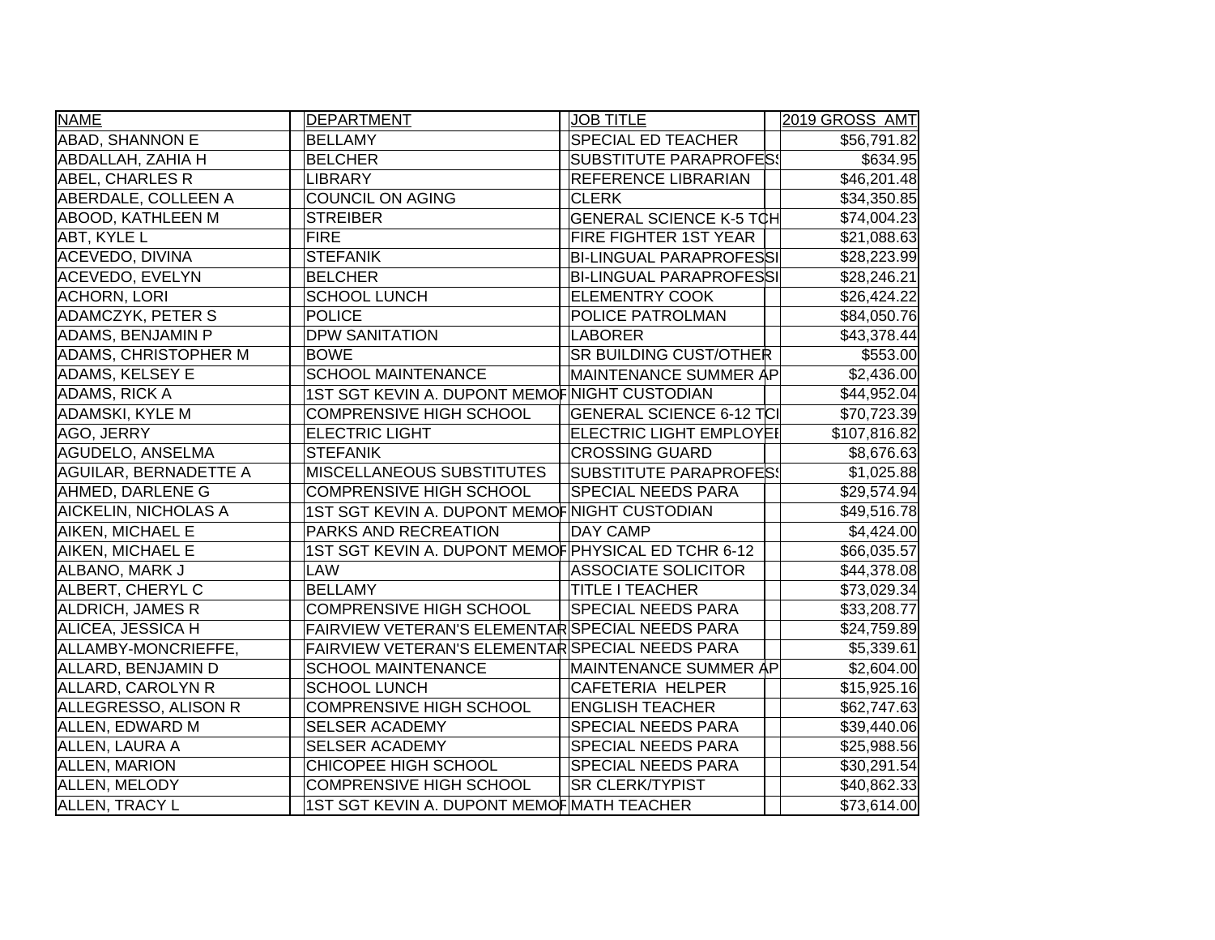| NAME | DEPARTMENT | JOB TITLE | 2019 GROSS AMT |
|---|---|---|---|
| ABAD, SHANNON E | BELLAMY | SPECIAL ED TEACHER | $56,791.82 |
| ABDALLAH, ZAHIA H | BELCHER | SUBSTITUTE PARAPROFESS | $634.95 |
| ABEL, CHARLES R | LIBRARY | REFERENCE LIBRARIAN | $46,201.48 |
| ABERDALE, COLLEEN A | COUNCIL ON AGING | CLERK | $34,350.85 |
| ABOOD, KATHLEEN M | STREIBER | GENERAL SCIENCE K-5 TCH | $74,004.23 |
| ABT, KYLE L | FIRE | FIRE FIGHTER 1ST YEAR | $21,088.63 |
| ACEVEDO, DIVINA | STEFANIK | BI-LINGUAL PARAPROFESSI | $28,223.99 |
| ACEVEDO, EVELYN | BELCHER | BI-LINGUAL PARAPROFESSI | $28,246.21 |
| ACHORN, LORI | SCHOOL LUNCH | ELEMENTRY COOK | $26,424.22 |
| ADAMCZYK, PETER S | POLICE | POLICE PATROLMAN | $84,050.76 |
| ADAMS, BENJAMIN P | DPW SANITATION | LABORER | $43,378.44 |
| ADAMS, CHRISTOPHER M | BOWE | SR BUILDING CUST/OTHER | $553.00 |
| ADAMS, KELSEY E | SCHOOL MAINTENANCE | MAINTENANCE SUMMER AP | $2,436.00 |
| ADAMS, RICK A | 1ST SGT KEVIN A. DUPONT MEMOF | NIGHT CUSTODIAN | $44,952.04 |
| ADAMSKI, KYLE M | COMPRENSIVE HIGH SCHOOL | GENERAL SCIENCE 6-12 TCI | $70,723.39 |
| AGO, JERRY | ELECTRIC LIGHT | ELECTRIC LIGHT EMPLOYEI | $107,816.82 |
| AGUDELO, ANSELMA | STEFANIK | CROSSING GUARD | $8,676.63 |
| AGUILAR, BERNADETTE A | MISCELLANEOUS SUBSTITUTES | SUBSTITUTE PARAPROFESS | $1,025.88 |
| AHMED, DARLENE G | COMPRENSIVE HIGH SCHOOL | SPECIAL NEEDS PARA | $29,574.94 |
| AICKELIN, NICHOLAS A | 1ST SGT KEVIN A. DUPONT MEMOF | NIGHT CUSTODIAN | $49,516.78 |
| AIKEN, MICHAEL E | PARKS AND RECREATION | DAY CAMP | $4,424.00 |
| AIKEN, MICHAEL E | 1ST SGT KEVIN A. DUPONT MEMOF | PHYSICAL ED TCHR 6-12 | $66,035.57 |
| ALBANO, MARK J | LAW | ASSOCIATE SOLICITOR | $44,378.08 |
| ALBERT, CHERYL C | BELLAMY | TITLE I TEACHER | $73,029.34 |
| ALDRICH, JAMES R | COMPRENSIVE HIGH SCHOOL | SPECIAL NEEDS PARA | $33,208.77 |
| ALICEA, JESSICA H | FAIRVIEW VETERAN'S ELEMENTAR | SPECIAL NEEDS PARA | $24,759.89 |
| ALLAMBY-MONCRIEFFE, | FAIRVIEW VETERAN'S ELEMENTAR | SPECIAL NEEDS PARA | $5,339.61 |
| ALLARD, BENJAMIN D | SCHOOL MAINTENANCE | MAINTENANCE SUMMER AP | $2,604.00 |
| ALLARD, CAROLYN R | SCHOOL LUNCH | CAFETERIA HELPER | $15,925.16 |
| ALLEGRESSO, ALISON R | COMPRENSIVE HIGH SCHOOL | ENGLISH TEACHER | $62,747.63 |
| ALLEN, EDWARD M | SELSER ACADEMY | SPECIAL NEEDS PARA | $39,440.06 |
| ALLEN, LAURA A | SELSER ACADEMY | SPECIAL NEEDS PARA | $25,988.56 |
| ALLEN, MARION | CHICOPEE HIGH SCHOOL | SPECIAL NEEDS PARA | $30,291.54 |
| ALLEN, MELODY | COMPRENSIVE HIGH SCHOOL | SR CLERK/TYPIST | $40,862.33 |
| ALLEN, TRACY L | 1ST SGT KEVIN A. DUPONT MEMOF | MATH TEACHER | $73,614.00 |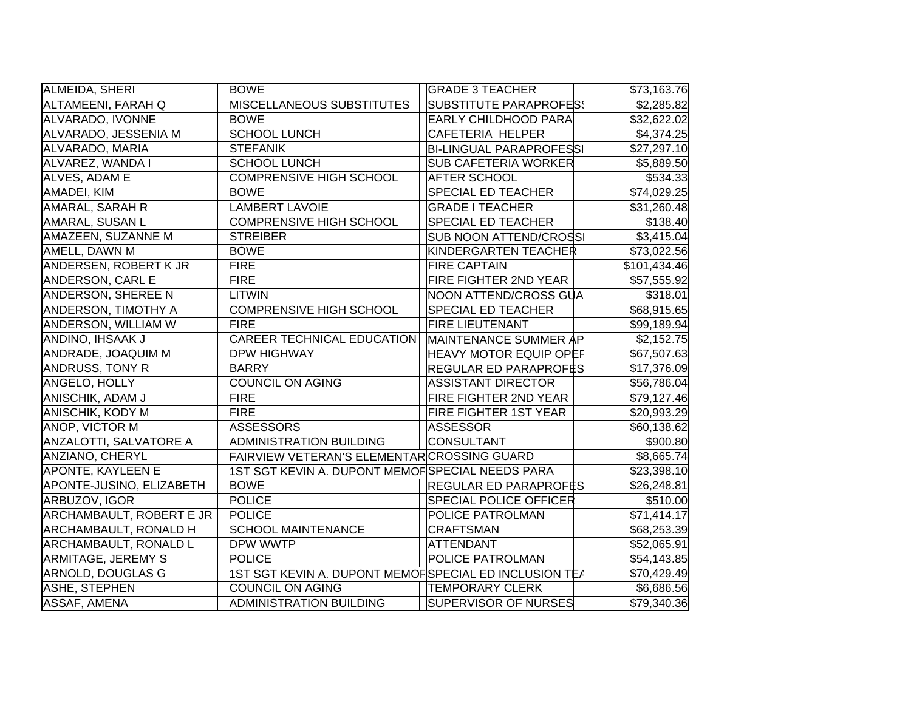| | | | |
|---|---|---|---|
| ALMEIDA, SHERI | BOWE | GRADE 3 TEACHER | $73,163.76 |
| ALTAMEENI, FARAH Q | MISCELLANEOUS SUBSTITUTES | SUBSTITUTE PARAPROFESS | $2,285.82 |
| ALVARADO, IVONNE | BOWE | EARLY CHILDHOOD PARA | $32,622.02 |
| ALVARADO, JESSENIA M | SCHOOL LUNCH | CAFETERIA HELPER | $4,374.25 |
| ALVARADO, MARIA | STEFANIK | BI-LINGUAL PARAPROFESSI | $27,297.10 |
| ALVAREZ, WANDA I | SCHOOL LUNCH | SUB CAFETERIA WORKER | $5,889.50 |
| ALVES, ADAM E | COMPRENSIVE HIGH SCHOOL | AFTER SCHOOL | $534.33 |
| AMADEI, KIM | BOWE | SPECIAL ED TEACHER | $74,029.25 |
| AMARAL, SARAH R | LAMBERT LAVOIE | GRADE I TEACHER | $31,260.48 |
| AMARAL, SUSAN L | COMPRENSIVE HIGH SCHOOL | SPECIAL ED TEACHER | $138.40 |
| AMAZEEN, SUZANNE M | STREIBER | SUB NOON ATTEND/CROSSI | $3,415.04 |
| AMELL, DAWN M | BOWE | KINDERGARTEN TEACHER | $73,022.56 |
| ANDERSEN, ROBERT K JR | FIRE | FIRE CAPTAIN | $101,434.46 |
| ANDERSON, CARL E | FIRE | FIRE FIGHTER 2ND YEAR | $57,555.92 |
| ANDERSON, SHEREE N | LITWIN | NOON ATTEND/CROSS GUA | $318.01 |
| ANDERSON, TIMOTHY A | COMPRENSIVE HIGH SCHOOL | SPECIAL ED TEACHER | $68,915.65 |
| ANDERSON, WILLIAM W | FIRE | FIRE LIEUTENANT | $99,189.94 |
| ANDINO, IHSAAK J | CAREER TECHNICAL EDUCATION | MAINTENANCE SUMMER AP | $2,152.75 |
| ANDRADE, JOAQUIM M | DPW HIGHWAY | HEAVY MOTOR EQUIP OPEF | $67,507.63 |
| ANDRUSS, TONY R | BARRY | REGULAR ED PARAPROFES | $17,376.09 |
| ANGELO, HOLLY | COUNCIL ON AGING | ASSISTANT DIRECTOR | $56,786.04 |
| ANISCHIK, ADAM J | FIRE | FIRE FIGHTER 2ND YEAR | $79,127.46 |
| ANISCHIK, KODY M | FIRE | FIRE FIGHTER 1ST YEAR | $20,993.29 |
| ANOP, VICTOR M | ASSESSORS | ASSESSOR | $60,138.62 |
| ANZALOTTI, SALVATORE A | ADMINISTRATION BUILDING | CONSULTANT | $900.80 |
| ANZIANO, CHERYL | FAIRVIEW VETERAN'S ELEMENTAR | CROSSING GUARD | $8,665.74 |
| APONTE, KAYLEEN E | 1ST SGT KEVIN A. DUPONT MEMOF | SPECIAL NEEDS PARA | $23,398.10 |
| APONTE-JUSINO, ELIZABETH | BOWE | REGULAR ED PARAPROFES | $26,248.81 |
| ARBUZOV, IGOR | POLICE | SPECIAL POLICE OFFICER | $510.00 |
| ARCHAMBAULT, ROBERT E JR | POLICE | POLICE PATROLMAN | $71,414.17 |
| ARCHAMBAULT, RONALD H | SCHOOL MAINTENANCE | CRAFTSMAN | $68,253.39 |
| ARCHAMBAULT, RONALD L | DPW WWTP | ATTENDANT | $52,065.91 |
| ARMITAGE, JEREMY S | POLICE | POLICE PATROLMAN | $54,143.85 |
| ARNOLD, DOUGLAS G | 1ST SGT KEVIN A. DUPONT MEMOF | SPECIAL ED INCLUSION TEA | $70,429.49 |
| ASHE, STEPHEN | COUNCIL ON AGING | TEMPORARY CLERK | $6,686.56 |
| ASSAF, AMENA | ADMINISTRATION BUILDING | SUPERVISOR OF NURSES | $79,340.36 |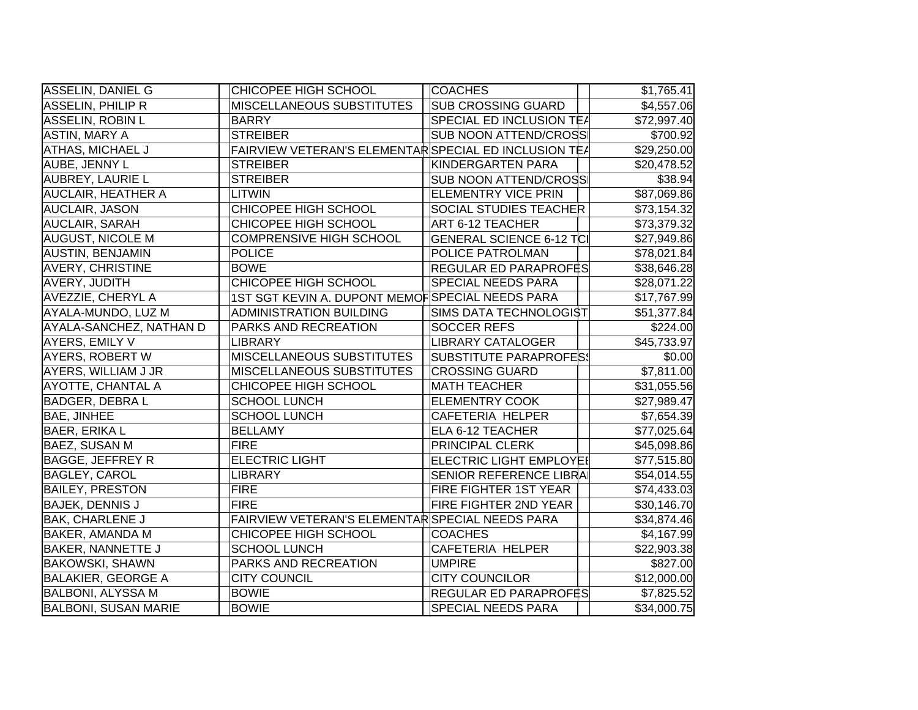| | | | | | | |
|---|---|---|---|---|---|---|
| ASSELIN, DANIEL G | | CHICOPEE HIGH SCHOOL | | COACHES | | $1,765.41 |
| ASSELIN, PHILIP R | | MISCELLANEOUS SUBSTITUTES | | SUB CROSSING GUARD | | $4,557.06 |
| ASSELIN, ROBIN L | | BARRY | | SPECIAL ED INCLUSION TEA | | $72,997.40 |
| ASTIN, MARY A | | STREIBER | | SUB NOON ATTEND/CROSSI | | $700.92 |
| ATHAS, MICHAEL J | | FAIRVIEW VETERAN'S ELEMENTAR | | SPECIAL ED INCLUSION TEA | | $29,250.00 |
| AUBE, JENNY L | | STREIBER | | KINDERGARTEN PARA | | $20,478.52 |
| AUBREY, LAURIE L | | STREIBER | | SUB NOON ATTEND/CROSSI | | $38.94 |
| AUCLAIR, HEATHER A | | LITWIN | | ELEMENTRY VICE PRIN | | $87,069.86 |
| AUCLAIR, JASON | | CHICOPEE HIGH SCHOOL | | SOCIAL STUDIES TEACHER | | $73,154.32 |
| AUCLAIR, SARAH | | CHICOPEE HIGH SCHOOL | | ART 6-12 TEACHER | | $73,379.32 |
| AUGUST, NICOLE M | | COMPRENSIVE HIGH SCHOOL | | GENERAL SCIENCE 6-12 TCI | | $27,949.86 |
| AUSTIN, BENJAMIN | | POLICE | | POLICE PATROLMAN | | $78,021.84 |
| AVERY, CHRISTINE | | BOWE | | REGULAR ED PARAPROFES | | $38,646.28 |
| AVERY, JUDITH | | CHICOPEE HIGH SCHOOL | | SPECIAL NEEDS PARA | | $28,071.22 |
| AVEZZIE, CHERYL A | | 1ST SGT KEVIN A. DUPONT MEMOR | | SPECIAL NEEDS PARA | | $17,767.99 |
| AYALA-MUNDO, LUZ M | | ADMINISTRATION BUILDING | | SIMS DATA TECHNOLOGIST | | $51,377.84 |
| AYALA-SANCHEZ, NATHAN D | | PARKS AND RECREATION | | SOCCER REFS | | $224.00 |
| AYERS, EMILY V | | LIBRARY | | LIBRARY CATALOGER | | $45,733.97 |
| AYERS, ROBERT W | | MISCELLANEOUS SUBSTITUTES | | SUBSTITUTE PARAPROFESS | | $0.00 |
| AYERS, WILLIAM J JR | | MISCELLANEOUS SUBSTITUTES | | CROSSING GUARD | | $7,811.00 |
| AYOTTE, CHANTAL A | | CHICOPEE HIGH SCHOOL | | MATH TEACHER | | $31,055.56 |
| BADGER, DEBRA L | | SCHOOL LUNCH | | ELEMENTRY COOK | | $27,989.47 |
| BAE, JINHEE | | SCHOOL LUNCH | | CAFETERIA HELPER | | $7,654.39 |
| BAER, ERIKA L | | BELLAMY | | ELA 6-12 TEACHER | | $77,025.64 |
| BAEZ, SUSAN M | | FIRE | | PRINCIPAL CLERK | | $45,098.86 |
| BAGGE, JEFFREY R | | ELECTRIC LIGHT | | ELECTRIC LIGHT EMPLOYEI | | $77,515.80 |
| BAGLEY, CAROL | | LIBRARY | | SENIOR REFERENCE LIBRAI | | $54,014.55 |
| BAILEY, PRESTON | | FIRE | | FIRE FIGHTER 1ST YEAR | | $74,433.03 |
| BAJEK, DENNIS J | | FIRE | | FIRE FIGHTER 2ND YEAR | | $30,146.70 |
| BAK, CHARLENE J | | FAIRVIEW VETERAN'S ELEMENTAR | | SPECIAL NEEDS PARA | | $34,874.46 |
| BAKER, AMANDA M | | CHICOPEE HIGH SCHOOL | | COACHES | | $4,167.99 |
| BAKER, NANNETTE J | | SCHOOL LUNCH | | CAFETERIA HELPER | | $22,903.38 |
| BAKOWSKI, SHAWN | | PARKS AND RECREATION | | UMPIRE | | $827.00 |
| BALAKIER, GEORGE A | | CITY COUNCIL | | CITY COUNCILOR | | $12,000.00 |
| BALBONI, ALYSSA M | | BOWIE | | REGULAR ED PARAPROFES | | $7,825.52 |
| BALBONI, SUSAN MARIE | | BOWIE | | SPECIAL NEEDS PARA | | $34,000.75 |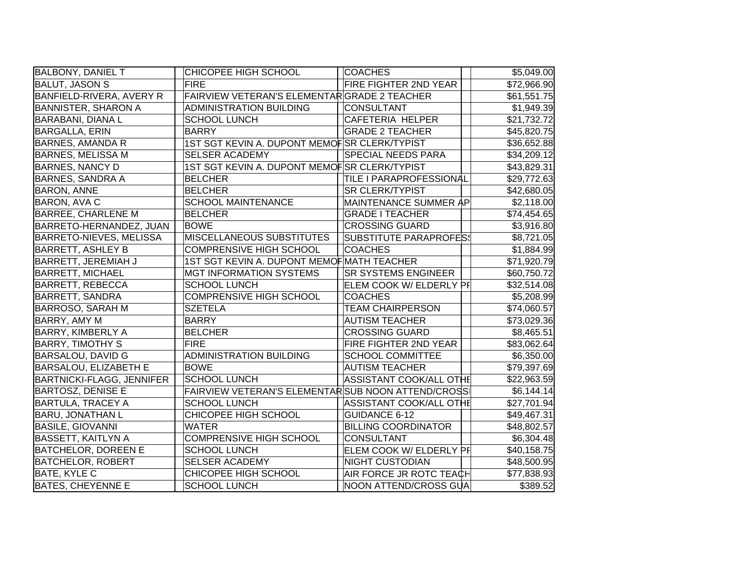| | | | |
|---|---|---|---|
| BALBONY, DANIEL T | CHICOPEE HIGH SCHOOL | COACHES | $5,049.00 |
| BALUT, JASON S | FIRE | FIRE FIGHTER 2ND YEAR | $72,966.90 |
| BANFIELD-RIVERA, AVERY R | FAIRVIEW VETERAN'S ELEMENTAR | GRADE 2 TEACHER | $61,551.75 |
| BANNISTER, SHARON A | ADMINISTRATION BUILDING | CONSULTANT | $1,949.39 |
| BARABANI, DIANA L | SCHOOL LUNCH | CAFETERIA HELPER | $21,732.72 |
| BARGALLA, ERIN | BARRY | GRADE 2 TEACHER | $45,820.75 |
| BARNES, AMANDA R | 1ST SGT KEVIN A. DUPONT MEMOF | SR CLERK/TYPIST | $36,652.88 |
| BARNES, MELISSA M | SELSER ACADEMY | SPECIAL NEEDS PARA | $34,209.12 |
| BARNES, NANCY D | 1ST SGT KEVIN A. DUPONT MEMOF | SR CLERK/TYPIST | $43,829.31 |
| BARNES, SANDRA A | BELCHER | TILE I PARAPROFESSIONAL | $29,772.63 |
| BARON, ANNE | BELCHER | SR CLERK/TYPIST | $42,680.05 |
| BARON, AVA C | SCHOOL MAINTENANCE | MAINTENANCE SUMMER AP | $2,118.00 |
| BARREE, CHARLENE M | BELCHER | GRADE I TEACHER | $74,454.65 |
| BARRETO-HERNANDEZ, JUAN | BOWE | CROSSING GUARD | $3,916.80 |
| BARRETO-NIEVES, MELISSA | MISCELLANEOUS SUBSTITUTES | SUBSTITUTE PARAPROFESS | $8,721.05 |
| BARRETT, ASHLEY B | COMPRENSIVE HIGH SCHOOL | COACHES | $1,884.99 |
| BARRETT, JEREMIAH J | 1ST SGT KEVIN A. DUPONT MEMOF | MATH TEACHER | $71,920.79 |
| BARRETT, MICHAEL | MGT INFORMATION SYSTEMS | SR SYSTEMS ENGINEER | $60,750.72 |
| BARRETT, REBECCA | SCHOOL LUNCH | ELEM COOK W/ ELDERLY PF | $32,514.08 |
| BARRETT, SANDRA | COMPRENSIVE HIGH SCHOOL | COACHES | $5,208.99 |
| BARROSO, SARAH M | SZETELA | TEAM CHAIRPERSON | $74,060.57 |
| BARRY, AMY M | BARRY | AUTISM TEACHER | $73,029.36 |
| BARRY, KIMBERLY A | BELCHER | CROSSING GUARD | $8,465.51 |
| BARRY, TIMOTHY S | FIRE | FIRE FIGHTER 2ND YEAR | $83,062.64 |
| BARSALOU, DAVID G | ADMINISTRATION BUILDING | SCHOOL COMMITTEE | $6,350.00 |
| BARSALOU, ELIZABETH E | BOWE | AUTISM TEACHER | $79,397.69 |
| BARTNICKI-FLAGG, JENNIFER | SCHOOL LUNCH | ASSISTANT COOK/ALL OTHE | $22,963.59 |
| BARTOSZ, DENISE E | FAIRVIEW VETERAN'S ELEMENTAR | SUB NOON ATTEND/CROSSI | $6,144.14 |
| BARTULA, TRACEY A | SCHOOL LUNCH | ASSISTANT COOK/ALL OTHE | $27,701.94 |
| BARU, JONATHAN L | CHICOPEE HIGH SCHOOL | GUIDANCE 6-12 | $49,467.31 |
| BASILE, GIOVANNI | WATER | BILLING COORDINATOR | $48,802.57 |
| BASSETT, KAITLYN A | COMPRENSIVE HIGH SCHOOL | CONSULTANT | $6,304.48 |
| BATCHELOR, DOREEN E | SCHOOL LUNCH | ELEM COOK W/ ELDERLY PF | $40,158.75 |
| BATCHELOR, ROBERT | SELSER ACADEMY | NIGHT CUSTODIAN | $48,500.95 |
| BATE, KYLE C | CHICOPEE HIGH SCHOOL | AIR FORCE JR ROTC TEACH | $77,838.93 |
| BATES, CHEYENNE E | SCHOOL LUNCH | NOON ATTEND/CROSS GUA | $389.52 |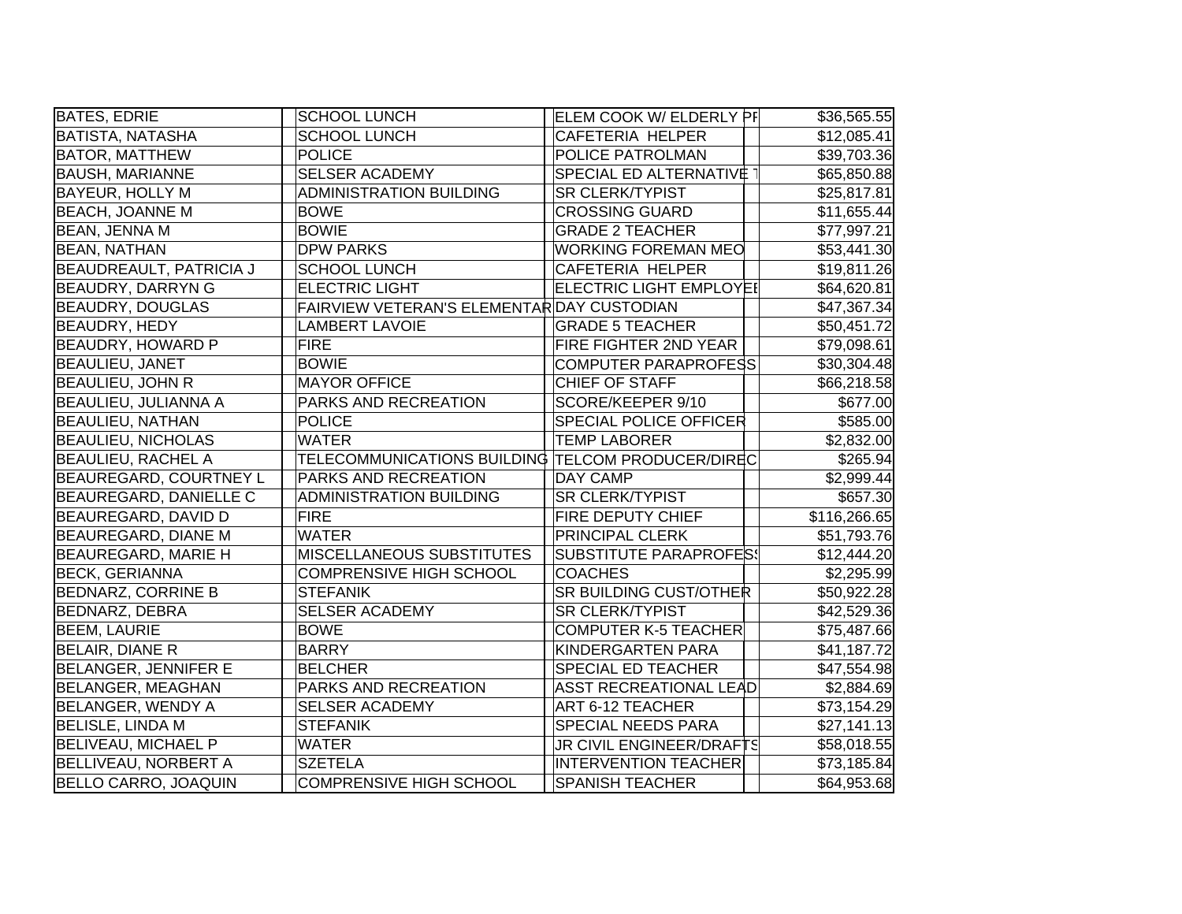| | | | | |
|---|---|---|---|---|
| BATES, EDRIE | SCHOOL LUNCH | ELEM COOK W/ ELDERLY PI | | $36,565.55 |
| BATISTA, NATASHA | SCHOOL LUNCH | CAFETERIA HELPER | | $12,085.41 |
| BATOR, MATTHEW | POLICE | POLICE PATROLMAN | | $39,703.36 |
| BAUSH, MARIANNE | SELSER ACADEMY | SPECIAL ED ALTERNATIVE T | | $65,850.88 |
| BAYEUR, HOLLY M | ADMINISTRATION BUILDING | SR CLERK/TYPIST | | $25,817.81 |
| BEACH, JOANNE M | BOWE | CROSSING GUARD | | $11,655.44 |
| BEAN, JENNA M | BOWIE | GRADE 2 TEACHER | | $77,997.21 |
| BEAN, NATHAN | DPW PARKS | WORKING FOREMAN MEO | | $53,441.30 |
| BEAUDREAULT, PATRICIA J | SCHOOL LUNCH | CAFETERIA HELPER | | $19,811.26 |
| BEAUDRY, DARRYN G | ELECTRIC LIGHT | ELECTRIC LIGHT EMPLOYEE | | $64,620.81 |
| BEAUDRY, DOUGLAS | FAIRVIEW VETERAN'S ELEMENTAR | DAY CUSTODIAN | | $47,367.34 |
| BEAUDRY, HEDY | LAMBERT LAVOIE | GRADE 5 TEACHER | | $50,451.72 |
| BEAUDRY, HOWARD P | FIRE | FIRE FIGHTER 2ND YEAR | | $79,098.61 |
| BEAULIEU, JANET | BOWIE | COMPUTER PARAPROFESS | | $30,304.48 |
| BEAULIEU, JOHN R | MAYOR OFFICE | CHIEF OF STAFF | | $66,218.58 |
| BEAULIEU, JULIANNA A | PARKS AND RECREATION | SCORE/KEEPER 9/10 | | $677.00 |
| BEAULIEU, NATHAN | POLICE | SPECIAL POLICE OFFICER | | $585.00 |
| BEAULIEU, NICHOLAS | WATER | TEMP LABORER | | $2,832.00 |
| BEAULIEU, RACHEL A | TELECOMMUNICATIONS BUILDING | TELCOM PRODUCER/DIREC | | $265.94 |
| BEAUREGARD, COURTNEY L | PARKS AND RECREATION | DAY CAMP | | $2,999.44 |
| BEAUREGARD, DANIELLE C | ADMINISTRATION BUILDING | SR CLERK/TYPIST | | $657.30 |
| BEAUREGARD, DAVID D | FIRE | FIRE DEPUTY CHIEF | | $116,266.65 |
| BEAUREGARD, DIANE M | WATER | PRINCIPAL CLERK | | $51,793.76 |
| BEAUREGARD, MARIE H | MISCELLANEOUS SUBSTITUTES | SUBSTITUTE PARAPROFES | | $12,444.20 |
| BECK, GERIANNA | COMPRENSIVE HIGH SCHOOL | COACHES | | $2,295.99 |
| BEDNARZ, CORRINE B | STEFANIK | SR BUILDING CUST/OTHER | | $50,922.28 |
| BEDNARZ, DEBRA | SELSER ACADEMY | SR CLERK/TYPIST | | $42,529.36 |
| BEEM, LAURIE | BOWE | COMPUTER K-5 TEACHER | | $75,487.66 |
| BELAIR, DIANE R | BARRY | KINDERGARTEN PARA | | $41,187.72 |
| BELANGER, JENNIFER E | BELCHER | SPECIAL ED TEACHER | | $47,554.98 |
| BELANGER, MEAGHAN | PARKS AND RECREATION | ASST RECREATIONAL LEAD | | $2,884.69 |
| BELANGER, WENDY A | SELSER ACADEMY | ART 6-12 TEACHER | | $73,154.29 |
| BELISLE, LINDA M | STEFANIK | SPECIAL NEEDS PARA | | $27,141.13 |
| BELIVEAU, MICHAEL P | WATER | JR CIVIL ENGINEER/DRAFTS | | $58,018.55 |
| BELLIVEAU, NORBERT A | SZETELA | INTERVENTION TEACHER | | $73,185.84 |
| BELLO CARRO, JOAQUIN | COMPRENSIVE HIGH SCHOOL | SPANISH TEACHER | | $64,953.68 |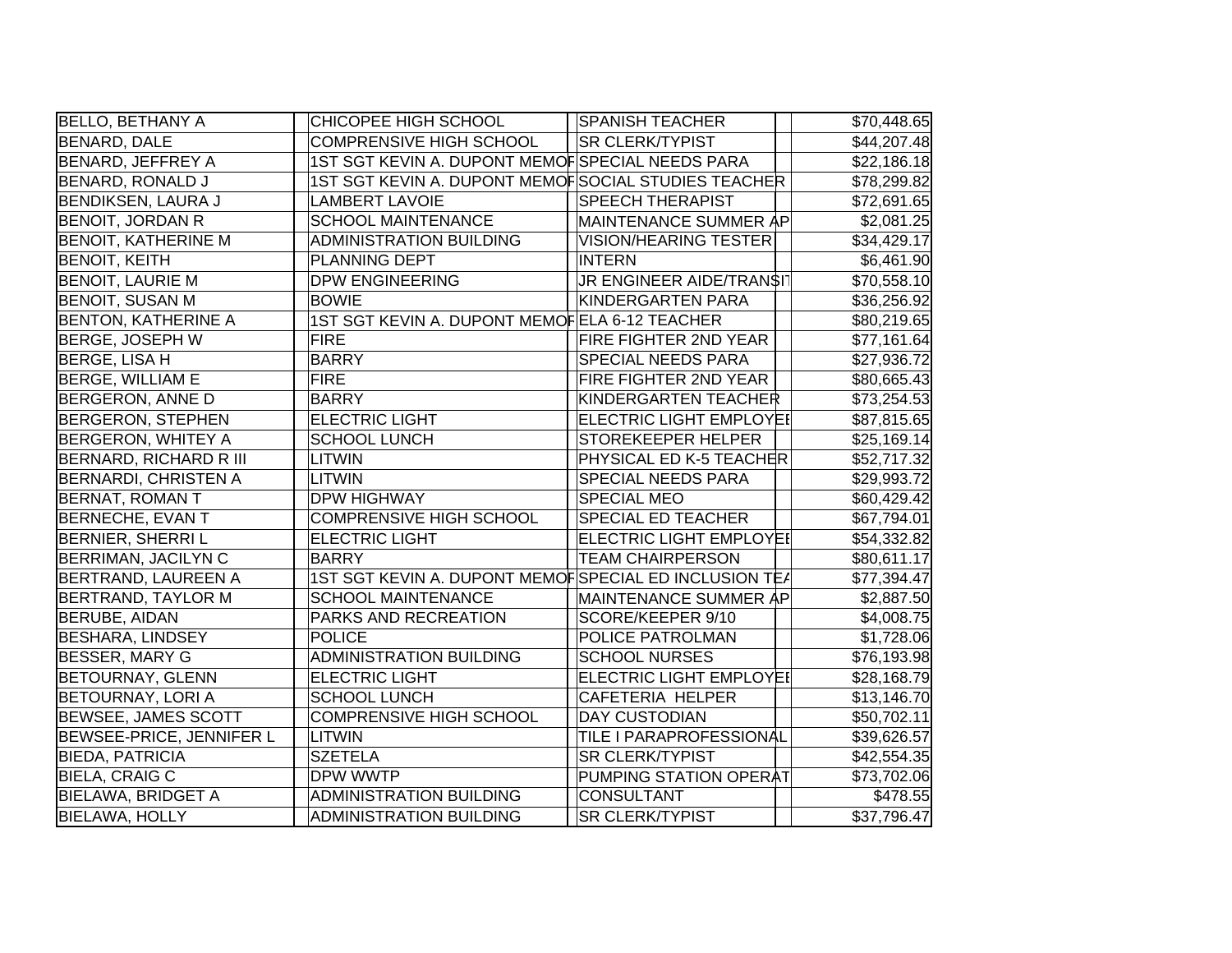| | | | |
|---|---|---|---|
| BELLO, BETHANY A | CHICOPEE HIGH SCHOOL | SPANISH TEACHER | $70,448.65 |
| BENARD, DALE | COMPRENSIVE HIGH SCHOOL | SR CLERK/TYPIST | $44,207.48 |
| BENARD, JEFFREY A | 1ST SGT KEVIN A. DUPONT MEMOF | SPECIAL NEEDS PARA | $22,186.18 |
| BENARD, RONALD J | 1ST SGT KEVIN A. DUPONT MEMOF | SOCIAL STUDIES TEACHER | $78,299.82 |
| BENDIKSEN, LAURA J | LAMBERT LAVOIE | SPEECH THERAPIST | $72,691.65 |
| BENOIT, JORDAN R | SCHOOL MAINTENANCE | MAINTENANCE SUMMER AP | $2,081.25 |
| BENOIT, KATHERINE M | ADMINISTRATION BUILDING | VISION/HEARING TESTER | $34,429.17 |
| BENOIT, KEITH | PLANNING DEPT | INTERN | $6,461.90 |
| BENOIT, LAURIE M | DPW ENGINEERING | JR ENGINEER AIDE/TRANSIT | $70,558.10 |
| BENOIT, SUSAN M | BOWIE | KINDERGARTEN PARA | $36,256.92 |
| BENTON, KATHERINE A | 1ST SGT KEVIN A. DUPONT MEMOF | ELA 6-12 TEACHER | $80,219.65 |
| BERGE, JOSEPH W | FIRE | FIRE FIGHTER 2ND YEAR | $77,161.64 |
| BERGE, LISA H | BARRY | SPECIAL NEEDS PARA | $27,936.72 |
| BERGE, WILLIAM E | FIRE | FIRE FIGHTER 2ND YEAR | $80,665.43 |
| BERGERON, ANNE D | BARRY | KINDERGARTEN TEACHER | $73,254.53 |
| BERGERON, STEPHEN | ELECTRIC LIGHT | ELECTRIC LIGHT EMPLOYEE | $87,815.65 |
| BERGERON, WHITEY A | SCHOOL LUNCH | STOREKEEPER HELPER | $25,169.14 |
| BERNARD, RICHARD R III | LITWIN | PHYSICAL ED K-5 TEACHER | $52,717.32 |
| BERNARDI, CHRISTEN A | LITWIN | SPECIAL NEEDS PARA | $29,993.72 |
| BERNAT, ROMAN T | DPW HIGHWAY | SPECIAL MEO | $60,429.42 |
| BERNECHE, EVAN T | COMPRENSIVE HIGH SCHOOL | SPECIAL ED TEACHER | $67,794.01 |
| BERNIER, SHERRI L | ELECTRIC LIGHT | ELECTRIC LIGHT EMPLOYEE | $54,332.82 |
| BERRIMAN, JACILYN C | BARRY | TEAM CHAIRPERSON | $80,611.17 |
| BERTRAND, LAUREEN A | 1ST SGT KEVIN A. DUPONT MEMOF | SPECIAL ED INCLUSION TEA | $77,394.47 |
| BERTRAND, TAYLOR M | SCHOOL MAINTENANCE | MAINTENANCE SUMMER AP | $2,887.50 |
| BERUBE, AIDAN | PARKS AND RECREATION | SCORE/KEEPER 9/10 | $4,008.75 |
| BESHARA, LINDSEY | POLICE | POLICE PATROLMAN | $1,728.06 |
| BESSER, MARY G | ADMINISTRATION BUILDING | SCHOOL NURSES | $76,193.98 |
| BETOURNAY, GLENN | ELECTRIC LIGHT | ELECTRIC LIGHT EMPLOYEE | $28,168.79 |
| BETOURNAY, LORI A | SCHOOL LUNCH | CAFETERIA HELPER | $13,146.70 |
| BEWSEE, JAMES SCOTT | COMPRENSIVE HIGH SCHOOL | DAY CUSTODIAN | $50,702.11 |
| BEWSEE-PRICE, JENNIFER L | LITWIN | TILE I PARAPROFESSIONAL | $39,626.57 |
| BIEDA, PATRICIA | SZETELA | SR CLERK/TYPIST | $42,554.35 |
| BIELA, CRAIG C | DPW WWTP | PUMPING STATION OPERAT | $73,702.06 |
| BIELAWA, BRIDGET A | ADMINISTRATION BUILDING | CONSULTANT | $478.55 |
| BIELAWA, HOLLY | ADMINISTRATION BUILDING | SR CLERK/TYPIST | $37,796.47 |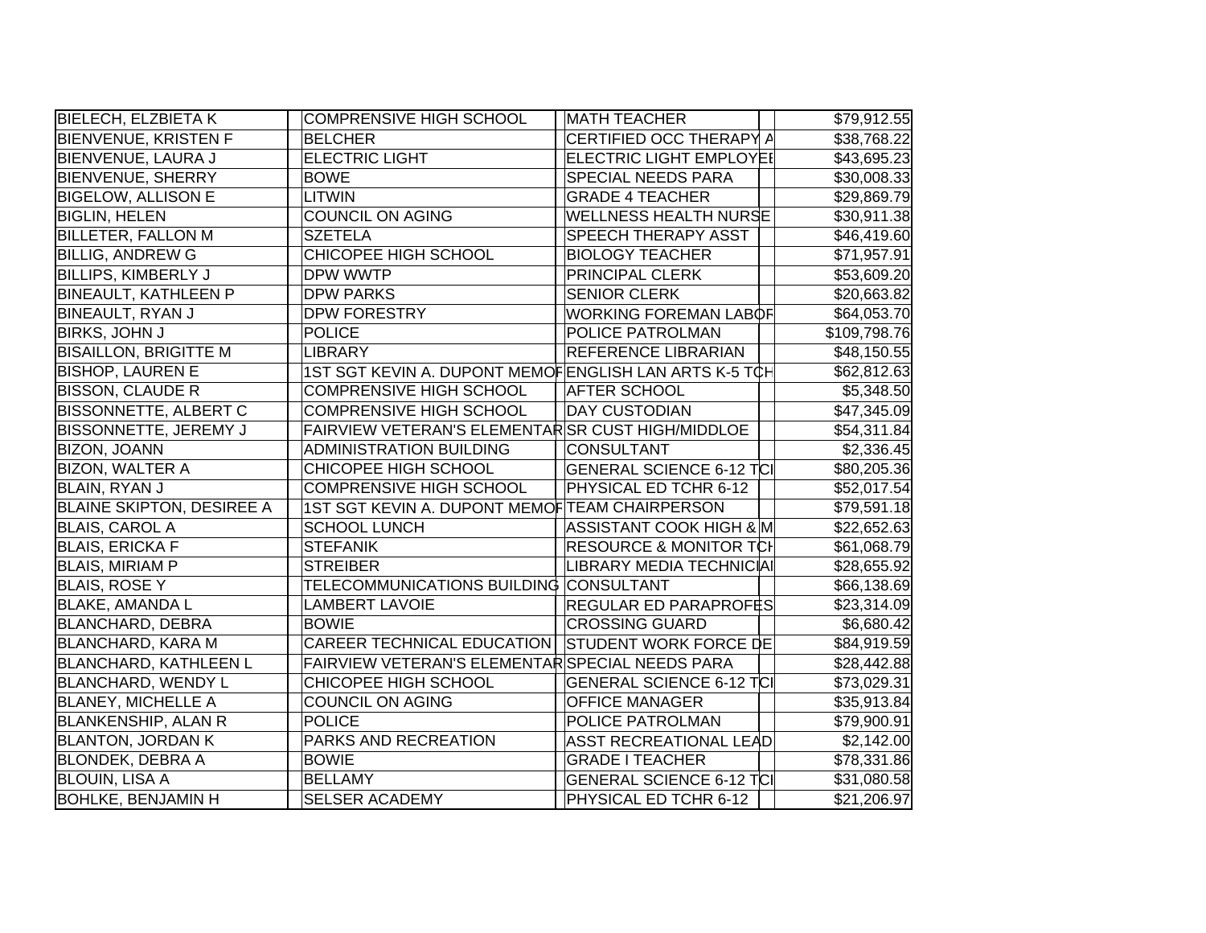| | | | | | |
|---|---|---|---|---|---|
| BIELECH, ELZBIETA K | | COMPRENSIVE HIGH SCHOOL | | MATH TEACHER | | $79,912.55 |
| BIENVENUE, KRISTEN F | | BELCHER | | CERTIFIED OCC THERAPY A | | $38,768.22 |
| BIENVENUE, LAURA J | | ELECTRIC LIGHT | | ELECTRIC LIGHT EMPLOYEE | | $43,695.23 |
| BIENVENUE, SHERRY | | BOWE | | SPECIAL NEEDS PARA | | $30,008.33 |
| BIGELOW, ALLISON E | | LITWIN | | GRADE 4 TEACHER | | $29,869.79 |
| BIGLIN, HELEN | | COUNCIL ON AGING | | WELLNESS HEALTH NURSE | | $30,911.38 |
| BILLETER, FALLON M | | SZETELA | | SPEECH THERAPY ASST | | $46,419.60 |
| BILLIG, ANDREW G | | CHICOPEE HIGH SCHOOL | | BIOLOGY TEACHER | | $71,957.91 |
| BILLIPS, KIMBERLY J | | DPW WWTP | | PRINCIPAL CLERK | | $53,609.20 |
| BINEAULT, KATHLEEN P | | DPW PARKS | | SENIOR CLERK | | $20,663.82 |
| BINEAULT, RYAN J | | DPW FORESTRY | | WORKING FOREMAN LABOR | | $64,053.70 |
| BIRKS, JOHN J | | POLICE | | POLICE PATROLMAN | | $109,798.76 |
| BISAILLON, BRIGITTE M | | LIBRARY | | REFERENCE LIBRARIAN | | $48,150.55 |
| BISHOP, LAUREN E | | 1ST SGT KEVIN A. DUPONT MEMOR | | ENGLISH LAN ARTS K-5 TCH | | $62,812.63 |
| BISSON, CLAUDE R | | COMPRENSIVE HIGH SCHOOL | | AFTER SCHOOL | | $5,348.50 |
| BISSONNETTE, ALBERT C | | COMPRENSIVE HIGH SCHOOL | | DAY CUSTODIAN | | $47,345.09 |
| BISSONNETTE, JEREMY J | | FAIRVIEW VETERAN'S ELEMENTAR | | SR CUST HIGH/MIDDLOE | | $54,311.84 |
| BIZON, JOANN | | ADMINISTRATION BUILDING | | CONSULTANT | | $2,336.45 |
| BIZON, WALTER A | | CHICOPEE HIGH SCHOOL | | GENERAL SCIENCE 6-12 TCI | | $80,205.36 |
| BLAIN, RYAN J | | COMPRENSIVE HIGH SCHOOL | | PHYSICAL ED TCHR 6-12 | | $52,017.54 |
| BLAINE SKIPTON, DESIREE A | | 1ST SGT KEVIN A. DUPONT MEMOR | | TEAM CHAIRPERSON | | $79,591.18 |
| BLAIS, CAROL A | | SCHOOL LUNCH | | ASSISTANT COOK HIGH & M | | $22,652.63 |
| BLAIS, ERICKA F | | STEFANIK | | RESOURCE & MONITOR TCH | | $61,068.79 |
| BLAIS, MIRIAM P | | STREIBER | | LIBRARY MEDIA TECHNICIAI | | $28,655.92 |
| BLAIS, ROSE Y | | TELECOMMUNICATIONS BUILDING | | CONSULTANT | | $66,138.69 |
| BLAKE, AMANDA L | | LAMBERT LAVOIE | | REGULAR ED PARAPROFES | | $23,314.09 |
| BLANCHARD, DEBRA | | BOWIE | | CROSSING GUARD | | $6,680.42 |
| BLANCHARD, KARA M | | CAREER TECHNICAL EDUCATION | | STUDENT WORK FORCE DE | | $84,919.59 |
| BLANCHARD, KATHLEEN L | | FAIRVIEW VETERAN'S ELEMENTAR | | SPECIAL NEEDS PARA | | $28,442.88 |
| BLANCHARD, WENDY L | | CHICOPEE HIGH SCHOOL | | GENERAL SCIENCE 6-12 TCI | | $73,029.31 |
| BLANEY, MICHELLE A | | COUNCIL ON AGING | | OFFICE MANAGER | | $35,913.84 |
| BLANKENSHIP, ALAN R | | POLICE | | POLICE PATROLMAN | | $79,900.91 |
| BLANTON, JORDAN K | | PARKS AND RECREATION | | ASST RECREATIONAL LEAD | | $2,142.00 |
| BLONDEK, DEBRA A | | BOWIE | | GRADE I TEACHER | | $78,331.86 |
| BLOUIN, LISA A | | BELLAMY | | GENERAL SCIENCE 6-12 TCI | | $31,080.58 |
| BOHLKE, BENJAMIN H | | SELSER ACADEMY | | PHYSICAL ED TCHR 6-12 | | $21,206.97 |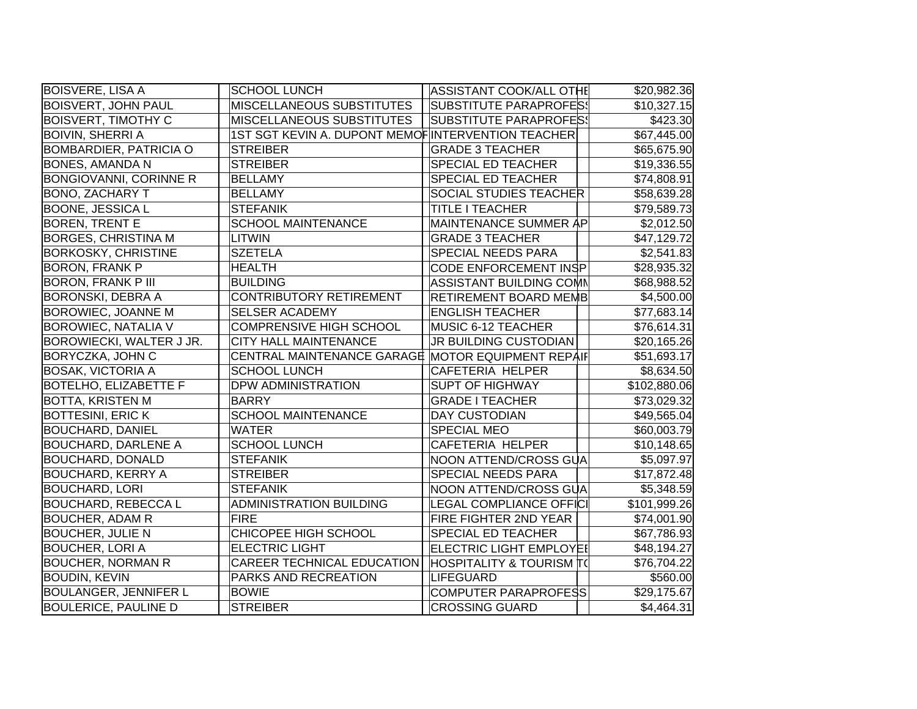| | | | | | |
|---|---|---|---|---|---|
| BOISVERE, LISA A | | SCHOOL LUNCH | ASSISTANT COOK/ALL OTHE | | $20,982.36 |
| BOISVERT, JOHN PAUL | | MISCELLANEOUS SUBSTITUTES | SUBSTITUTE PARAPROFESS | | $10,327.15 |
| BOISVERT, TIMOTHY C | | MISCELLANEOUS SUBSTITUTES | SUBSTITUTE PARAPROFESS | | $423.30 |
| BOIVIN, SHERRI A | | 1ST SGT KEVIN A. DUPONT MEMOF | INTERVENTION TEACHER | | $67,445.00 |
| BOMBARDIER, PATRICIA O | | STREIBER | GRADE 3 TEACHER | | $65,675.90 |
| BONES, AMANDA N | | STREIBER | SPECIAL ED TEACHER | | $19,336.55 |
| BONGIOVANNI, CORINNE R | | BELLAMY | SPECIAL ED TEACHER | | $74,808.91 |
| BONO, ZACHARY T | | BELLAMY | SOCIAL STUDIES TEACHER | | $58,639.28 |
| BOONE, JESSICA L | | STEFANIK | TITLE I TEACHER | | $79,589.73 |
| BOREN, TRENT E | | SCHOOL MAINTENANCE | MAINTENANCE SUMMER AP | | $2,012.50 |
| BORGES, CHRISTINA M | | LITWIN | GRADE 3 TEACHER | | $47,129.72 |
| BORKOSKY, CHRISTINE | | SZETELA | SPECIAL NEEDS PARA | | $2,541.83 |
| BORON, FRANK P | | HEALTH | CODE ENFORCEMENT INSP | | $28,935.32 |
| BORON, FRANK P III | | BUILDING | ASSISTANT BUILDING COMM | | $68,988.52 |
| BORONSKI, DEBRA A | | CONTRIBUTORY RETIREMENT | RETIREMENT BOARD MEMB | | $4,500.00 |
| BOROWIEC, JOANNE M | | SELSER ACADEMY | ENGLISH TEACHER | | $77,683.14 |
| BOROWIEC, NATALIA V | | COMPRENSIVE HIGH SCHOOL | MUSIC 6-12 TEACHER | | $76,614.31 |
| BOROWIECKI, WALTER J JR. | | CITY HALL MAINTENANCE | JR BUILDING CUSTODIAN | | $20,165.26 |
| BORYCZKA, JOHN C | | CENTRAL MAINTENANCE GARAGE | MOTOR EQUIPMENT REPAIF | | $51,693.17 |
| BOSAK, VICTORIA A | | SCHOOL LUNCH | CAFETERIA HELPER | | $8,634.50 |
| BOTELHO, ELIZABETTE F | | DPW ADMINISTRATION | SUPT OF HIGHWAY | | $102,880.06 |
| BOTTA, KRISTEN M | | BARRY | GRADE I TEACHER | | $73,029.32 |
| BOTTESINI, ERIC K | | SCHOOL MAINTENANCE | DAY CUSTODIAN | | $49,565.04 |
| BOUCHARD, DANIEL | | WATER | SPECIAL MEO | | $60,003.79 |
| BOUCHARD, DARLENE A | | SCHOOL LUNCH | CAFETERIA HELPER | | $10,148.65 |
| BOUCHARD, DONALD | | STEFANIK | NOON ATTEND/CROSS GUA | | $5,097.97 |
| BOUCHARD, KERRY A | | STREIBER | SPECIAL NEEDS PARA | | $17,872.48 |
| BOUCHARD, LORI | | STEFANIK | NOON ATTEND/CROSS GUA | | $5,348.59 |
| BOUCHARD, REBECCA L | | ADMINISTRATION BUILDING | LEGAL COMPLIANCE OFFICI | | $101,999.26 |
| BOUCHER, ADAM R | | FIRE | FIRE FIGHTER 2ND YEAR | | $74,001.90 |
| BOUCHER, JULIE N | | CHICOPEE HIGH SCHOOL | SPECIAL ED TEACHER | | $67,786.93 |
| BOUCHER, LORI A | | ELECTRIC LIGHT | ELECTRIC LIGHT EMPLOYEI | | $48,194.27 |
| BOUCHER, NORMAN R | | CAREER TECHNICAL EDUCATION | HOSPITALITY & TOURISM T( | | $76,704.22 |
| BOUDIN, KEVIN | | PARKS AND RECREATION | LIFEGUARD | | $560.00 |
| BOULANGER, JENNIFER L | | BOWIE | COMPUTER PARAPROFESS | | $29,175.67 |
| BOULERICE, PAULINE D | | STREIBER | CROSSING GUARD | | $4,464.31 |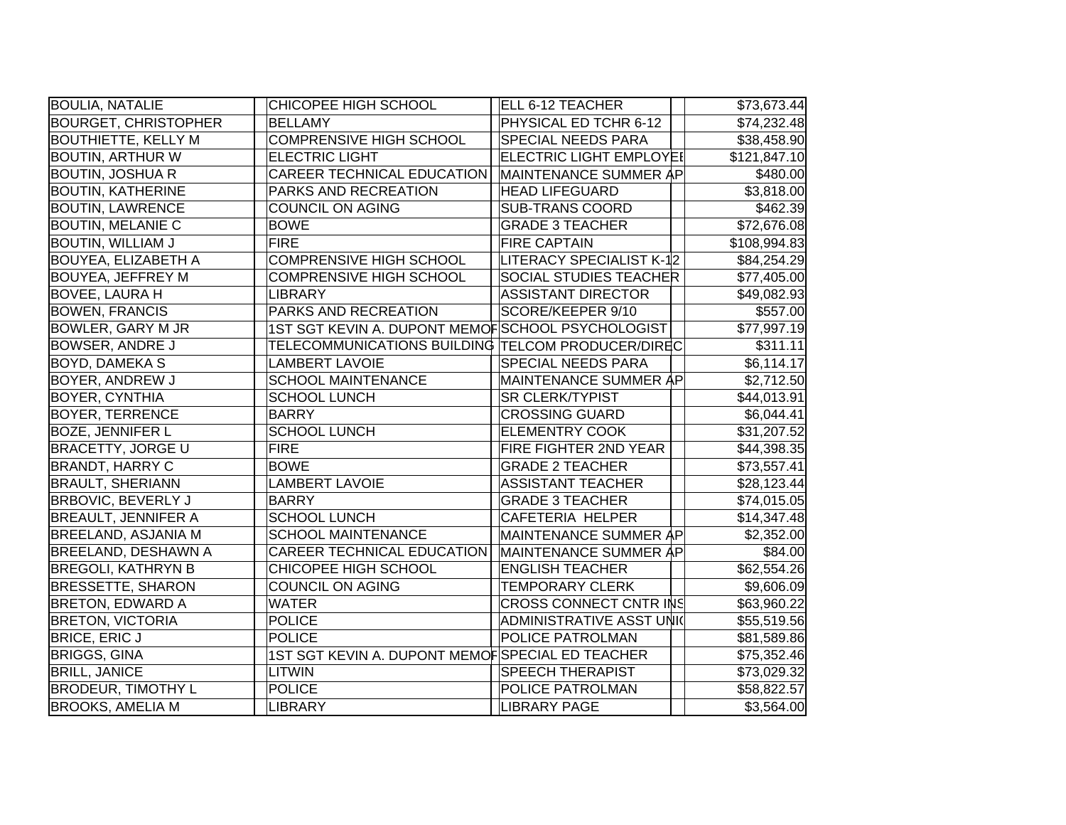| | | | |
|---|---|---|---|
| BOULIA, NATALIE | CHICOPEE HIGH SCHOOL | ELL 6-12 TEACHER | $73,673.44 |
| BOURGET, CHRISTOPHER | BELLAMY | PHYSICAL ED TCHR 6-12 | $74,232.48 |
| BOUTHIETTE, KELLY M | COMPRENSIVE HIGH SCHOOL | SPECIAL NEEDS PARA | $38,458.90 |
| BOUTIN, ARTHUR W | ELECTRIC LIGHT | ELECTRIC LIGHT EMPLOYEE | $121,847.10 |
| BOUTIN, JOSHUA R | CAREER TECHNICAL EDUCATION | MAINTENANCE SUMMER AP | $480.00 |
| BOUTIN, KATHERINE | PARKS AND RECREATION | HEAD LIFEGUARD | $3,818.00 |
| BOUTIN, LAWRENCE | COUNCIL ON AGING | SUB-TRANS COORD | $462.39 |
| BOUTIN, MELANIE C | BOWE | GRADE 3 TEACHER | $72,676.08 |
| BOUTIN, WILLIAM J | FIRE | FIRE CAPTAIN | $108,994.83 |
| BOUYEA, ELIZABETH A | COMPRENSIVE HIGH SCHOOL | LITERACY SPECIALIST K-12 | $84,254.29 |
| BOUYEA, JEFFREY M | COMPRENSIVE HIGH SCHOOL | SOCIAL STUDIES TEACHER | $77,405.00 |
| BOVEE, LAURA H | LIBRARY | ASSISTANT DIRECTOR | $49,082.93 |
| BOWEN, FRANCIS | PARKS AND RECREATION | SCORE/KEEPER 9/10 | $557.00 |
| BOWLER, GARY M JR | 1ST SGT KEVIN A. DUPONT MEMOR | SCHOOL PSYCHOLOGIST | $77,997.19 |
| BOWSER, ANDRE J | TELECOMMUNICATIONS BUILDING | TELCOM PRODUCER/DIREC | $311.11 |
| BOYD, DAMEKA S | LAMBERT LAVOIE | SPECIAL NEEDS PARA | $6,114.17 |
| BOYER, ANDREW J | SCHOOL MAINTENANCE | MAINTENANCE SUMMER AP | $2,712.50 |
| BOYER, CYNTHIA | SCHOOL LUNCH | SR CLERK/TYPIST | $44,013.91 |
| BOYER, TERRENCE | BARRY | CROSSING GUARD | $6,044.41 |
| BOZE, JENNIFER L | SCHOOL LUNCH | ELEMENTRY COOK | $31,207.52 |
| BRACETTY, JORGE U | FIRE | FIRE FIGHTER 2ND YEAR | $44,398.35 |
| BRANDT, HARRY C | BOWE | GRADE 2 TEACHER | $73,557.41 |
| BRAULT, SHERIANN | LAMBERT LAVOIE | ASSISTANT TEACHER | $28,123.44 |
| BRBOVIC, BEVERLY J | BARRY | GRADE 3 TEACHER | $74,015.05 |
| BREAULT, JENNIFER A | SCHOOL LUNCH | CAFETERIA HELPER | $14,347.48 |
| BREELAND, ASJANIA M | SCHOOL MAINTENANCE | MAINTENANCE SUMMER AP | $2,352.00 |
| BREELAND, DESHAWN A | CAREER TECHNICAL EDUCATION | MAINTENANCE SUMMER AP | $84.00 |
| BREGOLI, KATHRYN B | CHICOPEE HIGH SCHOOL | ENGLISH TEACHER | $62,554.26 |
| BRESSETTE, SHARON | COUNCIL ON AGING | TEMPORARY CLERK | $9,606.09 |
| BRETON, EDWARD A | WATER | CROSS CONNECT CNTR INS | $63,960.22 |
| BRETON, VICTORIA | POLICE | ADMINISTRATIVE ASST UNIO | $55,519.56 |
| BRICE, ERIC J | POLICE | POLICE PATROLMAN | $81,589.86 |
| BRIGGS, GINA | 1ST SGT KEVIN A. DUPONT MEMOR | SPECIAL ED TEACHER | $75,352.46 |
| BRILL, JANICE | LITWIN | SPEECH THERAPIST | $73,029.32 |
| BRODEUR, TIMOTHY L | POLICE | POLICE PATROLMAN | $58,822.57 |
| BROOKS, AMELIA M | LIBRARY | LIBRARY PAGE | $3,564.00 |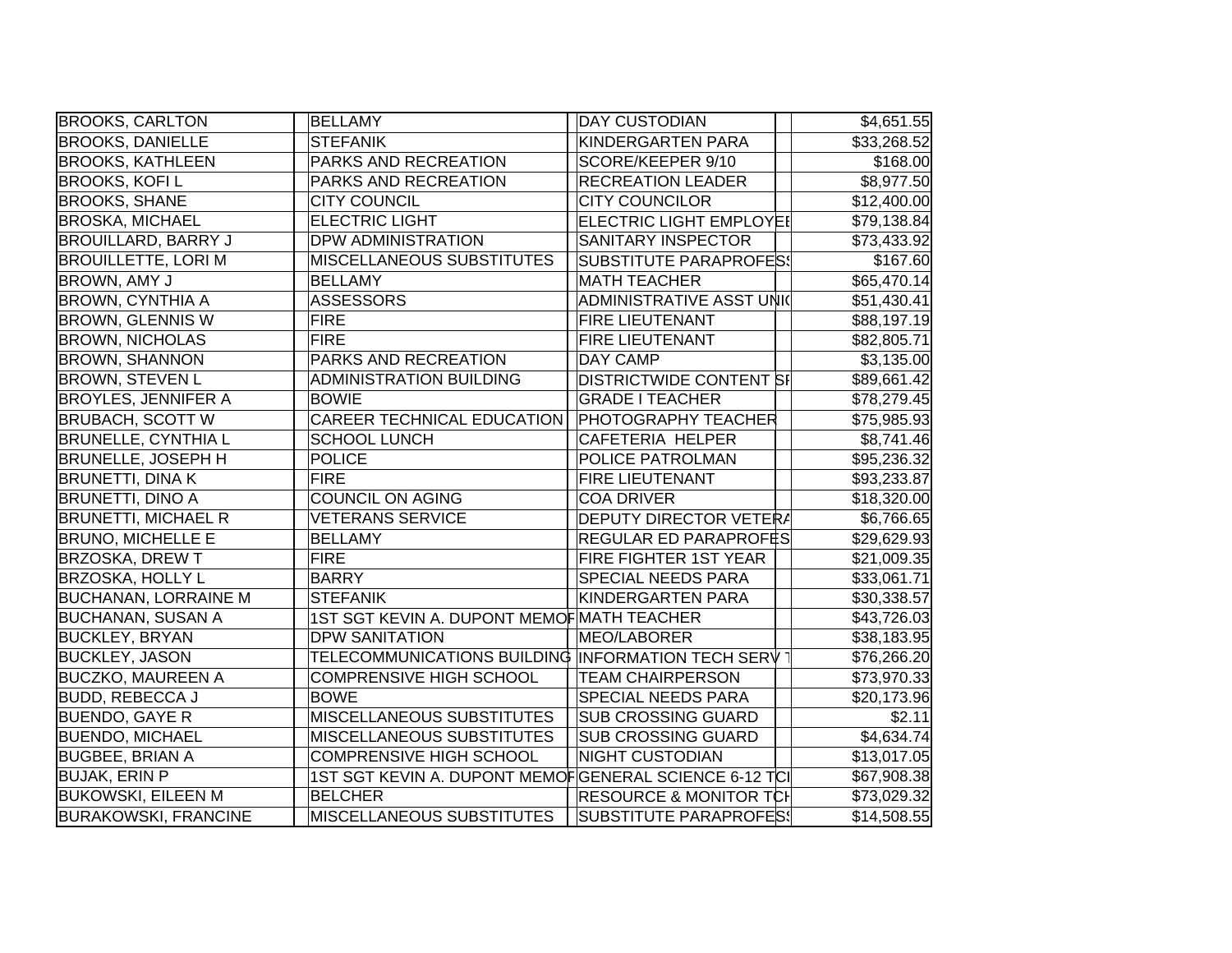| | | | |
|---|---|---|---|
| BROOKS, CARLTON | BELLAMY | DAY CUSTODIAN | $4,651.55 |
| BROOKS, DANIELLE | STEFANIK | KINDERGARTEN PARA | $33,268.52 |
| BROOKS, KATHLEEN | PARKS AND RECREATION | SCORE/KEEPER 9/10 | $168.00 |
| BROOKS, KOFI L | PARKS AND RECREATION | RECREATION LEADER | $8,977.50 |
| BROOKS, SHANE | CITY COUNCIL | CITY COUNCILOR | $12,400.00 |
| BROSKA, MICHAEL | ELECTRIC LIGHT | ELECTRIC LIGHT EMPLOYEE | $79,138.84 |
| BROUILLARD, BARRY J | DPW ADMINISTRATION | SANITARY INSPECTOR | $73,433.92 |
| BROUILLETTE, LORI M | MISCELLANEOUS SUBSTITUTES | SUBSTITUTE PARAPROFESS | $167.60 |
| BROWN, AMY J | BELLAMY | MATH TEACHER | $65,470.14 |
| BROWN, CYNTHIA A | ASSESSORS | ADMINISTRATIVE ASST UNIO | $51,430.41 |
| BROWN, GLENNIS W | FIRE | FIRE LIEUTENANT | $88,197.19 |
| BROWN, NICHOLAS | FIRE | FIRE LIEUTENANT | $82,805.71 |
| BROWN, SHANNON | PARKS AND RECREATION | DAY CAMP | $3,135.00 |
| BROWN, STEVEN L | ADMINISTRATION BUILDING | DISTRICTWIDE CONTENT SP | $89,661.42 |
| BROYLES, JENNIFER A | BOWIE | GRADE I TEACHER | $78,279.45 |
| BRUBACH, SCOTT W | CAREER TECHNICAL EDUCATION | PHOTOGRAPHY TEACHER | $75,985.93 |
| BRUNELLE, CYNTHIA L | SCHOOL LUNCH | CAFETERIA HELPER | $8,741.46 |
| BRUNELLE, JOSEPH H | POLICE | POLICE PATROLMAN | $95,236.32 |
| BRUNETTI, DINA K | FIRE | FIRE LIEUTENANT | $93,233.87 |
| BRUNETTI, DINO A | COUNCIL ON AGING | COA DRIVER | $18,320.00 |
| BRUNETTI, MICHAEL R | VETERANS SERVICE | DEPUTY DIRECTOR VETERA | $6,766.65 |
| BRUNO, MICHELLE E | BELLAMY | REGULAR ED PARAPROFES | $29,629.93 |
| BRZOSKA, DREW T | FIRE | FIRE FIGHTER 1ST YEAR | $21,009.35 |
| BRZOSKA, HOLLY L | BARRY | SPECIAL NEEDS PARA | $33,061.71 |
| BUCHANAN, LORRAINE M | STEFANIK | KINDERGARTEN PARA | $30,338.57 |
| BUCHANAN, SUSAN A | 1ST SGT KEVIN A. DUPONT MEMOF | MATH TEACHER | $43,726.03 |
| BUCKLEY, BRYAN | DPW SANITATION | MEO/LABORER | $38,183.95 |
| BUCKLEY, JASON | TELECOMMUNICATIONS BUILDING | INFORMATION TECH SERV T | $76,266.20 |
| BUCZKO, MAUREEN A | COMPRENSIVE HIGH SCHOOL | TEAM CHAIRPERSON | $73,970.33 |
| BUDD, REBECCA J | BOWE | SPECIAL NEEDS PARA | $20,173.96 |
| BUENDO, GAYE R | MISCELLANEOUS SUBSTITUTES | SUB CROSSING GUARD | $2.11 |
| BUENDO, MICHAEL | MISCELLANEOUS SUBSTITUTES | SUB CROSSING GUARD | $4,634.74 |
| BUGBEE, BRIAN A | COMPRENSIVE HIGH SCHOOL | NIGHT CUSTODIAN | $13,017.05 |
| BUJAK, ERIN P | 1ST SGT KEVIN A. DUPONT MEMOF | GENERAL SCIENCE 6-12 TCI | $67,908.38 |
| BUKOWSKI, EILEEN M | BELCHER | RESOURCE & MONITOR TCH | $73,029.32 |
| BURAKOWSKI, FRANCINE | MISCELLANEOUS SUBSTITUTES | SUBSTITUTE PARAPROFESS | $14,508.55 |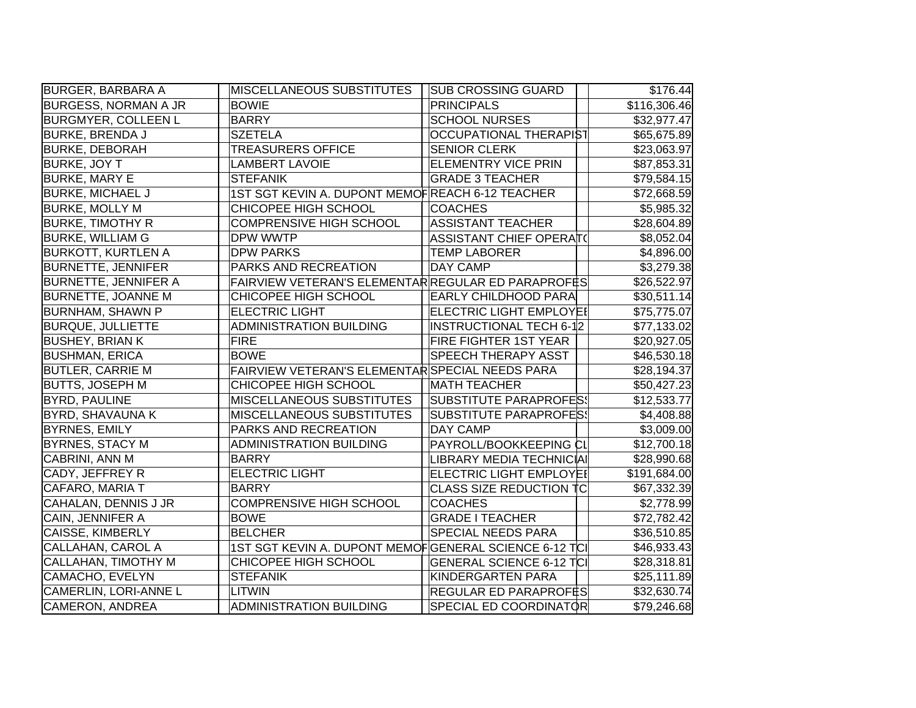| | | | | | | |
|---|---|---|---|---|---|---|
| BURGER, BARBARA A | | MISCELLANEOUS SUBSTITUTES | | SUB CROSSING GUARD | | $176.44 |
| BURGESS, NORMAN A JR | | BOWIE | | PRINCIPALS | | $116,306.46 |
| BURGMYER, COLLEEN L | | BARRY | | SCHOOL NURSES | | $32,977.47 |
| BURKE, BRENDA J | | SZETELA | | OCCUPATIONAL THERAPIST | | $65,675.89 |
| BURKE, DEBORAH | | TREASURERS OFFICE | | SENIOR CLERK | | $23,063.97 |
| BURKE, JOY T | | LAMBERT LAVOIE | | ELEMENTRY VICE PRIN | | $87,853.31 |
| BURKE, MARY E | | STEFANIK | | GRADE 3 TEACHER | | $79,584.15 |
| BURKE, MICHAEL J | | 1ST SGT KEVIN A. DUPONT MEMOR | | REACH 6-12 TEACHER | | $72,668.59 |
| BURKE, MOLLY M | | CHICOPEE HIGH SCHOOL | | COACHES | | $5,985.32 |
| BURKE, TIMOTHY R | | COMPRENSIVE HIGH SCHOOL | | ASSISTANT TEACHER | | $28,604.89 |
| BURKE, WILLIAM G | | DPW WWTP | | ASSISTANT CHIEF OPERATO | | $8,052.04 |
| BURKOTT, KURTLEN A | | DPW PARKS | | TEMP LABORER | | $4,896.00 |
| BURNETTE, JENNIFER | | PARKS AND RECREATION | | DAY CAMP | | $3,279.38 |
| BURNETTE, JENNIFER A | | FAIRVIEW VETERAN'S ELEMENTAR | | REGULAR ED PARAPROFES | | $26,522.97 |
| BURNETTE, JOANNE M | | CHICOPEE HIGH SCHOOL | | EARLY CHILDHOOD PARA | | $30,511.14 |
| BURNHAM, SHAWN P | | ELECTRIC LIGHT | | ELECTRIC LIGHT EMPLOYEE | | $75,775.07 |
| BURQUE, JULLIETTE | | ADMINISTRATION BUILDING | | INSTRUCTIONAL TECH 6-12 | | $77,133.02 |
| BUSHEY, BRIAN K | | FIRE | | FIRE FIGHTER 1ST YEAR | | $20,927.05 |
| BUSHMAN, ERICA | | BOWE | | SPEECH THERAPY ASST | | $46,530.18 |
| BUTLER, CARRIE M | | FAIRVIEW VETERAN'S ELEMENTAR | | SPECIAL NEEDS PARA | | $28,194.37 |
| BUTTS, JOSEPH M | | CHICOPEE HIGH SCHOOL | | MATH TEACHER | | $50,427.23 |
| BYRD, PAULINE | | MISCELLANEOUS SUBSTITUTES | | SUBSTITUTE PARAPROFESS | | $12,533.77 |
| BYRD, SHAVAUNA K | | MISCELLANEOUS SUBSTITUTES | | SUBSTITUTE PARAPROFESS | | $4,408.88 |
| BYRNES, EMILY | | PARKS AND RECREATION | | DAY CAMP | | $3,009.00 |
| BYRNES, STACY M | | ADMINISTRATION BUILDING | | PAYROLL/BOOKKEEPING CL | | $12,700.18 |
| CABRINI, ANN M | | BARRY | | LIBRARY MEDIA TECHNICIAN | | $28,990.68 |
| CADY, JEFFREY R | | ELECTRIC LIGHT | | ELECTRIC LIGHT EMPLOYEE | | $191,684.00 |
| CAFARO, MARIA T | | BARRY | | CLASS SIZE REDUCTION TC | | $67,332.39 |
| CAHALAN, DENNIS J JR | | COMPRENSIVE HIGH SCHOOL | | COACHES | | $2,778.99 |
| CAIN, JENNIFER A | | BOWE | | GRADE I TEACHER | | $72,782.42 |
| CAISSE, KIMBERLY | | BELCHER | | SPECIAL NEEDS PARA | | $36,510.85 |
| CALLAHAN, CAROL A | | 1ST SGT KEVIN A. DUPONT MEMOR | | GENERAL SCIENCE 6-12 TCH | | $46,933.43 |
| CALLAHAN, TIMOTHY M | | CHICOPEE HIGH SCHOOL | | GENERAL SCIENCE 6-12 TCH | | $28,318.81 |
| CAMACHO, EVELYN | | STEFANIK | | KINDERGARTEN PARA | | $25,111.89 |
| CAMERLIN, LORI-ANNE L | | LITWIN | | REGULAR ED PARAPROFES | | $32,630.74 |
| CAMERON, ANDREA | | ADMINISTRATION BUILDING | | SPECIAL ED COORDINATOR | | $79,246.68 |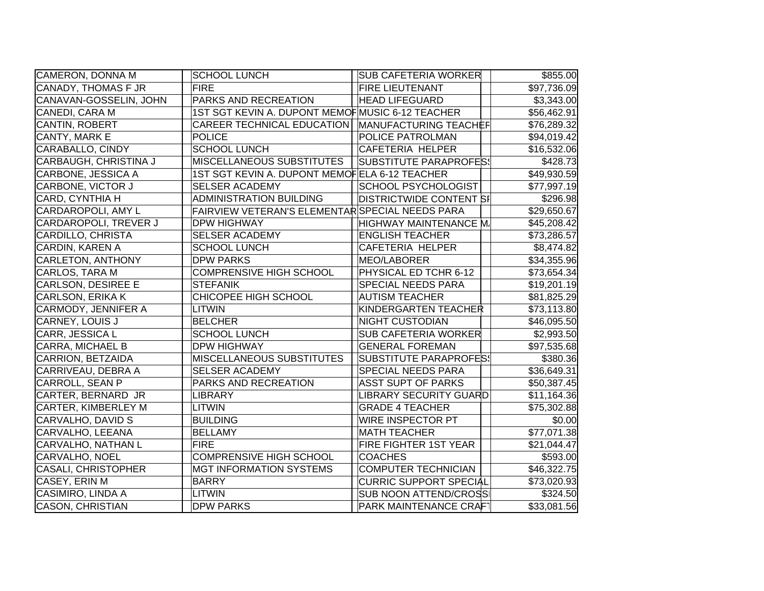| | | | | |
|---|---|---|---|---|
| CAMERON, DONNA M | | SCHOOL LUNCH | SUB CAFETERIA WORKER | $855.00 |
| CANADY, THOMAS F JR | | FIRE | FIRE LIEUTENANT | $97,736.09 |
| CANAVAN-GOSSELIN, JOHN | | PARKS AND RECREATION | HEAD LIFEGUARD | $3,343.00 |
| CANEDI, CARA M | | 1ST SGT KEVIN A. DUPONT MEMOF | MUSIC 6-12 TEACHER | $56,462.91 |
| CANTIN, ROBERT | | CAREER TECHNICAL EDUCATION | MANUFACTURING TEACHEF | $76,289.32 |
| CANTY, MARK E | | POLICE | POLICE PATROLMAN | $94,019.42 |
| CARABALLO, CINDY | | SCHOOL LUNCH | CAFETERIA HELPER | $16,532.06 |
| CARBAUGH, CHRISTINA J | | MISCELLANEOUS SUBSTITUTES | SUBSTITUTE PARAPROFESS | $428.73 |
| CARBONE, JESSICA A | | 1ST SGT KEVIN A. DUPONT MEMOF | ELA 6-12 TEACHER | $49,930.59 |
| CARBONE, VICTOR J | | SELSER ACADEMY | SCHOOL PSYCHOLOGIST | $77,997.19 |
| CARD, CYNTHIA H | | ADMINISTRATION BUILDING | DISTRICTWIDE CONTENT SI | $296.98 |
| CARDAROPOLI, AMY L | | FAIRVIEW VETERAN'S ELEMENTAR | SPECIAL NEEDS PARA | $29,650.67 |
| CARDAROPOLI, TREVER J | | DPW HIGHWAY | HIGHWAY MAINTENANCE M | $45,208.42 |
| CARDILLO, CHRISTA | | SELSER ACADEMY | ENGLISH TEACHER | $73,286.57 |
| CARDIN, KAREN A | | SCHOOL LUNCH | CAFETERIA HELPER | $8,474.82 |
| CARLETON, ANTHONY | | DPW PARKS | MEO/LABORER | $34,355.96 |
| CARLOS, TARA M | | COMPRENSIVE HIGH SCHOOL | PHYSICAL ED TCHR 6-12 | $73,654.34 |
| CARLSON, DESIREE E | | STEFANIK | SPECIAL NEEDS PARA | $19,201.19 |
| CARLSON, ERIKA K | | CHICOPEE HIGH SCHOOL | AUTISM TEACHER | $81,825.29 |
| CARMODY, JENNIFER A | | LITWIN | KINDERGARTEN TEACHER | $73,113.80 |
| CARNEY, LOUIS J | | BELCHER | NIGHT CUSTODIAN | $46,095.50 |
| CARR, JESSICA L | | SCHOOL LUNCH | SUB CAFETERIA WORKER | $2,993.50 |
| CARRA, MICHAEL B | | DPW HIGHWAY | GENERAL FOREMAN | $97,535.68 |
| CARRION, BETZAIDA | | MISCELLANEOUS SUBSTITUTES | SUBSTITUTE PARAPROFESS | $380.36 |
| CARRIVEAU, DEBRA A | | SELSER ACADEMY | SPECIAL NEEDS PARA | $36,649.31 |
| CARROLL, SEAN P | | PARKS AND RECREATION | ASST SUPT OF PARKS | $50,387.45 |
| CARTER, BERNARD JR | | LIBRARY | LIBRARY SECURITY GUARD | $11,164.36 |
| CARTER, KIMBERLEY M | | LITWIN | GRADE 4 TEACHER | $75,302.88 |
| CARVALHO, DAVID S | | BUILDING | WIRE INSPECTOR PT | $0.00 |
| CARVALHO, LEEANA | | BELLAMY | MATH TEACHER | $77,071.38 |
| CARVALHO, NATHAN L | | FIRE | FIRE FIGHTER 1ST YEAR | $21,044.47 |
| CARVALHO, NOEL | | COMPRENSIVE HIGH SCHOOL | COACHES | $593.00 |
| CASALI, CHRISTOPHER | | MGT INFORMATION SYSTEMS | COMPUTER TECHNICIAN | $46,322.75 |
| CASEY, ERIN M | | BARRY | CURRIC SUPPORT SPECIAL | $73,020.93 |
| CASIMIRO, LINDA A | | LITWIN | SUB NOON ATTEND/CROSSI | $324.50 |
| CASON, CHRISTIAN | | DPW PARKS | PARK MAINTENANCE CRAFT | $33,081.56 |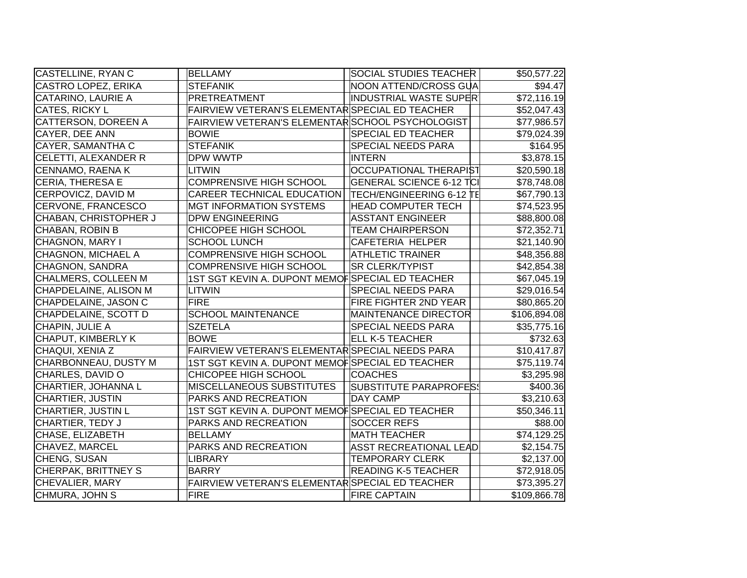| | | | |
|---|---|---|---|
| CASTELLINE, RYAN C | BELLAMY | SOCIAL STUDIES TEACHER | $50,577.22 |
| CASTRO LOPEZ, ERIKA | STEFANIK | NOON ATTEND/CROSS GUA | $94.47 |
| CATARINO, LAURIE A | PRETREATMENT | INDUSTRIAL WASTE SUPER | $72,116.19 |
| CATES, RICKY L | FAIRVIEW VETERAN'S ELEMENTAR | SPECIAL ED TEACHER | $52,047.43 |
| CATTERSON, DOREEN A | FAIRVIEW VETERAN'S ELEMENTAR | SCHOOL PSYCHOLOGIST | $77,986.57 |
| CAYER, DEE ANN | BOWIE | SPECIAL ED TEACHER | $79,024.39 |
| CAYER, SAMANTHA C | STEFANIK | SPECIAL NEEDS PARA | $164.95 |
| CELETTI, ALEXANDER R | DPW WWTP | INTERN | $3,878.15 |
| CENNAMO, RAENA K | LITWIN | OCCUPATIONAL THERAPIST | $20,590.18 |
| CERIA, THERESA E | COMPRENSIVE HIGH SCHOOL | GENERAL SCIENCE 6-12 TCI | $78,748.08 |
| CERPOVICZ, DAVID M | CAREER TECHNICAL EDUCATION | TECH/ENGINEERING 6-12 TE | $67,790.13 |
| CERVONE, FRANCESCO | MGT INFORMATION SYSTEMS | HEAD COMPUTER TECH | $74,523.95 |
| CHABAN, CHRISTOPHER J | DPW ENGINEERING | ASSTANT ENGINEER | $88,800.08 |
| CHABAN, ROBIN B | CHICOPEE HIGH SCHOOL | TEAM CHAIRPERSON | $72,352.71 |
| CHAGNON, MARY I | SCHOOL LUNCH | CAFETERIA HELPER | $21,140.90 |
| CHAGNON, MICHAEL A | COMPRENSIVE HIGH SCHOOL | ATHLETIC TRAINER | $48,356.88 |
| CHAGNON, SANDRA | COMPRENSIVE HIGH SCHOOL | SR CLERK/TYPIST | $42,854.38 |
| CHALMERS, COLLEEN M | 1ST SGT KEVIN A. DUPONT MEMOR | SPECIAL ED TEACHER | $67,045.19 |
| CHAPDELAINE, ALISON M | LITWIN | SPECIAL NEEDS PARA | $29,016.54 |
| CHAPDELAINE, JASON C | FIRE | FIRE FIGHTER 2ND YEAR | $80,865.20 |
| CHAPDELAINE, SCOTT D | SCHOOL MAINTENANCE | MAINTENANCE DIRECTOR | $106,894.08 |
| CHAPIN, JULIE A | SZETELA | SPECIAL NEEDS PARA | $35,775.16 |
| CHAPUT, KIMBERLY K | BOWE | ELL K-5 TEACHER | $732.63 |
| CHAQUI, XENIA Z | FAIRVIEW VETERAN'S ELEMENTAR | SPECIAL NEEDS PARA | $10,417.87 |
| CHARBONNEAU, DUSTY M | 1ST SGT KEVIN A. DUPONT MEMOR | SPECIAL ED TEACHER | $75,119.74 |
| CHARLES, DAVID O | CHICOPEE HIGH SCHOOL | COACHES | $3,295.98 |
| CHARTIER, JOHANNA L | MISCELLANEOUS SUBSTITUTES | SUBSTITUTE PARAPROFESS | $400.36 |
| CHARTIER, JUSTIN | PARKS AND RECREATION | DAY CAMP | $3,210.63 |
| CHARTIER, JUSTIN L | 1ST SGT KEVIN A. DUPONT MEMOR | SPECIAL ED TEACHER | $50,346.11 |
| CHARTIER, TEDY J | PARKS AND RECREATION | SOCCER REFS | $88.00 |
| CHASE, ELIZABETH | BELLAMY | MATH TEACHER | $74,129.25 |
| CHAVEZ, MARCEL | PARKS AND RECREATION | ASST RECREATIONAL LEAD | $2,154.75 |
| CHENG, SUSAN | LIBRARY | TEMPORARY CLERK | $2,137.00 |
| CHERPAK, BRITTNEY S | BARRY | READING K-5 TEACHER | $72,918.05 |
| CHEVALIER, MARY | FAIRVIEW VETERAN'S ELEMENTAR | SPECIAL ED TEACHER | $73,395.27 |
| CHMURA, JOHN S | FIRE | FIRE CAPTAIN | $109,866.78 |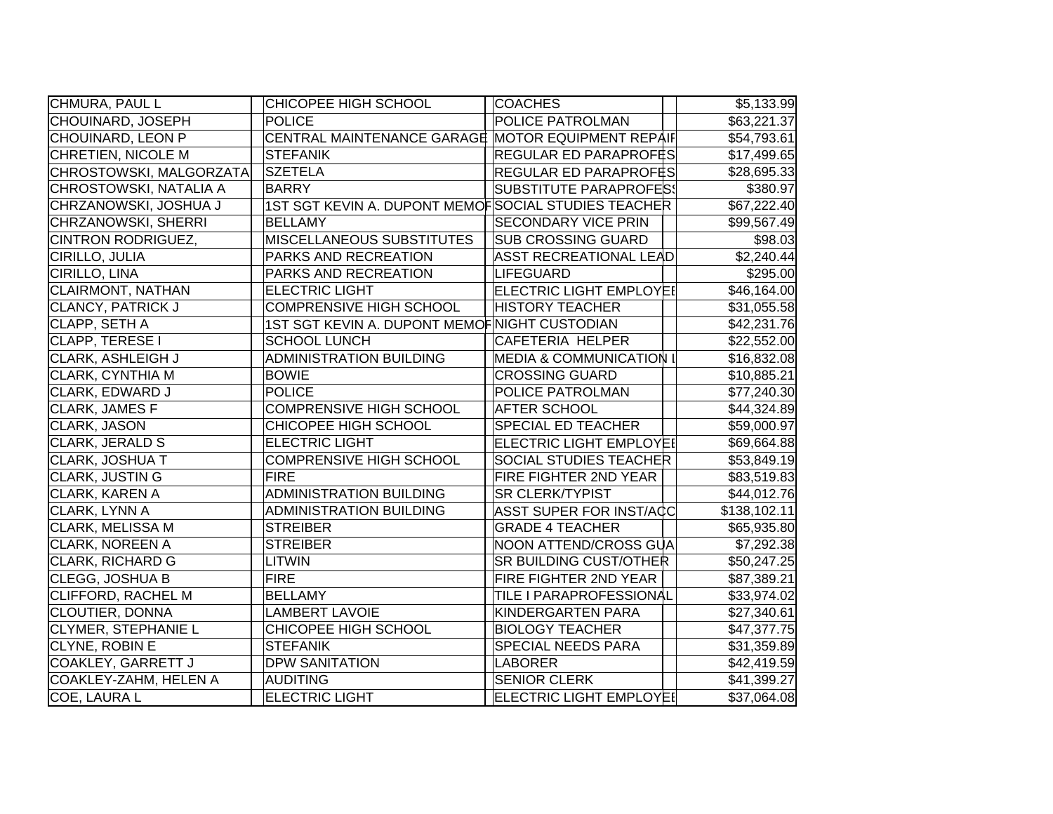| | | | |
|---|---|---|---|
| CHMURA, PAUL L | CHICOPEE HIGH SCHOOL | COACHES | $5,133.99 |
| CHOUINARD, JOSEPH | POLICE | POLICE PATROLMAN | $63,221.37 |
| CHOUINARD, LEON P | CENTRAL MAINTENANCE GARAGE | MOTOR EQUIPMENT REPAIF | $54,793.61 |
| CHRETIEN, NICOLE M | STEFANIK | REGULAR ED PARAPROFES | $17,499.65 |
| CHROSTOWSKI, MALGORZATA | SZETELA | REGULAR ED PARAPROFES | $28,695.33 |
| CHROSTOWSKI, NATALIA A | BARRY | SUBSTITUTE PARAPROFESS | $380.97 |
| CHRZANOWSKI, JOSHUA J | 1ST SGT KEVIN A. DUPONT MEMOF | SOCIAL STUDIES TEACHER | $67,222.40 |
| CHRZANOWSKI, SHERRI | BELLAMY | SECONDARY VICE PRIN | $99,567.49 |
| CINTRON RODRIGUEZ, | MISCELLANEOUS SUBSTITUTES | SUB CROSSING GUARD | $98.03 |
| CIRILLO, JULIA | PARKS AND RECREATION | ASST RECREATIONAL LEAD | $2,240.44 |
| CIRILLO, LINA | PARKS AND RECREATION | LIFEGUARD | $295.00 |
| CLAIRMONT, NATHAN | ELECTRIC LIGHT | ELECTRIC LIGHT EMPLOYEE | $46,164.00 |
| CLANCY, PATRICK J | COMPRENSIVE HIGH SCHOOL | HISTORY TEACHER | $31,055.58 |
| CLAPP, SETH A | 1ST SGT KEVIN A. DUPONT MEMOF | NIGHT CUSTODIAN | $42,231.76 |
| CLAPP, TERESE I | SCHOOL LUNCH | CAFETERIA HELPER | $22,552.00 |
| CLARK, ASHLEIGH J | ADMINISTRATION BUILDING | MEDIA & COMMUNICATION I | $16,832.08 |
| CLARK, CYNTHIA M | BOWIE | CROSSING GUARD | $10,885.21 |
| CLARK, EDWARD J | POLICE | POLICE PATROLMAN | $77,240.30 |
| CLARK, JAMES F | COMPRENSIVE HIGH SCHOOL | AFTER SCHOOL | $44,324.89 |
| CLARK, JASON | CHICOPEE HIGH SCHOOL | SPECIAL ED TEACHER | $59,000.97 |
| CLARK, JERALD S | ELECTRIC LIGHT | ELECTRIC LIGHT EMPLOYEE | $69,664.88 |
| CLARK, JOSHUA T | COMPRENSIVE HIGH SCHOOL | SOCIAL STUDIES TEACHER | $53,849.19 |
| CLARK, JUSTIN G | FIRE | FIRE FIGHTER 2ND YEAR | $83,519.83 |
| CLARK, KAREN A | ADMINISTRATION BUILDING | SR CLERK/TYPIST | $44,012.76 |
| CLARK, LYNN A | ADMINISTRATION BUILDING | ASST SUPER FOR INST/ACC | $138,102.11 |
| CLARK, MELISSA M | STREIBER | GRADE 4 TEACHER | $65,935.80 |
| CLARK, NOREEN A | STREIBER | NOON ATTEND/CROSS GUA | $7,292.38 |
| CLARK, RICHARD G | LITWIN | SR BUILDING CUST/OTHER | $50,247.25 |
| CLEGG, JOSHUA B | FIRE | FIRE FIGHTER 2ND YEAR | $87,389.21 |
| CLIFFORD, RACHEL M | BELLAMY | TILE I PARAPROFESSIONAL | $33,974.02 |
| CLOUTIER, DONNA | LAMBERT LAVOIE | KINDERGARTEN PARA | $27,340.61 |
| CLYMER, STEPHANIE L | CHICOPEE HIGH SCHOOL | BIOLOGY TEACHER | $47,377.75 |
| CLYNE, ROBIN E | STEFANIK | SPECIAL NEEDS PARA | $31,359.89 |
| COAKLEY, GARRETT J | DPW SANITATION | LABORER | $42,419.59 |
| COAKLEY-ZAHM, HELEN A | AUDITING | SENIOR CLERK | $41,399.27 |
| COE, LAURA L | ELECTRIC LIGHT | ELECTRIC LIGHT EMPLOYEE | $37,064.08 |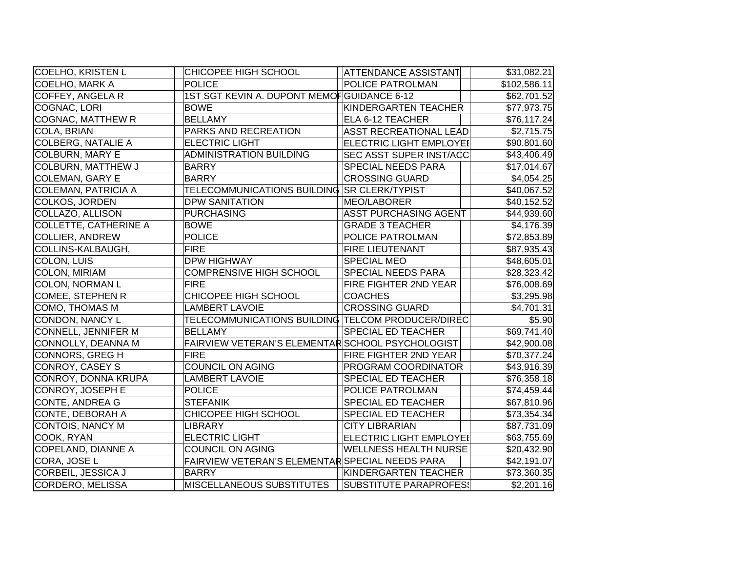| | | | |
|---|---|---|---|
| COELHO, KRISTEN L | CHICOPEE HIGH SCHOOL | ATTENDANCE ASSISTANT | $31,082.21 |
| COELHO, MARK A | POLICE | POLICE PATROLMAN | $102,586.11 |
| COFFEY, ANGELA R | 1ST SGT KEVIN A. DUPONT MEMOF | GUIDANCE 6-12 | $62,701.52 |
| COGNAC, LORI | BOWE | KINDERGARTEN TEACHER | $77,973.75 |
| COGNAC, MATTHEW R | BELLAMY | ELA 6-12 TEACHER | $76,117.24 |
| COLA, BRIAN | PARKS AND RECREATION | ASST RECREATIONAL LEAD | $2,715.75 |
| COLBERG, NATALIE A | ELECTRIC LIGHT | ELECTRIC LIGHT EMPLOYEE | $90,801.60 |
| COLBURN, MARY E | ADMINISTRATION BUILDING | SEC ASST SUPER INST/ACC | $43,406.49 |
| COLBURN, MATTHEW J | BARRY | SPECIAL NEEDS PARA | $17,014.67 |
| COLEMAN, GARY E | BARRY | CROSSING GUARD | $4,054.25 |
| COLEMAN, PATRICIA A | TELECOMMUNICATIONS BUILDING | SR CLERK/TYPIST | $40,067.52 |
| COLKOS, JORDEN | DPW SANITATION | MEO/LABORER | $40,152.52 |
| COLLAZO, ALLISON | PURCHASING | ASST PURCHASING AGENT | $44,939.60 |
| COLLETTE, CATHERINE A | BOWE | GRADE 3 TEACHER | $4,176.39 |
| COLLIER, ANDREW | POLICE | POLICE PATROLMAN | $72,853.89 |
| COLLINS-KALBAUGH, | FIRE | FIRE LIEUTENANT | $87,935.43 |
| COLON, LUIS | DPW HIGHWAY | SPECIAL MEO | $48,605.01 |
| COLON, MIRIAM | COMPRENSIVE HIGH SCHOOL | SPECIAL NEEDS PARA | $28,323.42 |
| COLON, NORMAN L | FIRE | FIRE FIGHTER 2ND YEAR | $76,008.69 |
| COMEE, STEPHEN R | CHICOPEE HIGH SCHOOL | COACHES | $3,295.98 |
| COMO, THOMAS M | LAMBERT LAVOIE | CROSSING GUARD | $4,701.31 |
| CONDON, NANCY L | TELECOMMUNICATIONS BUILDING | TELCOM PRODUCER/DIREC | $5.90 |
| CONNELL, JENNIFER M | BELLAMY | SPECIAL ED TEACHER | $69,741.40 |
| CONNOLLY, DEANNA M | FAIRVIEW VETERAN'S ELEMENTAR | SCHOOL PSYCHOLOGIST | $42,900.08 |
| CONNORS, GREG H | FIRE | FIRE FIGHTER 2ND YEAR | $70,377.24 |
| CONROY, CASEY S | COUNCIL ON AGING | PROGRAM COORDINATOR | $43,916.39 |
| CONROY, DONNA KRUPA | LAMBERT LAVOIE | SPECIAL ED TEACHER | $76,358.18 |
| CONROY, JOSEPH E | POLICE | POLICE PATROLMAN | $74,459.44 |
| CONTE, ANDREA G | STEFANIK | SPECIAL ED TEACHER | $67,810.96 |
| CONTE, DEBORAH A | CHICOPEE HIGH SCHOOL | SPECIAL ED TEACHER | $73,354.34 |
| CONTOIS, NANCY M | LIBRARY | CITY LIBRARIAN | $87,731.09 |
| COOK, RYAN | ELECTRIC LIGHT | ELECTRIC LIGHT EMPLOYEE | $63,755.69 |
| COPELAND, DIANNE A | COUNCIL ON AGING | WELLNESS HEALTH NURSE | $20,432.90 |
| CORA, JOSE L | FAIRVIEW VETERAN'S ELEMENTAR | SPECIAL NEEDS PARA | $42,191.07 |
| CORBEIL, JESSICA J | BARRY | KINDERGARTEN TEACHER | $73,360.35 |
| CORDERO, MELISSA | MISCELLANEOUS SUBSTITUTES | SUBSTITUTE PARAPROFESS | $2,201.16 |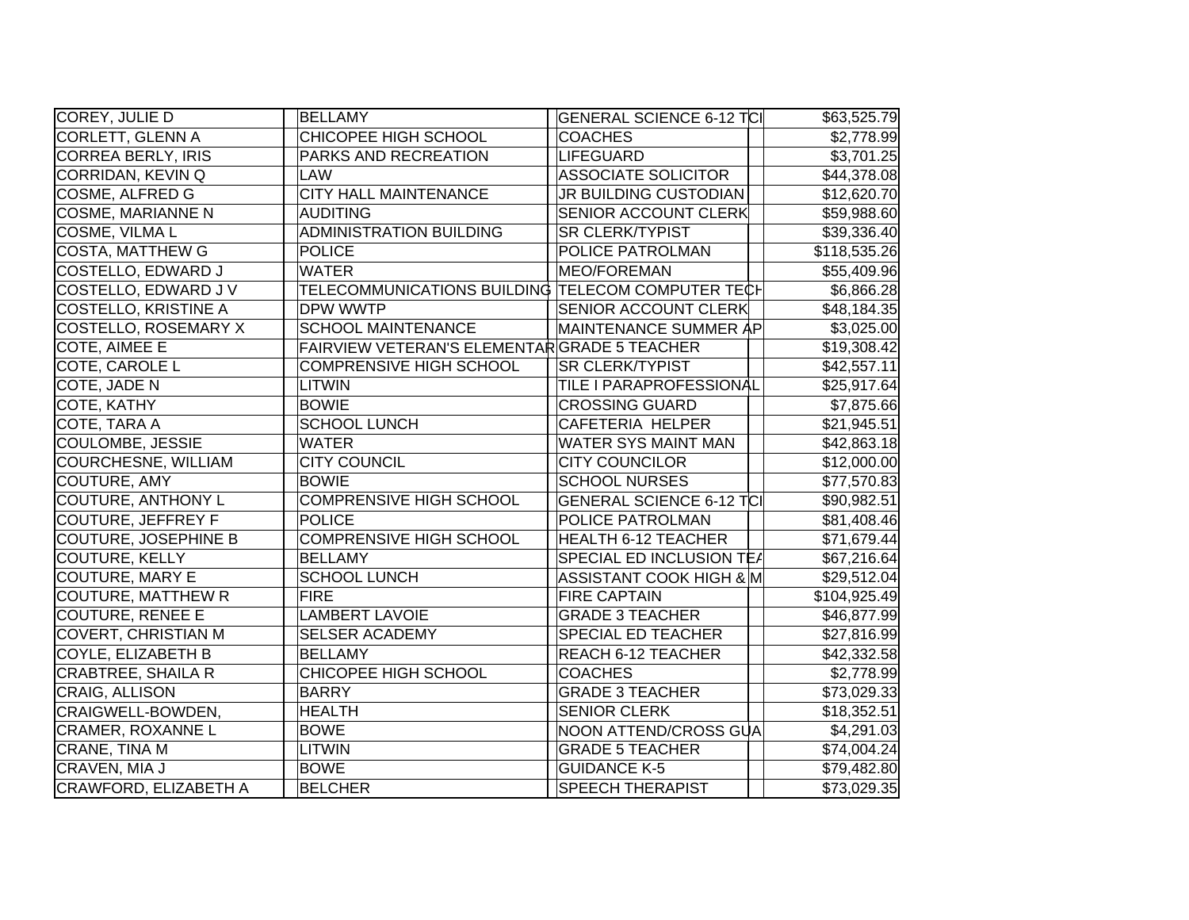| | | | | | | |
|---|---|---|---|---|---|---|
| COREY, JULIE D | | BELLAMY | | GENERAL SCIENCE 6-12 TCI | | $63,525.79 |
| CORLETT, GLENN A | | CHICOPEE HIGH SCHOOL | | COACHES | | $2,778.99 |
| CORREA BERLY, IRIS | | PARKS AND RECREATION | | LIFEGUARD | | $3,701.25 |
| CORRIDAN, KEVIN Q | | LAW | | ASSOCIATE SOLICITOR | | $44,378.08 |
| COSME, ALFRED G | | CITY HALL MAINTENANCE | | JR BUILDING CUSTODIAN | | $12,620.70 |
| COSME, MARIANNE N | | AUDITING | | SENIOR ACCOUNT CLERK | | $59,988.60 |
| COSME, VILMA L | | ADMINISTRATION BUILDING | | SR CLERK/TYPIST | | $39,336.40 |
| COSTA, MATTHEW G | | POLICE | | POLICE PATROLMAN | | $118,535.26 |
| COSTELLO, EDWARD J | | WATER | | MEO/FOREMAN | | $55,409.96 |
| COSTELLO, EDWARD J V | | TELECOMMUNICATIONS BUILDING | | TELECOM COMPUTER TECH | | $6,866.28 |
| COSTELLO, KRISTINE A | | DPW WWTP | | SENIOR ACCOUNT CLERK | | $48,184.35 |
| COSTELLO, ROSEMARY X | | SCHOOL MAINTENANCE | | MAINTENANCE SUMMER AP | | $3,025.00 |
| COTE, AIMEE E | | FAIRVIEW VETERAN'S ELEMENTAR | | GRADE 5 TEACHER | | $19,308.42 |
| COTE, CAROLE L | | COMPRENSIVE HIGH SCHOOL | | SR CLERK/TYPIST | | $42,557.11 |
| COTE, JADE N | | LITWIN | | TILE I PARAPROFESSIONAL | | $25,917.64 |
| COTE, KATHY | | BOWIE | | CROSSING GUARD | | $7,875.66 |
| COTE, TARA A | | SCHOOL LUNCH | | CAFETERIA HELPER | | $21,945.51 |
| COULOMBE, JESSIE | | WATER | | WATER SYS MAINT MAN | | $42,863.18 |
| COURCHESNE, WILLIAM | | CITY COUNCIL | | CITY COUNCILOR | | $12,000.00 |
| COUTURE, AMY | | BOWIE | | SCHOOL NURSES | | $77,570.83 |
| COUTURE, ANTHONY L | | COMPRENSIVE HIGH SCHOOL | | GENERAL SCIENCE 6-12 TCI | | $90,982.51 |
| COUTURE, JEFFREY F | | POLICE | | POLICE PATROLMAN | | $81,408.46 |
| COUTURE, JOSEPHINE B | | COMPRENSIVE HIGH SCHOOL | | HEALTH 6-12 TEACHER | | $71,679.44 |
| COUTURE, KELLY | | BELLAMY | | SPECIAL ED INCLUSION TEA | | $67,216.64 |
| COUTURE, MARY E | | SCHOOL LUNCH | | ASSISTANT COOK HIGH & M | | $29,512.04 |
| COUTURE, MATTHEW R | | FIRE | | FIRE CAPTAIN | | $104,925.49 |
| COUTURE, RENEE E | | LAMBERT LAVOIE | | GRADE 3 TEACHER | | $46,877.99 |
| COVERT, CHRISTIAN M | | SELSER ACADEMY | | SPECIAL ED TEACHER | | $27,816.99 |
| COYLE, ELIZABETH B | | BELLAMY | | REACH 6-12 TEACHER | | $42,332.58 |
| CRABTREE, SHAILA R | | CHICOPEE HIGH SCHOOL | | COACHES | | $2,778.99 |
| CRAIG, ALLISON | | BARRY | | GRADE 3 TEACHER | | $73,029.33 |
| CRAIGWELL-BOWDEN, | | HEALTH | | SENIOR CLERK | | $18,352.51 |
| CRAMER, ROXANNE L | | BOWE | | NOON ATTEND/CROSS GUA | | $4,291.03 |
| CRANE, TINA M | | LITWIN | | GRADE 5 TEACHER | | $74,004.24 |
| CRAVEN, MIA J | | BOWE | | GUIDANCE K-5 | | $79,482.80 |
| CRAWFORD, ELIZABETH A | | BELCHER | | SPEECH THERAPIST | | $73,029.35 |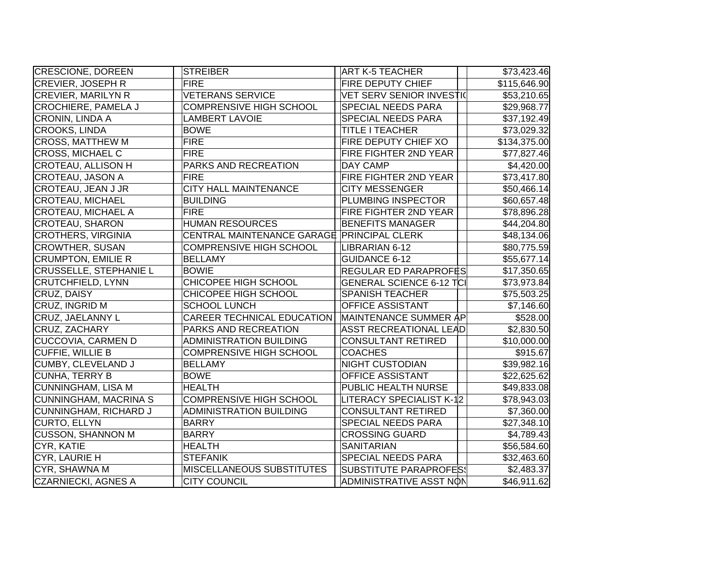| | | | |
|---|---|---|---|
| CRESCIONE, DOREEN | STREIBER | ART K-5 TEACHER | $73,423.46 |
| CREVIER, JOSEPH R | FIRE | FIRE DEPUTY CHIEF | $115,646.90 |
| CREVIER, MARILYN R | VETERANS SERVICE | VET SERV SENIOR INVESTI( | $53,210.65 |
| CROCHIERE, PAMELA J | COMPRENSIVE HIGH SCHOOL | SPECIAL NEEDS PARA | $29,968.77 |
| CRONIN, LINDA A | LAMBERT LAVOIE | SPECIAL NEEDS PARA | $37,192.49 |
| CROOKS, LINDA | BOWE | TITLE I TEACHER | $73,029.32 |
| CROSS, MATTHEW M | FIRE | FIRE DEPUTY CHIEF XO | $134,375.00 |
| CROSS, MICHAEL C | FIRE | FIRE FIGHTER 2ND YEAR | $77,827.46 |
| CROTEAU, ALLISON H | PARKS AND RECREATION | DAY CAMP | $4,420.00 |
| CROTEAU, JASON A | FIRE | FIRE FIGHTER 2ND YEAR | $73,417.80 |
| CROTEAU, JEAN J JR | CITY HALL MAINTENANCE | CITY MESSENGER | $50,466.14 |
| CROTEAU, MICHAEL | BUILDING | PLUMBING INSPECTOR | $60,657.48 |
| CROTEAU, MICHAEL A | FIRE | FIRE FIGHTER 2ND YEAR | $78,896.28 |
| CROTEAU, SHARON | HUMAN RESOURCES | BENEFITS MANAGER | $44,204.80 |
| CROTHERS, VIRGINIA | CENTRAL MAINTENANCE GARAGE | PRINCIPAL CLERK | $48,134.06 |
| CROWTHER, SUSAN | COMPRENSIVE HIGH SCHOOL | LIBRARIAN 6-12 | $80,775.59 |
| CRUMPTON, EMILIE R | BELLAMY | GUIDANCE 6-12 | $55,677.14 |
| CRUSSELLE, STEPHANIE L | BOWIE | REGULAR ED PARAPROFES | $17,350.65 |
| CRUTCHFIELD, LYNN | CHICOPEE HIGH SCHOOL | GENERAL SCIENCE 6-12 TCI | $73,973.84 |
| CRUZ, DAISY | CHICOPEE HIGH SCHOOL | SPANISH TEACHER | $75,503.25 |
| CRUZ, INGRID M | SCHOOL LUNCH | OFFICE ASSISTANT | $7,146.60 |
| CRUZ, JAELANNY L | CAREER TECHNICAL EDUCATION | MAINTENANCE SUMMER AP | $528.00 |
| CRUZ, ZACHARY | PARKS AND RECREATION | ASST RECREATIONAL LEAD | $2,830.50 |
| CUCCOVIA, CARMEN D | ADMINISTRATION BUILDING | CONSULTANT RETIRED | $10,000.00 |
| CUFFIE, WILLIE B | COMPRENSIVE HIGH SCHOOL | COACHES | $915.67 |
| CUMBY, CLEVELAND J | BELLAMY | NIGHT CUSTODIAN | $39,982.16 |
| CUNHA, TERRY B | BOWE | OFFICE ASSISTANT | $22,625.62 |
| CUNNINGHAM, LISA M | HEALTH | PUBLIC HEALTH NURSE | $49,833.08 |
| CUNNINGHAM, MACRINA S | COMPRENSIVE HIGH SCHOOL | LITERACY SPECIALIST K-12 | $78,943.03 |
| CUNNINGHAM, RICHARD J | ADMINISTRATION BUILDING | CONSULTANT RETIRED | $7,360.00 |
| CURTO, ELLYN | BARRY | SPECIAL NEEDS PARA | $27,348.10 |
| CUSSON, SHANNON M | BARRY | CROSSING GUARD | $4,789.43 |
| CYR, KATIE | HEALTH | SANITARIAN | $56,584.60 |
| CYR, LAURIE H | STEFANIK | SPECIAL NEEDS PARA | $32,463.60 |
| CYR, SHAWNA M | MISCELLANEOUS SUBSTITUTES | SUBSTITUTE PARAPROFES | $2,483.37 |
| CZARNIECKI, AGNES A | CITY COUNCIL | ADMINISTRATIVE ASST NON | $46,911.62 |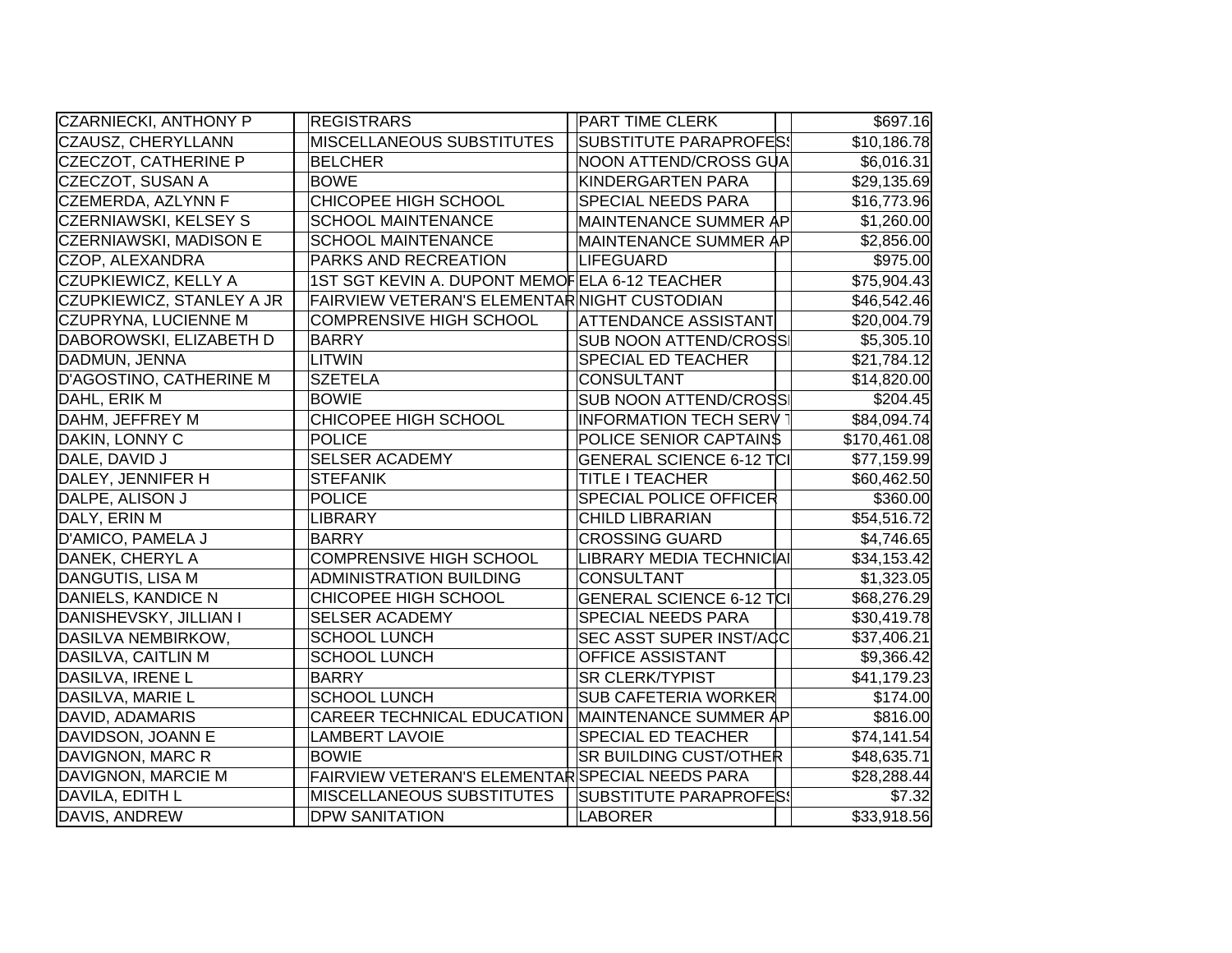| | | | | | |
|---|---|---|---|---|---|
| CZARNIECKI, ANTHONY P | | REGISTRARS | | PART TIME CLERK | | $697.16 |
| CZAUSZ, CHERYLLANN | | MISCELLANEOUS SUBSTITUTES | | SUBSTITUTE PARAPROFESS | | $10,186.78 |
| CZECZOT, CATHERINE P | | BELCHER | | NOON ATTEND/CROSS GUA | | $6,016.31 |
| CZECZOT, SUSAN A | | BOWE | | KINDERGARTEN PARA | | $29,135.69 |
| CZEMERDA, AZLYNN F | | CHICOPEE HIGH SCHOOL | | SPECIAL NEEDS PARA | | $16,773.96 |
| CZERNIAWSKI, KELSEY S | | SCHOOL MAINTENANCE | | MAINTENANCE SUMMER AP | | $1,260.00 |
| CZERNIAWSKI, MADISON E | | SCHOOL MAINTENANCE | | MAINTENANCE SUMMER AP | | $2,856.00 |
| CZOP, ALEXANDRA | | PARKS AND RECREATION | | LIFEGUARD | | $975.00 |
| CZUPKIEWICZ, KELLY A | | 1ST SGT KEVIN A. DUPONT MEMOF | | ELA 6-12 TEACHER | | $75,904.43 |
| CZUPKIEWICZ, STANLEY A JR | | FAIRVIEW VETERAN'S ELEMENTAR | | NIGHT CUSTODIAN | | $46,542.46 |
| CZUPRYNA, LUCIENNE M | | COMPRENSIVE HIGH SCHOOL | | ATTENDANCE ASSISTANT | | $20,004.79 |
| DABOROWSKI, ELIZABETH D | | BARRY | | SUB NOON ATTEND/CROSS | | $5,305.10 |
| DADMUN, JENNA | | LITWIN | | SPECIAL ED TEACHER | | $21,784.12 |
| D'AGOSTINO, CATHERINE M | | SZETELA | | CONSULTANT | | $14,820.00 |
| DAHL, ERIK M | | BOWIE | | SUB NOON ATTEND/CROSS | | $204.45 |
| DAHM, JEFFREY M | | CHICOPEE HIGH SCHOOL | | INFORMATION TECH SERV T | | $84,094.74 |
| DAKIN, LONNY C | | POLICE | | POLICE SENIOR CAPTAINS | | $170,461.08 |
| DALE, DAVID J | | SELSER ACADEMY | | GENERAL SCIENCE 6-12 TC | | $77,159.99 |
| DALEY, JENNIFER H | | STEFANIK | | TITLE I TEACHER | | $60,462.50 |
| DALPE, ALISON J | | POLICE | | SPECIAL POLICE OFFICER | | $360.00 |
| DALY, ERIN M | | LIBRARY | | CHILD LIBRARIAN | | $54,516.72 |
| D'AMICO, PAMELA J | | BARRY | | CROSSING GUARD | | $4,746.65 |
| DANEK, CHERYL A | | COMPRENSIVE HIGH SCHOOL | | LIBRARY MEDIA TECHNICIA | | $34,153.42 |
| DANGUTIS, LISA M | | ADMINISTRATION BUILDING | | CONSULTANT | | $1,323.05 |
| DANIELS, KANDICE N | | CHICOPEE HIGH SCHOOL | | GENERAL SCIENCE 6-12 TC | | $68,276.29 |
| DANISHEVSKY, JILLIAN I | | SELSER ACADEMY | | SPECIAL NEEDS PARA | | $30,419.78 |
| DASILVA NEMBIRKOW, | | SCHOOL LUNCH | | SEC ASST SUPER INST/ACC | | $37,406.21 |
| DASILVA, CAITLIN M | | SCHOOL LUNCH | | OFFICE ASSISTANT | | $9,366.42 |
| DASILVA, IRENE L | | BARRY | | SR CLERK/TYPIST | | $41,179.23 |
| DASILVA, MARIE L | | SCHOOL LUNCH | | SUB CAFETERIA WORKER | | $174.00 |
| DAVID, ADAMARIS | | CAREER TECHNICAL EDUCATION | | MAINTENANCE SUMMER AP | | $816.00 |
| DAVIDSON, JOANN E | | LAMBERT LAVOIE | | SPECIAL ED TEACHER | | $74,141.54 |
| DAVIGNON, MARC R | | BOWIE | | SR BUILDING CUST/OTHER | | $48,635.71 |
| DAVIGNON, MARCIE M | | FAIRVIEW VETERAN'S ELEMENTAR | | SPECIAL NEEDS PARA | | $28,288.44 |
| DAVILA, EDITH L | | MISCELLANEOUS SUBSTITUTES | | SUBSTITUTE PARAPROFESS | | $7.32 |
| DAVIS, ANDREW | | DPW SANITATION | | LABORER | | $33,918.56 |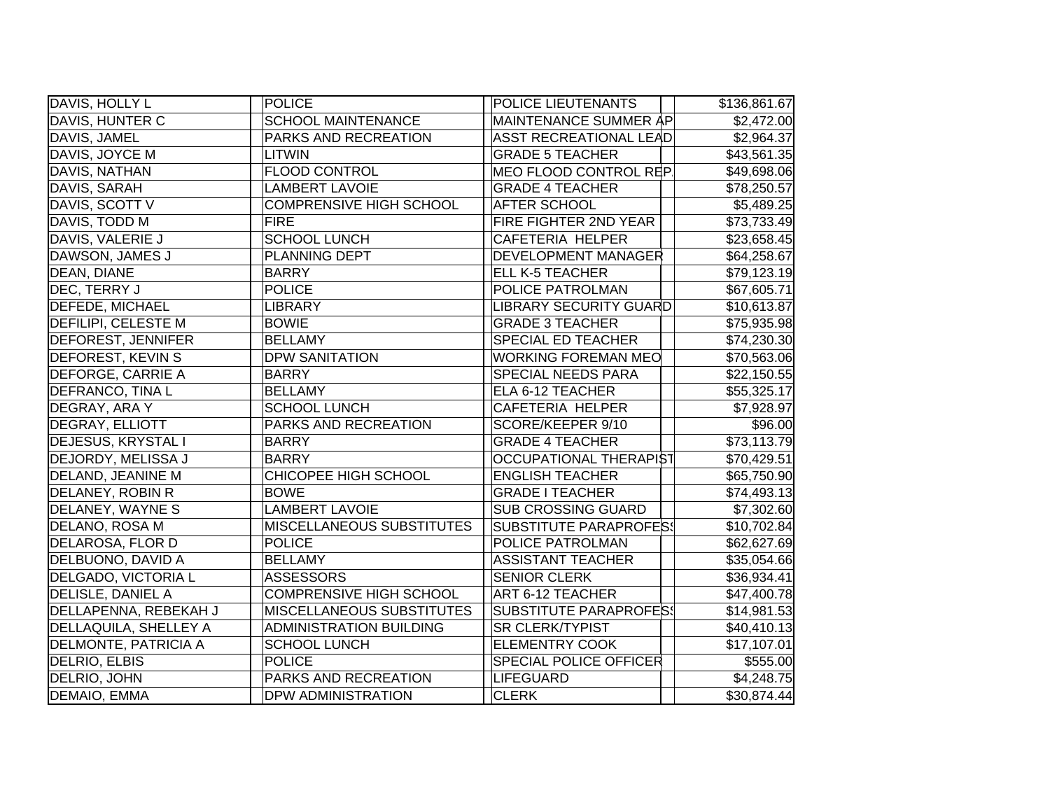| | | | |
|---|---|---|---|
| DAVIS, HOLLY L | POLICE | POLICE LIEUTENANTS | $136,861.67 |
| DAVIS, HUNTER C | SCHOOL MAINTENANCE | MAINTENANCE SUMMER AP | $2,472.00 |
| DAVIS, JAMEL | PARKS AND RECREATION | ASST RECREATIONAL LEAD | $2,964.37 |
| DAVIS, JOYCE M | LITWIN | GRADE 5 TEACHER | $43,561.35 |
| DAVIS, NATHAN | FLOOD CONTROL | MEO FLOOD CONTROL REP. | $49,698.06 |
| DAVIS, SARAH | LAMBERT LAVOIE | GRADE 4 TEACHER | $78,250.57 |
| DAVIS, SCOTT V | COMPRENSIVE HIGH SCHOOL | AFTER SCHOOL | $5,489.25 |
| DAVIS, TODD M | FIRE | FIRE FIGHTER 2ND YEAR | $73,733.49 |
| DAVIS, VALERIE J | SCHOOL LUNCH | CAFETERIA HELPER | $23,658.45 |
| DAWSON, JAMES J | PLANNING DEPT | DEVELOPMENT MANAGER | $64,258.67 |
| DEAN, DIANE | BARRY | ELL K-5 TEACHER | $79,123.19 |
| DEC, TERRY J | POLICE | POLICE PATROLMAN | $67,605.71 |
| DEFEDE, MICHAEL | LIBRARY | LIBRARY SECURITY GUARD | $10,613.87 |
| DEFILIPI, CELESTE M | BOWIE | GRADE 3 TEACHER | $75,935.98 |
| DEFOREST, JENNIFER | BELLAMY | SPECIAL ED TEACHER | $74,230.30 |
| DEFOREST, KEVIN S | DPW SANITATION | WORKING FOREMAN MEO | $70,563.06 |
| DEFORGE, CARRIE A | BARRY | SPECIAL NEEDS PARA | $22,150.55 |
| DEFRANCO, TINA L | BELLAMY | ELA 6-12 TEACHER | $55,325.17 |
| DEGRAY, ARA Y | SCHOOL LUNCH | CAFETERIA HELPER | $7,928.97 |
| DEGRAY, ELLIOTT | PARKS AND RECREATION | SCORE/KEEPER 9/10 | $96.00 |
| DEJESUS, KRYSTAL I | BARRY | GRADE 4 TEACHER | $73,113.79 |
| DEJORDY, MELISSA J | BARRY | OCCUPATIONAL THERAPIST | $70,429.51 |
| DELAND, JEANINE M | CHICOPEE HIGH SCHOOL | ENGLISH TEACHER | $65,750.90 |
| DELANEY, ROBIN R | BOWE | GRADE I TEACHER | $74,493.13 |
| DELANEY, WAYNE S | LAMBERT LAVOIE | SUB CROSSING GUARD | $7,302.60 |
| DELANO, ROSA M | MISCELLANEOUS SUBSTITUTES | SUBSTITUTE PARAPROFESS | $10,702.84 |
| DELAROSA, FLOR D | POLICE | POLICE PATROLMAN | $62,627.69 |
| DELBUONO, DAVID A | BELLAMY | ASSISTANT TEACHER | $35,054.66 |
| DELGADO, VICTORIA L | ASSESSORS | SENIOR CLERK | $36,934.41 |
| DELISLE, DANIEL A | COMPREHENSIVE HIGH SCHOOL | ART 6-12 TEACHER | $47,400.78 |
| DELLAPENNA, REBEKAH J | MISCELLANEOUS SUBSTITUTES | SUBSTITUTE PARAPROFESS | $14,981.53 |
| DELLAQUILA, SHELLEY A | ADMINISTRATION BUILDING | SR CLERK/TYPIST | $40,410.13 |
| DELMONTE, PATRICIA A | SCHOOL LUNCH | ELEMENTRY COOK | $17,107.01 |
| DELRIO, ELBIS | POLICE | SPECIAL POLICE OFFICER | $555.00 |
| DELRIO, JOHN | PARKS AND RECREATION | LIFEGUARD | $4,248.75 |
| DEMAIO, EMMA | DPW ADMINISTRATION | CLERK | $30,874.44 |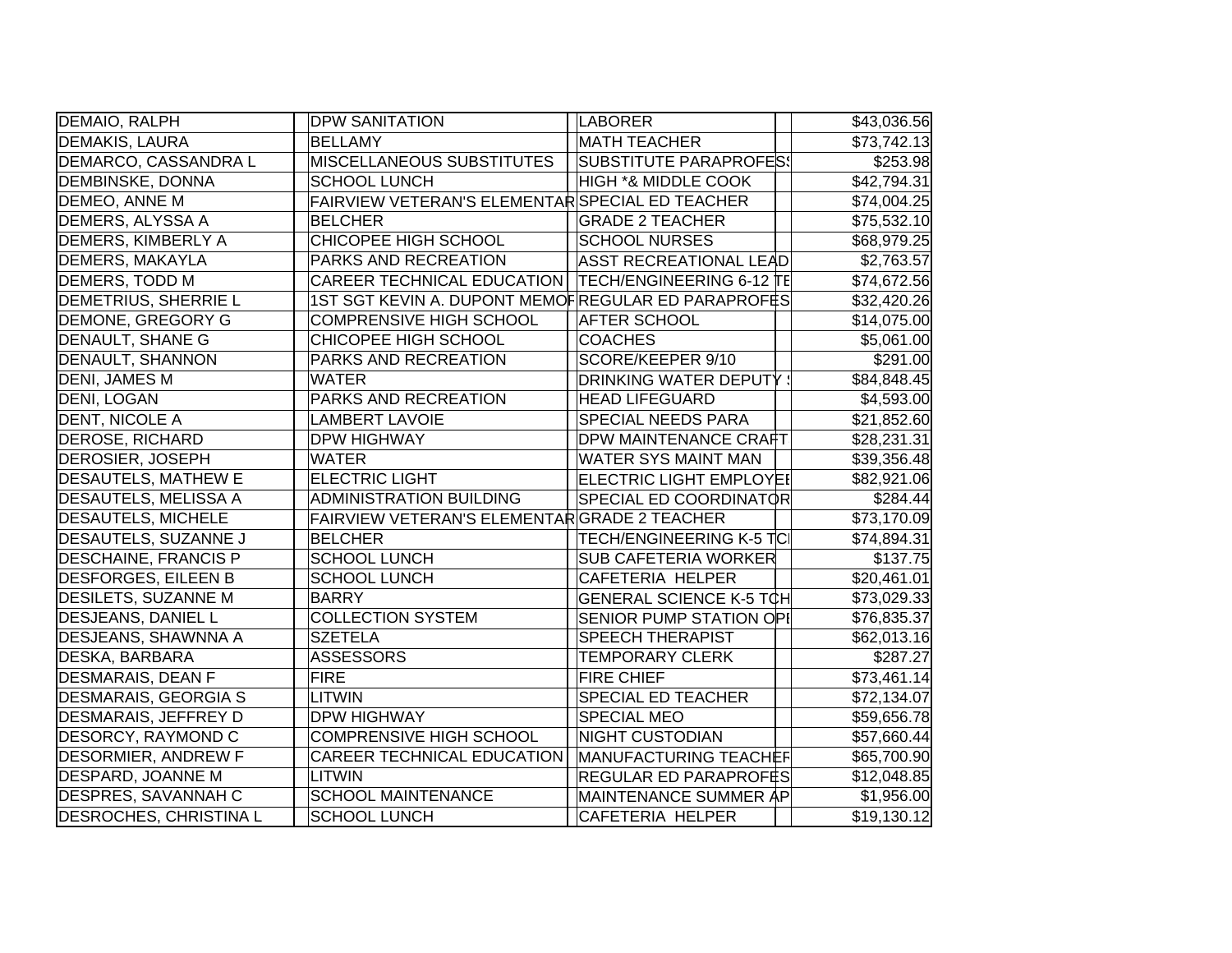| | | | |
|---|---|---|---|
| DEMAIO, RALPH | DPW SANITATION | LABORER | $43,036.56 |
| DEMAKIS, LAURA | BELLAMY | MATH TEACHER | $73,742.13 |
| DEMARCO, CASSANDRA L | MISCELLANEOUS SUBSTITUTES | SUBSTITUTE PARAPROFESS | $253.98 |
| DEMBINSKE, DONNA | SCHOOL LUNCH | HIGH *& MIDDLE COOK | $42,794.31 |
| DEMEO, ANNE M | FAIRVIEW VETERAN'S ELEMENTAR | SPECIAL ED TEACHER | $74,004.25 |
| DEMERS, ALYSSA A | BELCHER | GRADE 2 TEACHER | $75,532.10 |
| DEMERS, KIMBERLY A | CHICOPEE HIGH SCHOOL | SCHOOL NURSES | $68,979.25 |
| DEMERS, MAKAYLA | PARKS AND RECREATION | ASST RECREATIONAL LEAD | $2,763.57 |
| DEMERS, TODD M | CAREER TECHNICAL EDUCATION | TECH/ENGINEERING 6-12 TE | $74,672.56 |
| DEMETRIUS, SHERRIE L | 1ST SGT KEVIN A. DUPONT MEMOF | REGULAR ED PARAPROFES | $32,420.26 |
| DEMONE, GREGORY G | COMPRENSIVE HIGH SCHOOL | AFTER SCHOOL | $14,075.00 |
| DENAULT, SHANE G | CHICOPEE HIGH SCHOOL | COACHES | $5,061.00 |
| DENAULT, SHANNON | PARKS AND RECREATION | SCORE/KEEPER 9/10 | $291.00 |
| DENI, JAMES M | WATER | DRINKING WATER DEPUTY S | $84,848.45 |
| DENI, LOGAN | PARKS AND RECREATION | HEAD LIFEGUARD | $4,593.00 |
| DENT, NICOLE A | LAMBERT LAVOIE | SPECIAL NEEDS PARA | $21,852.60 |
| DEROSE, RICHARD | DPW HIGHWAY | DPW MAINTENANCE CRAFT | $28,231.31 |
| DEROSIER, JOSEPH | WATER | WATER SYS MAINT MAN | $39,356.48 |
| DESAUTELS, MATHEW E | ELECTRIC LIGHT | ELECTRIC LIGHT EMPLOYEE | $82,921.06 |
| DESAUTELS, MELISSA A | ADMINISTRATION BUILDING | SPECIAL ED COORDINATOR | $284.44 |
| DESAUTELS, MICHELE | FAIRVIEW VETERAN'S ELEMENTAR | GRADE 2 TEACHER | $73,170.09 |
| DESAUTELS, SUZANNE J | BELCHER | TECH/ENGINEERING K-5 TCI | $74,894.31 |
| DESCHAINE, FRANCIS P | SCHOOL LUNCH | SUB CAFETERIA WORKER | $137.75 |
| DESFORGES, EILEEN B | SCHOOL LUNCH | CAFETERIA HELPER | $20,461.01 |
| DESILETS, SUZANNE M | BARRY | GENERAL SCIENCE K-5 TCH | $73,029.33 |
| DESJEANS, DANIEL L | COLLECTION SYSTEM | SENIOR PUMP STATION OPE | $76,835.37 |
| DESJEANS, SHAWNNA A | SZETELA | SPEECH THERAPIST | $62,013.16 |
| DESKA, BARBARA | ASSESSORS | TEMPORARY CLERK | $287.27 |
| DESMARAIS, DEAN F | FIRE | FIRE CHIEF | $73,461.14 |
| DESMARAIS, GEORGIA S | LITWIN | SPECIAL ED TEACHER | $72,134.07 |
| DESMARAIS, JEFFREY D | DPW HIGHWAY | SPECIAL MEO | $59,656.78 |
| DESORCY, RAYMOND C | COMPRENSIVE HIGH SCHOOL | NIGHT CUSTODIAN | $57,660.44 |
| DESORMIER, ANDREW F | CAREER TECHNICAL EDUCATION | MANUFACTURING TEACHER | $65,700.90 |
| DESPARD, JOANNE M | LITWIN | REGULAR ED PARAPROFES | $12,048.85 |
| DESPRES, SAVANNAH C | SCHOOL MAINTENANCE | MAINTENANCE SUMMER AP | $1,956.00 |
| DESROCHES, CHRISTINA L | SCHOOL LUNCH | CAFETERIA HELPER | $19,130.12 |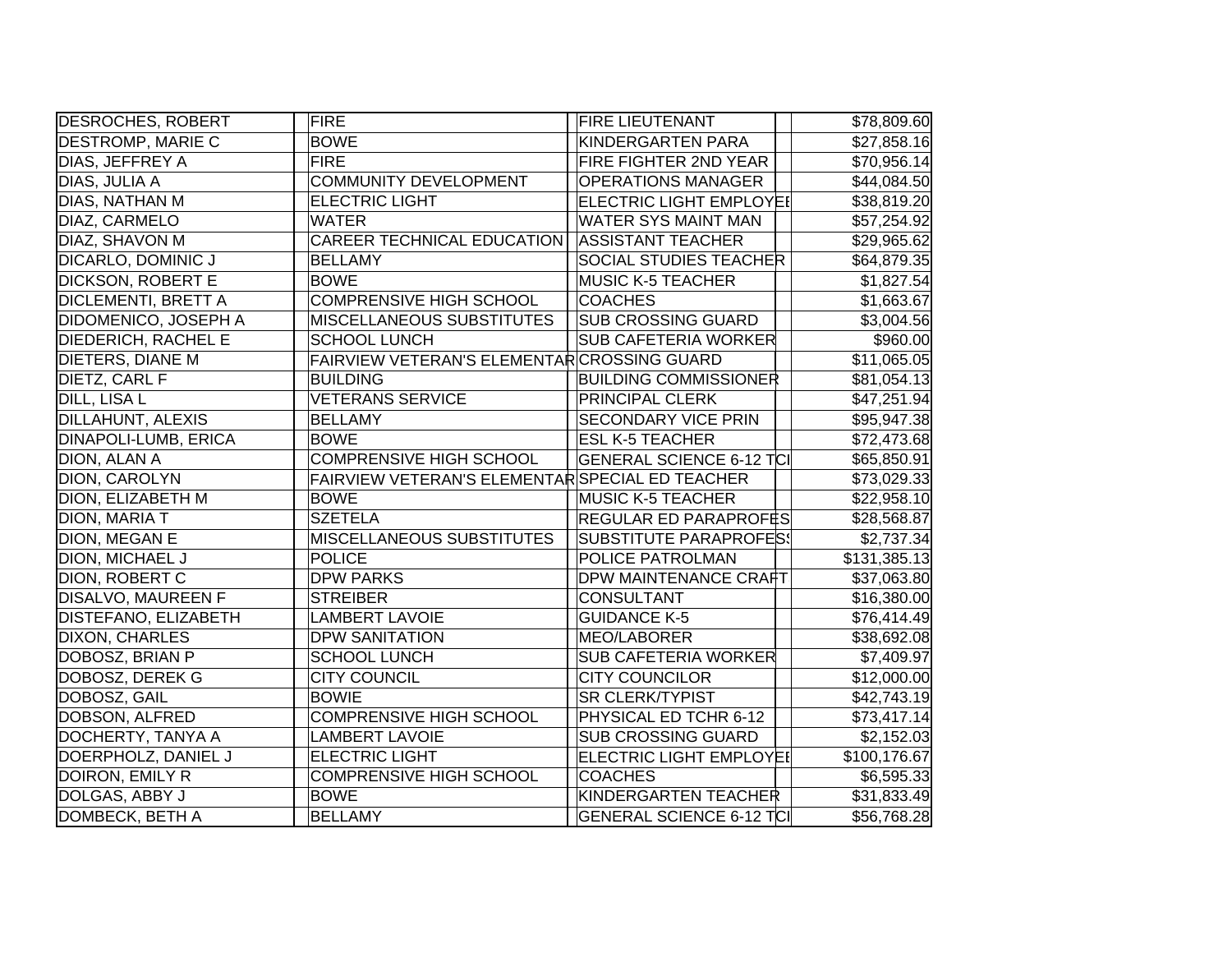| | | | |
|---|---|---|---|
| DESROCHES, ROBERT | FIRE | FIRE LIEUTENANT | $78,809.60 |
| DESTROMP, MARIE C | BOWE | KINDERGARTEN PARA | $27,858.16 |
| DIAS, JEFFREY A | FIRE | FIRE FIGHTER 2ND YEAR | $70,956.14 |
| DIAS, JULIA A | COMMUNITY DEVELOPMENT | OPERATIONS MANAGER | $44,084.50 |
| DIAS, NATHAN M | ELECTRIC LIGHT | ELECTRIC LIGHT EMPLOYEE | $38,819.20 |
| DIAZ, CARMELO | WATER | WATER SYS MAINT MAN | $57,254.92 |
| DIAZ, SHAVON M | CAREER TECHNICAL EDUCATION | ASSISTANT TEACHER | $29,965.62 |
| DICARLO, DOMINIC J | BELLAMY | SOCIAL STUDIES TEACHER | $64,879.35 |
| DICKSON, ROBERT E | BOWE | MUSIC K-5 TEACHER | $1,827.54 |
| DICLEMENTI, BRETT A | COMPRENSIVE HIGH SCHOOL | COACHES | $1,663.67 |
| DIDOMENICO, JOSEPH A | MISCELLANEOUS SUBSTITUTES | SUB CROSSING GUARD | $3,004.56 |
| DIEDERICH, RACHEL E | SCHOOL LUNCH | SUB CAFETERIA WORKER | $960.00 |
| DIETERS, DIANE M | FAIRVIEW VETERAN'S ELEMENTAR | CROSSING GUARD | $11,065.05 |
| DIETZ, CARL F | BUILDING | BUILDING COMMISSIONER | $81,054.13 |
| DILL, LISA L | VETERANS SERVICE | PRINCIPAL CLERK | $47,251.94 |
| DILLAHUNT, ALEXIS | BELLAMY | SECONDARY VICE PRIN | $95,947.38 |
| DINAPOLI-LUMB, ERICA | BOWE | ESL K-5 TEACHER | $72,473.68 |
| DION, ALAN A | COMPRENSIVE HIGH SCHOOL | GENERAL SCIENCE 6-12 TCH | $65,850.91 |
| DION, CAROLYN | FAIRVIEW VETERAN'S ELEMENTAR | SPECIAL ED TEACHER | $73,029.33 |
| DION, ELIZABETH M | BOWE | MUSIC K-5 TEACHER | $22,958.10 |
| DION, MARIA T | SZETELA | REGULAR ED PARAPROFES | $28,568.87 |
| DION, MEGAN E | MISCELLANEOUS SUBSTITUTES | SUBSTITUTE PARAPROFESS | $2,737.34 |
| DION, MICHAEL J | POLICE | POLICE PATROLMAN | $131,385.13 |
| DION, ROBERT C | DPW PARKS | DPW MAINTENANCE CRAFT | $37,063.80 |
| DISALVO, MAUREEN F | STREIBER | CONSULTANT | $16,380.00 |
| DISTEFANO, ELIZABETH | LAMBERT LAVOIE | GUIDANCE K-5 | $76,414.49 |
| DIXON, CHARLES | DPW SANITATION | MEO/LABORER | $38,692.08 |
| DOBOSZ, BRIAN P | SCHOOL LUNCH | SUB CAFETERIA WORKER | $7,409.97 |
| DOBOSZ, DEREK G | CITY COUNCIL | CITY COUNCILOR | $12,000.00 |
| DOBOSZ, GAIL | BOWIE | SR CLERK/TYPIST | $42,743.19 |
| DOBSON, ALFRED | COMPRENSIVE HIGH SCHOOL | PHYSICAL ED TCHR 6-12 | $73,417.14 |
| DOCHERTY, TANYA A | LAMBERT LAVOIE | SUB CROSSING GUARD | $2,152.03 |
| DOERPHOLZ, DANIEL J | ELECTRIC LIGHT | ELECTRIC LIGHT EMPLOYEE | $100,176.67 |
| DOIRON, EMILY R | COMPRENSIVE HIGH SCHOOL | COACHES | $6,595.33 |
| DOLGAS, ABBY J | BOWE | KINDERGARTEN TEACHER | $31,833.49 |
| DOMBECK, BETH A | BELLAMY | GENERAL SCIENCE 6-12 TCH | $56,768.28 |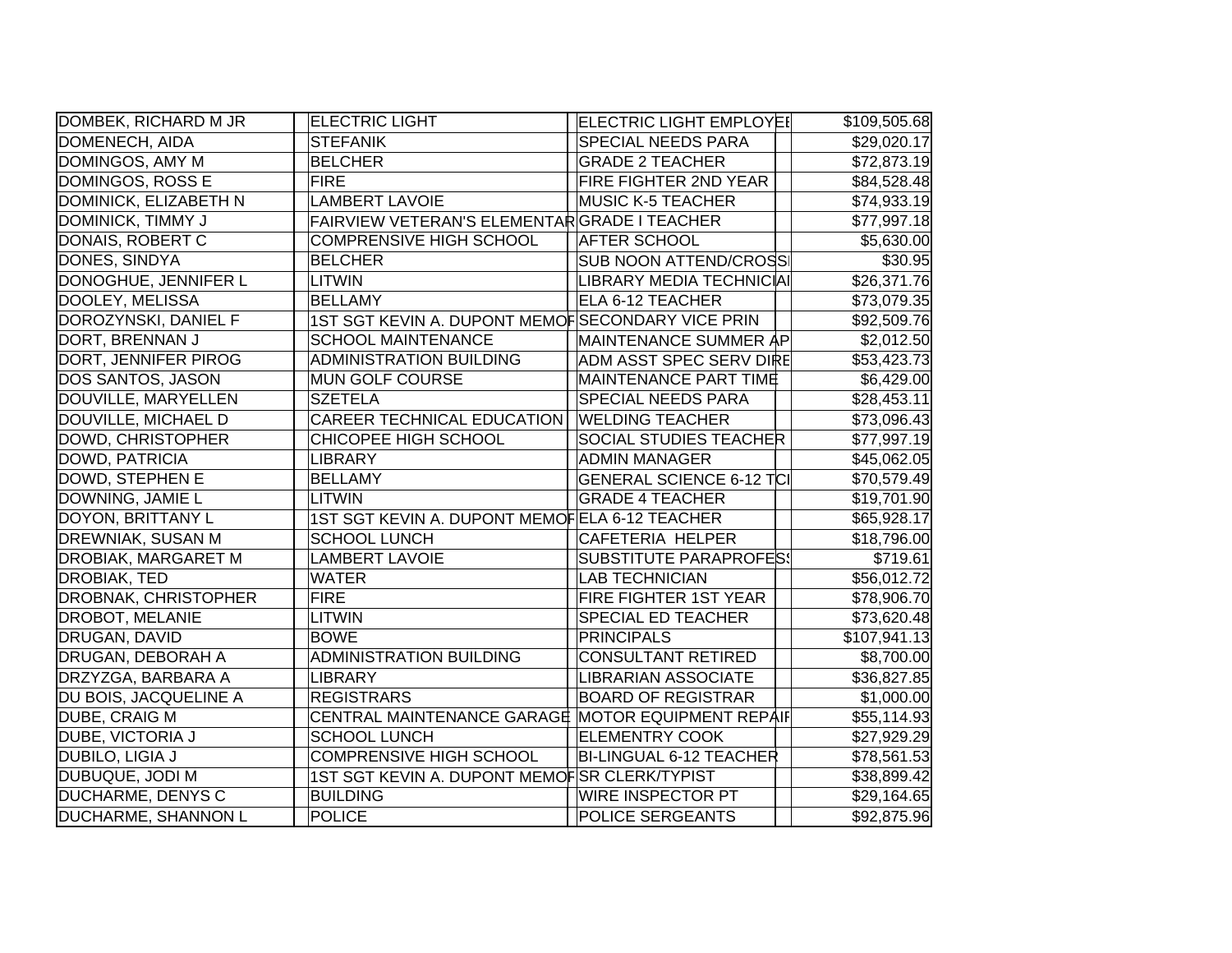| | | | |
|---|---|---|---|
| DOMBEK, RICHARD M JR | ELECTRIC LIGHT | ELECTRIC LIGHT EMPLOYEE | $109,505.68 |
| DOMENECH, AIDA | STEFANIK | SPECIAL NEEDS PARA | $29,020.17 |
| DOMINGOS, AMY M | BELCHER | GRADE 2 TEACHER | $72,873.19 |
| DOMINGOS, ROSS E | FIRE | FIRE FIGHTER 2ND YEAR | $84,528.48 |
| DOMINICK, ELIZABETH N | LAMBERT LAVOIE | MUSIC K-5 TEACHER | $74,933.19 |
| DOMINICK, TIMMY J | FAIRVIEW VETERAN'S ELEMENTAR | GRADE I TEACHER | $77,997.18 |
| DONAIS, ROBERT C | COMPRENSIVE HIGH SCHOOL | AFTER SCHOOL | $5,630.00 |
| DONES, SINDYA | BELCHER | SUB NOON ATTEND/CROSS | $30.95 |
| DONOGHUE, JENNIFER L | LITWIN | LIBRARY MEDIA TECHNICIAI | $26,371.76 |
| DOOLEY, MELISSA | BELLAMY | ELA 6-12 TEACHER | $73,079.35 |
| DOROZYNSKI, DANIEL F | 1ST SGT KEVIN A. DUPONT MEMOF | SECONDARY VICE PRIN | $92,509.76 |
| DORT, BRENNAN J | SCHOOL MAINTENANCE | MAINTENANCE SUMMER AP | $2,012.50 |
| DORT, JENNIFER PIROG | ADMINISTRATION BUILDING | ADM ASST SPEC SERV DIRE | $53,423.73 |
| DOS SANTOS, JASON | MUN GOLF COURSE | MAINTENANCE PART TIME | $6,429.00 |
| DOUVILLE, MARYELLEN | SZETELA | SPECIAL NEEDS PARA | $28,453.11 |
| DOUVILLE, MICHAEL D | CAREER TECHNICAL EDUCATION | WELDING TEACHER | $73,096.43 |
| DOWD, CHRISTOPHER | CHICOPEE HIGH SCHOOL | SOCIAL STUDIES TEACHER | $77,997.19 |
| DOWD, PATRICIA | LIBRARY | ADMIN MANAGER | $45,062.05 |
| DOWD, STEPHEN E | BELLAMY | GENERAL SCIENCE 6-12 TCI | $70,579.49 |
| DOWNING, JAMIE L | LITWIN | GRADE 4 TEACHER | $19,701.90 |
| DOYON, BRITTANY L | 1ST SGT KEVIN A. DUPONT MEMOF | ELA 6-12 TEACHER | $65,928.17 |
| DREWNIAK, SUSAN M | SCHOOL LUNCH | CAFETERIA HELPER | $18,796.00 |
| DROBIAK, MARGARET M | LAMBERT LAVOIE | SUBSTITUTE PARAPROFESS | $719.61 |
| DROBIAK, TED | WATER | LAB TECHNICIAN | $56,012.72 |
| DROBNAK, CHRISTOPHER | FIRE | FIRE FIGHTER 1ST YEAR | $78,906.70 |
| DROBOT, MELANIE | LITWIN | SPECIAL ED TEACHER | $73,620.48 |
| DRUGAN, DAVID | BOWE | PRINCIPALS | $107,941.13 |
| DRUGAN, DEBORAH A | ADMINISTRATION BUILDING | CONSULTANT RETIRED | $8,700.00 |
| DRZYZGA, BARBARA A | LIBRARY | LIBRARIAN ASSOCIATE | $36,827.85 |
| DU BOIS, JACQUELINE A | REGISTRARS | BOARD OF REGISTRAR | $1,000.00 |
| DUBE, CRAIG M | CENTRAL MAINTENANCE GARAGE | MOTOR EQUIPMENT REPAIF | $55,114.93 |
| DUBE, VICTORIA J | SCHOOL LUNCH | ELEMENTRY COOK | $27,929.29 |
| DUBILO, LIGIA J | COMPRENSIVE HIGH SCHOOL | BI-LINGUAL 6-12 TEACHER | $78,561.53 |
| DUBUQUE, JODI M | 1ST SGT KEVIN A. DUPONT MEMOF | SR CLERK/TYPIST | $38,899.42 |
| DUCHARME, DENYS C | BUILDING | WIRE INSPECTOR PT | $29,164.65 |
| DUCHARME, SHANNON L | POLICE | POLICE SERGEANTS | $92,875.96 |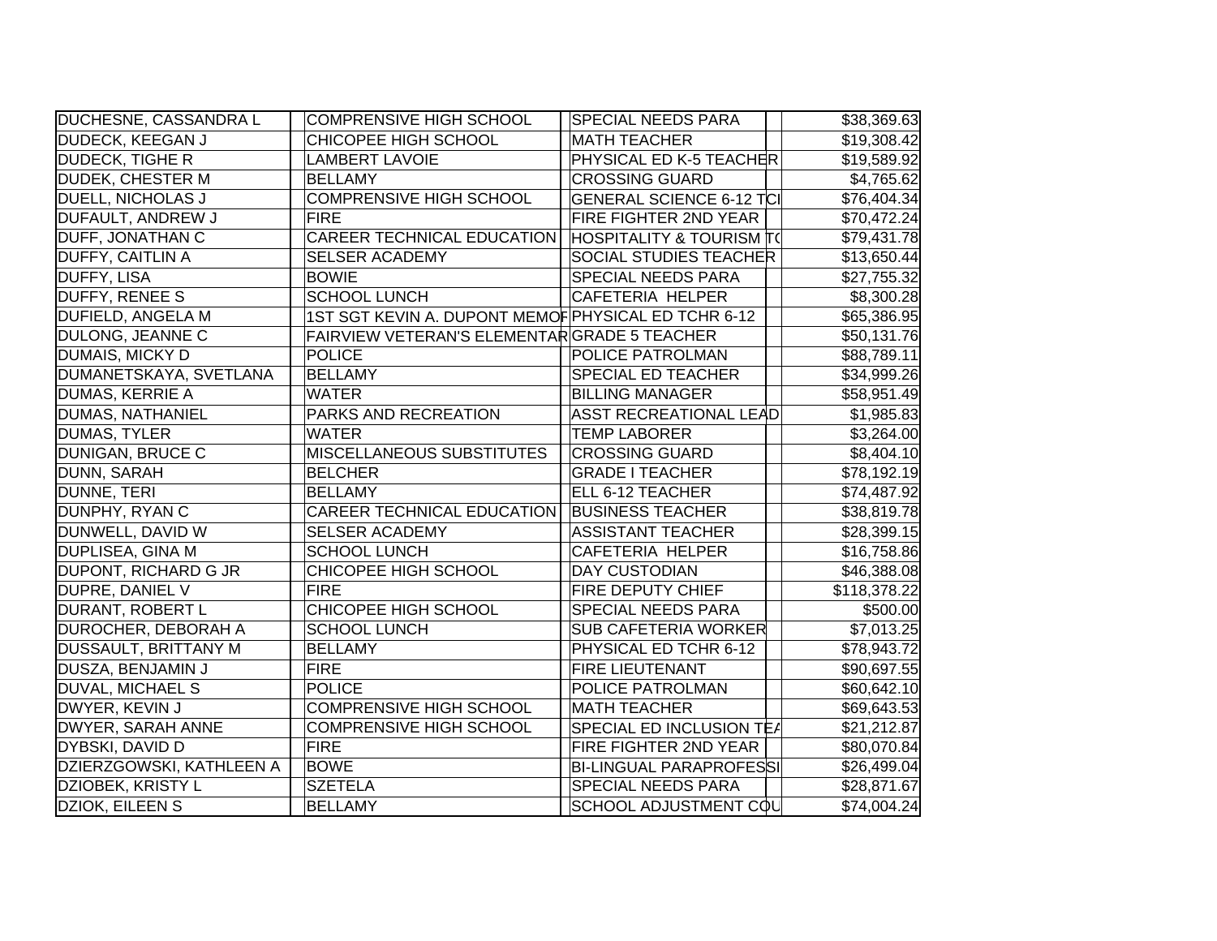| | | | |
|---|---|---|---|
| DUCHESNE, CASSANDRA L | COMPRENSIVE HIGH SCHOOL | SPECIAL NEEDS PARA | $38,369.63 |
| DUDECK, KEEGAN J | CHICOPEE HIGH SCHOOL | MATH TEACHER | $19,308.42 |
| DUDECK, TIGHE R | LAMBERT LAVOIE | PHYSICAL ED K-5 TEACHER | $19,589.92 |
| DUDEK, CHESTER M | BELLAMY | CROSSING GUARD | $4,765.62 |
| DUELL, NICHOLAS J | COMPRENSIVE HIGH SCHOOL | GENERAL SCIENCE 6-12 TCI | $76,404.34 |
| DUFAULT, ANDREW J | FIRE | FIRE FIGHTER 2ND YEAR | $70,472.24 |
| DUFF, JONATHAN C | CAREER TECHNICAL EDUCATION | HOSPITALITY & TOURISM T( | $79,431.78 |
| DUFFY, CAITLIN A | SELSER ACADEMY | SOCIAL STUDIES TEACHER | $13,650.44 |
| DUFFY, LISA | BOWIE | SPECIAL NEEDS PARA | $27,755.32 |
| DUFFY, RENEE S | SCHOOL LUNCH | CAFETERIA HELPER | $8,300.28 |
| DUFIELD, ANGELA M | 1ST SGT KEVIN A. DUPONT MEMOF | PHYSICAL ED TCHR 6-12 | $65,386.95 |
| DULONG, JEANNE C | FAIRVIEW VETERAN'S ELEMENTAR | GRADE 5 TEACHER | $50,131.76 |
| DUMAIS, MICKY D | POLICE | POLICE PATROLMAN | $88,789.11 |
| DUMANETSKAYA, SVETLANA | BELLAMY | SPECIAL ED TEACHER | $34,999.26 |
| DUMAS, KERRIE A | WATER | BILLING MANAGER | $58,951.49 |
| DUMAS, NATHANIEL | PARKS AND RECREATION | ASST RECREATIONAL LEAD | $1,985.83 |
| DUMAS, TYLER | WATER | TEMP LABORER | $3,264.00 |
| DUNIGAN, BRUCE C | MISCELLANEOUS SUBSTITUTES | CROSSING GUARD | $8,404.10 |
| DUNN, SARAH | BELCHER | GRADE I TEACHER | $78,192.19 |
| DUNNE, TERI | BELLAMY | ELL 6-12 TEACHER | $74,487.92 |
| DUNPHY, RYAN C | CAREER TECHNICAL EDUCATION | BUSINESS TEACHER | $38,819.78 |
| DUNWELL, DAVID W | SELSER ACADEMY | ASSISTANT TEACHER | $28,399.15 |
| DUPLISEA, GINA M | SCHOOL LUNCH | CAFETERIA HELPER | $16,758.86 |
| DUPONT, RICHARD G JR | CHICOPEE HIGH SCHOOL | DAY CUSTODIAN | $46,388.08 |
| DUPRE, DANIEL V | FIRE | FIRE DEPUTY CHIEF | $118,378.22 |
| DURANT, ROBERT L | CHICOPEE HIGH SCHOOL | SPECIAL NEEDS PARA | $500.00 |
| DUROCHER, DEBORAH A | SCHOOL LUNCH | SUB CAFETERIA WORKER | $7,013.25 |
| DUSSAULT, BRITTANY M | BELLAMY | PHYSICAL ED TCHR 6-12 | $78,943.72 |
| DUSZA, BENJAMIN J | FIRE | FIRE LIEUTENANT | $90,697.55 |
| DUVAL, MICHAEL S | POLICE | POLICE PATROLMAN | $60,642.10 |
| DWYER, KEVIN J | COMPRENSIVE HIGH SCHOOL | MATH TEACHER | $69,643.53 |
| DWYER, SARAH ANNE | COMPRENSIVE HIGH SCHOOL | SPECIAL ED INCLUSION TE/ | $21,212.87 |
| DYBSKI, DAVID D | FIRE | FIRE FIGHTER 2ND YEAR | $80,070.84 |
| DZIERZGOWSKI, KATHLEEN A | BOWE | BI-LINGUAL PARAPROFESSI | $26,499.04 |
| DZIOBEK, KRISTY L | SZETELA | SPECIAL NEEDS PARA | $28,871.67 |
| DZIOK, EILEEN S | BELLAMY | SCHOOL ADJUSTMENT COU | $74,004.24 |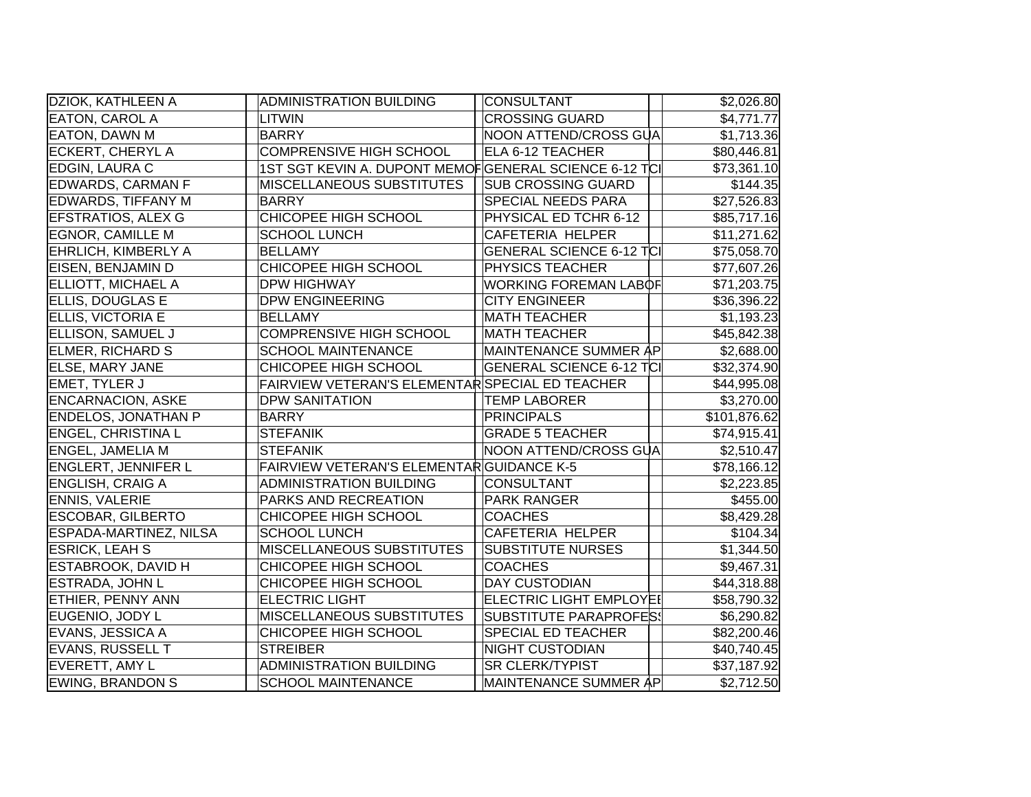| | | | |
|---|---|---|---|
| DZIOK, KATHLEEN A | ADMINISTRATION BUILDING | CONSULTANT | $2,026.80 |
| EATON, CAROL A | LITWIN | CROSSING GUARD | $4,771.77 |
| EATON, DAWN M | BARRY | NOON ATTEND/CROSS GUA | $1,713.36 |
| ECKERT, CHERYL A | COMPRENSIVE HIGH SCHOOL | ELA 6-12 TEACHER | $80,446.81 |
| EDGIN, LAURA C | 1ST SGT KEVIN A. DUPONT MEMOF | GENERAL SCIENCE 6-12 TCI | $73,361.10 |
| EDWARDS, CARMAN F | MISCELLANEOUS SUBSTITUTES | SUB CROSSING GUARD | $144.35 |
| EDWARDS, TIFFANY M | BARRY | SPECIAL NEEDS PARA | $27,526.83 |
| EFSTRATIOS, ALEX G | CHICOPEE HIGH SCHOOL | PHYSICAL ED TCHR 6-12 | $85,717.16 |
| EGNOR, CAMILLE M | SCHOOL LUNCH | CAFETERIA HELPER | $11,271.62 |
| EHRLICH, KIMBERLY A | BELLAMY | GENERAL SCIENCE 6-12 TCI | $75,058.70 |
| EISEN, BENJAMIN D | CHICOPEE HIGH SCHOOL | PHYSICS TEACHER | $77,607.26 |
| ELLIOTT, MICHAEL A | DPW HIGHWAY | WORKING FOREMAN LABOF | $71,203.75 |
| ELLIS, DOUGLAS E | DPW ENGINEERING | CITY ENGINEER | $36,396.22 |
| ELLIS, VICTORIA E | BELLAMY | MATH TEACHER | $1,193.23 |
| ELLISON, SAMUEL J | COMPRENSIVE HIGH SCHOOL | MATH TEACHER | $45,842.38 |
| ELMER, RICHARD S | SCHOOL MAINTENANCE | MAINTENANCE SUMMER AP | $2,688.00 |
| ELSE, MARY JANE | CHICOPEE HIGH SCHOOL | GENERAL SCIENCE 6-12 TCI | $32,374.90 |
| EMET, TYLER J | FAIRVIEW VETERAN'S ELEMENTAR | SPECIAL ED TEACHER | $44,995.08 |
| ENCARNACION, ASKE | DPW SANITATION | TEMP LABORER | $3,270.00 |
| ENDELOS, JONATHAN P | BARRY | PRINCIPALS | $101,876.62 |
| ENGEL, CHRISTINA L | STEFANIK | GRADE 5 TEACHER | $74,915.41 |
| ENGEL, JAMELIA M | STEFANIK | NOON ATTEND/CROSS GUA | $2,510.47 |
| ENGLERT, JENNIFER L | FAIRVIEW VETERAN'S ELEMENTAR | GUIDANCE K-5 | $78,166.12 |
| ENGLISH, CRAIG A | ADMINISTRATION BUILDING | CONSULTANT | $2,223.85 |
| ENNIS, VALERIE | PARKS AND RECREATION | PARK RANGER | $455.00 |
| ESCOBAR, GILBERTO | CHICOPEE HIGH SCHOOL | COACHES | $8,429.28 |
| ESPADA-MARTINEZ, NILSA | SCHOOL LUNCH | CAFETERIA HELPER | $104.34 |
| ESRICK, LEAH S | MISCELLANEOUS SUBSTITUTES | SUBSTITUTE NURSES | $1,344.50 |
| ESTABROOK, DAVID H | CHICOPEE HIGH SCHOOL | COACHES | $9,467.31 |
| ESTRADA, JOHN L | CHICOPEE HIGH SCHOOL | DAY CUSTODIAN | $44,318.88 |
| ETHIER, PENNY ANN | ELECTRIC LIGHT | ELECTRIC LIGHT EMPLOYEI | $58,790.32 |
| EUGENIO, JODY L | MISCELLANEOUS SUBSTITUTES | SUBSTITUTE PARAPROFESS | $6,290.82 |
| EVANS, JESSICA A | CHICOPEE HIGH SCHOOL | SPECIAL ED TEACHER | $82,200.46 |
| EVANS, RUSSELL T | STREIBER | NIGHT CUSTODIAN | $40,740.45 |
| EVERETT, AMY L | ADMINISTRATION BUILDING | SR CLERK/TYPIST | $37,187.92 |
| EWING, BRANDON S | SCHOOL MAINTENANCE | MAINTENANCE SUMMER AP | $2,712.50 |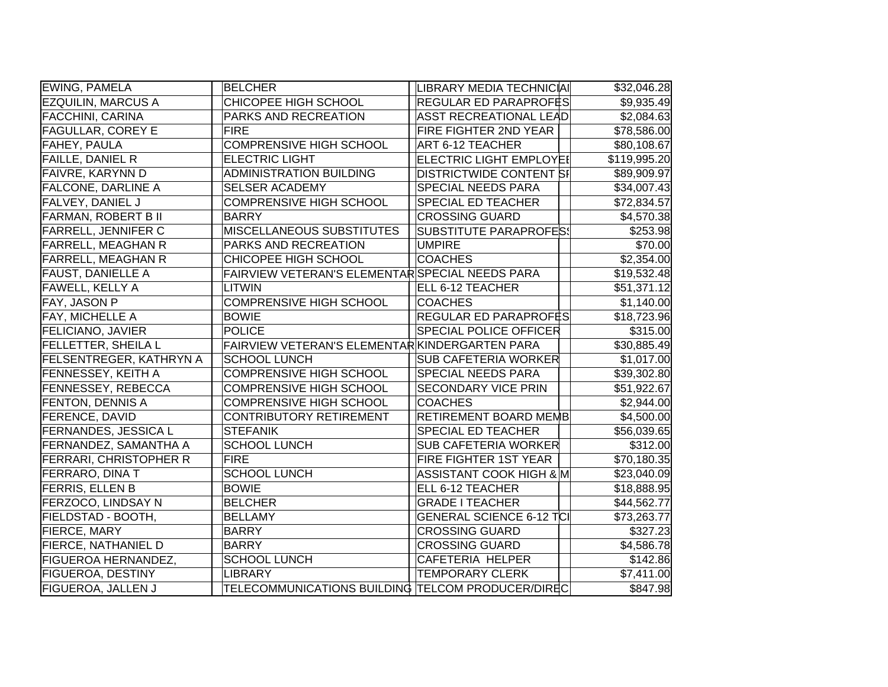| | | | |
|---|---|---|---|
| EWING, PAMELA | BELCHER | LIBRARY MEDIA TECHNICIAI | $32,046.28 |
| EZQUILIN, MARCUS A | CHICOPEE HIGH SCHOOL | REGULAR ED PARAPROFES | $9,935.49 |
| FACCHINI, CARINA | PARKS AND RECREATION | ASST RECREATIONAL LEAD | $2,084.63 |
| FAGULLAR, COREY E | FIRE | FIRE FIGHTER 2ND YEAR | $78,586.00 |
| FAHEY, PAULA | COMPRENSIVE HIGH SCHOOL | ART 6-12 TEACHER | $80,108.67 |
| FAILLE, DANIEL R | ELECTRIC LIGHT | ELECTRIC LIGHT EMPLOYEI | $119,995.20 |
| FAIVRE, KARYNN D | ADMINISTRATION BUILDING | DISTRICTWIDE CONTENT SI | $89,909.97 |
| FALCONE, DARLINE A | SELSER ACADEMY | SPECIAL NEEDS PARA | $34,007.43 |
| FALVEY, DANIEL J | COMPRENSIVE HIGH SCHOOL | SPECIAL ED TEACHER | $72,834.57 |
| FARMAN, ROBERT B II | BARRY | CROSSING GUARD | $4,570.38 |
| FARRELL, JENNIFER C | MISCELLANEOUS SUBSTITUTES | SUBSTITUTE PARAPROFESS | $253.98 |
| FARRELL, MEAGHAN R | PARKS AND RECREATION | UMPIRE | $70.00 |
| FARRELL, MEAGHAN R | CHICOPEE HIGH SCHOOL | COACHES | $2,354.00 |
| FAUST, DANIELLE A | FAIRVIEW VETERAN'S ELEMENTAR | SPECIAL NEEDS PARA | $19,532.48 |
| FAWELL, KELLY A | LITWIN | ELL 6-12 TEACHER | $51,371.12 |
| FAY, JASON P | COMPRENSIVE HIGH SCHOOL | COACHES | $1,140.00 |
| FAY, MICHELLE A | BOWIE | REGULAR ED PARAPROFES | $18,723.96 |
| FELICIANO, JAVIER | POLICE | SPECIAL POLICE OFFICER | $315.00 |
| FELLETTER, SHEILA L | FAIRVIEW VETERAN'S ELEMENTAR | KINDERGARTEN PARA | $30,885.49 |
| FELSENTREGER, KATHRYN A | SCHOOL LUNCH | SUB CAFETERIA WORKER | $1,017.00 |
| FENNESSEY, KEITH A | COMPRENSIVE HIGH SCHOOL | SPECIAL NEEDS PARA | $39,302.80 |
| FENNESSEY, REBECCA | COMPRENSIVE HIGH SCHOOL | SECONDARY VICE PRIN | $51,922.67 |
| FENTON, DENNIS A | COMPRENSIVE HIGH SCHOOL | COACHES | $2,944.00 |
| FERENCE, DAVID | CONTRIBUTORY RETIREMENT | RETIREMENT BOARD MEMB | $4,500.00 |
| FERNANDES, JESSICA L | STEFANIK | SPECIAL ED TEACHER | $56,039.65 |
| FERNANDEZ, SAMANTHA A | SCHOOL LUNCH | SUB CAFETERIA WORKER | $312.00 |
| FERRARI, CHRISTOPHER R | FIRE | FIRE FIGHTER 1ST YEAR | $70,180.35 |
| FERRARO, DINA T | SCHOOL LUNCH | ASSISTANT COOK HIGH & M | $23,040.09 |
| FERRIS, ELLEN B | BOWIE | ELL 6-12 TEACHER | $18,888.95 |
| FERZOCO, LINDSAY N | BELCHER | GRADE I TEACHER | $44,562.77 |
| FIELDSTAD - BOOTH, | BELLAMY | GENERAL SCIENCE 6-12 TCI | $73,263.77 |
| FIERCE, MARY | BARRY | CROSSING GUARD | $327.23 |
| FIERCE, NATHANIEL D | BARRY | CROSSING GUARD | $4,586.78 |
| FIGUEROA HERNANDEZ, | SCHOOL LUNCH | CAFETERIA HELPER | $142.86 |
| FIGUEROA, DESTINY | LIBRARY | TEMPORARY CLERK | $7,411.00 |
| FIGUEROA, JALLEN J | TELECOMMUNICATIONS BUILDING | TELCOM PRODUCER/DIREC | $847.98 |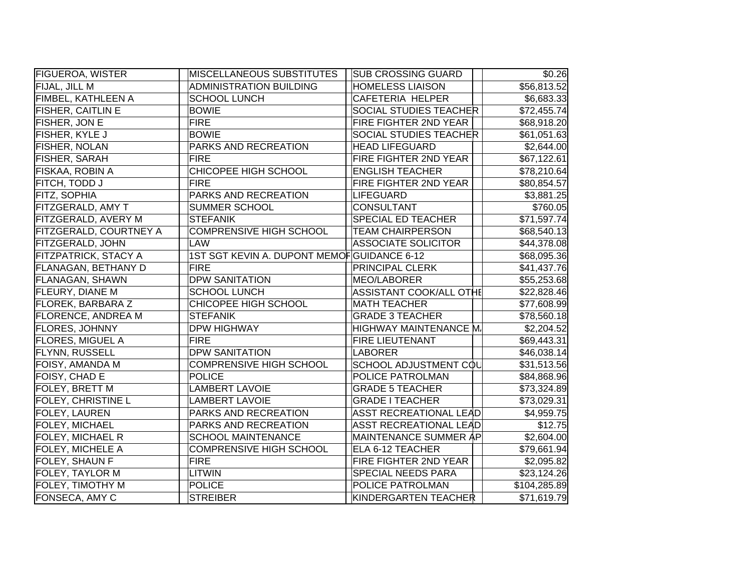| | | | | |
|---|---|---|---|---|
| FIGUEROA, WISTER | MISCELLANEOUS SUBSTITUTES | SUB CROSSING GUARD | | $0.26 |
| FIJAL, JILL M | ADMINISTRATION BUILDING | HOMELESS LIAISON | | $56,813.52 |
| FIMBEL, KATHLEEN A | SCHOOL LUNCH | CAFETERIA HELPER | | $6,683.33 |
| FISHER, CAITLIN E | BOWIE | SOCIAL STUDIES TEACHER | | $72,455.74 |
| FISHER, JON E | FIRE | FIRE FIGHTER 2ND YEAR | | $68,918.20 |
| FISHER, KYLE J | BOWIE | SOCIAL STUDIES TEACHER | | $61,051.63 |
| FISHER, NOLAN | PARKS AND RECREATION | HEAD LIFEGUARD | | $2,644.00 |
| FISHER, SARAH | FIRE | FIRE FIGHTER 2ND YEAR | | $67,122.61 |
| FISKAA, ROBIN A | CHICOPEE HIGH SCHOOL | ENGLISH TEACHER | | $78,210.64 |
| FITCH, TODD J | FIRE | FIRE FIGHTER 2ND YEAR | | $80,854.57 |
| FITZ, SOPHIA | PARKS AND RECREATION | LIFEGUARD | | $3,881.25 |
| FITZGERALD, AMY T | SUMMER SCHOOL | CONSULTANT | | $760.05 |
| FITZGERALD, AVERY M | STEFANIK | SPECIAL ED TEACHER | | $71,597.74 |
| FITZGERALD, COURTNEY A | COMPRENSIVE HIGH SCHOOL | TEAM CHAIRPERSON | | $68,540.13 |
| FITZGERALD, JOHN | LAW | ASSOCIATE SOLICITOR | | $44,378.08 |
| FITZPATRICK, STACY A | 1ST SGT KEVIN A. DUPONT MEMOF | GUIDANCE 6-12 | | $68,095.36 |
| FLANAGAN, BETHANY D | FIRE | PRINCIPAL CLERK | | $41,437.76 |
| FLANAGAN, SHAWN | DPW SANITATION | MEO/LABORER | | $55,253.68 |
| FLEURY, DIANE M | SCHOOL LUNCH | ASSISTANT COOK/ALL OTHE | | $22,828.46 |
| FLOREK, BARBARA Z | CHICOPEE HIGH SCHOOL | MATH TEACHER | | $77,608.99 |
| FLORENCE, ANDREA M | STEFANIK | GRADE 3 TEACHER | | $78,560.18 |
| FLORES, JOHNNY | DPW HIGHWAY | HIGHWAY MAINTENANCE MA | | $2,204.52 |
| FLORES, MIGUEL A | FIRE | FIRE LIEUTENANT | | $69,443.31 |
| FLYNN, RUSSELL | DPW SANITATION | LABORER | | $46,038.14 |
| FOISY, AMANDA M | COMPRENSIVE HIGH SCHOOL | SCHOOL ADJUSTMENT COU | | $31,513.56 |
| FOISY, CHAD E | POLICE | POLICE PATROLMAN | | $84,868.96 |
| FOLEY, BRETT M | LAMBERT LAVOIE | GRADE 5 TEACHER | | $73,324.89 |
| FOLEY, CHRISTINE L | LAMBERT LAVOIE | GRADE I TEACHER | | $73,029.31 |
| FOLEY, LAUREN | PARKS AND RECREATION | ASST RECREATIONAL LEAD | | $4,959.75 |
| FOLEY, MICHAEL | PARKS AND RECREATION | ASST RECREATIONAL LEAD | | $12.75 |
| FOLEY, MICHAEL R | SCHOOL MAINTENANCE | MAINTENANCE SUMMER AP | | $2,604.00 |
| FOLEY, MICHELE A | COMPRENSIVE HIGH SCHOOL | ELA 6-12 TEACHER | | $79,661.94 |
| FOLEY, SHAUN F | FIRE | FIRE FIGHTER 2ND YEAR | | $2,095.82 |
| FOLEY, TAYLOR M | LITWIN | SPECIAL NEEDS PARA | | $23,124.26 |
| FOLEY, TIMOTHY M | POLICE | POLICE PATROLMAN | | $104,285.89 |
| FONSECA, AMY C | STREIBER | KINDERGARTEN TEACHER | | $71,619.79 |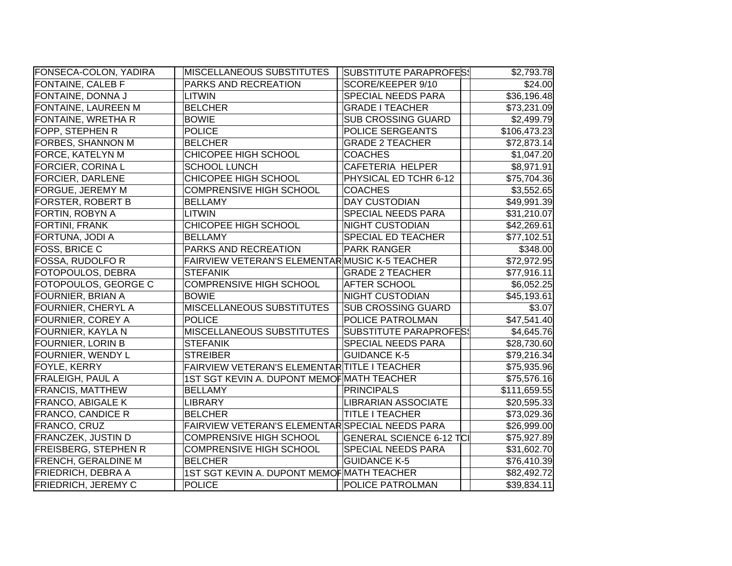| | | | | | |
|---|---|---|---|---|---|
| FONSECA-COLON, YADIRA | | MISCELLANEOUS SUBSTITUTES | SUBSTITUTE PARAPROFESS | | $2,793.78 |
| FONTAINE, CALEB F | | PARKS AND RECREATION | SCORE/KEEPER 9/10 | | $24.00 |
| FONTAINE, DONNA J | | LITWIN | SPECIAL NEEDS PARA | | $36,196.48 |
| FONTAINE, LAUREEN M | | BELCHER | GRADE I TEACHER | | $73,231.09 |
| FONTAINE, WRETHA R | | BOWIE | SUB CROSSING GUARD | | $2,499.79 |
| FOPP, STEPHEN R | | POLICE | POLICE SERGEANTS | | $106,473.23 |
| FORBES, SHANNON M | | BELCHER | GRADE 2 TEACHER | | $72,873.14 |
| FORCE, KATELYN M | | CHICOPEE HIGH SCHOOL | COACHES | | $1,047.20 |
| FORCIER, CORINA L | | SCHOOL LUNCH | CAFETERIA HELPER | | $8,971.91 |
| FORCIER, DARLENE | | CHICOPEE HIGH SCHOOL | PHYSICAL ED TCHR 6-12 | | $75,704.36 |
| FORGUE, JEREMY M | | COMPRENSIVE HIGH SCHOOL | COACHES | | $3,552.65 |
| FORSTER, ROBERT B | | BELLAMY | DAY CUSTODIAN | | $49,991.39 |
| FORTIN, ROBYN A | | LITWIN | SPECIAL NEEDS PARA | | $31,210.07 |
| FORTINI, FRANK | | CHICOPEE HIGH SCHOOL | NIGHT CUSTODIAN | | $42,269.61 |
| FORTUNA, JODI A | | BELLAMY | SPECIAL ED TEACHER | | $77,102.51 |
| FOSS, BRICE C | | PARKS AND RECREATION | PARK RANGER | | $348.00 |
| FOSSA, RUDOLFO R | | FAIRVIEW VETERAN'S ELEMENTAR | MUSIC K-5 TEACHER | | $72,972.95 |
| FOTOPOULOS, DEBRA | | STEFANIK | GRADE 2 TEACHER | | $77,916.11 |
| FOTOPOULOS, GEORGE C | | COMPRENSIVE HIGH SCHOOL | AFTER SCHOOL | | $6,052.25 |
| FOURNIER, BRIAN A | | BOWIE | NIGHT CUSTODIAN | | $45,193.61 |
| FOURNIER, CHERYL A | | MISCELLANEOUS SUBSTITUTES | SUB CROSSING GUARD | | $3.07 |
| FOURNIER, COREY A | | POLICE | POLICE PATROLMAN | | $47,541.40 |
| FOURNIER, KAYLA N | | MISCELLANEOUS SUBSTITUTES | SUBSTITUTE PARAPROFESS | | $4,645.76 |
| FOURNIER, LORIN B | | STEFANIK | SPECIAL NEEDS PARA | | $28,730.60 |
| FOURNIER, WENDY L | | STREIBER | GUIDANCE K-5 | | $79,216.34 |
| FOYLE, KERRY | | FAIRVIEW VETERAN'S ELEMENTAR | TITLE I TEACHER | | $75,935.96 |
| FRALEIGH, PAUL A | | 1ST SGT KEVIN A. DUPONT MEMOF | MATH TEACHER | | $75,576.16 |
| FRANCIS, MATTHEW | | BELLAMY | PRINCIPALS | | $111,659.55 |
| FRANCO, ABIGALE K | | LIBRARY | LIBRARIAN ASSOCIATE | | $20,595.33 |
| FRANCO, CANDICE R | | BELCHER | TITLE I TEACHER | | $73,029.36 |
| FRANCO, CRUZ | | FAIRVIEW VETERAN'S ELEMENTAR | SPECIAL NEEDS PARA | | $26,999.00 |
| FRANCZEK, JUSTIN D | | COMPRENSIVE HIGH SCHOOL | GENERAL SCIENCE 6-12 TCI | | $75,927.89 |
| FREISBERG, STEPHEN R | | COMPRENSIVE HIGH SCHOOL | SPECIAL NEEDS PARA | | $31,602.70 |
| FRENCH, GERALDINE M | | BELCHER | GUIDANCE K-5 | | $76,410.39 |
| FRIEDRICH, DEBRA A | | 1ST SGT KEVIN A. DUPONT MEMOF | MATH TEACHER | | $82,492.72 |
| FRIEDRICH, JEREMY C | | POLICE | POLICE PATROLMAN | | $39,834.11 |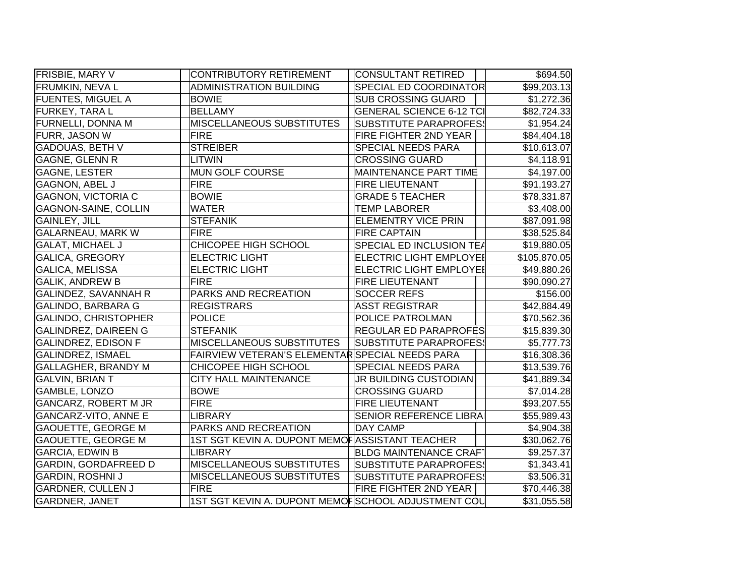| | | | |
|---|---|---|---|
| FRISBIE, MARY V | CONTRIBUTORY RETIREMENT | CONSULTANT RETIRED | $694.50 |
| FRUMKIN, NEVA L | ADMINISTRATION BUILDING | SPECIAL ED COORDINATOR | $99,203.13 |
| FUENTES, MIGUEL A | BOWIE | SUB CROSSING GUARD | $1,272.36 |
| FURKEY, TARA L | BELLAMY | GENERAL SCIENCE 6-12 TCI | $82,724.33 |
| FURNELLI, DONNA M | MISCELLANEOUS SUBSTITUTES | SUBSTITUTE PARAPROFESS | $1,954.24 |
| FURR, JASON W | FIRE | FIRE FIGHTER 2ND YEAR | $84,404.18 |
| GADOUAS, BETH V | STREIBER | SPECIAL NEEDS PARA | $10,613.07 |
| GAGNE, GLENN R | LITWIN | CROSSING GUARD | $4,118.91 |
| GAGNE, LESTER | MUN GOLF COURSE | MAINTENANCE PART TIME | $4,197.00 |
| GAGNON, ABEL J | FIRE | FIRE LIEUTENANT | $91,193.27 |
| GAGNON, VICTORIA C | BOWIE | GRADE 5 TEACHER | $78,331.87 |
| GAGNON-SAINE, COLLIN | WATER | TEMP LABORER | $3,408.00 |
| GAINLEY, JILL | STEFANIK | ELEMENTRY VICE PRIN | $87,091.98 |
| GALARNEAU, MARK W | FIRE | FIRE CAPTAIN | $38,525.84 |
| GALAT, MICHAEL J | CHICOPEE HIGH SCHOOL | SPECIAL ED INCLUSION TEA | $19,880.05 |
| GALICA, GREGORY | ELECTRIC LIGHT | ELECTRIC LIGHT EMPLOYEE | $105,870.05 |
| GALICA, MELISSA | ELECTRIC LIGHT | ELECTRIC LIGHT EMPLOYEE | $49,880.26 |
| GALIK, ANDREW B | FIRE | FIRE LIEUTENANT | $90,090.27 |
| GALINDEZ, SAVANNAH R | PARKS AND RECREATION | SOCCER REFS | $156.00 |
| GALINDO, BARBARA G | REGISTRARS | ASST REGISTRAR | $42,884.49 |
| GALINDO, CHRISTOPHER | POLICE | POLICE PATROLMAN | $70,562.36 |
| GALINDREZ, DAIREEN G | STEFANIK | REGULAR ED PARAPROFES | $15,839.30 |
| GALINDREZ, EDISON F | MISCELLANEOUS SUBSTITUTES | SUBSTITUTE PARAPROFESS | $5,777.73 |
| GALINDREZ, ISMAEL | FAIRVIEW VETERAN'S ELEMENTAR | SPECIAL NEEDS PARA | $16,308.36 |
| GALLAGHER, BRANDY M | CHICOPEE HIGH SCHOOL | SPECIAL NEEDS PARA | $13,539.76 |
| GALVIN, BRIAN T | CITY HALL MAINTENANCE | JR BUILDING CUSTODIAN | $41,889.34 |
| GAMBLE, LONZO | BOWE | CROSSING GUARD | $7,014.28 |
| GANCARZ, ROBERT M JR | FIRE | FIRE LIEUTENANT | $93,207.55 |
| GANCARZ-VITO, ANNE E | LIBRARY | SENIOR REFERENCE LIBRA | $55,989.43 |
| GAOUETTE, GEORGE M | PARKS AND RECREATION | DAY CAMP | $4,904.38 |
| GAOUETTE, GEORGE M | 1ST SGT KEVIN A. DUPONT MEMO | ASSISTANT TEACHER | $30,062.76 |
| GARCIA, EDWIN B | LIBRARY | BLDG MAINTENANCE CRAFT | $9,257.37 |
| GARDIN, GORDAFREED D | MISCELLANEOUS SUBSTITUTES | SUBSTITUTE PARAPROFESS | $1,343.41 |
| GARDIN, ROSHNI J | MISCELLANEOUS SUBSTITUTES | SUBSTITUTE PARAPROFESS | $3,506.31 |
| GARDNER, CULLEN J | FIRE | FIRE FIGHTER 2ND YEAR | $70,446.38 |
| GARDNER, JANET | 1ST SGT KEVIN A. DUPONT MEMO | SCHOOL ADJUSTMENT COU | $31,055.58 |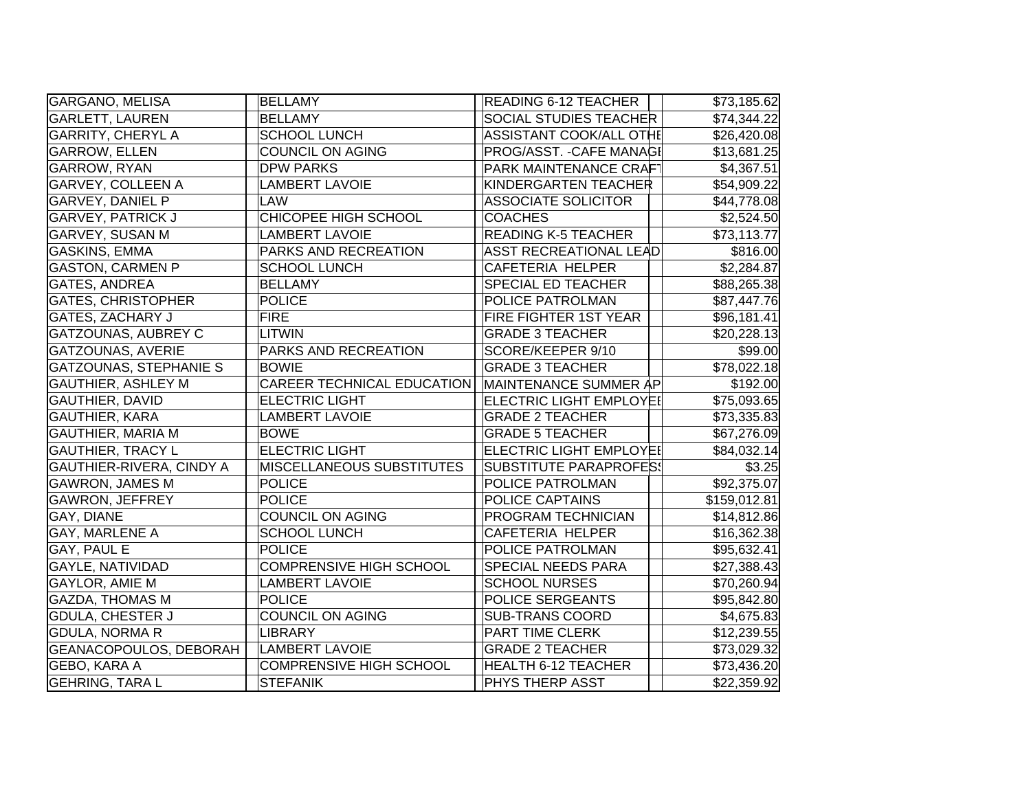| | | | |
|---|---|---|---|
| GARGANO, MELISA | BELLAMY | READING 6-12 TEACHER | $73,185.62 |
| GARLETT, LAUREN | BELLAMY | SOCIAL STUDIES TEACHER | $74,344.22 |
| GARRITY, CHERYL A | SCHOOL LUNCH | ASSISTANT COOK/ALL OTHE | $26,420.08 |
| GARROW, ELLEN | COUNCIL ON AGING | PROG/ASST. -CAFE MANAGI | $13,681.25 |
| GARROW, RYAN | DPW PARKS | PARK MAINTENANCE CRAFT | $4,367.51 |
| GARVEY, COLLEEN A | LAMBERT LAVOIE | KINDERGARTEN TEACHER | $54,909.22 |
| GARVEY, DANIEL P | LAW | ASSOCIATE SOLICITOR | $44,778.08 |
| GARVEY, PATRICK J | CHICOPEE HIGH SCHOOL | COACHES | $2,524.50 |
| GARVEY, SUSAN M | LAMBERT LAVOIE | READING K-5 TEACHER | $73,113.77 |
| GASKINS, EMMA | PARKS AND RECREATION | ASST RECREATIONAL LEAD | $816.00 |
| GASTON, CARMEN P | SCHOOL LUNCH | CAFETERIA HELPER | $2,284.87 |
| GATES, ANDREA | BELLAMY | SPECIAL ED TEACHER | $88,265.38 |
| GATES, CHRISTOPHER | POLICE | POLICE PATROLMAN | $87,447.76 |
| GATES, ZACHARY J | FIRE | FIRE FIGHTER 1ST YEAR | $96,181.41 |
| GATZOUNAS, AUBREY C | LITWIN | GRADE 3 TEACHER | $20,228.13 |
| GATZOUNAS, AVERIE | PARKS AND RECREATION | SCORE/KEEPER 9/10 | $99.00 |
| GATZOUNAS, STEPHANIE S | BOWIE | GRADE 3 TEACHER | $78,022.18 |
| GAUTHIER, ASHLEY M | CAREER TECHNICAL EDUCATION | MAINTENANCE SUMMER AP | $192.00 |
| GAUTHIER, DAVID | ELECTRIC LIGHT | ELECTRIC LIGHT EMPLOYEI | $75,093.65 |
| GAUTHIER, KARA | LAMBERT LAVOIE | GRADE 2 TEACHER | $73,335.83 |
| GAUTHIER, MARIA M | BOWE | GRADE 5 TEACHER | $67,276.09 |
| GAUTHIER, TRACY L | ELECTRIC LIGHT | ELECTRIC LIGHT EMPLOYEI | $84,032.14 |
| GAUTHIER-RIVERA, CINDY A | MISCELLANEOUS SUBSTITUTES | SUBSTITUTE PARAPROFESS | $3.25 |
| GAWRON, JAMES M | POLICE | POLICE PATROLMAN | $92,375.07 |
| GAWRON, JEFFREY | POLICE | POLICE CAPTAINS | $159,012.81 |
| GAY, DIANE | COUNCIL ON AGING | PROGRAM TECHNICIAN | $14,812.86 |
| GAY, MARLENE A | SCHOOL LUNCH | CAFETERIA HELPER | $16,362.38 |
| GAY, PAUL E | POLICE | POLICE PATROLMAN | $95,632.41 |
| GAYLE, NATIVIDAD | COMPRENSIVE HIGH SCHOOL | SPECIAL NEEDS PARA | $27,388.43 |
| GAYLOR, AMIE M | LAMBERT LAVOIE | SCHOOL NURSES | $70,260.94 |
| GAZDA, THOMAS M | POLICE | POLICE SERGEANTS | $95,842.80 |
| GDULA, CHESTER J | COUNCIL ON AGING | SUB-TRANS COORD | $4,675.83 |
| GDULA, NORMA R | LIBRARY | PART TIME CLERK | $12,239.55 |
| GEANACOPOULOS, DEBORAH | LAMBERT LAVOIE | GRADE 2 TEACHER | $73,029.32 |
| GEBO, KARA A | COMPRENSIVE HIGH SCHOOL | HEALTH 6-12 TEACHER | $73,436.20 |
| GEHRING, TARA L | STEFANIK | PHYS THERP ASST | $22,359.92 |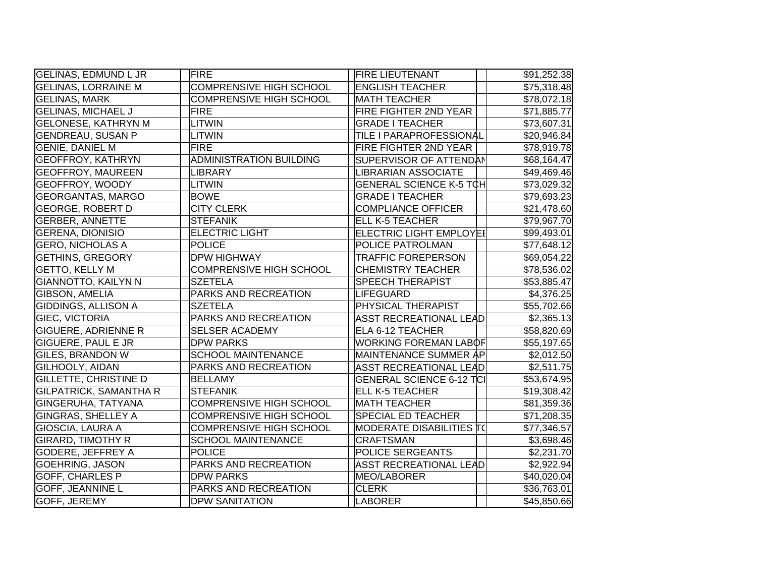| | | | |
|---|---|---|---|
| GELINAS, EDMUND L JR | FIRE | FIRE LIEUTENANT | $91,252.38 |
| GELINAS, LORRAINE M | COMPRENSIVE HIGH SCHOOL | ENGLISH TEACHER | $75,318.48 |
| GELINAS, MARK | COMPRENSIVE HIGH SCHOOL | MATH TEACHER | $78,072.18 |
| GELINAS, MICHAEL J | FIRE | FIRE FIGHTER 2ND YEAR | $71,885.77 |
| GELONESE, KATHRYN M | LITWIN | GRADE I TEACHER | $73,607.31 |
| GENDREAU, SUSAN P | LITWIN | TILE I PARAPROFESSIONAL | $20,946.84 |
| GENIE, DANIEL M | FIRE | FIRE FIGHTER 2ND YEAR | $78,919.78 |
| GEOFFROY, KATHRYN | ADMINISTRATION BUILDING | SUPERVISOR OF ATTENDAN | $68,164.47 |
| GEOFFROY, MAUREEN | LIBRARY | LIBRARIAN ASSOCIATE | $49,469.46 |
| GEOFFROY, WOODY | LITWIN | GENERAL SCIENCE K-5 TCH | $73,029.32 |
| GEORGANTAS, MARGO | BOWE | GRADE I TEACHER | $79,693.23 |
| GEORGE, ROBERT D | CITY CLERK | COMPLIANCE OFFICER | $21,478.60 |
| GERBER, ANNETTE | STEFANIK | ELL K-5 TEACHER | $79,967.70 |
| GERENA, DIONISIO | ELECTRIC LIGHT | ELECTRIC LIGHT EMPLOYEE | $99,493.01 |
| GERO, NICHOLAS A | POLICE | POLICE PATROLMAN | $77,648.12 |
| GETHINS, GREGORY | DPW HIGHWAY | TRAFFIC FOREPERSON | $69,054.22 |
| GETTO, KELLY M | COMPRENSIVE HIGH SCHOOL | CHEMISTRY TEACHER | $78,536.02 |
| GIANNOTTO, KAILYN N | SZETELA | SPEECH THERAPIST | $53,885.47 |
| GIBSON, AMELIA | PARKS AND RECREATION | LIFEGUARD | $4,376.25 |
| GIDDINGS, ALLISON A | SZETELA | PHYSICAL THERAPIST | $55,702.66 |
| GIEC, VICTORIA | PARKS AND RECREATION | ASST RECREATIONAL LEAD | $2,365.13 |
| GIGUERE, ADRIENNE R | SELSER ACADEMY | ELA 6-12 TEACHER | $58,820.69 |
| GIGUERE, PAUL E JR | DPW PARKS | WORKING FOREMAN LABOF | $55,197.65 |
| GILES, BRANDON W | SCHOOL MAINTENANCE | MAINTENANCE SUMMER AP | $2,012.50 |
| GILHOOLY, AIDAN | PARKS AND RECREATION | ASST RECREATIONAL LEAD | $2,511.75 |
| GILLETTE, CHRISTINE D | BELLAMY | GENERAL SCIENCE 6-12 TCI | $53,674.95 |
| GILPATRICK, SAMANTHA R | STEFANIK | ELL K-5 TEACHER | $19,308.42 |
| GINGERUHA, TATYANA | COMPRENSIVE HIGH SCHOOL | MATH TEACHER | $81,359.36 |
| GINGRAS, SHELLEY A | COMPRENSIVE HIGH SCHOOL | SPECIAL ED TEACHER | $71,208.35 |
| GIOSCIA, LAURA A | COMPRENSIVE HIGH SCHOOL | MODERATE DISABILITIES TC | $77,346.57 |
| GIRARD, TIMOTHY R | SCHOOL MAINTENANCE | CRAFTSMAN | $3,698.46 |
| GODERE, JEFFREY A | POLICE | POLICE SERGEANTS | $2,231.70 |
| GOEHRING, JASON | PARKS AND RECREATION | ASST RECREATIONAL LEAD | $2,922.94 |
| GOFF, CHARLES P | DPW PARKS | MEO/LABORER | $40,020.04 |
| GOFF, JEANNINE L | PARKS AND RECREATION | CLERK | $36,763.01 |
| GOFF, JEREMY | DPW SANITATION | LABORER | $45,850.66 |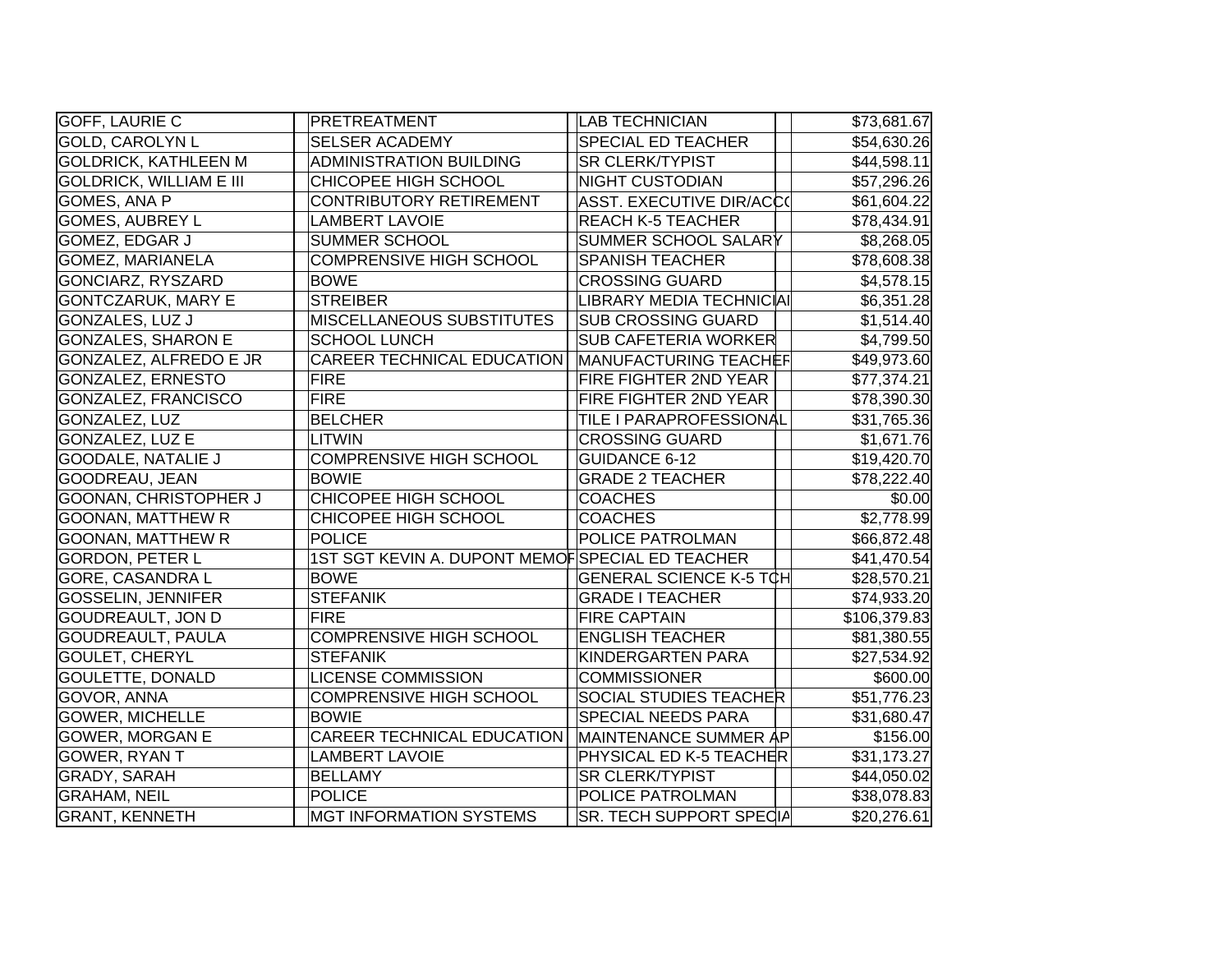| | | | | |
|---|---|---|---|---|
| GOFF, LAURIE C | PRETREATMENT | LAB TECHNICIAN | | $73,681.67 |
| GOLD, CAROLYN L | SELSER ACADEMY | SPECIAL ED TEACHER | | $54,630.26 |
| GOLDRICK, KATHLEEN M | ADMINISTRATION BUILDING | SR CLERK/TYPIST | | $44,598.11 |
| GOLDRICK, WILLIAM E III | CHICOPEE HIGH SCHOOL | NIGHT CUSTODIAN | | $57,296.26 |
| GOMES, ANA P | CONTRIBUTORY RETIREMENT | ASST. EXECUTIVE DIR/ACC( | | $61,604.22 |
| GOMES, AUBREY L | LAMBERT LAVOIE | REACH K-5 TEACHER | | $78,434.91 |
| GOMEZ, EDGAR J | SUMMER SCHOOL | SUMMER SCHOOL SALARY | | $8,268.05 |
| GOMEZ, MARIANELA | COMPRENSIVE HIGH SCHOOL | SPANISH TEACHER | | $78,608.38 |
| GONCIARZ, RYSZARD | BOWE | CROSSING GUARD | | $4,578.15 |
| GONTCZARUK, MARY E | STREIBER | LIBRARY MEDIA TECHNICIAI | | $6,351.28 |
| GONZALES, LUZ J | MISCELLANEOUS SUBSTITUTES | SUB CROSSING GUARD | | $1,514.40 |
| GONZALES, SHARON E | SCHOOL LUNCH | SUB CAFETERIA WORKER | | $4,799.50 |
| GONZALEZ, ALFREDO E JR | CAREER TECHNICAL EDUCATION | MANUFACTURING TEACHEF | | $49,973.60 |
| GONZALEZ, ERNESTO | FIRE | FIRE FIGHTER 2ND YEAR | | $77,374.21 |
| GONZALEZ, FRANCISCO | FIRE | FIRE FIGHTER 2ND YEAR | | $78,390.30 |
| GONZALEZ, LUZ | BELCHER | TILE I PARAPROFESSIONAL | | $31,765.36 |
| GONZALEZ, LUZ E | LITWIN | CROSSING GUARD | | $1,671.76 |
| GOODALE, NATALIE J | COMPRENSIVE HIGH SCHOOL | GUIDANCE 6-12 | | $19,420.70 |
| GOODREAU, JEAN | BOWIE | GRADE 2 TEACHER | | $78,222.40 |
| GOONAN, CHRISTOPHER J | CHICOPEE HIGH SCHOOL | COACHES | | $0.00 |
| GOONAN, MATTHEW R | CHICOPEE HIGH SCHOOL | COACHES | | $2,778.99 |
| GOONAN, MATTHEW R | POLICE | POLICE PATROLMAN | | $66,872.48 |
| GORDON, PETER L | 1ST SGT KEVIN A. DUPONT MEMOF | SPECIAL ED TEACHER | | $41,470.54 |
| GORE, CASANDRA L | BOWE | GENERAL SCIENCE K-5 TCH | | $28,570.21 |
| GOSSELIN, JENNIFER | STEFANIK | GRADE I TEACHER | | $74,933.20 |
| GOUDREAULT, JON D | FIRE | FIRE CAPTAIN | | $106,379.83 |
| GOUDREAULT, PAULA | COMPRENSIVE HIGH SCHOOL | ENGLISH TEACHER | | $81,380.55 |
| GOULET, CHERYL | STEFANIK | KINDERGARTEN PARA | | $27,534.92 |
| GOULETTE, DONALD | LICENSE COMMISSION | COMMISSIONER | | $600.00 |
| GOVOR, ANNA | COMPRENSIVE HIGH SCHOOL | SOCIAL STUDIES TEACHER | | $51,776.23 |
| GOWER, MICHELLE | BOWIE | SPECIAL NEEDS PARA | | $31,680.47 |
| GOWER, MORGAN E | CAREER TECHNICAL EDUCATION | MAINTENANCE SUMMER AP | | $156.00 |
| GOWER, RYAN T | LAMBERT LAVOIE | PHYSICAL ED K-5 TEACHER | | $31,173.27 |
| GRADY, SARAH | BELLAMY | SR CLERK/TYPIST | | $44,050.02 |
| GRAHAM, NEIL | POLICE | POLICE PATROLMAN | | $38,078.83 |
| GRANT, KENNETH | MGT INFORMATION SYSTEMS | SR. TECH SUPPORT SPECIA | | $20,276.61 |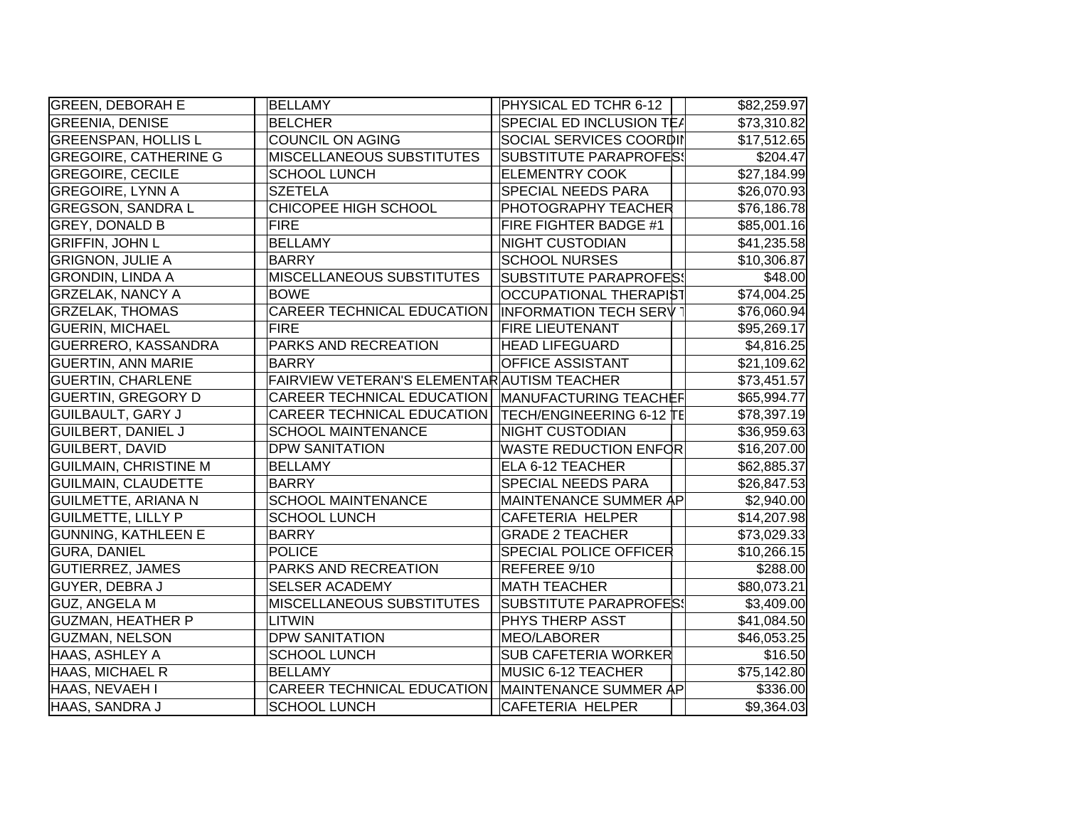| | | | | |
|---|---|---|---|---|
| GREEN, DEBORAH E | BELLAMY | PHYSICAL ED TCHR 6-12 | | $82,259.97 |
| GREENIA, DENISE | BELCHER | SPECIAL ED INCLUSION TEA | | $73,310.82 |
| GREENSPAN, HOLLIS L | COUNCIL ON AGING | SOCIAL SERVICES COORDIN | | $17,512.65 |
| GREGOIRE, CATHERINE G | MISCELLANEOUS SUBSTITUTES | SUBSTITUTE PARAPROFESS | | $204.47 |
| GREGOIRE, CECILE | SCHOOL LUNCH | ELEMENTRY COOK | | $27,184.99 |
| GREGOIRE, LYNN A | SZETELA | SPECIAL NEEDS PARA | | $26,070.93 |
| GREGSON, SANDRA L | CHICOPEE HIGH SCHOOL | PHOTOGRAPHY TEACHER | | $76,186.78 |
| GREY, DONALD B | FIRE | FIRE FIGHTER BADGE #1 | | $85,001.16 |
| GRIFFIN, JOHN L | BELLAMY | NIGHT CUSTODIAN | | $41,235.58 |
| GRIGNON, JULIE A | BARRY | SCHOOL NURSES | | $10,306.87 |
| GRONDIN, LINDA A | MISCELLANEOUS SUBSTITUTES | SUBSTITUTE PARAPROFESS | | $48.00 |
| GRZELAK, NANCY A | BOWE | OCCUPATIONAL THERAPIST | | $74,004.25 |
| GRZELAK, THOMAS | CAREER TECHNICAL EDUCATION | INFORMATION TECH SERV T | | $76,060.94 |
| GUERIN, MICHAEL | FIRE | FIRE LIEUTENANT | | $95,269.17 |
| GUERRERO, KASSANDRA | PARKS AND RECREATION | HEAD LIFEGUARD | | $4,816.25 |
| GUERTIN, ANN MARIE | BARRY | OFFICE ASSISTANT | | $21,109.62 |
| GUERTIN, CHARLENE | FAIRVIEW VETERAN'S ELEMENTAR | AUTISM TEACHER | | $73,451.57 |
| GUERTIN, GREGORY D | CAREER TECHNICAL EDUCATION | MANUFACTURING TEACHER | | $65,994.77 |
| GUILBAULT, GARY J | CAREER TECHNICAL EDUCATION | TECH/ENGINEERING 6-12 TE | | $78,397.19 |
| GUILBERT, DANIEL J | SCHOOL MAINTENANCE | NIGHT CUSTODIAN | | $36,959.63 |
| GUILBERT, DAVID | DPW SANITATION | WASTE REDUCTION ENFOR | | $16,207.00 |
| GUILMAIN, CHRISTINE M | BELLAMY | ELA 6-12 TEACHER | | $62,885.37 |
| GUILMAIN, CLAUDETTE | BARRY | SPECIAL NEEDS PARA | | $26,847.53 |
| GUILMETTE, ARIANA N | SCHOOL MAINTENANCE | MAINTENANCE SUMMER AP | | $2,940.00 |
| GUILMETTE, LILLY P | SCHOOL LUNCH | CAFETERIA HELPER | | $14,207.98 |
| GUNNING, KATHLEEN E | BARRY | GRADE 2 TEACHER | | $73,029.33 |
| GURA, DANIEL | POLICE | SPECIAL POLICE OFFICER | | $10,266.15 |
| GUTIERREZ, JAMES | PARKS AND RECREATION | REFEREE 9/10 | | $288.00 |
| GUYER, DEBRA J | SELSER ACADEMY | MATH TEACHER | | $80,073.21 |
| GUZ, ANGELA M | MISCELLANEOUS SUBSTITUTES | SUBSTITUTE PARAPROFESS | | $3,409.00 |
| GUZMAN, HEATHER P | LITWIN | PHYS THERP ASST | | $41,084.50 |
| GUZMAN, NELSON | DPW SANITATION | MEO/LABORER | | $46,053.25 |
| HAAS, ASHLEY A | SCHOOL LUNCH | SUB CAFETERIA WORKER | | $16.50 |
| HAAS, MICHAEL R | BELLAMY | MUSIC 6-12 TEACHER | | $75,142.80 |
| HAAS, NEVAEH I | CAREER TECHNICAL EDUCATION | MAINTENANCE SUMMER AP | | $336.00 |
| HAAS, SANDRA J | SCHOOL LUNCH | CAFETERIA HELPER | | $9,364.03 |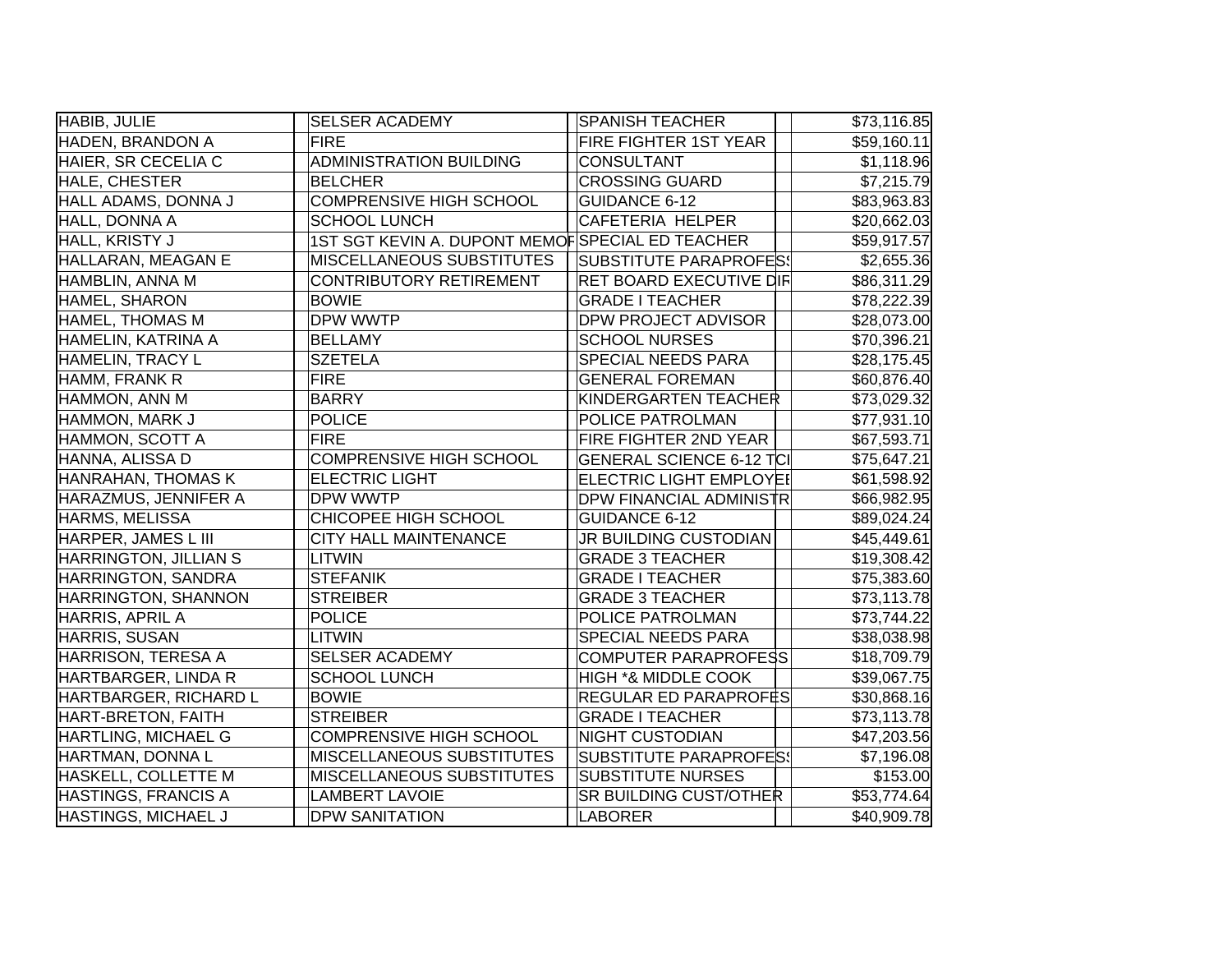| | | | |
|---|---|---|---|
| HABIB, JULIE | SELSER ACADEMY | SPANISH TEACHER | $73,116.85 |
| HADEN, BRANDON A | FIRE | FIRE FIGHTER 1ST YEAR | $59,160.11 |
| HAIER, SR CECELIA C | ADMINISTRATION BUILDING | CONSULTANT | $1,118.96 |
| HALE, CHESTER | BELCHER | CROSSING GUARD | $7,215.79 |
| HALL ADAMS, DONNA J | COMPRENSIVE HIGH SCHOOL | GUIDANCE 6-12 | $83,963.83 |
| HALL, DONNA A | SCHOOL LUNCH | CAFETERIA HELPER | $20,662.03 |
| HALL, KRISTY J | 1ST SGT KEVIN A. DUPONT MEMOF | SPECIAL ED TEACHER | $59,917.57 |
| HALLARAN, MEAGAN E | MISCELLANEOUS SUBSTITUTES | SUBSTITUTE PARAPROFES | $2,655.36 |
| HAMBLIN, ANNA M | CONTRIBUTORY RETIREMENT | RET BOARD EXECUTIVE DIF | $86,311.29 |
| HAMEL, SHARON | BOWIE | GRADE I TEACHER | $78,222.39 |
| HAMEL, THOMAS M | DPW WWTP | DPW PROJECT ADVISOR | $28,073.00 |
| HAMELIN, KATRINA A | BELLAMY | SCHOOL NURSES | $70,396.21 |
| HAMELIN, TRACY L | SZETELA | SPECIAL NEEDS PARA | $28,175.45 |
| HAMM, FRANK R | FIRE | GENERAL FOREMAN | $60,876.40 |
| HAMMON, ANN M | BARRY | KINDERGARTEN TEACHER | $73,029.32 |
| HAMMON, MARK J | POLICE | POLICE PATROLMAN | $77,931.10 |
| HAMMON, SCOTT A | FIRE | FIRE FIGHTER 2ND YEAR | $67,593.71 |
| HANNA, ALISSA D | COMPRENSIVE HIGH SCHOOL | GENERAL SCIENCE 6-12 TCI | $75,647.21 |
| HANRAHAN, THOMAS K | ELECTRIC LIGHT | ELECTRIC LIGHT EMPLOYEI | $61,598.92 |
| HARAZMUS, JENNIFER A | DPW WWTP | DPW FINANCIAL ADMINISTR | $66,982.95 |
| HARMS, MELISSA | CHICOPEE HIGH SCHOOL | GUIDANCE 6-12 | $89,024.24 |
| HARPER, JAMES L III | CITY HALL MAINTENANCE | JR BUILDING CUSTODIAN | $45,449.61 |
| HARRINGTON, JILLIAN S | LITWIN | GRADE 3 TEACHER | $19,308.42 |
| HARRINGTON, SANDRA | STEFANIK | GRADE I TEACHER | $75,383.60 |
| HARRINGTON, SHANNON | STREIBER | GRADE 3 TEACHER | $73,113.78 |
| HARRIS, APRIL A | POLICE | POLICE PATROLMAN | $73,744.22 |
| HARRIS, SUSAN | LITWIN | SPECIAL NEEDS PARA | $38,038.98 |
| HARRISON, TERESA A | SELSER ACADEMY | COMPUTER PARAPROFESS | $18,709.79 |
| HARTBARGER, LINDA R | SCHOOL LUNCH | HIGH *& MIDDLE COOK | $39,067.75 |
| HARTBARGER, RICHARD L | BOWIE | REGULAR ED PARAPROFES | $30,868.16 |
| HART-BRETON, FAITH | STREIBER | GRADE I TEACHER | $73,113.78 |
| HARTLING, MICHAEL G | COMPRENSIVE HIGH SCHOOL | NIGHT CUSTODIAN | $47,203.56 |
| HARTMAN, DONNA L | MISCELLANEOUS SUBSTITUTES | SUBSTITUTE PARAPROFES | $7,196.08 |
| HASKELL, COLLETTE M | MISCELLANEOUS SUBSTITUTES | SUBSTITUTE NURSES | $153.00 |
| HASTINGS, FRANCIS A | LAMBERT LAVOIE | SR BUILDING CUST/OTHER | $53,774.64 |
| HASTINGS, MICHAEL J | DPW SANITATION | LABORER | $40,909.78 |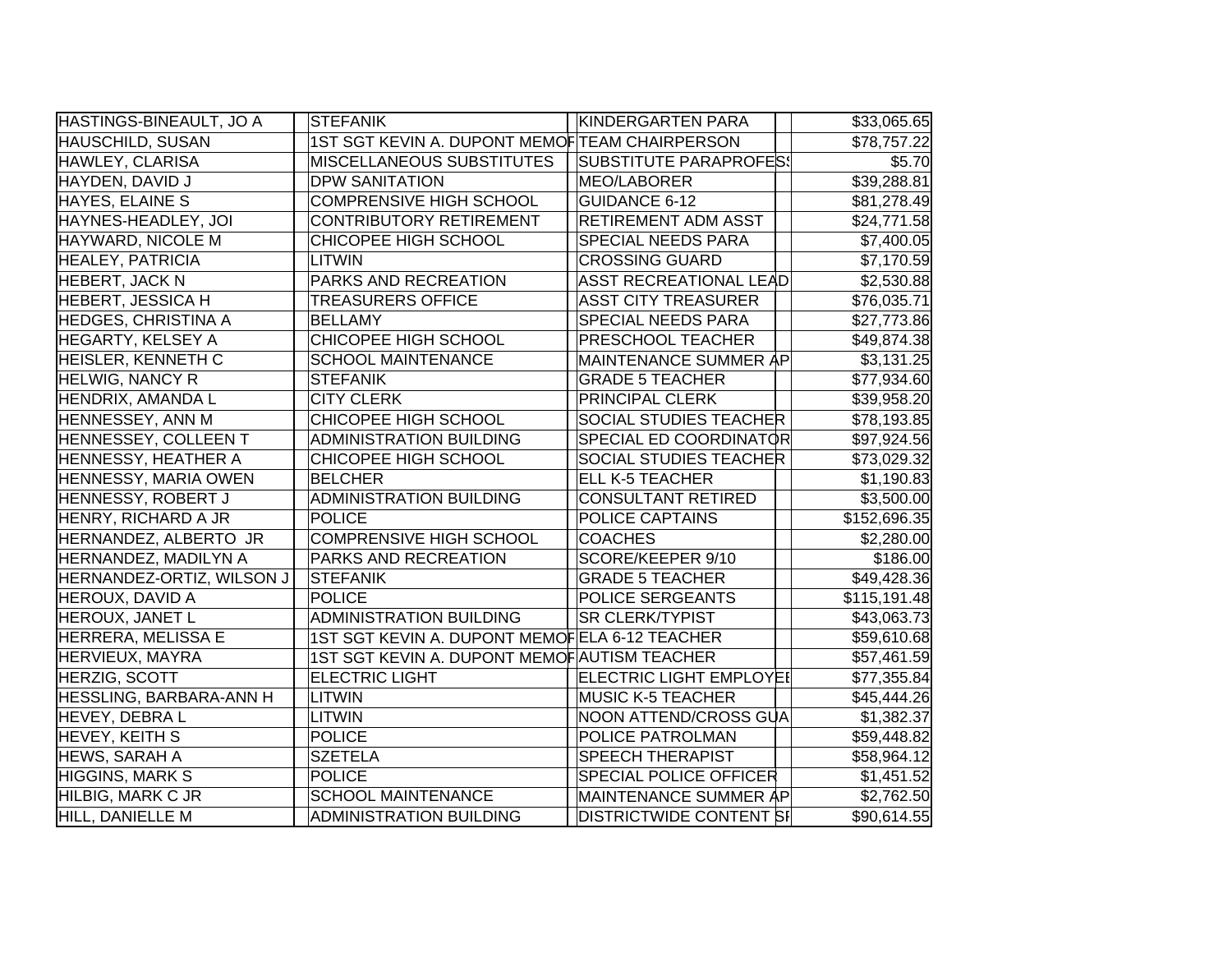| | | | | | | |
|---|---|---|---|---|---|---|
| HASTINGS-BINEAULT, JO A | | STEFANIK | | KINDERGARTEN PARA | | $33,065.65 |
| HAUSCHILD, SUSAN | | 1ST SGT KEVIN A. DUPONT MEMOF | | TEAM CHAIRPERSON | | $78,757.22 |
| HAWLEY, CLARISA | | MISCELLANEOUS SUBSTITUTES | | SUBSTITUTE PARAPROFESS | | $5.70 |
| HAYDEN, DAVID J | | DPW SANITATION | | MEO/LABORER | | $39,288.81 |
| HAYES, ELAINE S | | COMPRENSIVE HIGH SCHOOL | | GUIDANCE 6-12 | | $81,278.49 |
| HAYNES-HEADLEY, JOI | | CONTRIBUTORY RETIREMENT | | RETIREMENT ADM ASST | | $24,771.58 |
| HAYWARD, NICOLE M | | CHICOPEE HIGH SCHOOL | | SPECIAL NEEDS PARA | | $7,400.05 |
| HEALEY, PATRICIA | | LITWIN | | CROSSING GUARD | | $7,170.59 |
| HEBERT, JACK N | | PARKS AND RECREATION | | ASST RECREATIONAL LEAD | | $2,530.88 |
| HEBERT, JESSICA H | | TREASURERS OFFICE | | ASST CITY TREASURER | | $76,035.71 |
| HEDGES, CHRISTINA A | | BELLAMY | | SPECIAL NEEDS PARA | | $27,773.86 |
| HEGARTY, KELSEY A | | CHICOPEE HIGH SCHOOL | | PRESCHOOL TEACHER | | $49,874.38 |
| HEISLER, KENNETH C | | SCHOOL MAINTENANCE | | MAINTENANCE SUMMER AP | | $3,131.25 |
| HELWIG, NANCY R | | STEFANIK | | GRADE 5 TEACHER | | $77,934.60 |
| HENDRIX, AMANDA L | | CITY CLERK | | PRINCIPAL CLERK | | $39,958.20 |
| HENNESSEY, ANN M | | CHICOPEE HIGH SCHOOL | | SOCIAL STUDIES TEACHER | | $78,193.85 |
| HENNESSEY, COLLEEN T | | ADMINISTRATION BUILDING | | SPECIAL ED COORDINATOR | | $97,924.56 |
| HENNESSY, HEATHER A | | CHICOPEE HIGH SCHOOL | | SOCIAL STUDIES TEACHER | | $73,029.32 |
| HENNESSY, MARIA OWEN | | BELCHER | | ELL K-5 TEACHER | | $1,190.83 |
| HENNESSY, ROBERT J | | ADMINISTRATION BUILDING | | CONSULTANT RETIRED | | $3,500.00 |
| HENRY, RICHARD A JR | | POLICE | | POLICE CAPTAINS | | $152,696.35 |
| HERNANDEZ, ALBERTO JR | | COMPRENSIVE HIGH SCHOOL | | COACHES | | $2,280.00 |
| HERNANDEZ, MADILYN A | | PARKS AND RECREATION | | SCORE/KEEPER 9/10 | | $186.00 |
| HERNANDEZ-ORTIZ, WILSON J | | STEFANIK | | GRADE 5 TEACHER | | $49,428.36 |
| HEROUX, DAVID A | | POLICE | | POLICE SERGEANTS | | $115,191.48 |
| HEROUX, JANET L | | ADMINISTRATION BUILDING | | SR CLERK/TYPIST | | $43,063.73 |
| HERRERA, MELISSA E | | 1ST SGT KEVIN A. DUPONT MEMOF | | ELA 6-12 TEACHER | | $59,610.68 |
| HERVIEUX, MAYRA | | 1ST SGT KEVIN A. DUPONT MEMOF | | AUTISM TEACHER | | $57,461.59 |
| HERZIG, SCOTT | | ELECTRIC LIGHT | | ELECTRIC LIGHT EMPLOYEI | | $77,355.84 |
| HESSLING, BARBARA-ANN H | | LITWIN | | MUSIC K-5 TEACHER | | $45,444.26 |
| HEVEY, DEBRA L | | LITWIN | | NOON ATTEND/CROSS GUA | | $1,382.37 |
| HEVEY, KEITH S | | POLICE | | POLICE PATROLMAN | | $59,448.82 |
| HEWS, SARAH A | | SZETELA | | SPEECH THERAPIST | | $58,964.12 |
| HIGGINS, MARK S | | POLICE | | SPECIAL POLICE OFFICER | | $1,451.52 |
| HILBIG, MARK C JR | | SCHOOL MAINTENANCE | | MAINTENANCE SUMMER AP | | $2,762.50 |
| HILL, DANIELLE M | | ADMINISTRATION BUILDING | | DISTRICTWIDE CONTENT SI | | $90,614.55 |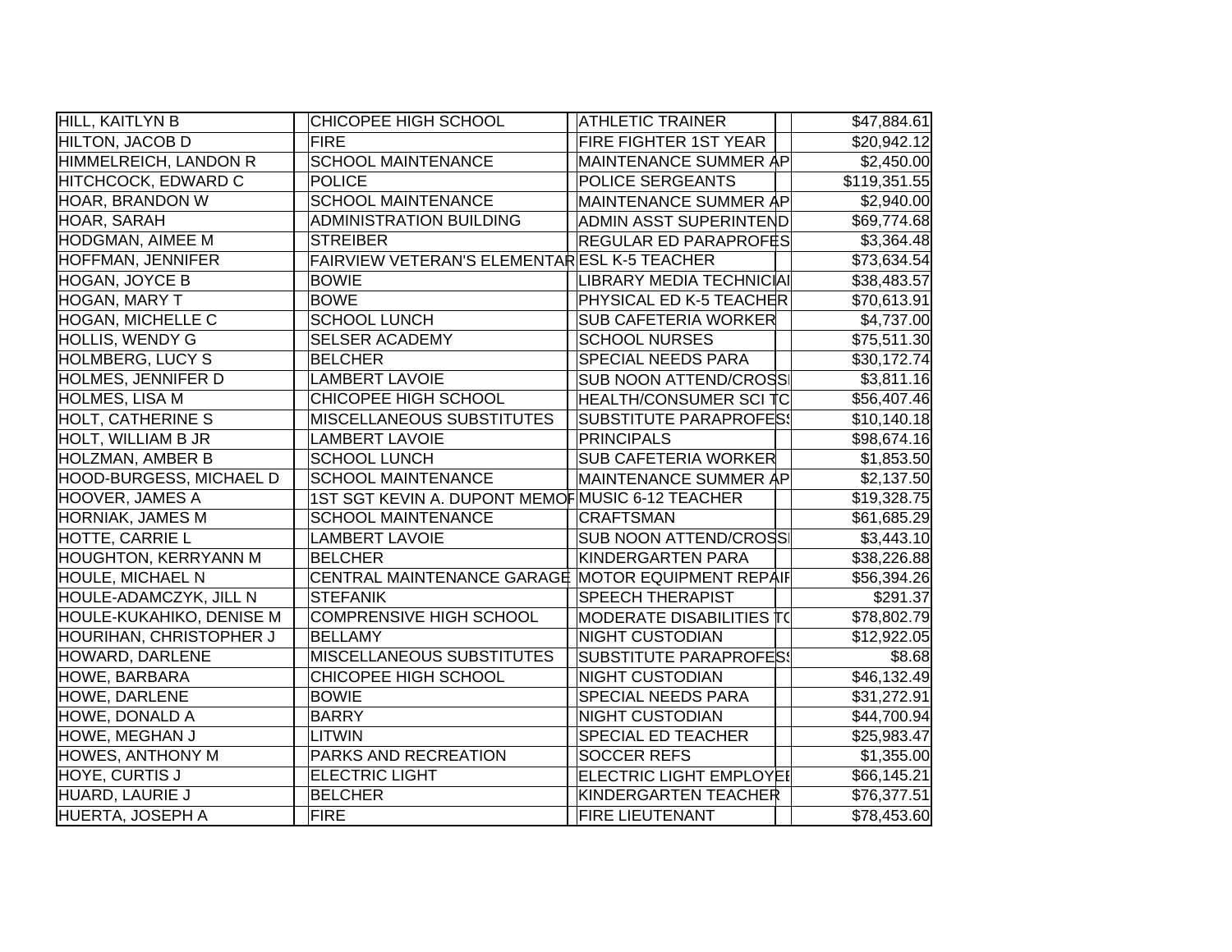| | | | | | | |
|---|---|---|---|---|---|---|
| HILL, KAITLYN B | | CHICOPEE HIGH SCHOOL | | ATHLETIC TRAINER | | $47,884.61 |
| HILTON, JACOB D | | FIRE | | FIRE FIGHTER 1ST YEAR | | $20,942.12 |
| HIMMELREICH, LANDON R | | SCHOOL MAINTENANCE | | MAINTENANCE SUMMER AP | | $2,450.00 |
| HITCHCOCK, EDWARD C | | POLICE | | POLICE SERGEANTS | | $119,351.55 |
| HOAR, BRANDON W | | SCHOOL MAINTENANCE | | MAINTENANCE SUMMER AP | | $2,940.00 |
| HOAR, SARAH | | ADMINISTRATION BUILDING | | ADMIN ASST SUPERINTEND | | $69,774.68 |
| HODGMAN, AIMEE M | | STREIBER | | REGULAR ED PARAPROFES | | $3,364.48 |
| HOFFMAN, JENNIFER | | FAIRVIEW VETERAN'S ELEMENTAR | | ESL K-5 TEACHER | | $73,634.54 |
| HOGAN, JOYCE B | | BOWIE | | LIBRARY MEDIA TECHNICIAI | | $38,483.57 |
| HOGAN, MARY T | | BOWE | | PHYSICAL ED K-5 TEACHER | | $70,613.91 |
| HOGAN, MICHELLE C | | SCHOOL LUNCH | | SUB CAFETERIA WORKER | | $4,737.00 |
| HOLLIS, WENDY G | | SELSER ACADEMY | | SCHOOL NURSES | | $75,511.30 |
| HOLMBERG, LUCY S | | BELCHER | | SPECIAL NEEDS PARA | | $30,172.74 |
| HOLMES, JENNIFER D | | LAMBERT LAVOIE | | SUB NOON ATTEND/CROSSI | | $3,811.16 |
| HOLMES, LISA M | | CHICOPEE HIGH SCHOOL | | HEALTH/CONSUMER SCI TC | | $56,407.46 |
| HOLT, CATHERINE S | | MISCELLANEOUS SUBSTITUTES | | SUBSTITUTE PARAPROFES | | $10,140.18 |
| HOLT, WILLIAM B JR | | LAMBERT LAVOIE | | PRINCIPALS | | $98,674.16 |
| HOLZMAN, AMBER B | | SCHOOL LUNCH | | SUB CAFETERIA WORKER | | $1,853.50 |
| HOOD-BURGESS, MICHAEL D | | SCHOOL MAINTENANCE | | MAINTENANCE SUMMER AP | | $2,137.50 |
| HOOVER, JAMES A | | 1ST SGT KEVIN A. DUPONT MEMOF | | MUSIC 6-12 TEACHER | | $19,328.75 |
| HORNIAK, JAMES M | | SCHOOL MAINTENANCE | | CRAFTSMAN | | $61,685.29 |
| HOTTE, CARRIE L | | LAMBERT LAVOIE | | SUB NOON ATTEND/CROSSI | | $3,443.10 |
| HOUGHTON, KERRYANN M | | BELCHER | | KINDERGARTEN PARA | | $38,226.88 |
| HOULE, MICHAEL N | | CENTRAL MAINTENANCE GARAGE | | MOTOR EQUIPMENT REPAIF | | $56,394.26 |
| HOULE-ADAMCZYK, JILL N | | STEFANIK | | SPEECH THERAPIST | | $291.37 |
| HOULE-KUKAHIKO, DENISE M | | COMPRENSIVE HIGH SCHOOL | | MODERATE DISABILITIES TO | | $78,802.79 |
| HOURIHAN, CHRISTOPHER J | | BELLAMY | | NIGHT CUSTODIAN | | $12,922.05 |
| HOWARD, DARLENE | | MISCELLANEOUS SUBSTITUTES | | SUBSTITUTE PARAPROFES | | $8.68 |
| HOWE, BARBARA | | CHICOPEE HIGH SCHOOL | | NIGHT CUSTODIAN | | $46,132.49 |
| HOWE, DARLENE | | BOWIE | | SPECIAL NEEDS PARA | | $31,272.91 |
| HOWE, DONALD A | | BARRY | | NIGHT CUSTODIAN | | $44,700.94 |
| HOWE, MEGHAN J | | LITWIN | | SPECIAL ED TEACHER | | $25,983.47 |
| HOWES, ANTHONY M | | PARKS AND RECREATION | | SOCCER REFS | | $1,355.00 |
| HOYE, CURTIS J | | ELECTRIC LIGHT | | ELECTRIC LIGHT EMPLOYEE | | $66,145.21 |
| HUARD, LAURIE J | | BELCHER | | KINDERGARTEN TEACHER | | $76,377.51 |
| HUERTA, JOSEPH A | | FIRE | | FIRE LIEUTENANT | | $78,453.60 |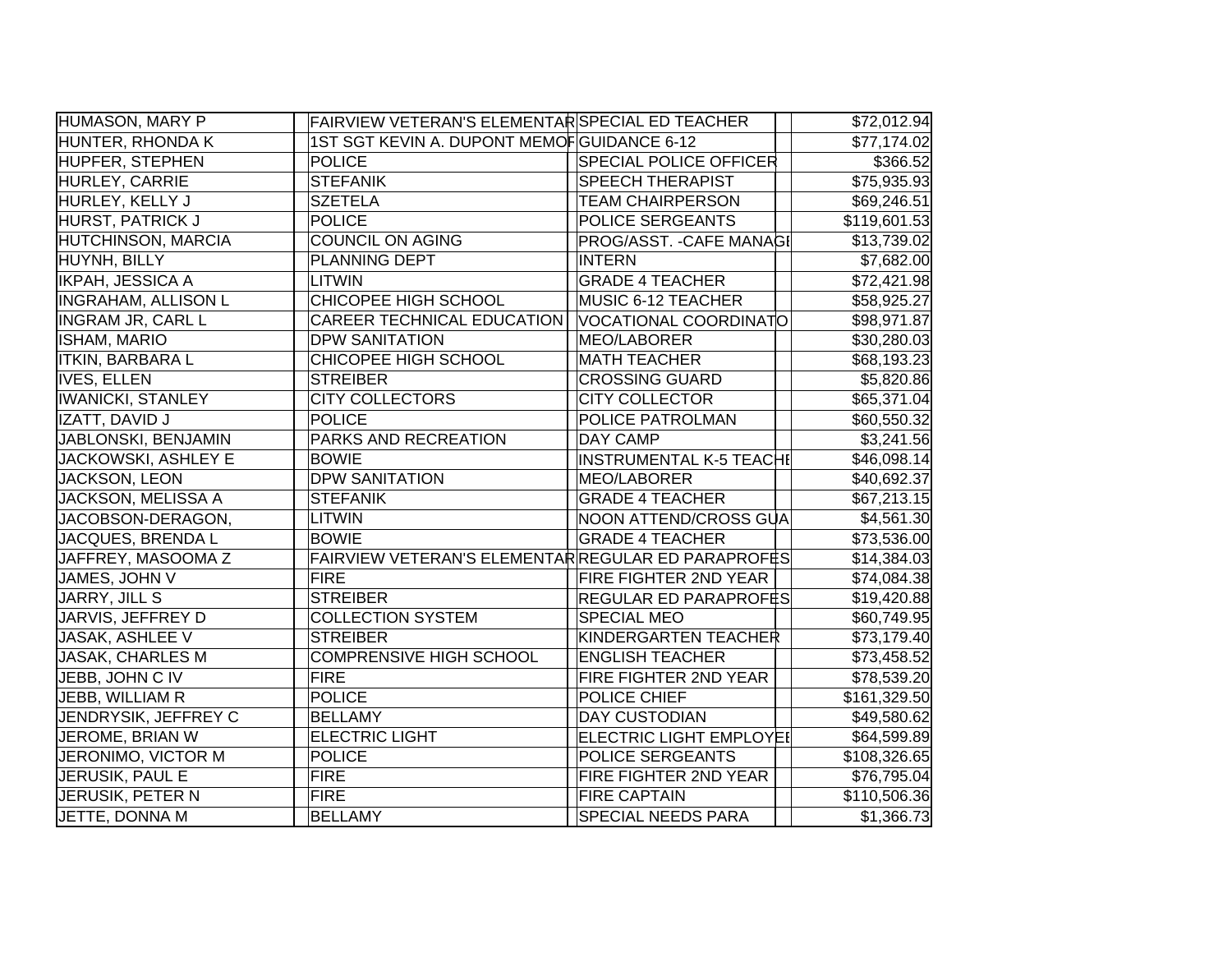| | | | | | |
|---|---|---|---|---|---|
| HUMASON, MARY P | | FAIRVIEW VETERAN'S ELEMENTAR | SPECIAL ED TEACHER | | $72,012.94 |
| HUNTER, RHONDA K | | 1ST SGT KEVIN A. DUPONT MEMOF | GUIDANCE 6-12 | | $77,174.02 |
| HUPFER, STEPHEN | | POLICE | SPECIAL POLICE OFFICER | | $366.52 |
| HURLEY, CARRIE | | STEFANIK | SPEECH THERAPIST | | $75,935.93 |
| HURLEY, KELLY J | | SZETELA | TEAM CHAIRPERSON | | $69,246.51 |
| HURST, PATRICK J | | POLICE | POLICE SERGEANTS | | $119,601.53 |
| HUTCHINSON, MARCIA | | COUNCIL ON AGING | PROG/ASST. -CAFE MANAGI | | $13,739.02 |
| HUYNH, BILLY | | PLANNING DEPT | INTERN | | $7,682.00 |
| IKPAH, JESSICA A | | LITWIN | GRADE 4 TEACHER | | $72,421.98 |
| INGRAHAM, ALLISON L | | CHICOPEE HIGH SCHOOL | MUSIC 6-12 TEACHER | | $58,925.27 |
| INGRAM JR, CARL L | | CAREER TECHNICAL EDUCATION | VOCATIONAL COORDINATO | | $98,971.87 |
| ISHAM, MARIO | | DPW SANITATION | MEO/LABORER | | $30,280.03 |
| ITKIN, BARBARA L | | CHICOPEE HIGH SCHOOL | MATH TEACHER | | $68,193.23 |
| IVES, ELLEN | | STREIBER | CROSSING GUARD | | $5,820.86 |
| IWANICKI, STANLEY | | CITY COLLECTORS | CITY COLLECTOR | | $65,371.04 |
| IZATT, DAVID J | | POLICE | POLICE PATROLMAN | | $60,550.32 |
| JABLONSKI, BENJAMIN | | PARKS AND RECREATION | DAY CAMP | | $3,241.56 |
| JACKOWSKI, ASHLEY E | | BOWIE | INSTRUMENTAL K-5 TEACHI | | $46,098.14 |
| JACKSON, LEON | | DPW SANITATION | MEO/LABORER | | $40,692.37 |
| JACKSON, MELISSA A | | STEFANIK | GRADE 4 TEACHER | | $67,213.15 |
| JACOBSON-DERAGON, | | LITWIN | NOON ATTEND/CROSS GUA | | $4,561.30 |
| JACQUES, BRENDA L | | BOWIE | GRADE 4 TEACHER | | $73,536.00 |
| JAFFREY, MASOOMA Z | | FAIRVIEW VETERAN'S ELEMENTAR | REGULAR ED PARAPROFES | | $14,384.03 |
| JAMES, JOHN V | | FIRE | FIRE FIGHTER 2ND YEAR | | $74,084.38 |
| JARRY, JILL S | | STREIBER | REGULAR ED PARAPROFES | | $19,420.88 |
| JARVIS, JEFFREY D | | COLLECTION SYSTEM | SPECIAL MEO | | $60,749.95 |
| JASAK, ASHLEE V | | STREIBER | KINDERGARTEN TEACHER | | $73,179.40 |
| JASAK, CHARLES M | | COMPRENSIVE HIGH SCHOOL | ENGLISH TEACHER | | $73,458.52 |
| JEBB, JOHN C IV | | FIRE | FIRE FIGHTER 2ND YEAR | | $78,539.20 |
| JEBB, WILLIAM R | | POLICE | POLICE CHIEF | | $161,329.50 |
| JENDRYSIK, JEFFREY C | | BELLAMY | DAY CUSTODIAN | | $49,580.62 |
| JEROME, BRIAN W | | ELECTRIC LIGHT | ELECTRIC LIGHT EMPLOYEI | | $64,599.89 |
| JERONIMO, VICTOR M | | POLICE | POLICE SERGEANTS | | $108,326.65 |
| JERUSIK, PAUL E | | FIRE | FIRE FIGHTER 2ND YEAR | | $76,795.04 |
| JERUSIK, PETER N | | FIRE | FIRE CAPTAIN | | $110,506.36 |
| JETTE, DONNA M | | BELLAMY | SPECIAL NEEDS PARA | | $1,366.73 |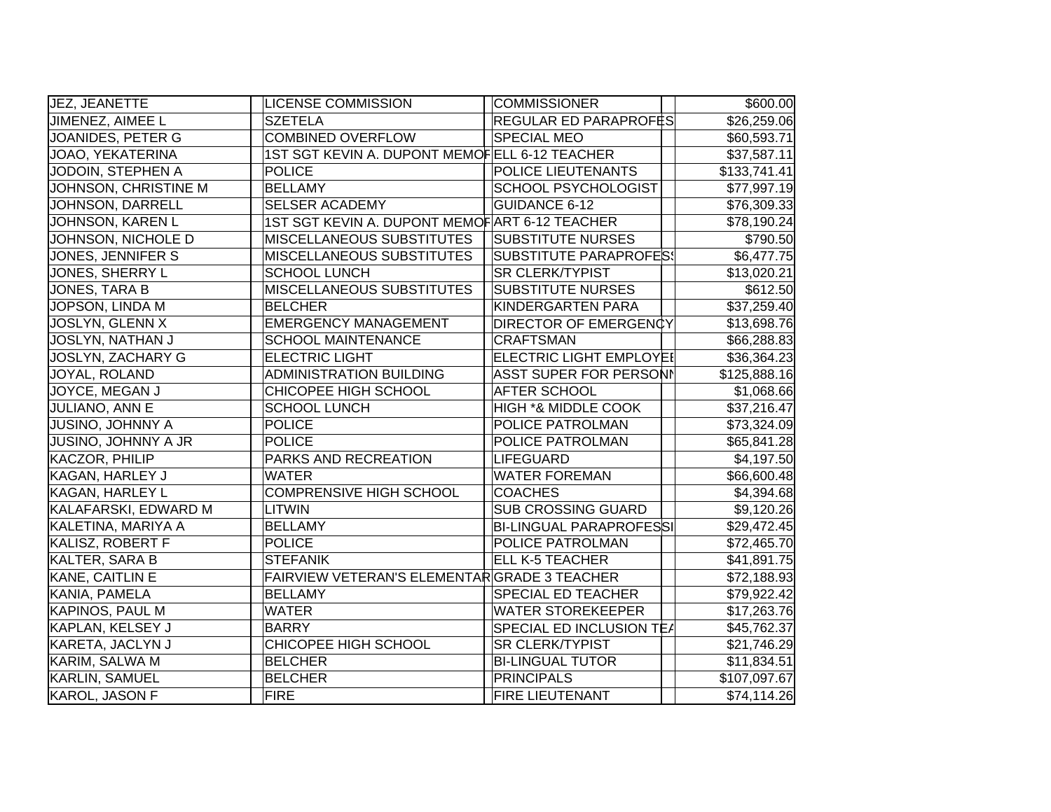| | | | | | | |
|---|---|---|---|---|---|---|
| JEZ, JEANETTE | | LICENSE COMMISSION | | COMMISSIONER | | $600.00 |
| JIMENEZ, AIMEE L | | SZETELA | | REGULAR ED PARAPROFES | | $26,259.06 |
| JOANIDES, PETER G | | COMBINED OVERFLOW | | SPECIAL MEO | | $60,593.71 |
| JOAO, YEKATERINA | | 1ST SGT KEVIN A. DUPONT MEMOF | | ELL 6-12 TEACHER | | $37,587.11 |
| JODOIN, STEPHEN A | | POLICE | | POLICE LIEUTENANTS | | $133,741.41 |
| JOHNSON, CHRISTINE M | | BELLAMY | | SCHOOL PSYCHOLOGIST | | $77,997.19 |
| JOHNSON, DARRELL | | SELSER ACADEMY | | GUIDANCE 6-12 | | $76,309.33 |
| JOHNSON, KAREN L | | 1ST SGT KEVIN A. DUPONT MEMOF | | ART 6-12 TEACHER | | $78,190.24 |
| JOHNSON, NICHOLE D | | MISCELLANEOUS SUBSTITUTES | | SUBSTITUTE NURSES | | $790.50 |
| JONES, JENNIFER S | | MISCELLANEOUS SUBSTITUTES | | SUBSTITUTE PARAPROFESS | | $6,477.75 |
| JONES, SHERRY L | | SCHOOL LUNCH | | SR CLERK/TYPIST | | $13,020.21 |
| JONES, TARA B | | MISCELLANEOUS SUBSTITUTES | | SUBSTITUTE NURSES | | $612.50 |
| JOPSON, LINDA M | | BELCHER | | KINDERGARTEN PARA | | $37,259.40 |
| JOSLYN, GLENN X | | EMERGENCY MANAGEMENT | | DIRECTOR OF EMERGENCY | | $13,698.76 |
| JOSLYN, NATHAN J | | SCHOOL MAINTENANCE | | CRAFTSMAN | | $66,288.83 |
| JOSLYN, ZACHARY G | | ELECTRIC LIGHT | | ELECTRIC LIGHT EMPLOYEE | | $36,364.23 |
| JOYAL, ROLAND | | ADMINISTRATION BUILDING | | ASST SUPER FOR PERSONN | | $125,888.16 |
| JOYCE, MEGAN J | | CHICOPEE HIGH SCHOOL | | AFTER SCHOOL | | $1,068.66 |
| JULIANO, ANN E | | SCHOOL LUNCH | | HIGH *& MIDDLE COOK | | $37,216.47 |
| JUSINO, JOHNNY A | | POLICE | | POLICE PATROLMAN | | $73,324.09 |
| JUSINO, JOHNNY A JR | | POLICE | | POLICE PATROLMAN | | $65,841.28 |
| KACZOR, PHILIP | | PARKS AND RECREATION | | LIFEGUARD | | $4,197.50 |
| KAGAN, HARLEY J | | WATER | | WATER FOREMAN | | $66,600.48 |
| KAGAN, HARLEY L | | COMPRENSIVE HIGH SCHOOL | | COACHES | | $4,394.68 |
| KALAFARSKI, EDWARD M | | LITWIN | | SUB CROSSING GUARD | | $9,120.26 |
| KALETINA, MARIYA A | | BELLAMY | | BI-LINGUAL PARAPROFESSI | | $29,472.45 |
| KALISZ, ROBERT F | | POLICE | | POLICE PATROLMAN | | $72,465.70 |
| KALTER, SARA B | | STEFANIK | | ELL K-5 TEACHER | | $41,891.75 |
| KANE, CAITLIN E | | FAIRVIEW VETERAN'S ELEMENTAR | | GRADE 3 TEACHER | | $72,188.93 |
| KANIA, PAMELA | | BELLAMY | | SPECIAL ED TEACHER | | $79,922.42 |
| KAPINOS, PAUL M | | WATER | | WATER STOREKEEPER | | $17,263.76 |
| KAPLAN, KELSEY J | | BARRY | | SPECIAL ED INCLUSION TEA | | $45,762.37 |
| KARETA, JACLYN J | | CHICOPEE HIGH SCHOOL | | SR CLERK/TYPIST | | $21,746.29 |
| KARIM, SALWA M | | BELCHER | | BI-LINGUAL TUTOR | | $11,834.51 |
| KARLIN, SAMUEL | | BELCHER | | PRINCIPALS | | $107,097.67 |
| KAROL, JASON F | | FIRE | | FIRE LIEUTENANT | | $74,114.26 |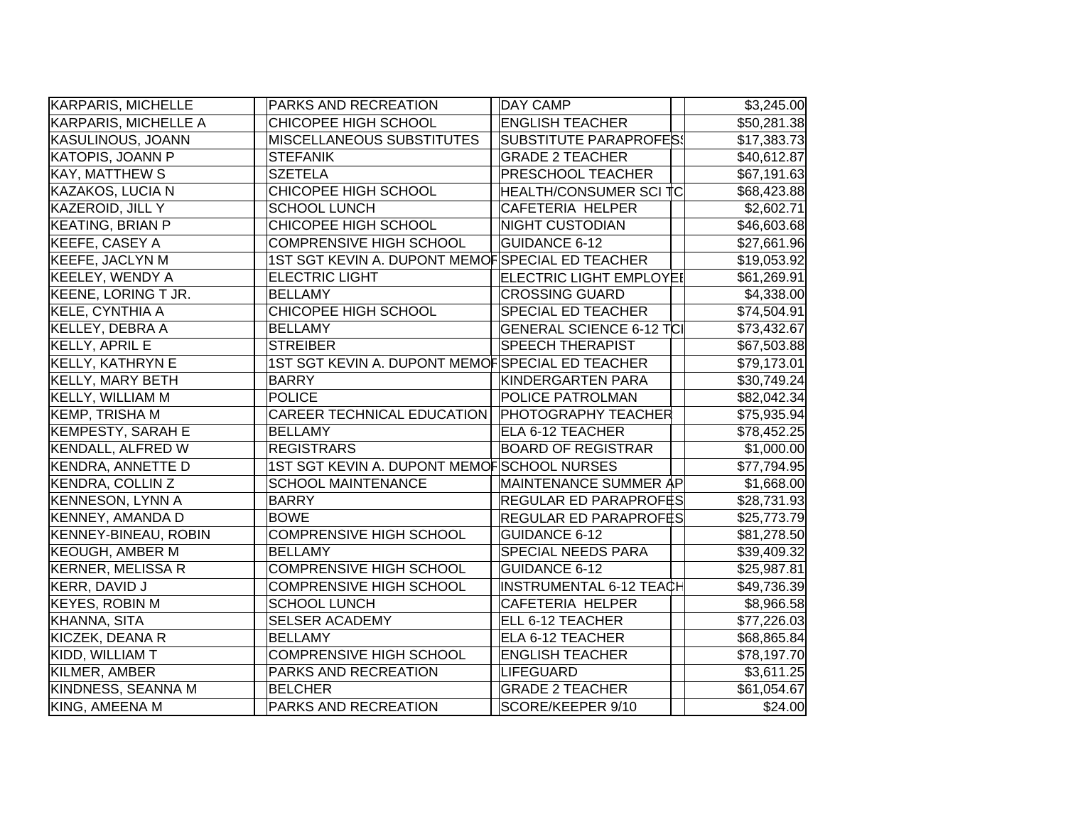| | | | | | | |
|---|---|---|---|---|---|---|
| KARPARIS, MICHELLE | | PARKS AND RECREATION | | DAY CAMP | | $3,245.00 |
| KARPARIS, MICHELLE A | | CHICOPEE HIGH SCHOOL | | ENGLISH TEACHER | | $50,281.38 |
| KASULINOUS, JOANN | | MISCELLANEOUS SUBSTITUTES | | SUBSTITUTE PARAPROFESS | | $17,383.73 |
| KATOPIS, JOANN P | | STEFANIK | | GRADE 2 TEACHER | | $40,612.87 |
| KAY, MATTHEW S | | SZETELA | | PRESCHOOL TEACHER | | $67,191.63 |
| KAZAKOS, LUCIA N | | CHICOPEE HIGH SCHOOL | | HEALTH/CONSUMER SCI TC | | $68,423.88 |
| KAZEROID, JILL Y | | SCHOOL LUNCH | | CAFETERIA HELPER | | $2,602.71 |
| KEATING, BRIAN P | | CHICOPEE HIGH SCHOOL | | NIGHT CUSTODIAN | | $46,603.68 |
| KEEFE, CASEY A | | COMPRENSIVE HIGH SCHOOL | | GUIDANCE 6-12 | | $27,661.96 |
| KEEFE, JACLYN M | | 1ST SGT KEVIN A. DUPONT MEMOR | | SPECIAL ED TEACHER | | $19,053.92 |
| KEELEY, WENDY A | | ELECTRIC LIGHT | | ELECTRIC LIGHT EMPLOYEE | | $61,269.91 |
| KEENE, LORING T JR. | | BELLAMY | | CROSSING GUARD | | $4,338.00 |
| KELE, CYNTHIA A | | CHICOPEE HIGH SCHOOL | | SPECIAL ED TEACHER | | $74,504.91 |
| KELLEY, DEBRA A | | BELLAMY | | GENERAL SCIENCE 6-12 TCI | | $73,432.67 |
| KELLY, APRIL E | | STREIBER | | SPEECH THERAPIST | | $67,503.88 |
| KELLY, KATHRYN E | | 1ST SGT KEVIN A. DUPONT MEMOR | | SPECIAL ED TEACHER | | $79,173.01 |
| KELLY, MARY BETH | | BARRY | | KINDERGARTEN PARA | | $30,749.24 |
| KELLY, WILLIAM M | | POLICE | | POLICE PATROLMAN | | $82,042.34 |
| KEMP, TRISHA M | | CAREER TECHNICAL EDUCATION | | PHOTOGRAPHY TEACHER | | $75,935.94 |
| KEMPESTY, SARAH E | | BELLAMY | | ELA 6-12 TEACHER | | $78,452.25 |
| KENDALL, ALFRED W | | REGISTRARS | | BOARD OF REGISTRAR | | $1,000.00 |
| KENDRA, ANNETTE D | | 1ST SGT KEVIN A. DUPONT MEMOR | | SCHOOL NURSES | | $77,794.95 |
| KENDRA, COLLIN Z | | SCHOOL MAINTENANCE | | MAINTENANCE SUMMER AP | | $1,668.00 |
| KENNESON, LYNN A | | BARRY | | REGULAR ED PARAPROFES | | $28,731.93 |
| KENNEY, AMANDA D | | BOWE | | REGULAR ED PARAPROFES | | $25,773.79 |
| KENNEY-BINEAU, ROBIN | | COMPRENSIVE HIGH SCHOOL | | GUIDANCE 6-12 | | $81,278.50 |
| KEOUGH, AMBER M | | BELLAMY | | SPECIAL NEEDS PARA | | $39,409.32 |
| KERNER, MELISSA R | | COMPRENSIVE HIGH SCHOOL | | GUIDANCE 6-12 | | $25,987.81 |
| KERR, DAVID J | | COMPRENSIVE HIGH SCHOOL | | INSTRUMENTAL 6-12 TEACH | | $49,736.39 |
| KEYES, ROBIN M | | SCHOOL LUNCH | | CAFETERIA HELPER | | $8,966.58 |
| KHANNA, SITA | | SELSER ACADEMY | | ELL 6-12 TEACHER | | $77,226.03 |
| KICZEK, DEANA R | | BELLAMY | | ELA 6-12 TEACHER | | $68,865.84 |
| KIDD, WILLIAM T | | COMPRENSIVE HIGH SCHOOL | | ENGLISH TEACHER | | $78,197.70 |
| KILMER, AMBER | | PARKS AND RECREATION | | LIFEGUARD | | $3,611.25 |
| KINDNESS, SEANNA M | | BELCHER | | GRADE 2 TEACHER | | $61,054.67 |
| KING, AMEENA M | | PARKS AND RECREATION | | SCORE/KEEPER 9/10 | | $24.00 |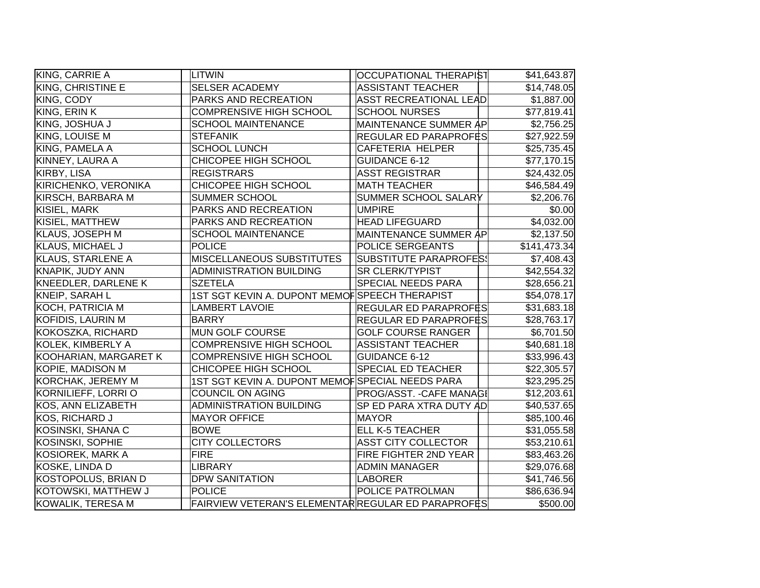| | | | |
|---|---|---|---|
| KING, CARRIE A | LITWIN | OCCUPATIONAL THERAPIST | $41,643.87 |
| KING, CHRISTINE E | SELSER ACADEMY | ASSISTANT TEACHER | $14,748.05 |
| KING, CODY | PARKS AND RECREATION | ASST RECREATIONAL LEAD | $1,887.00 |
| KING, ERIN K | COMPRENSIVE HIGH SCHOOL | SCHOOL NURSES | $77,819.41 |
| KING, JOSHUA J | SCHOOL MAINTENANCE | MAINTENANCE SUMMER AP | $2,756.25 |
| KING, LOUISE M | STEFANIK | REGULAR ED PARAPROFES | $27,922.59 |
| KING, PAMELA A | SCHOOL LUNCH | CAFETERIA HELPER | $25,735.45 |
| KINNEY, LAURA A | CHICOPEE HIGH SCHOOL | GUIDANCE 6-12 | $77,170.15 |
| KIRBY, LISA | REGISTRARS | ASST REGISTRAR | $24,432.05 |
| KIRICHENKO, VERONIKA | CHICOPEE HIGH SCHOOL | MATH TEACHER | $46,584.49 |
| KIRSCH, BARBARA M | SUMMER SCHOOL | SUMMER SCHOOL SALARY | $2,206.76 |
| KISIEL, MARK | PARKS AND RECREATION | UMPIRE | $0.00 |
| KISIEL, MATTHEW | PARKS AND RECREATION | HEAD LIFEGUARD | $4,032.00 |
| KLAUS, JOSEPH M | SCHOOL MAINTENANCE | MAINTENANCE SUMMER AP | $2,137.50 |
| KLAUS, MICHAEL J | POLICE | POLICE SERGEANTS | $141,473.34 |
| KLAUS, STARLENE A | MISCELLANEOUS SUBSTITUTES | SUBSTITUTE PARAPROFESS | $7,408.43 |
| KNAPIK, JUDY ANN | ADMINISTRATION BUILDING | SR CLERK/TYPIST | $42,554.32 |
| KNEEDLER, DARLENE K | SZETELA | SPECIAL NEEDS PARA | $28,656.21 |
| KNEIP, SARAH L | 1ST SGT KEVIN A. DUPONT MEMOR | SPEECH THERAPIST | $54,078.17 |
| KOCH, PATRICIA M | LAMBERT LAVOIE | REGULAR ED PARAPROFES | $31,683.18 |
| KOFIDIS, LAURIN M | BARRY | REGULAR ED PARAPROFES | $28,763.17 |
| KOKOSZKA, RICHARD | MUN GOLF COURSE | GOLF COURSE RANGER | $6,701.50 |
| KOLEK, KIMBERLY A | COMPRENSIVE HIGH SCHOOL | ASSISTANT TEACHER | $40,681.18 |
| KOOHARIAN, MARGARET K | COMPRENSIVE HIGH SCHOOL | GUIDANCE 6-12 | $33,996.43 |
| KOPIE, MADISON M | CHICOPEE HIGH SCHOOL | SPECIAL ED TEACHER | $22,305.57 |
| KORCHAK, JEREMY M | 1ST SGT KEVIN A. DUPONT MEMOR | SPECIAL NEEDS PARA | $23,295.25 |
| KORNILIEFF, LORRI O | COUNCIL ON AGING | PROG/ASST. -CAFE MANAGE | $12,203.61 |
| KOS, ANN ELIZABETH | ADMINISTRATION BUILDING | SP ED PARA XTRA DUTY AD | $40,537.65 |
| KOS, RICHARD J | MAYOR OFFICE | MAYOR | $85,100.46 |
| KOSINSKI, SHANA C | BOWE | ELL K-5 TEACHER | $31,055.58 |
| KOSINSKI, SOPHIE | CITY COLLECTORS | ASST CITY COLLECTOR | $53,210.61 |
| KOSIOREK, MARK A | FIRE | FIRE FIGHTER 2ND YEAR | $83,463.26 |
| KOSKE, LINDA D | LIBRARY | ADMIN MANAGER | $29,076.68 |
| KOSTOPOLUS, BRIAN D | DPW SANITATION | LABORER | $41,746.56 |
| KOTOWSKI, MATTHEW J | POLICE | POLICE PATROLMAN | $86,636.94 |
| KOWALIK, TERESA M | FAIRVIEW VETERAN'S ELEMENTAR | REGULAR ED PARAPROFES | $500.00 |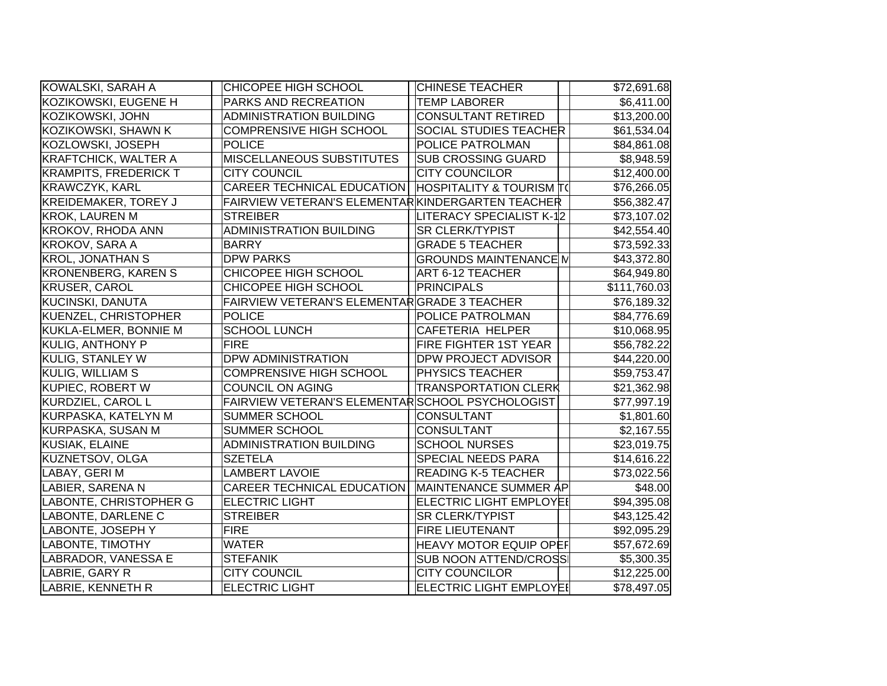| | | | | | | |
|---|---|---|---|---|---|---|
| KOWALSKI, SARAH A | | CHICOPEE HIGH SCHOOL | | CHINESE TEACHER | | $72,691.68 |
| KOZIKOWSKI, EUGENE H | | PARKS AND RECREATION | | TEMP LABORER | | $6,411.00 |
| KOZIKOWSKI, JOHN | | ADMINISTRATION BUILDING | | CONSULTANT RETIRED | | $13,200.00 |
| KOZIKOWSKI, SHAWN K | | COMPRENSIVE HIGH SCHOOL | | SOCIAL STUDIES TEACHER | | $61,534.04 |
| KOZLOWSKI, JOSEPH | | POLICE | | POLICE PATROLMAN | | $84,861.08 |
| KRAFTCHICK, WALTER A | | MISCELLANEOUS SUBSTITUTES | | SUB CROSSING GUARD | | $8,948.59 |
| KRAMPITS, FREDERICK T | | CITY COUNCIL | | CITY COUNCILOR | | $12,400.00 |
| KRAWCZYK, KARL | | CAREER TECHNICAL EDUCATION | | HOSPITALITY & TOURISM T | | $76,266.05 |
| KREIDEMAKER, TOREY J | | FAIRVIEW VETERAN'S ELEMENTAR | | KINDERGARTEN TEACHER | | $56,382.47 |
| KROK, LAUREN M | | STREIBER | | LITERACY SPECIALIST K-12 | | $73,107.02 |
| KROKOV, RHODA ANN | | ADMINISTRATION BUILDING | | SR CLERK/TYPIST | | $42,554.40 |
| KROKOV, SARA A | | BARRY | | GRADE 5 TEACHER | | $73,592.33 |
| KROL, JONATHAN S | | DPW PARKS | | GROUNDS MAINTENANCE M | | $43,372.80 |
| KRONENBERG, KAREN S | | CHICOPEE HIGH SCHOOL | | ART 6-12 TEACHER | | $64,949.80 |
| KRUSER, CAROL | | CHICOPEE HIGH SCHOOL | | PRINCIPALS | | $111,760.03 |
| KUCINSKI, DANUTA | | FAIRVIEW VETERAN'S ELEMENTAR | | GRADE 3 TEACHER | | $76,189.32 |
| KUENZEL, CHRISTOPHER | | POLICE | | POLICE PATROLMAN | | $84,776.69 |
| KUKLA-ELMER, BONNIE M | | SCHOOL LUNCH | | CAFETERIA HELPER | | $10,068.95 |
| KULIG, ANTHONY P | | FIRE | | FIRE FIGHTER 1ST YEAR | | $56,782.22 |
| KULIG, STANLEY W | | DPW ADMINISTRATION | | DPW PROJECT ADVISOR | | $44,220.00 |
| KULIG, WILLIAM S | | COMPRENSIVE HIGH SCHOOL | | PHYSICS TEACHER | | $59,753.47 |
| KUPIEC, ROBERT W | | COUNCIL ON AGING | | TRANSPORTATION CLERK | | $21,362.98 |
| KURDZIEL, CAROL L | | FAIRVIEW VETERAN'S ELEMENTAR | | SCHOOL PSYCHOLOGIST | | $77,997.19 |
| KURPASKA, KATELYN M | | SUMMER SCHOOL | | CONSULTANT | | $1,801.60 |
| KURPASKA, SUSAN M | | SUMMER SCHOOL | | CONSULTANT | | $2,167.55 |
| KUSIAK, ELAINE | | ADMINISTRATION BUILDING | | SCHOOL NURSES | | $23,019.75 |
| KUZNETSOV, OLGA | | SZETELA | | SPECIAL NEEDS PARA | | $14,616.22 |
| LABAY, GERI M | | LAMBERT LAVOIE | | READING K-5 TEACHER | | $73,022.56 |
| LABIER, SARENA N | | CAREER TECHNICAL EDUCATION | | MAINTENANCE SUMMER AP | | $48.00 |
| LABONTE, CHRISTOPHER G | | ELECTRIC LIGHT | | ELECTRIC LIGHT EMPLOYEE | | $94,395.08 |
| LABONTE, DARLENE C | | STREIBER | | SR CLERK/TYPIST | | $43,125.42 |
| LABONTE, JOSEPH Y | | FIRE | | FIRE LIEUTENANT | | $92,095.29 |
| LABONTE, TIMOTHY | | WATER | | HEAVY MOTOR EQUIP OPER | | $57,672.69 |
| LABRADOR, VANESSA E | | STEFANIK | | SUB NOON ATTEND/CROSSI | | $5,300.35 |
| LABRIE, GARY R | | CITY COUNCIL | | CITY COUNCILOR | | $12,225.00 |
| LABRIE, KENNETH R | | ELECTRIC LIGHT | | ELECTRIC LIGHT EMPLOYEE | | $78,497.05 |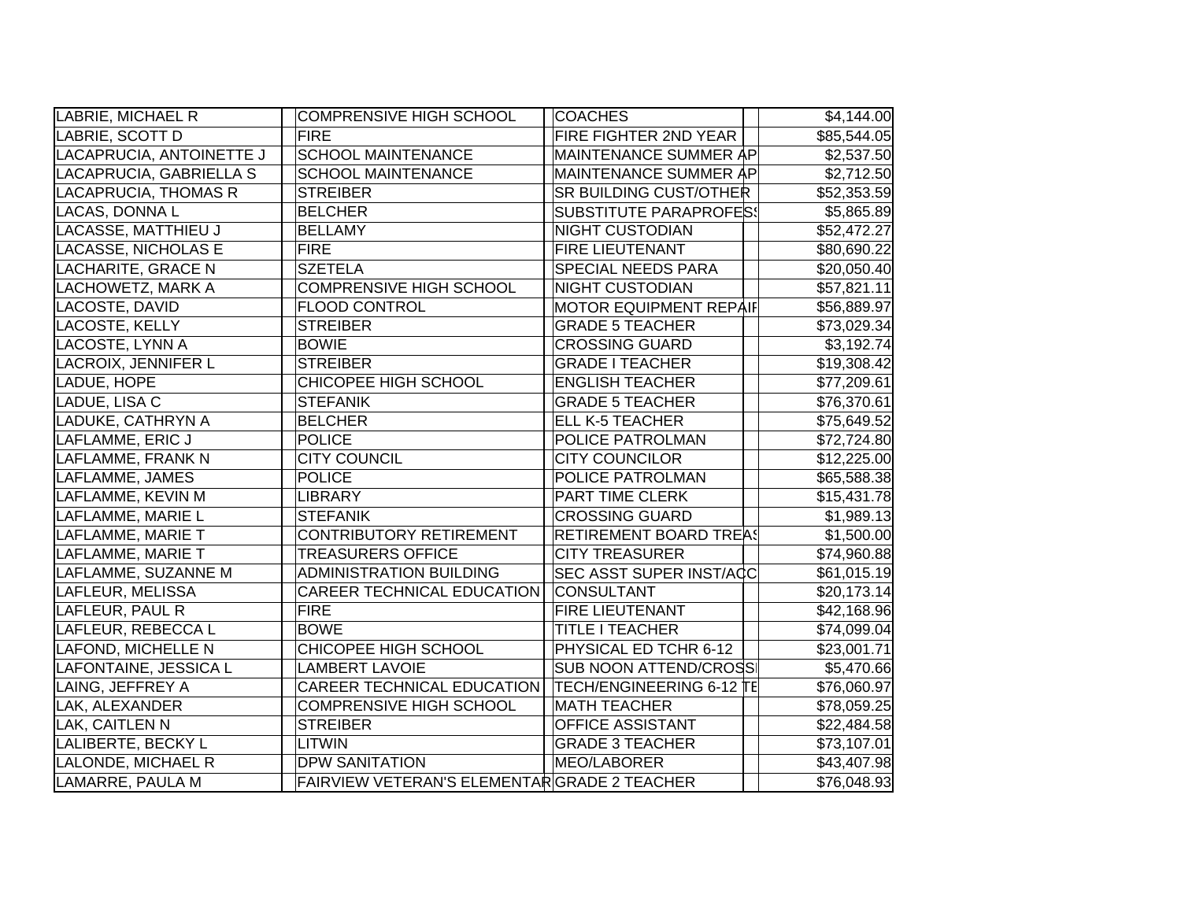| | | | |
|---|---|---|---|
| LABRIE, MICHAEL R | COMPRENSIVE HIGH SCHOOL | COACHES | $4,144.00 |
| LABRIE, SCOTT D | FIRE | FIRE FIGHTER 2ND YEAR | $85,544.05 |
| LACAPRUCIA, ANTOINETTE J | SCHOOL MAINTENANCE | MAINTENANCE SUMMER AP | $2,537.50 |
| LACAPRUCIA, GABRIELLA S | SCHOOL MAINTENANCE | MAINTENANCE SUMMER AP | $2,712.50 |
| LACAPRUCIA, THOMAS R | STREIBER | SR BUILDING CUST/OTHER | $52,353.59 |
| LACAS, DONNA L | BELCHER | SUBSTITUTE PARAPROFESS | $5,865.89 |
| LACASSE, MATTHIEU J | BELLAMY | NIGHT CUSTODIAN | $52,472.27 |
| LACASSE, NICHOLAS E | FIRE | FIRE LIEUTENANT | $80,690.22 |
| LACHARITE, GRACE N | SZETELA | SPECIAL NEEDS PARA | $20,050.40 |
| LACHOWETZ, MARK A | COMPRENSIVE HIGH SCHOOL | NIGHT CUSTODIAN | $57,821.11 |
| LACOSTE, DAVID | FLOOD CONTROL | MOTOR EQUIPMENT REPAIF | $56,889.97 |
| LACOSTE, KELLY | STREIBER | GRADE 5 TEACHER | $73,029.34 |
| LACOSTE, LYNN A | BOWIE | CROSSING GUARD | $3,192.74 |
| LACROIX, JENNIFER L | STREIBER | GRADE I TEACHER | $19,308.42 |
| LADUE, HOPE | CHICOPEE HIGH SCHOOL | ENGLISH TEACHER | $77,209.61 |
| LADUE, LISA C | STEFANIK | GRADE 5 TEACHER | $76,370.61 |
| LADUKE, CATHRYN A | BELCHER | ELL K-5 TEACHER | $75,649.52 |
| LAFLAMME, ERIC J | POLICE | POLICE PATROLMAN | $72,724.80 |
| LAFLAMME, FRANK N | CITY COUNCIL | CITY COUNCILOR | $12,225.00 |
| LAFLAMME, JAMES | POLICE | POLICE PATROLMAN | $65,588.38 |
| LAFLAMME, KEVIN M | LIBRARY | PART TIME CLERK | $15,431.78 |
| LAFLAMME, MARIE L | STEFANIK | CROSSING GUARD | $1,989.13 |
| LAFLAMME, MARIE T | CONTRIBUTORY RETIREMENT | RETIREMENT BOARD TREAS | $1,500.00 |
| LAFLAMME, MARIE T | TREASURERS OFFICE | CITY TREASURER | $74,960.88 |
| LAFLAMME, SUZANNE M | ADMINISTRATION BUILDING | SEC ASST SUPER INST/ACC | $61,015.19 |
| LAFLEUR, MELISSA | CAREER TECHNICAL EDUCATION | CONSULTANT | $20,173.14 |
| LAFLEUR, PAUL R | FIRE | FIRE LIEUTENANT | $42,168.96 |
| LAFLEUR, REBECCA L | BOWE | TITLE I TEACHER | $74,099.04 |
| LAFOND, MICHELLE N | CHICOPEE HIGH SCHOOL | PHYSICAL ED TCHR 6-12 | $23,001.71 |
| LAFONTAINE, JESSICA L | LAMBERT LAVOIE | SUB NOON ATTEND/CROSSI | $5,470.66 |
| LAING, JEFFREY A | CAREER TECHNICAL EDUCATION | TECH/ENGINEERING 6-12 TE | $76,060.97 |
| LAK, ALEXANDER | COMPRENSIVE HIGH SCHOOL | MATH TEACHER | $78,059.25 |
| LAK, CAITLEN N | STREIBER | OFFICE ASSISTANT | $22,484.58 |
| LALIBERTE, BECKY L | LITWIN | GRADE 3 TEACHER | $73,107.01 |
| LALONDE, MICHAEL R | DPW SANITATION | MEO/LABORER | $43,407.98 |
| LAMARRE, PAULA M | FAIRVIEW VETERAN'S ELEMENTAR | GRADE 2 TEACHER | $76,048.93 |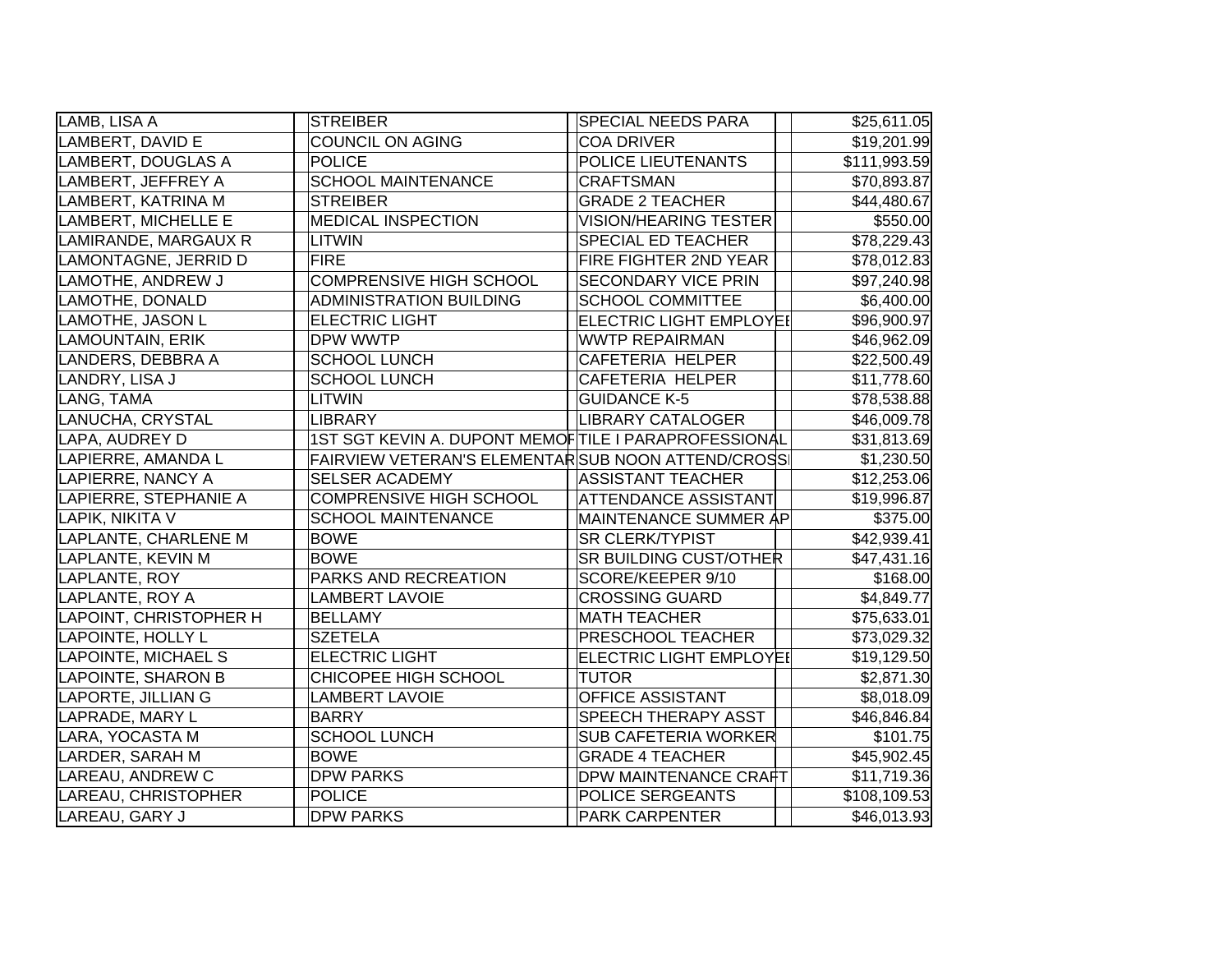| | | | |
|---|---|---|---|
| LAMB, LISA A | STREIBER | SPECIAL NEEDS PARA | $25,611.05 |
| LAMBERT, DAVID E | COUNCIL ON AGING | COA DRIVER | $19,201.99 |
| LAMBERT, DOUGLAS A | POLICE | POLICE LIEUTENANTS | $111,993.59 |
| LAMBERT, JEFFREY A | SCHOOL MAINTENANCE | CRAFTSMAN | $70,893.87 |
| LAMBERT, KATRINA M | STREIBER | GRADE 2 TEACHER | $44,480.67 |
| LAMBERT, MICHELLE E | MEDICAL INSPECTION | VISION/HEARING TESTER | $550.00 |
| LAMIRANDE, MARGAUX R | LITWIN | SPECIAL ED TEACHER | $78,229.43 |
| LAMONTAGNE, JERRID D | FIRE | FIRE FIGHTER 2ND YEAR | $78,012.83 |
| LAMOTHE, ANDREW J | COMPRENSIVE HIGH SCHOOL | SECONDARY VICE PRIN | $97,240.98 |
| LAMOTHE, DONALD | ADMINISTRATION BUILDING | SCHOOL COMMITTEE | $6,400.00 |
| LAMOTHE, JASON L | ELECTRIC LIGHT | ELECTRIC LIGHT EMPLOYEE | $96,900.97 |
| LAMOUNTAIN, ERIK | DPW WWTP | WWTP REPAIRMAN | $46,962.09 |
| LANDERS, DEBBRA A | SCHOOL LUNCH | CAFETERIA HELPER | $22,500.49 |
| LANDRY, LISA J | SCHOOL LUNCH | CAFETERIA HELPER | $11,778.60 |
| LANG, TAMA | LITWIN | GUIDANCE K-5 | $78,538.88 |
| LANUCHA, CRYSTAL | LIBRARY | LIBRARY CATALOGER | $46,009.78 |
| LAPA, AUDREY D | 1ST SGT KEVIN A. DUPONT MEMO | TILE I PARAPROFESSIONAL | $31,813.69 |
| LAPIERRE, AMANDA L | FAIRVIEW VETERAN'S ELEMENTAR | SUB NOON ATTEND/CROSSI | $1,230.50 |
| LAPIERRE, NANCY A | SELSER ACADEMY | ASSISTANT TEACHER | $12,253.06 |
| LAPIERRE, STEPHANIE A | COMPRENSIVE HIGH SCHOOL | ATTENDANCE ASSISTANT | $19,996.87 |
| LAPIK, NIKITA V | SCHOOL MAINTENANCE | MAINTENANCE SUMMER AP | $375.00 |
| LAPLANTE, CHARLENE M | BOWE | SR CLERK/TYPIST | $42,939.41 |
| LAPLANTE, KEVIN M | BOWE | SR BUILDING CUST/OTHER | $47,431.16 |
| LAPLANTE, ROY | PARKS AND RECREATION | SCORE/KEEPER 9/10 | $168.00 |
| LAPLANTE, ROY A | LAMBERT LAVOIE | CROSSING GUARD | $4,849.77 |
| LAPOINT, CHRISTOPHER H | BELLAMY | MATH TEACHER | $75,633.01 |
| LAPOINTE, HOLLY L | SZETELA | PRESCHOOL TEACHER | $73,029.32 |
| LAPOINTE, MICHAEL S | ELECTRIC LIGHT | ELECTRIC LIGHT EMPLOYEE | $19,129.50 |
| LAPOINTE, SHARON B | CHICOPEE HIGH SCHOOL | TUTOR | $2,871.30 |
| LAPORTE, JILLIAN G | LAMBERT LAVOIE | OFFICE ASSISTANT | $8,018.09 |
| LAPRADE, MARY L | BARRY | SPEECH THERAPY ASST | $46,846.84 |
| LARA, YOCASTA M | SCHOOL LUNCH | SUB CAFETERIA WORKER | $101.75 |
| LARDER, SARAH M | BOWE | GRADE 4 TEACHER | $45,902.45 |
| LAREAU, ANDREW C | DPW PARKS | DPW MAINTENANCE CRAFT | $11,719.36 |
| LAREAU, CHRISTOPHER | POLICE | POLICE SERGEANTS | $108,109.53 |
| LAREAU, GARY J | DPW PARKS | PARK CARPENTER | $46,013.93 |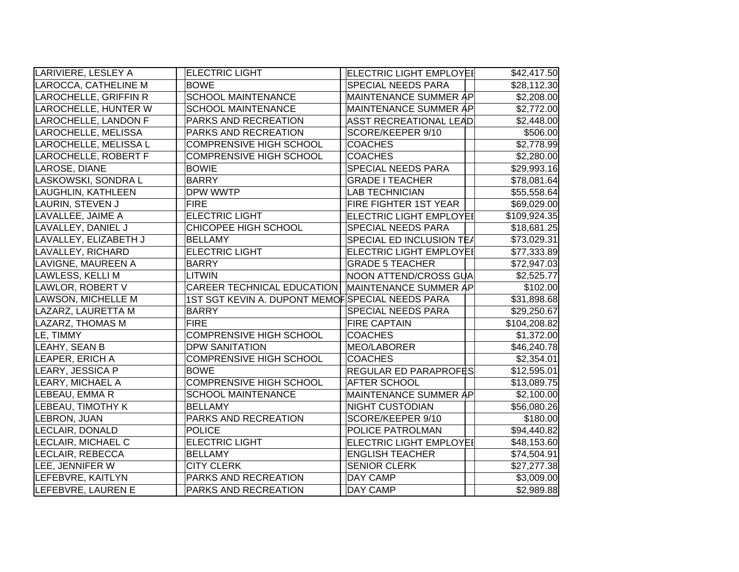| | | | |
|---|---|---|---|
| LARIVIERE, LESLEY A | ELECTRIC LIGHT | ELECTRIC LIGHT EMPLOYEE | $42,417.50 |
| LAROCCA, CATHELINE M | BOWE | SPECIAL NEEDS PARA | $28,112.30 |
| LAROCHELLE, GRIFFIN R | SCHOOL MAINTENANCE | MAINTENANCE SUMMER AP | $2,208.00 |
| LAROCHELLE, HUNTER W | SCHOOL MAINTENANCE | MAINTENANCE SUMMER AP | $2,772.00 |
| LAROCHELLE, LANDON F | PARKS AND RECREATION | ASST RECREATIONAL LEAD | $2,448.00 |
| LAROCHELLE, MELISSA | PARKS AND RECREATION | SCORE/KEEPER 9/10 | $506.00 |
| LAROCHELLE, MELISSA L | COMPRENSIVE HIGH SCHOOL | COACHES | $2,778.99 |
| LAROCHELLE, ROBERT F | COMPRENSIVE HIGH SCHOOL | COACHES | $2,280.00 |
| LAROSE, DIANE | BOWIE | SPECIAL NEEDS PARA | $29,993.16 |
| LASKOWSKI, SONDRA L | BARRY | GRADE I TEACHER | $78,081.64 |
| LAUGHLIN, KATHLEEN | DPW WWTP | LAB TECHNICIAN | $55,558.64 |
| LAURIN, STEVEN J | FIRE | FIRE FIGHTER 1ST YEAR | $69,029.00 |
| LAVALLEE, JAIME A | ELECTRIC LIGHT | ELECTRIC LIGHT EMPLOYEE | $109,924.35 |
| LAVALLEY, DANIEL J | CHICOPEE HIGH SCHOOL | SPECIAL NEEDS PARA | $18,681.25 |
| LAVALLEY, ELIZABETH J | BELLAMY | SPECIAL ED INCLUSION TEA | $73,029.31 |
| LAVALLEY, RICHARD | ELECTRIC LIGHT | ELECTRIC LIGHT EMPLOYEE | $77,333.89 |
| LAVIGNE, MAUREEN A | BARRY | GRADE 5 TEACHER | $72,947.03 |
| LAWLESS, KELLI M | LITWIN | NOON ATTEND/CROSS GUA | $2,525.77 |
| LAWLOR, ROBERT V | CAREER TECHNICAL EDUCATION | MAINTENANCE SUMMER AP | $102.00 |
| LAWSON, MICHELLE M | 1ST SGT KEVIN A. DUPONT MEMOR | SPECIAL NEEDS PARA | $31,898.68 |
| LAZARZ, LAURETTA M | BARRY | SPECIAL NEEDS PARA | $29,250.67 |
| LAZARZ, THOMAS M | FIRE | FIRE CAPTAIN | $104,208.82 |
| LE, TIMMY | COMPRENSIVE HIGH SCHOOL | COACHES | $1,372.00 |
| LEAHY, SEAN B | DPW SANITATION | MEO/LABORER | $46,240.78 |
| LEAPER, ERICH A | COMPRENSIVE HIGH SCHOOL | COACHES | $2,354.01 |
| LEARY, JESSICA P | BOWE | REGULAR ED PARAPROFES | $12,595.01 |
| LEARY, MICHAEL A | COMPRENSIVE HIGH SCHOOL | AFTER SCHOOL | $13,089.75 |
| LEBEAU, EMMA R | SCHOOL MAINTENANCE | MAINTENANCE SUMMER AP | $2,100.00 |
| LEBEAU, TIMOTHY K | BELLAMY | NIGHT CUSTODIAN | $56,080.26 |
| LEBRON, JUAN | PARKS AND RECREATION | SCORE/KEEPER 9/10 | $180.00 |
| LECLAIR, DONALD | POLICE | POLICE PATROLMAN | $94,440.82 |
| LECLAIR, MICHAEL C | ELECTRIC LIGHT | ELECTRIC LIGHT EMPLOYEE | $48,153.60 |
| LECLAIR, REBECCA | BELLAMY | ENGLISH TEACHER | $74,504.91 |
| LEE, JENNIFER W | CITY CLERK | SENIOR CLERK | $27,277.38 |
| LEFEBVRE, KAITLYN | PARKS AND RECREATION | DAY CAMP | $3,009.00 |
| LEFEBVRE, LAUREN E | PARKS AND RECREATION | DAY CAMP | $2,989.88 |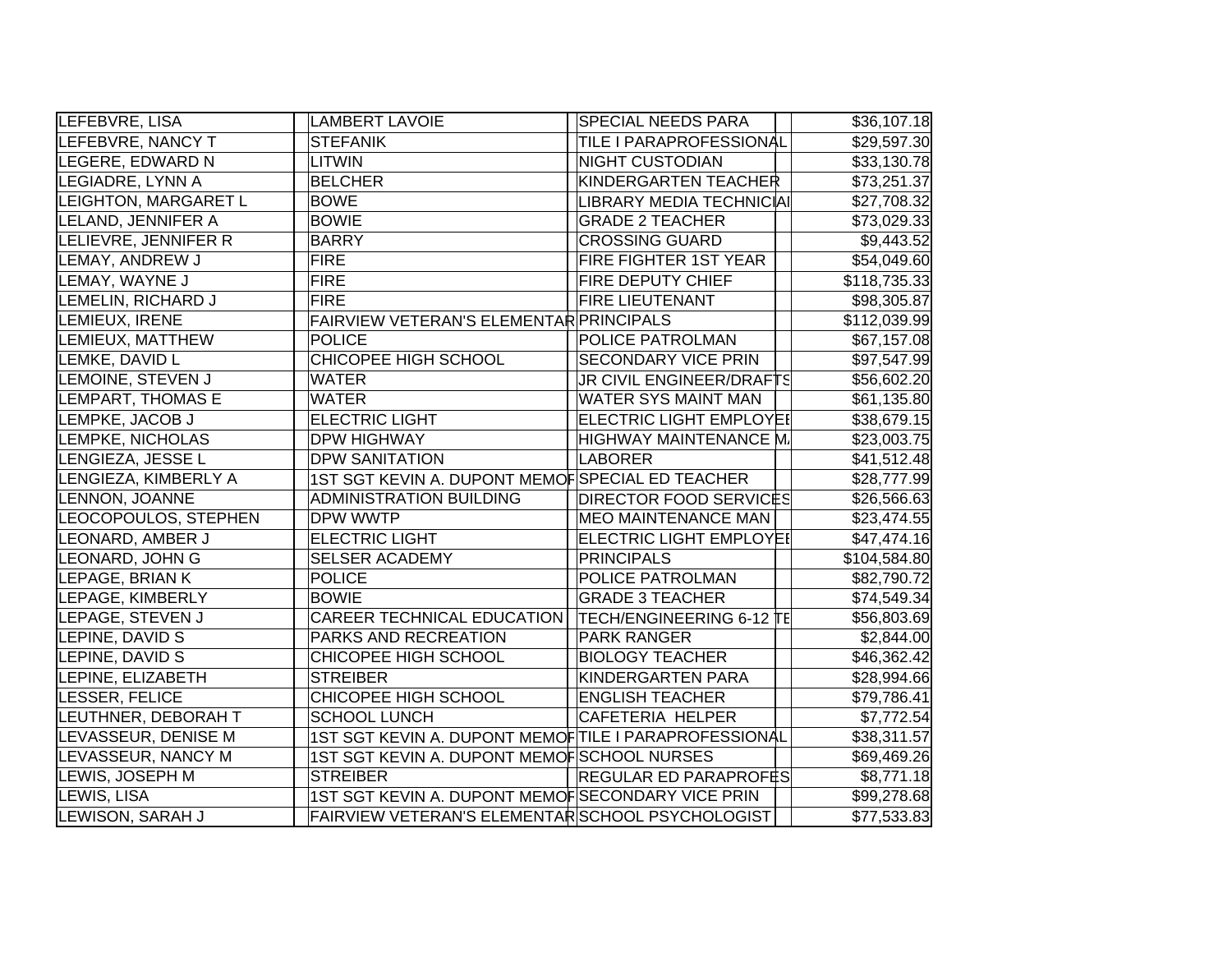| | | | |
|---|---|---|---|
| LEFEBVRE, LISA | LAMBERT LAVOIE | SPECIAL NEEDS PARA | $36,107.18 |
| LEFEBVRE, NANCY T | STEFANIK | TILE I PARAPROFESSIONAL | $29,597.30 |
| LEGERE, EDWARD N | LITWIN | NIGHT CUSTODIAN | $33,130.78 |
| LEGIADRE, LYNN A | BELCHER | KINDERGARTEN TEACHER | $73,251.37 |
| LEIGHTON, MARGARET L | BOWE | LIBRARY MEDIA TECHNICIAI | $27,708.32 |
| LELAND, JENNIFER A | BOWIE | GRADE 2 TEACHER | $73,029.33 |
| LELIEVRE, JENNIFER R | BARRY | CROSSING GUARD | $9,443.52 |
| LEMAY, ANDREW J | FIRE | FIRE FIGHTER 1ST YEAR | $54,049.60 |
| LEMAY, WAYNE J | FIRE | FIRE DEPUTY CHIEF | $118,735.33 |
| LEMELIN, RICHARD J | FIRE | FIRE LIEUTENANT | $98,305.87 |
| LEMIEUX, IRENE | FAIRVIEW VETERAN'S ELEMENTAR | PRINCIPALS | $112,039.99 |
| LEMIEUX, MATTHEW | POLICE | POLICE PATROLMAN | $67,157.08 |
| LEMKE, DAVID L | CHICOPEE HIGH SCHOOL | SECONDARY VICE PRIN | $97,547.99 |
| LEMOINE, STEVEN J | WATER | JR CIVIL ENGINEER/DRAFTS | $56,602.20 |
| LEMPART, THOMAS E | WATER | WATER SYS MAINT MAN | $61,135.80 |
| LEMPKE, JACOB J | ELECTRIC LIGHT | ELECTRIC LIGHT EMPLOYEI | $38,679.15 |
| LEMPKE, NICHOLAS | DPW HIGHWAY | HIGHWAY MAINTENANCE M/ | $23,003.75 |
| LENGIEZA, JESSE L | DPW SANITATION | LABORER | $41,512.48 |
| LENGIEZA, KIMBERLY A | 1ST SGT KEVIN A. DUPONT MEMOF | SPECIAL ED TEACHER | $28,777.99 |
| LENNON, JOANNE | ADMINISTRATION BUILDING | DIRECTOR FOOD SERVICES | $26,566.63 |
| LEOCOPOULOS, STEPHEN | DPW WWTP | MEO MAINTENANCE MAN | $23,474.55 |
| LEONARD, AMBER J | ELECTRIC LIGHT | ELECTRIC LIGHT EMPLOYEI | $47,474.16 |
| LEONARD, JOHN G | SELSER ACADEMY | PRINCIPALS | $104,584.80 |
| LEPAGE, BRIAN K | POLICE | POLICE PATROLMAN | $82,790.72 |
| LEPAGE, KIMBERLY | BOWIE | GRADE 3 TEACHER | $74,549.34 |
| LEPAGE, STEVEN J | CAREER TECHNICAL EDUCATION | TECH/ENGINEERING 6-12 TE | $56,803.69 |
| LEPINE, DAVID S | PARKS AND RECREATION | PARK RANGER | $2,844.00 |
| LEPINE, DAVID S | CHICOPEE HIGH SCHOOL | BIOLOGY TEACHER | $46,362.42 |
| LEPINE, ELIZABETH | STREIBER | KINDERGARTEN PARA | $28,994.66 |
| LESSER, FELICE | CHICOPEE HIGH SCHOOL | ENGLISH TEACHER | $79,786.41 |
| LEUTHNER, DEBORAH T | SCHOOL LUNCH | CAFETERIA HELPER | $7,772.54 |
| LEVASSEUR, DENISE M | 1ST SGT KEVIN A. DUPONT MEMOF | TILE I PARAPROFESSIONAL | $38,311.57 |
| LEVASSEUR, NANCY M | 1ST SGT KEVIN A. DUPONT MEMOF | SCHOOL NURSES | $69,469.26 |
| LEWIS, JOSEPH M | STREIBER | REGULAR ED PARAPROFES | $8,771.18 |
| LEWIS, LISA | 1ST SGT KEVIN A. DUPONT MEMOF | SECONDARY VICE PRIN | $99,278.68 |
| LEWISON, SARAH J | FAIRVIEW VETERAN'S ELEMENTAR | SCHOOL PSYCHOLOGIST | $77,533.83 |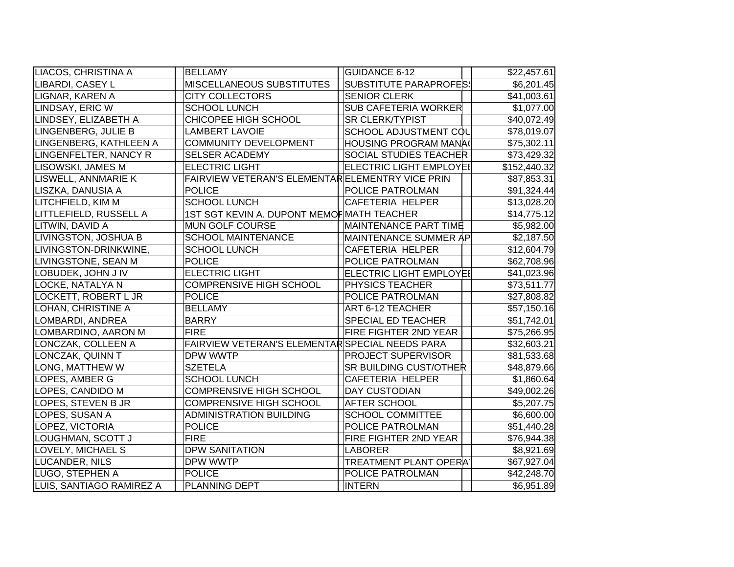| | | | | | | |
|---|---|---|---|---|---|---|
| LIACOS, CHRISTINA A | | BELLAMY | | GUIDANCE 6-12 | | $22,457.61 |
| LIBARDI, CASEY L | | MISCELLANEOUS SUBSTITUTES | | SUBSTITUTE PARAPROFESS | | $6,201.45 |
| LIGNAR, KAREN A | | CITY COLLECTORS | | SENIOR CLERK | | $41,003.61 |
| LINDSAY, ERIC W | | SCHOOL LUNCH | | SUB CAFETERIA WORKER | | $1,077.00 |
| LINDSEY, ELIZABETH A | | CHICOPEE HIGH SCHOOL | | SR CLERK/TYPIST | | $40,072.49 |
| LINGENBERG, JULIE B | | LAMBERT LAVOIE | | SCHOOL ADJUSTMENT COU | | $78,019.07 |
| LINGENBERG, KATHLEEN A | | COMMUNITY DEVELOPMENT | | HOUSING PROGRAM MANA( | | $75,302.11 |
| LINGENFELTER, NANCY R | | SELSER ACADEMY | | SOCIAL STUDIES TEACHER | | $73,429.32 |
| LISOWSKI, JAMES M | | ELECTRIC LIGHT | | ELECTRIC LIGHT EMPLOYEE | | $152,440.32 |
| LISWELL, ANNMARIE K | | FAIRVIEW VETERAN'S ELEMENTAR | | ELEMENTRY VICE PRIN | | $87,853.31 |
| LISZKA, DANUSIA A | | POLICE | | POLICE PATROLMAN | | $91,324.44 |
| LITCHFIELD, KIM M | | SCHOOL LUNCH | | CAFETERIA HELPER | | $13,028.20 |
| LITTLEFIELD, RUSSELL A | | 1ST SGT KEVIN A. DUPONT MEMOF | | MATH TEACHER | | $14,775.12 |
| LITWIN, DAVID A | | MUN GOLF COURSE | | MAINTENANCE PART TIME | | $5,982.00 |
| LIVINGSTON, JOSHUA B | | SCHOOL MAINTENANCE | | MAINTENANCE SUMMER AP | | $2,187.50 |
| LIVINGSTON-DRINKWINE, | | SCHOOL LUNCH | | CAFETERIA HELPER | | $12,604.79 |
| LIVINGSTONE, SEAN M | | POLICE | | POLICE PATROLMAN | | $62,708.96 |
| LOBUDEK, JOHN J IV | | ELECTRIC LIGHT | | ELECTRIC LIGHT EMPLOYEE | | $41,023.96 |
| LOCKE, NATALYA N | | COMPRENSIVE HIGH SCHOOL | | PHYSICS TEACHER | | $73,511.77 |
| LOCKETT, ROBERT L JR | | POLICE | | POLICE PATROLMAN | | $27,808.82 |
| LOHAN, CHRISTINE A | | BELLAMY | | ART 6-12 TEACHER | | $57,150.16 |
| LOMBARDI, ANDREA | | BARRY | | SPECIAL ED TEACHER | | $51,742.01 |
| LOMBARDINO, AARON M | | FIRE | | FIRE FIGHTER 2ND YEAR | | $75,266.95 |
| LONCZAK, COLLEEN A | | FAIRVIEW VETERAN'S ELEMENTAR | | SPECIAL NEEDS PARA | | $32,603.21 |
| LONCZAK, QUINN T | | DPW WWTP | | PROJECT SUPERVISOR | | $81,533.68 |
| LONG, MATTHEW W | | SZETELA | | SR BUILDING CUST/OTHER | | $48,879.66 |
| LOPES, AMBER G | | SCHOOL LUNCH | | CAFETERIA HELPER | | $1,860.64 |
| LOPES, CANDIDO M | | COMPRENSIVE HIGH SCHOOL | | DAY CUSTODIAN | | $49,002.26 |
| LOPES, STEVEN B JR | | COMPRENSIVE HIGH SCHOOL | | AFTER SCHOOL | | $5,207.75 |
| LOPES, SUSAN A | | ADMINISTRATION BUILDING | | SCHOOL COMMITTEE | | $6,600.00 |
| LOPEZ, VICTORIA | | POLICE | | POLICE PATROLMAN | | $51,440.28 |
| LOUGHMAN, SCOTT J | | FIRE | | FIRE FIGHTER 2ND YEAR | | $76,944.38 |
| LOVELY, MICHAEL S | | DPW SANITATION | | LABORER | | $8,921.69 |
| LUCANDER, NILS | | DPW WWTP | | TREATMENT PLANT OPERA | | $67,927.04 |
| LUGO, STEPHEN A | | POLICE | | POLICE PATROLMAN | | $42,248.70 |
| LUIS, SANTIAGO RAMIREZ A | | PLANNING DEPT | | INTERN | | $6,951.89 |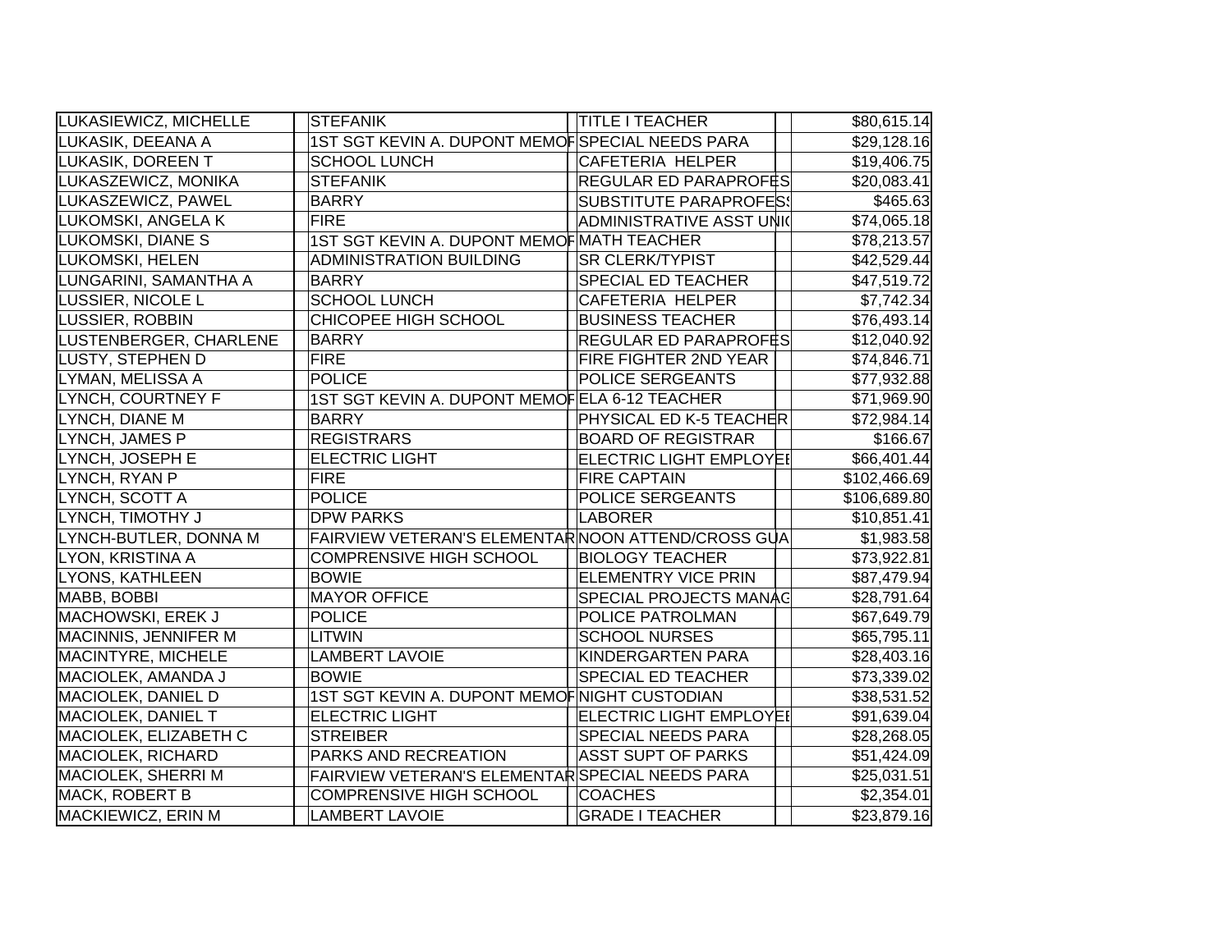| | | | | | |
|---|---|---|---|---|---|
| LUKASIEWICZ, MICHELLE | | STEFANIK | TITLE I TEACHER | | $80,615.14 |
| LUKASIK, DEEANA A | | 1ST SGT KEVIN A. DUPONT MEMOF | SPECIAL NEEDS PARA | | $29,128.16 |
| LUKASIK, DOREEN T | | SCHOOL LUNCH | CAFETERIA HELPER | | $19,406.75 |
| LUKASZEWICZ, MONIKA | | STEFANIK | REGULAR ED PARAPROFES | | $20,083.41 |
| LUKASZEWICZ, PAWEL | | BARRY | SUBSTITUTE PARAPROFESS | | $465.63 |
| LUKOMSKI, ANGELA K | | FIRE | ADMINISTRATIVE ASST UNIO | | $74,065.18 |
| LUKOMSKI, DIANE S | | 1ST SGT KEVIN A. DUPONT MEMOF | MATH TEACHER | | $78,213.57 |
| LUKOMSKI, HELEN | | ADMINISTRATION BUILDING | SR CLERK/TYPIST | | $42,529.44 |
| LUNGARINI, SAMANTHA A | | BARRY | SPECIAL ED TEACHER | | $47,519.72 |
| LUSSIER, NICOLE L | | SCHOOL LUNCH | CAFETERIA HELPER | | $7,742.34 |
| LUSSIER, ROBBIN | | CHICOPEE HIGH SCHOOL | BUSINESS TEACHER | | $76,493.14 |
| LUSTENBERGER, CHARLENE | | BARRY | REGULAR ED PARAPROFES | | $12,040.92 |
| LUSTY, STEPHEN D | | FIRE | FIRE FIGHTER 2ND YEAR | | $74,846.71 |
| LYMAN, MELISSA A | | POLICE | POLICE SERGEANTS | | $77,932.88 |
| LYNCH, COURTNEY F | | 1ST SGT KEVIN A. DUPONT MEMOF | ELA 6-12 TEACHER | | $71,969.90 |
| LYNCH, DIANE M | | BARRY | PHYSICAL ED K-5 TEACHER | | $72,984.14 |
| LYNCH, JAMES P | | REGISTRARS | BOARD OF REGISTRAR | | $166.67 |
| LYNCH, JOSEPH E | | ELECTRIC LIGHT | ELECTRIC LIGHT EMPLOYEE | | $66,401.44 |
| LYNCH, RYAN P | | FIRE | FIRE CAPTAIN | | $102,466.69 |
| LYNCH, SCOTT A | | POLICE | POLICE SERGEANTS | | $106,689.80 |
| LYNCH, TIMOTHY J | | DPW PARKS | LABORER | | $10,851.41 |
| LYNCH-BUTLER, DONNA M | | FAIRVIEW VETERAN'S ELEMENTAR | NOON ATTEND/CROSS GUA | | $1,983.58 |
| LYON, KRISTINA A | | COMPRENSIVE HIGH SCHOOL | BIOLOGY TEACHER | | $73,922.81 |
| LYONS, KATHLEEN | | BOWIE | ELEMENTRY VICE PRIN | | $87,479.94 |
| MABB, BOBBI | | MAYOR OFFICE | SPECIAL PROJECTS MANAG | | $28,791.64 |
| MACHOWSKI, EREK J | | POLICE | POLICE PATROLMAN | | $67,649.79 |
| MACINNIS, JENNIFER M | | LITWIN | SCHOOL NURSES | | $65,795.11 |
| MACINTYRE, MICHELE | | LAMBERT LAVOIE | KINDERGARTEN PARA | | $28,403.16 |
| MACIOLEK, AMANDA J | | BOWIE | SPECIAL ED TEACHER | | $73,339.02 |
| MACIOLEK, DANIEL D | | 1ST SGT KEVIN A. DUPONT MEMOF | NIGHT CUSTODIAN | | $38,531.52 |
| MACIOLEK, DANIEL T | | ELECTRIC LIGHT | ELECTRIC LIGHT EMPLOYEE | | $91,639.04 |
| MACIOLEK, ELIZABETH C | | STREIBER | SPECIAL NEEDS PARA | | $28,268.05 |
| MACIOLEK, RICHARD | | PARKS AND RECREATION | ASST SUPT OF PARKS | | $51,424.09 |
| MACIOLEK, SHERRI M | | FAIRVIEW VETERAN'S ELEMENTAR | SPECIAL NEEDS PARA | | $25,031.51 |
| MACK, ROBERT B | | COMPRENSIVE HIGH SCHOOL | COACHES | | $2,354.01 |
| MACKIEWICZ, ERIN M | | LAMBERT LAVOIE | GRADE I TEACHER | | $23,879.16 |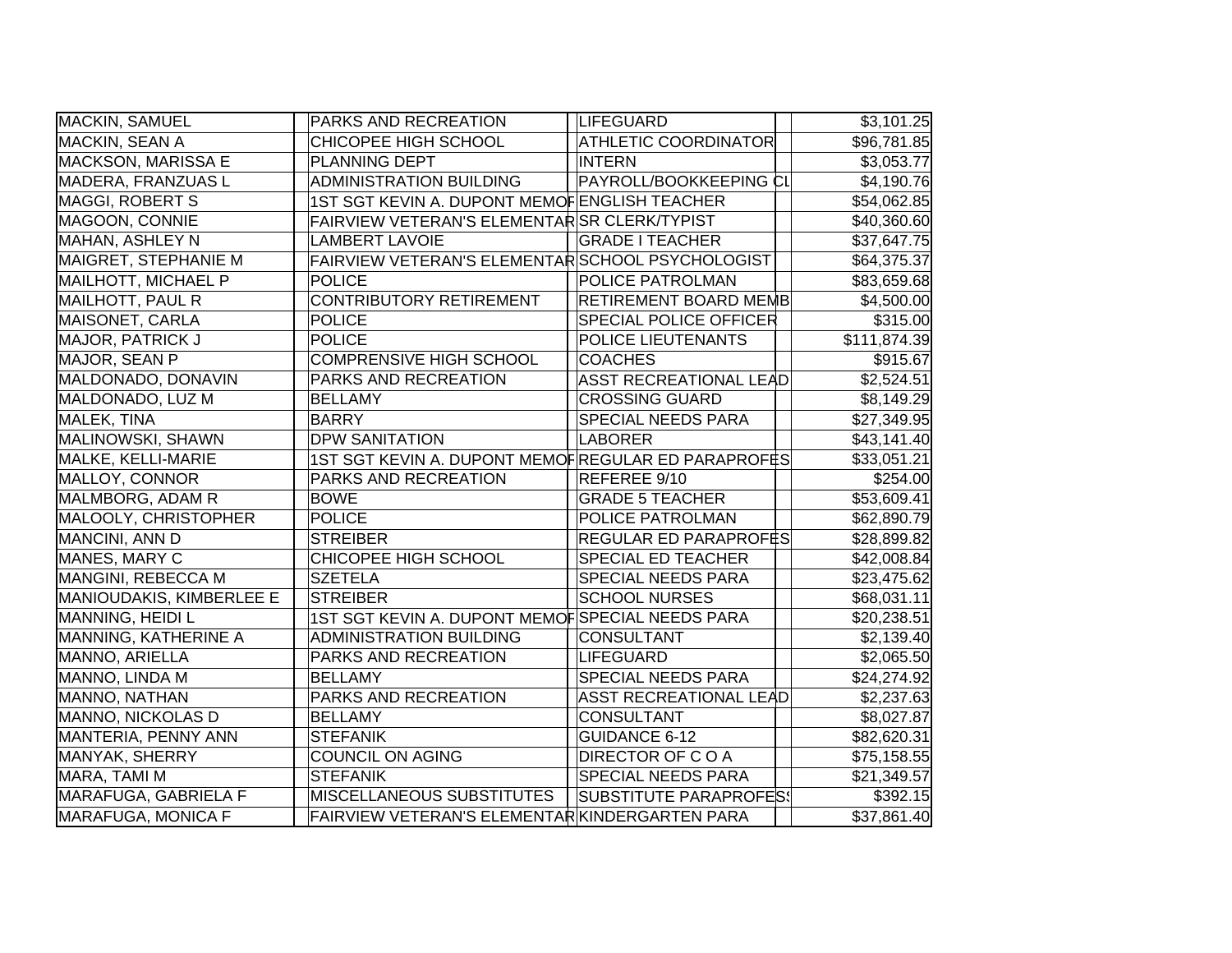| | | | |
|---|---|---|---|
| MACKIN, SAMUEL | PARKS AND RECREATION | LIFEGUARD | $3,101.25 |
| MACKIN, SEAN A | CHICOPEE HIGH SCHOOL | ATHLETIC COORDINATOR | $96,781.85 |
| MACKSON, MARISSA E | PLANNING DEPT | INTERN | $3,053.77 |
| MADERA, FRANZUAS L | ADMINISTRATION BUILDING | PAYROLL/BOOKKEEPING CL | $4,190.76 |
| MAGGI, ROBERT S | 1ST SGT KEVIN A. DUPONT MEMOF | ENGLISH TEACHER | $54,062.85 |
| MAGOON, CONNIE | FAIRVIEW VETERAN'S ELEMENTAR | SR CLERK/TYPIST | $40,360.60 |
| MAHAN, ASHLEY N | LAMBERT LAVOIE | GRADE I TEACHER | $37,647.75 |
| MAIGRET, STEPHANIE M | FAIRVIEW VETERAN'S ELEMENTAR | SCHOOL PSYCHOLOGIST | $64,375.37 |
| MAILHOTT, MICHAEL P | POLICE | POLICE PATROLMAN | $83,659.68 |
| MAILHOTT, PAUL R | CONTRIBUTORY RETIREMENT | RETIREMENT BOARD MEMB | $4,500.00 |
| MAISONET, CARLA | POLICE | SPECIAL POLICE OFFICER | $315.00 |
| MAJOR, PATRICK J | POLICE | POLICE LIEUTENANTS | $111,874.39 |
| MAJOR, SEAN P | COMPRENSIVE HIGH SCHOOL | COACHES | $915.67 |
| MALDONADO, DONAVIN | PARKS AND RECREATION | ASST RECREATIONAL LEAD | $2,524.51 |
| MALDONADO, LUZ M | BELLAMY | CROSSING GUARD | $8,149.29 |
| MALEK, TINA | BARRY | SPECIAL NEEDS PARA | $27,349.95 |
| MALINOWSKI, SHAWN | DPW SANITATION | LABORER | $43,141.40 |
| MALKE, KELLI-MARIE | 1ST SGT KEVIN A. DUPONT MEMOF | REGULAR ED PARAPROFES | $33,051.21 |
| MALLOY, CONNOR | PARKS AND RECREATION | REFEREE 9/10 | $254.00 |
| MALMBORG, ADAM R | BOWE | GRADE 5 TEACHER | $53,609.41 |
| MALOOLY, CHRISTOPHER | POLICE | POLICE PATROLMAN | $62,890.79 |
| MANCINI, ANN D | STREIBER | REGULAR ED PARAPROFES | $28,899.82 |
| MANES, MARY C | CHICOPEE HIGH SCHOOL | SPECIAL ED TEACHER | $42,008.84 |
| MANGINI, REBECCA M | SZETELA | SPECIAL NEEDS PARA | $23,475.62 |
| MANIOUDAKIS, KIMBERLEE E | STREIBER | SCHOOL NURSES | $68,031.11 |
| MANNING, HEIDI L | 1ST SGT KEVIN A. DUPONT MEMOF | SPECIAL NEEDS PARA | $20,238.51 |
| MANNING, KATHERINE A | ADMINISTRATION BUILDING | CONSULTANT | $2,139.40 |
| MANNO, ARIELLA | PARKS AND RECREATION | LIFEGUARD | $2,065.50 |
| MANNO, LINDA M | BELLAMY | SPECIAL NEEDS PARA | $24,274.92 |
| MANNO, NATHAN | PARKS AND RECREATION | ASST RECREATIONAL LEAD | $2,237.63 |
| MANNO, NICKOLAS D | BELLAMY | CONSULTANT | $8,027.87 |
| MANTERIA, PENNY ANN | STEFANIK | GUIDANCE 6-12 | $82,620.31 |
| MANYAK, SHERRY | COUNCIL ON AGING | DIRECTOR OF C O A | $75,158.55 |
| MARA, TAMI M | STEFANIK | SPECIAL NEEDS PARA | $21,349.57 |
| MARAFUGA, GABRIELA F | MISCELLANEOUS SUBSTITUTES | SUBSTITUTE PARAPROFESS | $392.15 |
| MARAFUGA, MONICA F | FAIRVIEW VETERAN'S ELEMENTAR | KINDERGARTEN PARA | $37,861.40 |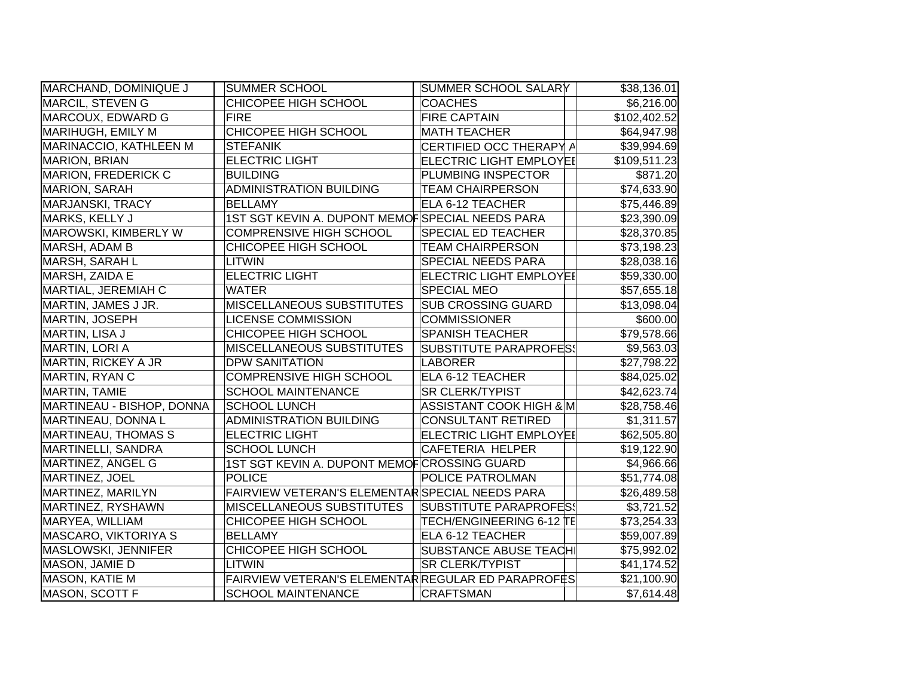| | | | |
|---|---|---|---|
| MARCHAND, DOMINIQUE J | SUMMER SCHOOL | SUMMER SCHOOL SALARY | $38,136.01 |
| MARCIL, STEVEN G | CHICOPEE HIGH SCHOOL | COACHES | $6,216.00 |
| MARCOUX, EDWARD G | FIRE | FIRE CAPTAIN | $102,402.52 |
| MARIHUGH, EMILY M | CHICOPEE HIGH SCHOOL | MATH TEACHER | $64,947.98 |
| MARINACCIO, KATHLEEN M | STEFANIK | CERTIFIED OCC THERAPY A | $39,994.69 |
| MARION, BRIAN | ELECTRIC LIGHT | ELECTRIC LIGHT EMPLOYEE | $109,511.23 |
| MARION, FREDERICK C | BUILDING | PLUMBING INSPECTOR | $871.20 |
| MARION, SARAH | ADMINISTRATION BUILDING | TEAM CHAIRPERSON | $74,633.90 |
| MARJANSKI, TRACY | BELLAMY | ELA 6-12 TEACHER | $75,446.89 |
| MARKS, KELLY J | 1ST SGT KEVIN A. DUPONT MEMOF | SPECIAL NEEDS PARA | $23,390.09 |
| MAROWSKI, KIMBERLY W | COMPRENSIVE HIGH SCHOOL | SPECIAL ED TEACHER | $28,370.85 |
| MARSH, ADAM B | CHICOPEE HIGH SCHOOL | TEAM CHAIRPERSON | $73,198.23 |
| MARSH, SARAH L | LITWIN | SPECIAL NEEDS PARA | $28,038.16 |
| MARSH, ZAIDA E | ELECTRIC LIGHT | ELECTRIC LIGHT EMPLOYEE | $59,330.00 |
| MARTIAL, JEREMIAH C | WATER | SPECIAL MEO | $57,655.18 |
| MARTIN, JAMES J JR. | MISCELLANEOUS SUBSTITUTES | SUB CROSSING GUARD | $13,098.04 |
| MARTIN, JOSEPH | LICENSE COMMISSION | COMMISSIONER | $600.00 |
| MARTIN, LISA J | CHICOPEE HIGH SCHOOL | SPANISH TEACHER | $79,578.66 |
| MARTIN, LORI A | MISCELLANEOUS SUBSTITUTES | SUBSTITUTE PARAPROFESS | $9,563.03 |
| MARTIN, RICKEY A JR | DPW SANITATION | LABORER | $27,798.22 |
| MARTIN, RYAN C | COMPRENSIVE HIGH SCHOOL | ELA 6-12 TEACHER | $84,025.02 |
| MARTIN, TAMIE | SCHOOL MAINTENANCE | SR CLERK/TYPIST | $42,623.74 |
| MARTINEAU - BISHOP, DONNA | SCHOOL LUNCH | ASSISTANT COOK HIGH & M | $28,758.46 |
| MARTINEAU, DONNA L | ADMINISTRATION BUILDING | CONSULTANT RETIRED | $1,311.57 |
| MARTINEAU, THOMAS S | ELECTRIC LIGHT | ELECTRIC LIGHT EMPLOYEE | $62,505.80 |
| MARTINELLI, SANDRA | SCHOOL LUNCH | CAFETERIA HELPER | $19,122.90 |
| MARTINEZ, ANGEL G | 1ST SGT KEVIN A. DUPONT MEMOF | CROSSING GUARD | $4,966.66 |
| MARTINEZ, JOEL | POLICE | POLICE PATROLMAN | $51,774.08 |
| MARTINEZ, MARILYN | FAIRVIEW VETERAN'S ELEMENTAR | SPECIAL NEEDS PARA | $26,489.58 |
| MARTINEZ, RYSHAWN | MISCELLANEOUS SUBSTITUTES | SUBSTITUTE PARAPROFESS | $3,721.52 |
| MARYEA, WILLIAM | CHICOPEE HIGH SCHOOL | TECH/ENGINEERING 6-12 TE | $73,254.33 |
| MASCARO, VIKTORIYA S | BELLAMY | ELA 6-12 TEACHER | $59,007.89 |
| MASLOWSKI, JENNIFER | CHICOPEE HIGH SCHOOL | SUBSTANCE ABUSE TEACHI | $75,992.02 |
| MASON, JAMIE D | LITWIN | SR CLERK/TYPIST | $41,174.52 |
| MASON, KATIE M | FAIRVIEW VETERAN'S ELEMENTAR | REGULAR ED PARAPROFES | $21,100.90 |
| MASON, SCOTT F | SCHOOL MAINTENANCE | CRAFTSMAN | $7,614.48 |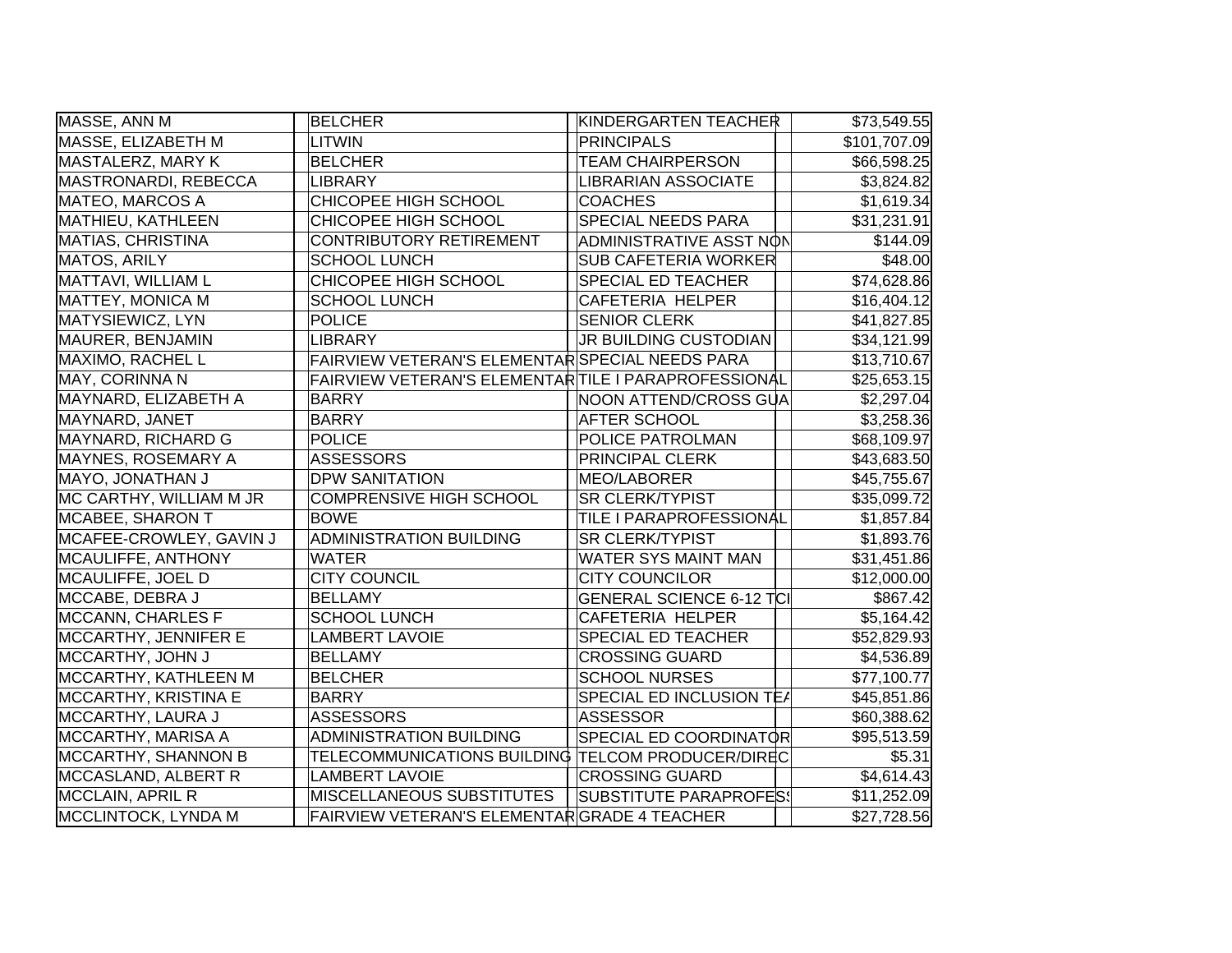| | | | |
|---|---|---|---|
| MASSE, ANN M | BELCHER | KINDERGARTEN TEACHER | $73,549.55 |
| MASSE, ELIZABETH M | LITWIN | PRINCIPALS | $101,707.09 |
| MASTALERZ, MARY K | BELCHER | TEAM CHAIRPERSON | $66,598.25 |
| MASTRONARDI, REBECCA | LIBRARY | LIBRARIAN ASSOCIATE | $3,824.82 |
| MATEO, MARCOS A | CHICOPEE HIGH SCHOOL | COACHES | $1,619.34 |
| MATHIEU, KATHLEEN | CHICOPEE HIGH SCHOOL | SPECIAL NEEDS PARA | $31,231.91 |
| MATIAS, CHRISTINA | CONTRIBUTORY RETIREMENT | ADMINISTRATIVE ASST NON | $144.09 |
| MATOS, ARILY | SCHOOL LUNCH | SUB CAFETERIA WORKER | $48.00 |
| MATTAVI, WILLIAM L | CHICOPEE HIGH SCHOOL | SPECIAL ED TEACHER | $74,628.86 |
| MATTEY, MONICA M | SCHOOL LUNCH | CAFETERIA HELPER | $16,404.12 |
| MATYSIEWICZ, LYN | POLICE | SENIOR CLERK | $41,827.85 |
| MAURER, BENJAMIN | LIBRARY | JR BUILDING CUSTODIAN | $34,121.99 |
| MAXIMO, RACHEL L | FAIRVIEW VETERAN'S ELEMENTAR | SPECIAL NEEDS PARA | $13,710.67 |
| MAY, CORINNA N | FAIRVIEW VETERAN'S ELEMENTAR | TILE I PARAPROFESSIONAL | $25,653.15 |
| MAYNARD, ELIZABETH A | BARRY | NOON ATTEND/CROSS GUA | $2,297.04 |
| MAYNARD, JANET | BARRY | AFTER SCHOOL | $3,258.36 |
| MAYNARD, RICHARD G | POLICE | POLICE PATROLMAN | $68,109.97 |
| MAYNES, ROSEMARY A | ASSESSORS | PRINCIPAL CLERK | $43,683.50 |
| MAYO, JONATHAN J | DPW SANITATION | MEO/LABORER | $45,755.67 |
| MC CARTHY, WILLIAM M JR | COMPRENSIVE HIGH SCHOOL | SR CLERK/TYPIST | $35,099.72 |
| MCABEE, SHARON T | BOWE | TILE I PARAPROFESSIONAL | $1,857.84 |
| MCAFEE-CROWLEY, GAVIN J | ADMINISTRATION BUILDING | SR CLERK/TYPIST | $1,893.76 |
| MCAULIFFE, ANTHONY | WATER | WATER SYS MAINT MAN | $31,451.86 |
| MCAULIFFE, JOEL D | CITY COUNCIL | CITY COUNCILOR | $12,000.00 |
| MCCABE, DEBRA J | BELLAMY | GENERAL SCIENCE 6-12 TCI | $867.42 |
| MCCANN, CHARLES F | SCHOOL LUNCH | CAFETERIA HELPER | $5,164.42 |
| MCCARTHY, JENNIFER E | LAMBERT LAVOIE | SPECIAL ED TEACHER | $52,829.93 |
| MCCARTHY, JOHN J | BELLAMY | CROSSING GUARD | $4,536.89 |
| MCCARTHY, KATHLEEN M | BELCHER | SCHOOL NURSES | $77,100.77 |
| MCCARTHY, KRISTINA E | BARRY | SPECIAL ED INCLUSION TEA | $45,851.86 |
| MCCARTHY, LAURA J | ASSESSORS | ASSESSOR | $60,388.62 |
| MCCARTHY, MARISA A | ADMINISTRATION BUILDING | SPECIAL ED COORDINATOR | $95,513.59 |
| MCCARTHY, SHANNON B | TELECOMMUNICATIONS BUILDING | TELCOM PRODUCER/DIREC | $5.31 |
| MCCASLAND, ALBERT R | LAMBERT LAVOIE | CROSSING GUARD | $4,614.43 |
| MCCLAIN, APRIL R | MISCELLANEOUS SUBSTITUTES | SUBSTITUTE PARAPROFESS | $11,252.09 |
| MCCLINTOCK, LYNDA M | FAIRVIEW VETERAN'S ELEMENTAR | GRADE 4 TEACHER | $27,728.56 |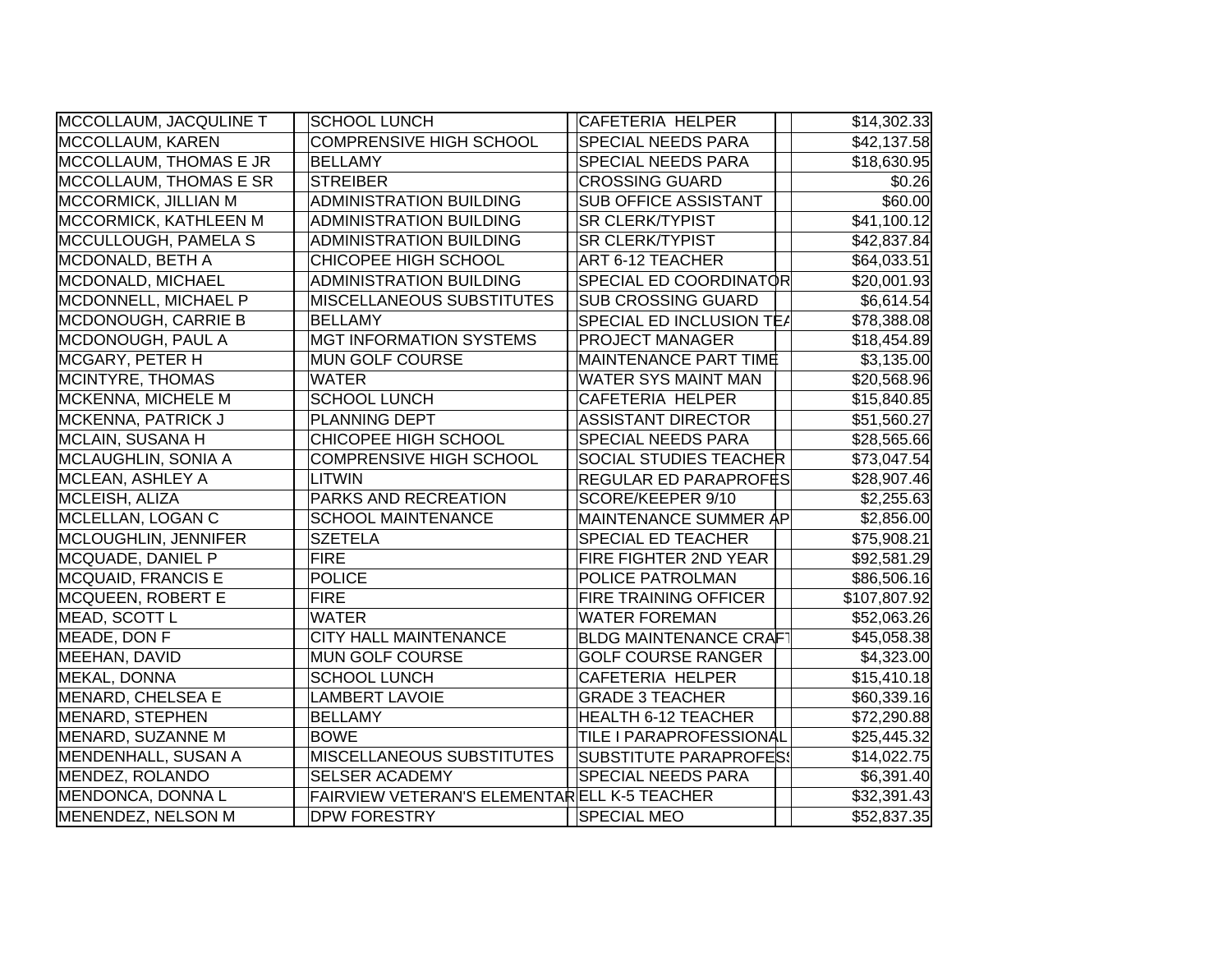| | | | |
|---|---|---|---|
| MCCOLLAUM, JACQULINE T | SCHOOL LUNCH | CAFETERIA HELPER | $14,302.33 |
| MCCOLLAUM, KAREN | COMPRENSIVE HIGH SCHOOL | SPECIAL NEEDS PARA | $42,137.58 |
| MCCOLLAUM, THOMAS E JR | BELLAMY | SPECIAL NEEDS PARA | $18,630.95 |
| MCCOLLAUM, THOMAS E SR | STREIBER | CROSSING GUARD | $0.26 |
| MCCORMICK, JILLIAN M | ADMINISTRATION BUILDING | SUB OFFICE ASSISTANT | $60.00 |
| MCCORMICK, KATHLEEN M | ADMINISTRATION BUILDING | SR CLERK/TYPIST | $41,100.12 |
| MCCULLOUGH, PAMELA S | ADMINISTRATION BUILDING | SR CLERK/TYPIST | $42,837.84 |
| MCDONALD, BETH A | CHICOPEE HIGH SCHOOL | ART 6-12 TEACHER | $64,033.51 |
| MCDONALD, MICHAEL | ADMINISTRATION BUILDING | SPECIAL ED COORDINATOR | $20,001.93 |
| MCDONNELL, MICHAEL P | MISCELLANEOUS SUBSTITUTES | SUB CROSSING GUARD | $6,614.54 |
| MCDONOUGH, CARRIE B | BELLAMY | SPECIAL ED INCLUSION TEA | $78,388.08 |
| MCDONOUGH, PAUL A | MGT INFORMATION SYSTEMS | PROJECT MANAGER | $18,454.89 |
| MCGARY, PETER H | MUN GOLF COURSE | MAINTENANCE PART TIME | $3,135.00 |
| MCINTYRE, THOMAS | WATER | WATER SYS MAINT MAN | $20,568.96 |
| MCKENNA, MICHELE M | SCHOOL LUNCH | CAFETERIA HELPER | $15,840.85 |
| MCKENNA, PATRICK J | PLANNING DEPT | ASSISTANT DIRECTOR | $51,560.27 |
| MCLAIN, SUSANA H | CHICOPEE HIGH SCHOOL | SPECIAL NEEDS PARA | $28,565.66 |
| MCLAUGHLIN, SONIA A | COMPRENSIVE HIGH SCHOOL | SOCIAL STUDIES TEACHER | $73,047.54 |
| MCLEAN, ASHLEY A | LITWIN | REGULAR ED PARAPROFES | $28,907.46 |
| MCLEISH, ALIZA | PARKS AND RECREATION | SCORE/KEEPER 9/10 | $2,255.63 |
| MCLELLAN, LOGAN C | SCHOOL MAINTENANCE | MAINTENANCE SUMMER AP | $2,856.00 |
| MCLOUGHLIN, JENNIFER | SZETELA | SPECIAL ED TEACHER | $75,908.21 |
| MCQUADE, DANIEL P | FIRE | FIRE FIGHTER 2ND YEAR | $92,581.29 |
| MCQUAID, FRANCIS E | POLICE | POLICE PATROLMAN | $86,506.16 |
| MCQUEEN, ROBERT E | FIRE | FIRE TRAINING OFFICER | $107,807.92 |
| MEAD, SCOTT L | WATER | WATER FOREMAN | $52,063.26 |
| MEADE, DON F | CITY HALL MAINTENANCE | BLDG MAINTENANCE CRAFT | $45,058.38 |
| MEEHAN, DAVID | MUN GOLF COURSE | GOLF COURSE RANGER | $4,323.00 |
| MEKAL, DONNA | SCHOOL LUNCH | CAFETERIA HELPER | $15,410.18 |
| MENARD, CHELSEA E | LAMBERT LAVOIE | GRADE 3 TEACHER | $60,339.16 |
| MENARD, STEPHEN | BELLAMY | HEALTH 6-12 TEACHER | $72,290.88 |
| MENARD, SUZANNE M | BOWE | TILE I PARAPROFESSIONAL | $25,445.32 |
| MENDENHALL, SUSAN A | MISCELLANEOUS SUBSTITUTES | SUBSTITUTE PARAPROFESS | $14,022.75 |
| MENDEZ, ROLANDO | SELSER ACADEMY | SPECIAL NEEDS PARA | $6,391.40 |
| MENDONCA, DONNA L | FAIRVIEW VETERAN'S ELEMENTAR | ELL K-5 TEACHER | $32,391.43 |
| MENENDEZ, NELSON M | DPW FORESTRY | SPECIAL MEO | $52,837.35 |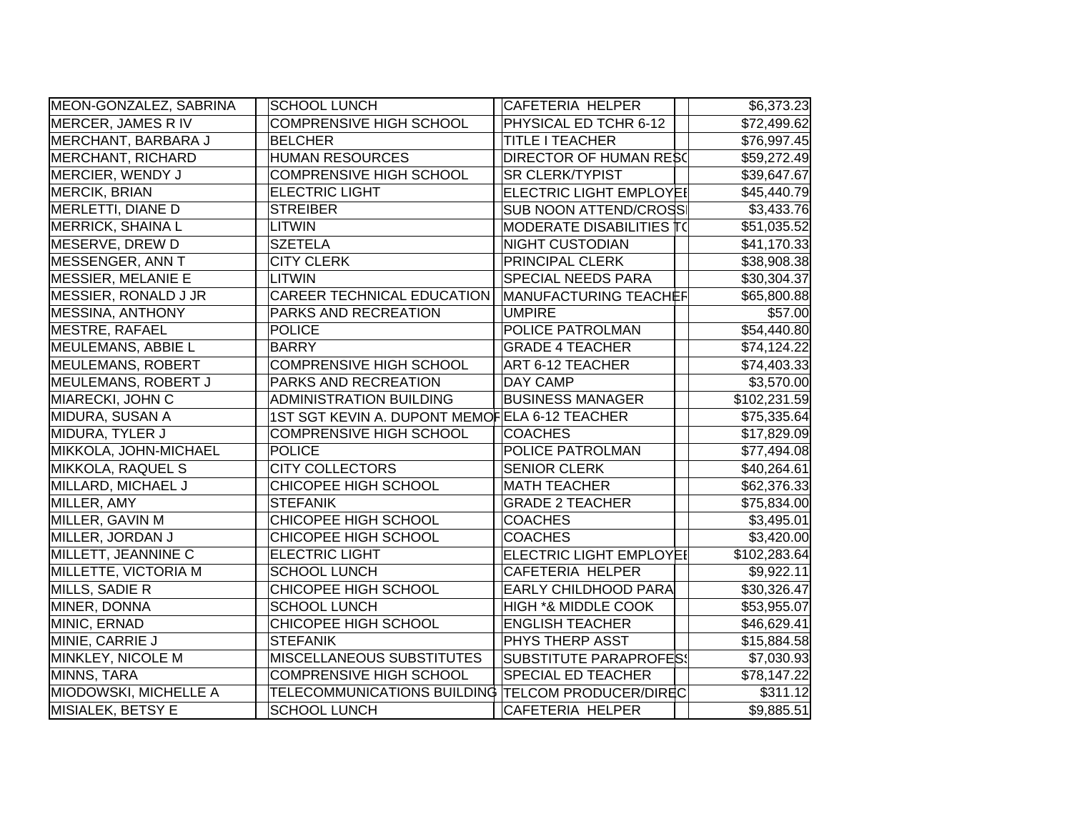| | | | | |
|---|---|---|---|---|
| MEON-GONZALEZ, SABRINA | SCHOOL LUNCH | CAFETERIA HELPER | | $6,373.23 |
| MERCER, JAMES R IV | COMPRENSIVE HIGH SCHOOL | PHYSICAL ED TCHR 6-12 | | $72,499.62 |
| MERCHANT, BARBARA J | BELCHER | TITLE I TEACHER | | $76,997.45 |
| MERCHANT, RICHARD | HUMAN RESOURCES | DIRECTOR OF HUMAN RESO | | $59,272.49 |
| MERCIER, WENDY J | COMPRENSIVE HIGH SCHOOL | SR CLERK/TYPIST | | $39,647.67 |
| MERCIK, BRIAN | ELECTRIC LIGHT | ELECTRIC LIGHT EMPLOYEE | | $45,440.79 |
| MERLETTI, DIANE D | STREIBER | SUB NOON ATTEND/CROSSI | | $3,433.76 |
| MERRICK, SHAINA L | LITWIN | MODERATE DISABILITIES TC | | $51,035.52 |
| MESERVE, DREW D | SZETELA | NIGHT CUSTODIAN | | $41,170.33 |
| MESSENGER, ANN T | CITY CLERK | PRINCIPAL CLERK | | $38,908.38 |
| MESSIER, MELANIE E | LITWIN | SPECIAL NEEDS PARA | | $30,304.37 |
| MESSIER, RONALD J JR | CAREER TECHNICAL EDUCATION | MANUFACTURING TEACHER | | $65,800.88 |
| MESSINA, ANTHONY | PARKS AND RECREATION | UMPIRE | | $57.00 |
| MESTRE, RAFAEL | POLICE | POLICE PATROLMAN | | $54,440.80 |
| MEULEMANS, ABBIE L | BARRY | GRADE 4 TEACHER | | $74,124.22 |
| MEULEMANS, ROBERT | COMPRENSIVE HIGH SCHOOL | ART 6-12 TEACHER | | $74,403.33 |
| MEULEMANS, ROBERT J | PARKS AND RECREATION | DAY CAMP | | $3,570.00 |
| MIARECKI, JOHN C | ADMINISTRATION BUILDING | BUSINESS MANAGER | | $102,231.59 |
| MIDURA, SUSAN A | 1ST SGT KEVIN A. DUPONT MEMOF | ELA 6-12 TEACHER | | $75,335.64 |
| MIDURA, TYLER J | COMPRENSIVE HIGH SCHOOL | COACHES | | $17,829.09 |
| MIKKOLA, JOHN-MICHAEL | POLICE | POLICE PATROLMAN | | $77,494.08 |
| MIKKOLA, RAQUEL S | CITY COLLECTORS | SENIOR CLERK | | $40,264.61 |
| MILLARD, MICHAEL J | CHICOPEE HIGH SCHOOL | MATH TEACHER | | $62,376.33 |
| MILLER, AMY | STEFANIK | GRADE 2 TEACHER | | $75,834.00 |
| MILLER, GAVIN M | CHICOPEE HIGH SCHOOL | COACHES | | $3,495.01 |
| MILLER, JORDAN J | CHICOPEE HIGH SCHOOL | COACHES | | $3,420.00 |
| MILLETT, JEANNINE C | ELECTRIC LIGHT | ELECTRIC LIGHT EMPLOYEE | | $102,283.64 |
| MILLETTE, VICTORIA M | SCHOOL LUNCH | CAFETERIA HELPER | | $9,922.11 |
| MILLS, SADIE R | CHICOPEE HIGH SCHOOL | EARLY CHILDHOOD PARA | | $30,326.47 |
| MINER, DONNA | SCHOOL LUNCH | HIGH *& MIDDLE COOK | | $53,955.07 |
| MINIC, ERNAD | CHICOPEE HIGH SCHOOL | ENGLISH TEACHER | | $46,629.41 |
| MINIE, CARRIE J | STEFANIK | PHYS THERP ASST | | $15,884.58 |
| MINKLEY, NICOLE M | MISCELLANEOUS SUBSTITUTES | SUBSTITUTE PARAPROFESS | | $7,030.93 |
| MINNS, TARA | COMPRENSIVE HIGH SCHOOL | SPECIAL ED TEACHER | | $78,147.22 |
| MIODOWSKI, MICHELLE A | TELECOMMUNICATIONS BUILDING | TELCOM PRODUCER/DIREC | | $311.12 |
| MISIALEK, BETSY E | SCHOOL LUNCH | CAFETERIA HELPER | | $9,885.51 |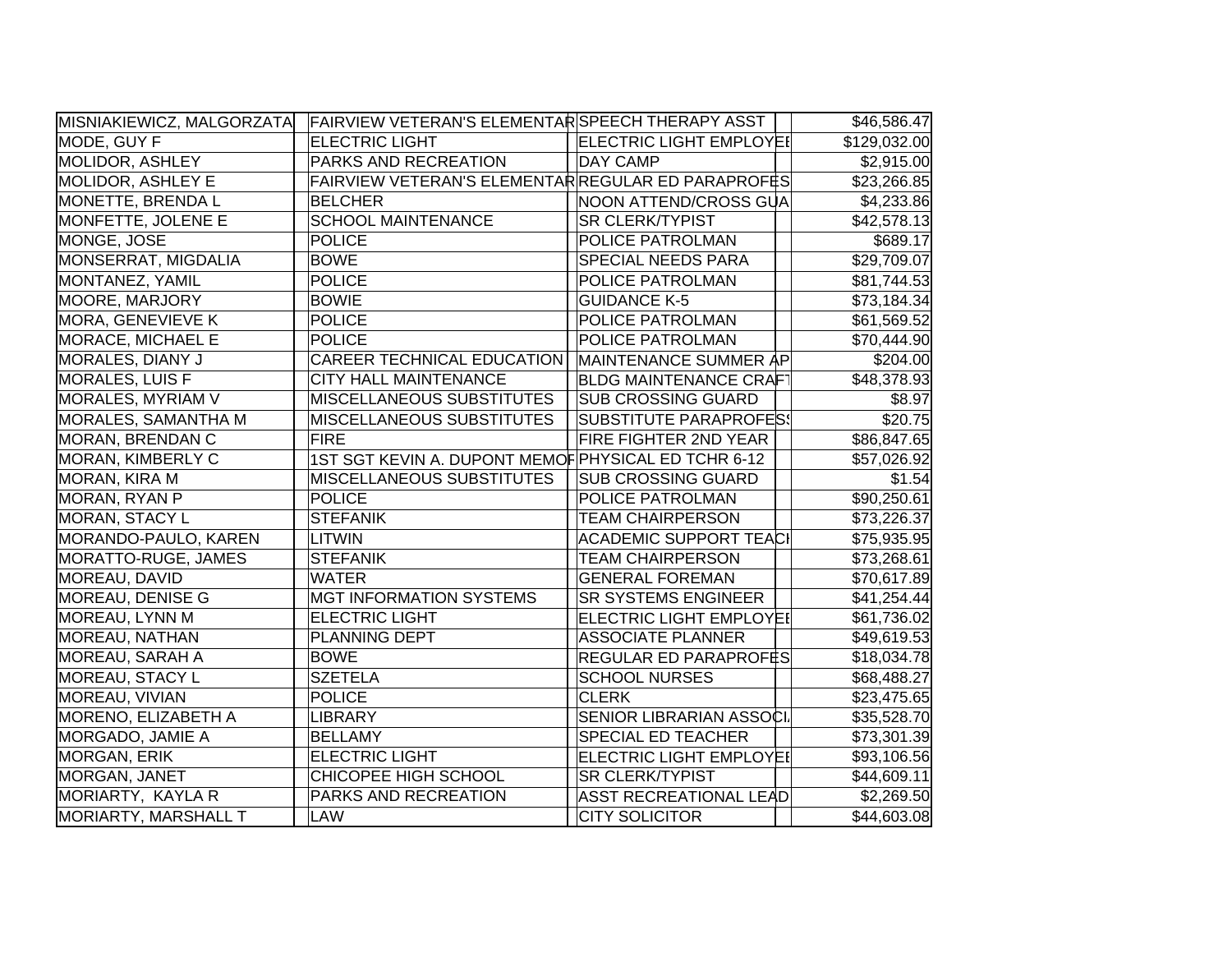| | | | | |
|---|---|---|---|---|
| MISNIAKIEWICZ, MALGORZATA | FAIRVIEW VETERAN'S ELEMENTAR | SPEECH THERAPY ASST | | $46,586.47 |
| MODE, GUY F | ELECTRIC LIGHT | ELECTRIC LIGHT EMPLOYEE | | $129,032.00 |
| MOLIDOR, ASHLEY | PARKS AND RECREATION | DAY CAMP | | $2,915.00 |
| MOLIDOR, ASHLEY E | FAIRVIEW VETERAN'S ELEMENTAR | REGULAR ED PARAPROFES | | $23,266.85 |
| MONETTE, BRENDA L | BELCHER | NOON ATTEND/CROSS GUA | | $4,233.86 |
| MONFETTE, JOLENE E | SCHOOL MAINTENANCE | SR CLERK/TYPIST | | $42,578.13 |
| MONGE, JOSE | POLICE | POLICE PATROLMAN | | $689.17 |
| MONSERRAT, MIGDALIA | BOWE | SPECIAL NEEDS PARA | | $29,709.07 |
| MONTANEZ, YAMIL | POLICE | POLICE PATROLMAN | | $81,744.53 |
| MOORE, MARJORY | BOWIE | GUIDANCE K-5 | | $73,184.34 |
| MORA, GENEVIEVE K | POLICE | POLICE PATROLMAN | | $61,569.52 |
| MORACE, MICHAEL E | POLICE | POLICE PATROLMAN | | $70,444.90 |
| MORALES, DIANY J | CAREER TECHNICAL EDUCATION | MAINTENANCE SUMMER AP | | $204.00 |
| MORALES, LUIS F | CITY HALL MAINTENANCE | BLDG MAINTENANCE CRAFT | | $48,378.93 |
| MORALES, MYRIAM V | MISCELLANEOUS SUBSTITUTES | SUB CROSSING GUARD | | $8.97 |
| MORALES, SAMANTHA M | MISCELLANEOUS SUBSTITUTES | SUBSTITUTE PARAPROFESS | | $20.75 |
| MORAN, BRENDAN C | FIRE | FIRE FIGHTER 2ND YEAR | | $86,847.65 |
| MORAN, KIMBERLY C | 1ST SGT KEVIN A. DUPONT MEMOR | PHYSICAL ED TCHR 6-12 | | $57,026.92 |
| MORAN, KIRA M | MISCELLANEOUS SUBSTITUTES | SUB CROSSING GUARD | | $1.54 |
| MORAN, RYAN P | POLICE | POLICE PATROLMAN | | $90,250.61 |
| MORAN, STACY L | STEFANIK | TEAM CHAIRPERSON | | $73,226.37 |
| MORANDO-PAULO, KAREN | LITWIN | ACADEMIC SUPPORT TEACH | | $75,935.95 |
| MORATTO-RUGE, JAMES | STEFANIK | TEAM CHAIRPERSON | | $73,268.61 |
| MOREAU, DAVID | WATER | GENERAL FOREMAN | | $70,617.89 |
| MOREAU, DENISE G | MGT INFORMATION SYSTEMS | SR SYSTEMS ENGINEER | | $41,254.44 |
| MOREAU, LYNN M | ELECTRIC LIGHT | ELECTRIC LIGHT EMPLOYEE | | $61,736.02 |
| MOREAU, NATHAN | PLANNING DEPT | ASSOCIATE PLANNER | | $49,619.53 |
| MOREAU, SARAH A | BOWE | REGULAR ED PARAPROFES | | $18,034.78 |
| MOREAU, STACY L | SZETELA | SCHOOL NURSES | | $68,488.27 |
| MOREAU, VIVIAN | POLICE | CLERK | | $23,475.65 |
| MORENO, ELIZABETH A | LIBRARY | SENIOR LIBRARIAN ASSOCI | | $35,528.70 |
| MORGADO, JAMIE A | BELLAMY | SPECIAL ED TEACHER | | $73,301.39 |
| MORGAN, ERIK | ELECTRIC LIGHT | ELECTRIC LIGHT EMPLOYEE | | $93,106.56 |
| MORGAN, JANET | CHICOPEE HIGH SCHOOL | SR CLERK/TYPIST | | $44,609.11 |
| MORIARTY, KAYLA R | PARKS AND RECREATION | ASST RECREATIONAL LEAD | | $2,269.50 |
| MORIARTY, MARSHALL T | LAW | CITY SOLICITOR | | $44,603.08 |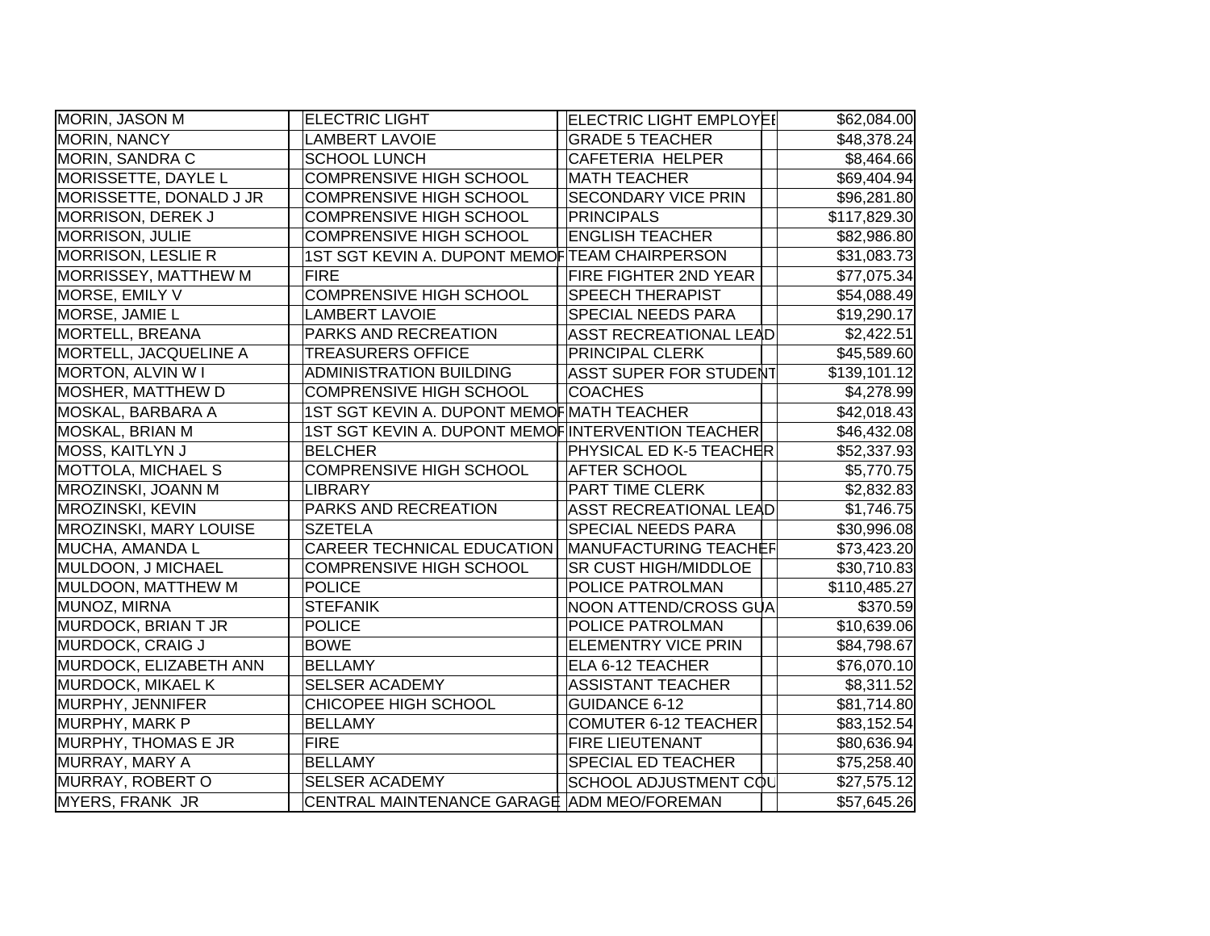| | | | | | | |
|---|---|---|---|---|---|---|
| MORIN, JASON M | | ELECTRIC LIGHT | | ELECTRIC LIGHT EMPLOYEE | | $62,084.00 |
| MORIN, NANCY | | LAMBERT LAVOIE | | GRADE 5 TEACHER | | $48,378.24 |
| MORIN, SANDRA C | | SCHOOL LUNCH | | CAFETERIA HELPER | | $8,464.66 |
| MORISSETTE, DAYLE L | | COMPRENSIVE HIGH SCHOOL | | MATH TEACHER | | $69,404.94 |
| MORISSETTE, DONALD J JR | | COMPRENSIVE HIGH SCHOOL | | SECONDARY VICE PRIN | | $96,281.80 |
| MORRISON, DEREK J | | COMPRENSIVE HIGH SCHOOL | | PRINCIPALS | | $117,829.30 |
| MORRISON, JULIE | | COMPRENSIVE HIGH SCHOOL | | ENGLISH TEACHER | | $82,986.80 |
| MORRISON, LESLIE R | | 1ST SGT KEVIN A. DUPONT MEMOR | | TEAM CHAIRPERSON | | $31,083.73 |
| MORRISSEY, MATTHEW M | | FIRE | | FIRE FIGHTER 2ND YEAR | | $77,075.34 |
| MORSE, EMILY V | | COMPRENSIVE HIGH SCHOOL | | SPEECH THERAPIST | | $54,088.49 |
| MORSE, JAMIE L | | LAMBERT LAVOIE | | SPECIAL NEEDS PARA | | $19,290.17 |
| MORTELL, BREANA | | PARKS AND RECREATION | | ASST RECREATIONAL LEAD | | $2,422.51 |
| MORTELL, JACQUELINE A | | TREASURERS OFFICE | | PRINCIPAL CLERK | | $45,589.60 |
| MORTON, ALVIN W I | | ADMINISTRATION BUILDING | | ASST SUPER FOR STUDENT | | $139,101.12 |
| MOSHER, MATTHEW D | | COMPRENSIVE HIGH SCHOOL | | COACHES | | $4,278.99 |
| MOSKAL, BARBARA A | | 1ST SGT KEVIN A. DUPONT MEMOR | | MATH TEACHER | | $42,018.43 |
| MOSKAL, BRIAN M | | 1ST SGT KEVIN A. DUPONT MEMOR | | INTERVENTION TEACHER | | $46,432.08 |
| MOSS, KAITLYN J | | BELCHER | | PHYSICAL ED K-5 TEACHER | | $52,337.93 |
| MOTTOLA, MICHAEL S | | COMPRENSIVE HIGH SCHOOL | | AFTER SCHOOL | | $5,770.75 |
| MROZINSKI, JOANN M | | LIBRARY | | PART TIME CLERK | | $2,832.83 |
| MROZINSKI, KEVIN | | PARKS AND RECREATION | | ASST RECREATIONAL LEAD | | $1,746.75 |
| MROZINSKI, MARY LOUISE | | SZETELA | | SPECIAL NEEDS PARA | | $30,996.08 |
| MUCHA, AMANDA L | | CAREER TECHNICAL EDUCATION | | MANUFACTURING TEACHER | | $73,423.20 |
| MULDOON, J MICHAEL | | COMPRENSIVE HIGH SCHOOL | | SR CUST HIGH/MIDDLOE | | $30,710.83 |
| MULDOON, MATTHEW M | | POLICE | | POLICE PATROLMAN | | $110,485.27 |
| MUNOZ, MIRNA | | STEFANIK | | NOON ATTEND/CROSS GUA | | $370.59 |
| MURDOCK, BRIAN T JR | | POLICE | | POLICE PATROLMAN | | $10,639.06 |
| MURDOCK, CRAIG J | | BOWE | | ELEMENTRY VICE PRIN | | $84,798.67 |
| MURDOCK, ELIZABETH ANN | | BELLAMY | | ELA 6-12 TEACHER | | $76,070.10 |
| MURDOCK, MIKAEL K | | SELSER ACADEMY | | ASSISTANT TEACHER | | $8,311.52 |
| MURPHY, JENNIFER | | CHICOPEE HIGH SCHOOL | | GUIDANCE 6-12 | | $81,714.80 |
| MURPHY, MARK P | | BELLAMY | | COMUTER 6-12 TEACHER | | $83,152.54 |
| MURPHY, THOMAS E JR | | FIRE | | FIRE LIEUTENANT | | $80,636.94 |
| MURRAY, MARY A | | BELLAMY | | SPECIAL ED TEACHER | | $75,258.40 |
| MURRAY, ROBERT O | | SELSER ACADEMY | | SCHOOL ADJUSTMENT COU | | $27,575.12 |
| MYERS, FRANK JR | | CENTRAL MAINTENANCE GARAGE | | ADM MEO/FOREMAN | | $57,645.26 |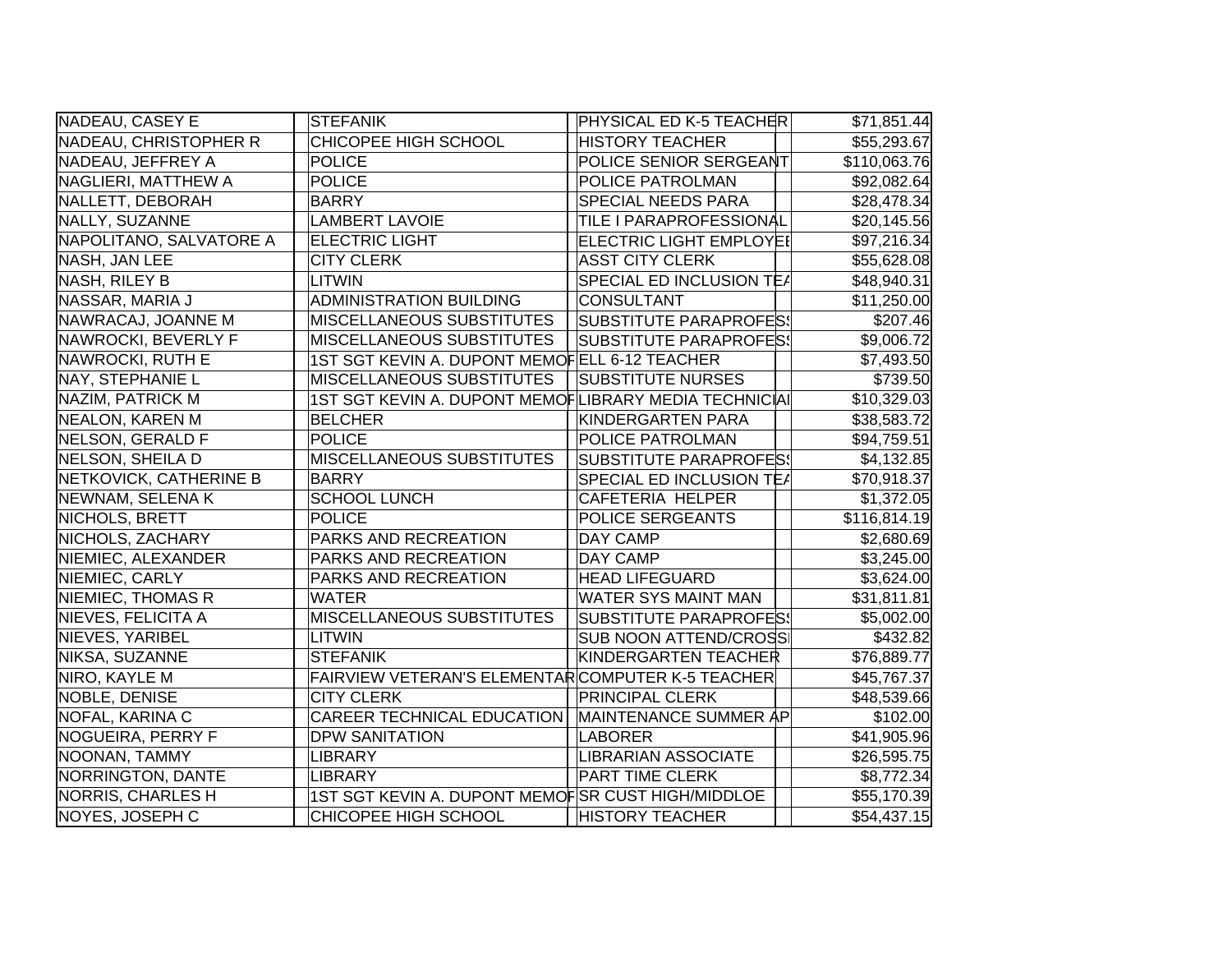| | | | |
|---|---|---|---|
| NADEAU, CASEY E | STEFANIK | PHYSICAL ED K-5 TEACHER | $71,851.44 |
| NADEAU, CHRISTOPHER R | CHICOPEE HIGH SCHOOL | HISTORY TEACHER | $55,293.67 |
| NADEAU, JEFFREY A | POLICE | POLICE SENIOR SERGEANT | $110,063.76 |
| NAGLIERI, MATTHEW A | POLICE | POLICE PATROLMAN | $92,082.64 |
| NALLETT, DEBORAH | BARRY | SPECIAL NEEDS PARA | $28,478.34 |
| NALLY, SUZANNE | LAMBERT LAVOIE | TILE I PARAPROFESSIONAL | $20,145.56 |
| NAPOLITANO, SALVATORE A | ELECTRIC LIGHT | ELECTRIC LIGHT EMPLOYEE | $97,216.34 |
| NASH, JAN LEE | CITY CLERK | ASST CITY CLERK | $55,628.08 |
| NASH, RILEY B | LITWIN | SPECIAL ED INCLUSION TEA | $48,940.31 |
| NASSAR, MARIA J | ADMINISTRATION BUILDING | CONSULTANT | $11,250.00 |
| NAWRACAJ, JOANNE M | MISCELLANEOUS SUBSTITUTES | SUBSTITUTE PARAPROFESS | $207.46 |
| NAWROCKI, BEVERLY F | MISCELLANEOUS SUBSTITUTES | SUBSTITUTE PARAPROFESS | $9,006.72 |
| NAWROCKI, RUTH E | 1ST SGT KEVIN A. DUPONT MEMOR | ELL 6-12 TEACHER | $7,493.50 |
| NAY, STEPHANIE L | MISCELLANEOUS SUBSTITUTES | SUBSTITUTE NURSES | $739.50 |
| NAZIM, PATRICK M | 1ST SGT KEVIN A. DUPONT MEMOR | LIBRARY MEDIA TECHNICIAN | $10,329.03 |
| NEALON, KAREN M | BELCHER | KINDERGARTEN PARA | $38,583.72 |
| NELSON, GERALD F | POLICE | POLICE PATROLMAN | $94,759.51 |
| NELSON, SHEILA D | MISCELLANEOUS SUBSTITUTES | SUBSTITUTE PARAPROFESS | $4,132.85 |
| NETKOVICK, CATHERINE B | BARRY | SPECIAL ED INCLUSION TEA | $70,918.37 |
| NEWNAM, SELENA K | SCHOOL LUNCH | CAFETERIA HELPER | $1,372.05 |
| NICHOLS, BRETT | POLICE | POLICE SERGEANTS | $116,814.19 |
| NICHOLS, ZACHARY | PARKS AND RECREATION | DAY CAMP | $2,680.69 |
| NIEMIEC, ALEXANDER | PARKS AND RECREATION | DAY CAMP | $3,245.00 |
| NIEMIEC, CARLY | PARKS AND RECREATION | HEAD LIFEGUARD | $3,624.00 |
| NIEMIEC, THOMAS R | WATER | WATER SYS MAINT MAN | $31,811.81 |
| NIEVES, FELICITA A | MISCELLANEOUS SUBSTITUTES | SUBSTITUTE PARAPROFESS | $5,002.00 |
| NIEVES, YARIBEL | LITWIN | SUB NOON ATTEND/CROSSI | $432.82 |
| NIKSA, SUZANNE | STEFANIK | KINDERGARTEN TEACHER | $76,889.77 |
| NIRO, KAYLE M | FAIRVIEW VETERAN'S ELEMENTAR | COMPUTER K-5 TEACHER | $45,767.37 |
| NOBLE, DENISE | CITY CLERK | PRINCIPAL CLERK | $48,539.66 |
| NOFAL, KARINA C | CAREER TECHNICAL EDUCATION | MAINTENANCE SUMMER AP | $102.00 |
| NOGUEIRA, PERRY F | DPW SANITATION | LABORER | $41,905.96 |
| NOONAN, TAMMY | LIBRARY | LIBRARIAN ASSOCIATE | $26,595.75 |
| NORRINGTON, DANTE | LIBRARY | PART TIME CLERK | $8,772.34 |
| NORRIS, CHARLES H | 1ST SGT KEVIN A. DUPONT MEMOR | SR CUST HIGH/MIDDLOE | $55,170.39 |
| NOYES, JOSEPH C | CHICOPEE HIGH SCHOOL | HISTORY TEACHER | $54,437.15 |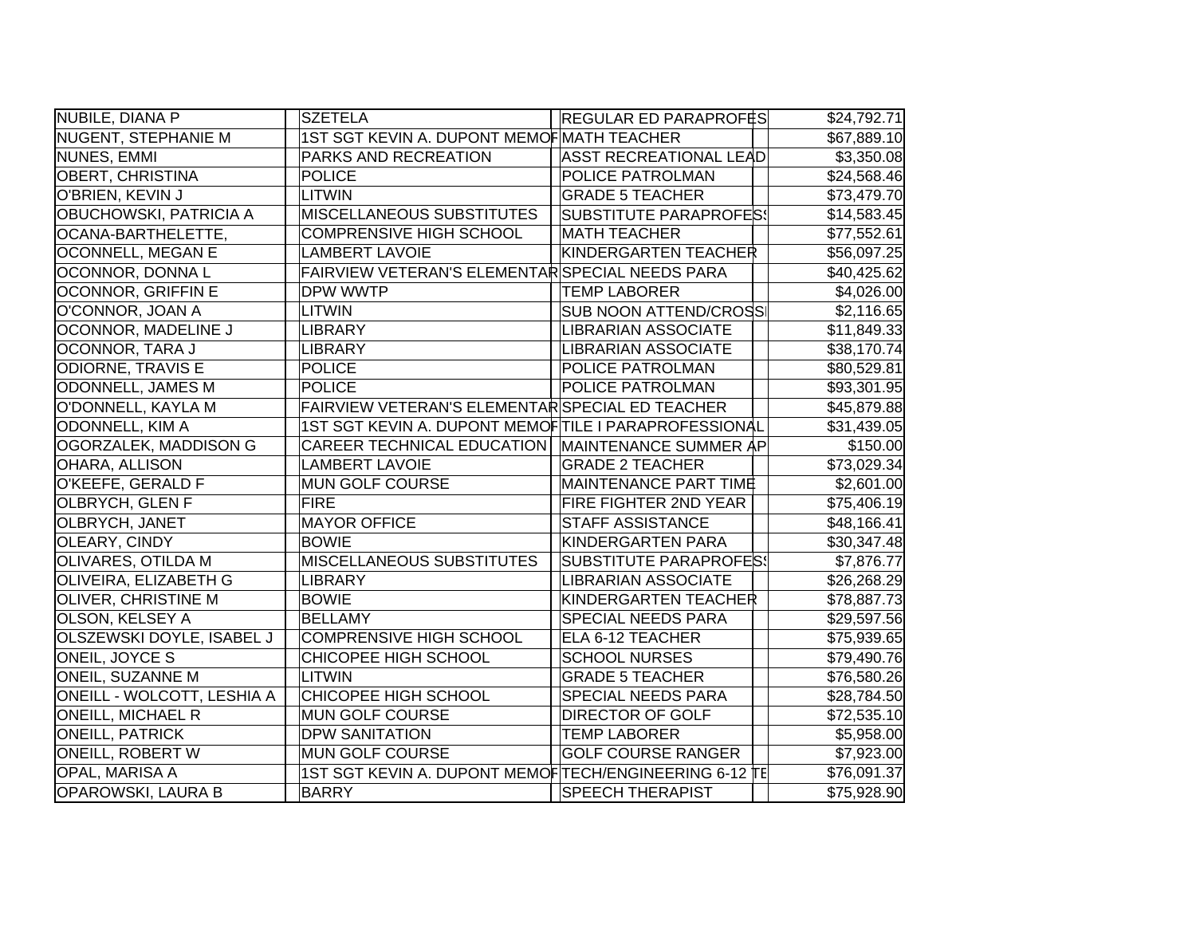| | | | | |
|---|---|---|---|---|
| NUBILE, DIANA P | | SZETELA | REGULAR ED PARAPROFES | $24,792.71 |
| NUGENT, STEPHANIE M | | 1ST SGT KEVIN A. DUPONT MEMOR | MATH TEACHER | $67,889.10 |
| NUNES, EMMI | | PARKS AND RECREATION | ASST RECREATIONAL LEAD | $3,350.08 |
| OBERT, CHRISTINA | | POLICE | POLICE PATROLMAN | $24,568.46 |
| O'BRIEN, KEVIN J | | LITWIN | GRADE 5 TEACHER | $73,479.70 |
| OBUCHOWSKI, PATRICIA A | | MISCELLANEOUS SUBSTITUTES | SUBSTITUTE PARAPROFESS | $14,583.45 |
| OCANA-BARTHELETTE, | | COMPRENSIVE HIGH SCHOOL | MATH TEACHER | $77,552.61 |
| OCONNELL, MEGAN E | | LAMBERT LAVOIE | KINDERGARTEN TEACHER | $56,097.25 |
| OCONNOR, DONNA L | | FAIRVIEW VETERAN'S ELEMENTAR | SPECIAL NEEDS PARA | $40,425.62 |
| OCONNOR, GRIFFIN E | | DPW WWTP | TEMP LABORER | $4,026.00 |
| O'CONNOR, JOAN A | | LITWIN | SUB NOON ATTEND/CROSSI | $2,116.65 |
| OCONNOR, MADELINE J | | LIBRARY | LIBRARIAN ASSOCIATE | $11,849.33 |
| OCONNOR, TARA J | | LIBRARY | LIBRARIAN ASSOCIATE | $38,170.74 |
| ODIORNE, TRAVIS E | | POLICE | POLICE PATROLMAN | $80,529.81 |
| ODONNELL, JAMES M | | POLICE | POLICE PATROLMAN | $93,301.95 |
| O'DONNELL, KAYLA M | | FAIRVIEW VETERAN'S ELEMENTAR | SPECIAL ED TEACHER | $45,879.88 |
| ODONNELL, KIM A | | 1ST SGT KEVIN A. DUPONT MEMOR | TILE I PARAPROFESSIONAL | $31,439.05 |
| OGORZALEK, MADDISON G | | CAREER TECHNICAL EDUCATION | MAINTENANCE SUMMER AP | $150.00 |
| OHARA, ALLISON | | LAMBERT LAVOIE | GRADE 2 TEACHER | $73,029.34 |
| O'KEEFE, GERALD F | | MUN GOLF COURSE | MAINTENANCE PART TIME | $2,601.00 |
| OLBRYCH, GLEN F | | FIRE | FIRE FIGHTER 2ND YEAR | $75,406.19 |
| OLBRYCH, JANET | | MAYOR OFFICE | STAFF ASSISTANCE | $48,166.41 |
| OLEARY, CINDY | | BOWIE | KINDERGARTEN PARA | $30,347.48 |
| OLIVARES, OTILDA M | | MISCELLANEOUS SUBSTITUTES | SUBSTITUTE PARAPROFESS | $7,876.77 |
| OLIVEIRA, ELIZABETH G | | LIBRARY | LIBRARIAN ASSOCIATE | $26,268.29 |
| OLIVER, CHRISTINE M | | BOWIE | KINDERGARTEN TEACHER | $78,887.73 |
| OLSON, KELSEY A | | BELLAMY | SPECIAL NEEDS PARA | $29,597.56 |
| OLSZEWSKI DOYLE, ISABEL J | | COMPRENSIVE HIGH SCHOOL | ELA 6-12 TEACHER | $75,939.65 |
| ONEIL, JOYCE S | | CHICOPEE HIGH SCHOOL | SCHOOL NURSES | $79,490.76 |
| ONEIL, SUZANNE M | | LITWIN | GRADE 5 TEACHER | $76,580.26 |
| ONEILL - WOLCOTT, LESHIA A | | CHICOPEE HIGH SCHOOL | SPECIAL NEEDS PARA | $28,784.50 |
| ONEILL, MICHAEL R | | MUN GOLF COURSE | DIRECTOR OF GOLF | $72,535.10 |
| ONEILL, PATRICK | | DPW SANITATION | TEMP LABORER | $5,958.00 |
| ONEILL, ROBERT W | | MUN GOLF COURSE | GOLF COURSE RANGER | $7,923.00 |
| OPAL, MARISA A | | 1ST SGT KEVIN A. DUPONT MEMOR | TECH/ENGINEERING 6-12 TE | $76,091.37 |
| OPAROWSKI, LAURA B | | BARRY | SPEECH THERAPIST | $75,928.90 |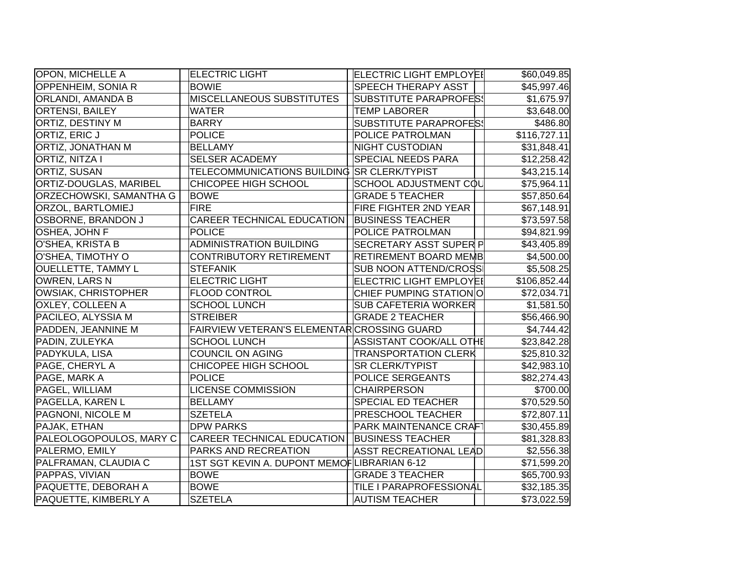| | | | |
|---|---|---|---|
| OPON, MICHELLE A | ELECTRIC LIGHT | ELECTRIC LIGHT EMPLOYEE | $60,049.85 |
| OPPENHEIM, SONIA R | BOWIE | SPEECH THERAPY ASST | $45,997.46 |
| ORLANDI, AMANDA B | MISCELLANEOUS SUBSTITUTES | SUBSTITUTE PARAPROFESS | $1,675.97 |
| ORTENSI, BAILEY | WATER | TEMP LABORER | $3,648.00 |
| ORTIZ, DESTINY M | BARRY | SUBSTITUTE PARAPROFESS | $486.80 |
| ORTIZ, ERIC J | POLICE | POLICE PATROLMAN | $116,727.11 |
| ORTIZ, JONATHAN M | BELLAMY | NIGHT CUSTODIAN | $31,848.41 |
| ORTIZ, NITZA I | SELSER ACADEMY | SPECIAL NEEDS PARA | $12,258.42 |
| ORTIZ, SUSAN | TELECOMMUNICATIONS BUILDING | SR CLERK/TYPIST | $43,215.14 |
| ORTIZ-DOUGLAS, MARIBEL | CHICOPEE HIGH SCHOOL | SCHOOL ADJUSTMENT COU | $75,964.11 |
| ORZECHOWSKI, SAMANTHA G | BOWE | GRADE 5 TEACHER | $57,850.64 |
| ORZOL, BARTLOMIEJ | FIRE | FIRE FIGHTER 2ND YEAR | $67,148.91 |
| OSBORNE, BRANDON J | CAREER TECHNICAL EDUCATION | BUSINESS TEACHER | $73,597.58 |
| OSHEA, JOHN F | POLICE | POLICE PATROLMAN | $94,821.99 |
| O'SHEA, KRISTA B | ADMINISTRATION BUILDING | SECRETARY ASST SUPER P | $43,405.89 |
| O'SHEA, TIMOTHY O | CONTRIBUTORY RETIREMENT | RETIREMENT BOARD MEMB | $4,500.00 |
| OUELLETTE, TAMMY L | STEFANIK | SUB NOON ATTEND/CROSSI | $5,508.25 |
| OWREN, LARS N | ELECTRIC LIGHT | ELECTRIC LIGHT EMPLOYEE | $106,852.44 |
| OWSIAK, CHRISTOPHER | FLOOD CONTROL | CHIEF PUMPING STATION O | $72,034.71 |
| OXLEY, COLLEEN A | SCHOOL LUNCH | SUB CAFETERIA WORKER | $1,581.50 |
| PACILEO, ALYSSIA M | STREIBER | GRADE 2 TEACHER | $56,466.90 |
| PADDEN, JEANNINE M | FAIRVIEW VETERAN'S ELEMENTAR | CROSSING GUARD | $4,744.42 |
| PADIN, ZULEYKA | SCHOOL LUNCH | ASSISTANT COOK/ALL OTHE | $23,842.28 |
| PADYKULA, LISA | COUNCIL ON AGING | TRANSPORTATION CLERK | $25,810.32 |
| PAGE, CHERYL A | CHICOPEE HIGH SCHOOL | SR CLERK/TYPIST | $42,983.10 |
| PAGE, MARK A | POLICE | POLICE SERGEANTS | $82,274.43 |
| PAGEL, WILLIAM | LICENSE COMMISSION | CHAIRPERSON | $700.00 |
| PAGELLA, KAREN L | BELLAMY | SPECIAL ED TEACHER | $70,529.50 |
| PAGNONI, NICOLE M | SZETELA | PRESCHOOL TEACHER | $72,807.11 |
| PAJAK, ETHAN | DPW PARKS | PARK MAINTENANCE CRAFT | $30,455.89 |
| PALEOLOGOPOULOS, MARY C | CAREER TECHNICAL EDUCATION | BUSINESS TEACHER | $81,328.83 |
| PALERMO, EMILY | PARKS AND RECREATION | ASST RECREATIONAL LEAD | $2,556.38 |
| PALFRAMAN, CLAUDIA C | 1ST SGT KEVIN A. DUPONT MEMOR | LIBRARIAN 6-12 | $71,599.20 |
| PAPPAS, VIVIAN | BOWE | GRADE 3 TEACHER | $65,700.93 |
| PAQUETTE, DEBORAH A | BOWE | TILE I PARAPROFESSIONAL | $32,185.35 |
| PAQUETTE, KIMBERLY A | SZETELA | AUTISM TEACHER | $73,022.59 |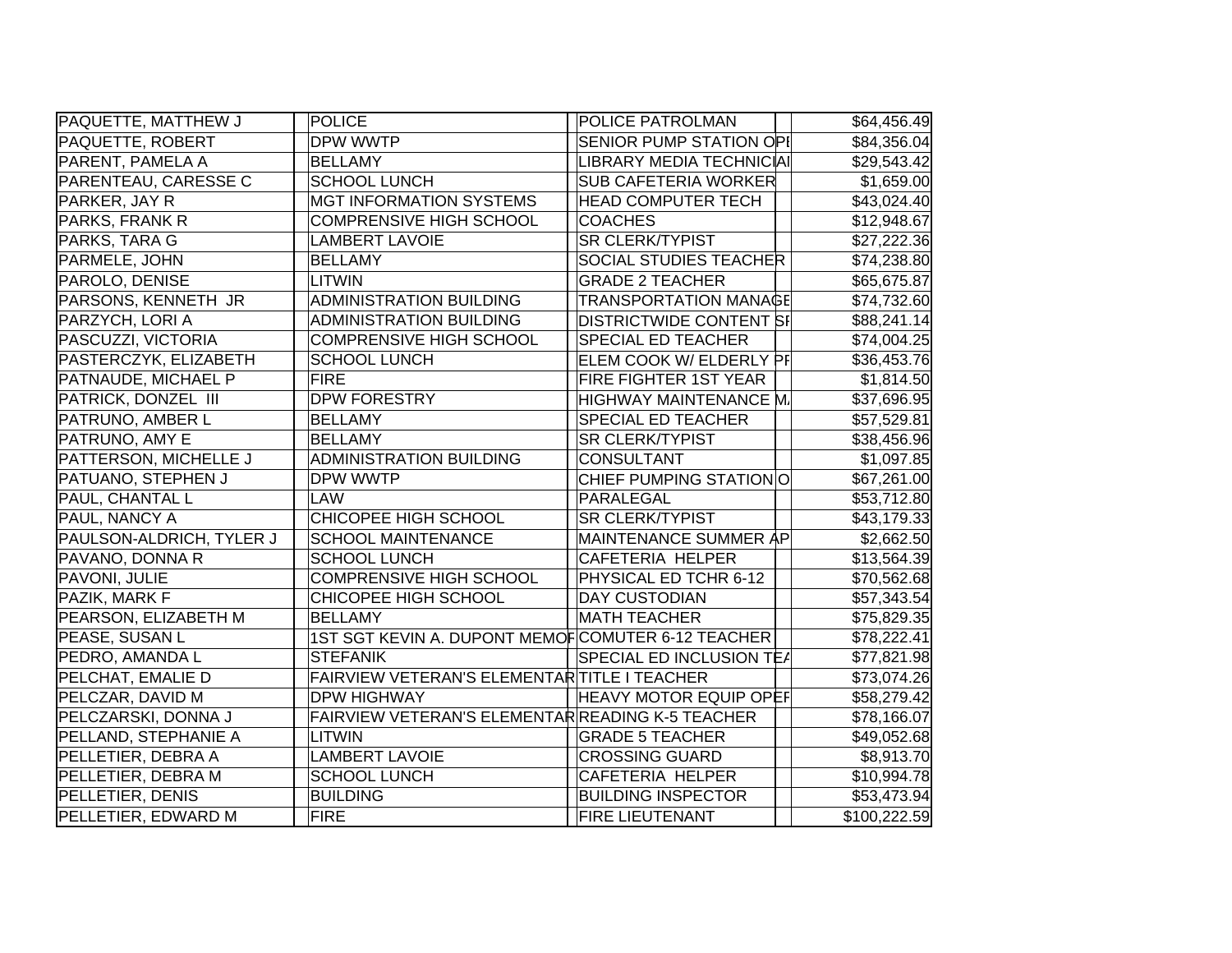| | | | |
|---|---|---|---|
| PAQUETTE, MATTHEW J | POLICE | POLICE PATROLMAN | $64,456.49 |
| PAQUETTE, ROBERT | DPW WWTP | SENIOR PUMP STATION OPI | $84,356.04 |
| PARENT, PAMELA A | BELLAMY | LIBRARY MEDIA TECHNICIAI | $29,543.42 |
| PARENTEAU, CARESSE C | SCHOOL LUNCH | SUB CAFETERIA WORKER | $1,659.00 |
| PARKER, JAY R | MGT INFORMATION SYSTEMS | HEAD COMPUTER TECH | $43,024.40 |
| PARKS, FRANK R | COMPRENSIVE HIGH SCHOOL | COACHES | $12,948.67 |
| PARKS, TARA G | LAMBERT LAVOIE | SR CLERK/TYPIST | $27,222.36 |
| PARMELE, JOHN | BELLAMY | SOCIAL STUDIES TEACHER | $74,238.80 |
| PAROLO, DENISE | LITWIN | GRADE 2 TEACHER | $65,675.87 |
| PARSONS, KENNETH JR | ADMINISTRATION BUILDING | TRANSPORTATION MANAGE | $74,732.60 |
| PARZYCH, LORI A | ADMINISTRATION BUILDING | DISTRICTWIDE CONTENT SI | $88,241.14 |
| PASCUZZI, VICTORIA | COMPRENSIVE HIGH SCHOOL | SPECIAL ED TEACHER | $74,004.25 |
| PASTERCZYK, ELIZABETH | SCHOOL LUNCH | ELEM COOK W/ ELDERLY PI | $36,453.76 |
| PATNAUDE, MICHAEL P | FIRE | FIRE FIGHTER 1ST YEAR | $1,814.50 |
| PATRICK, DONZEL III | DPW FORESTRY | HIGHWAY MAINTENANCE M | $37,696.95 |
| PATRUNO, AMBER L | BELLAMY | SPECIAL ED TEACHER | $57,529.81 |
| PATRUNO, AMY E | BELLAMY | SR CLERK/TYPIST | $38,456.96 |
| PATTERSON, MICHELLE J | ADMINISTRATION BUILDING | CONSULTANT | $1,097.85 |
| PATUANO, STEPHEN J | DPW WWTP | CHIEF PUMPING STATION O | $67,261.00 |
| PAUL, CHANTAL L | LAW | PARALEGAL | $53,712.80 |
| PAUL, NANCY A | CHICOPEE HIGH SCHOOL | SR CLERK/TYPIST | $43,179.33 |
| PAULSON-ALDRICH, TYLER J | SCHOOL MAINTENANCE | MAINTENANCE SUMMER AP | $2,662.50 |
| PAVANO, DONNA R | SCHOOL LUNCH | CAFETERIA HELPER | $13,564.39 |
| PAVONI, JULIE | COMPRENSIVE HIGH SCHOOL | PHYSICAL ED TCHR 6-12 | $70,562.68 |
| PAZIK, MARK F | CHICOPEE HIGH SCHOOL | DAY CUSTODIAN | $57,343.54 |
| PEARSON, ELIZABETH M | BELLAMY | MATH TEACHER | $75,829.35 |
| PEASE, SUSAN L | 1ST SGT KEVIN A. DUPONT MEMOF | COMUTER 6-12 TEACHER | $78,222.41 |
| PEDRO, AMANDA L | STEFANIK | SPECIAL ED INCLUSION TE/ | $77,821.98 |
| PELCHAT, EMALIE D | FAIRVIEW VETERAN'S ELEMENTAR | TITLE I TEACHER | $73,074.26 |
| PELCZAR, DAVID M | DPW HIGHWAY | HEAVY MOTOR EQUIP OPEF | $58,279.42 |
| PELCZARSKI, DONNA J | FAIRVIEW VETERAN'S ELEMENTAR | READING K-5 TEACHER | $78,166.07 |
| PELLAND, STEPHANIE A | LITWIN | GRADE 5 TEACHER | $49,052.68 |
| PELLETIER, DEBRA A | LAMBERT LAVOIE | CROSSING GUARD | $8,913.70 |
| PELLETIER, DEBRA M | SCHOOL LUNCH | CAFETERIA HELPER | $10,994.78 |
| PELLETIER, DENIS | BUILDING | BUILDING INSPECTOR | $53,473.94 |
| PELLETIER, EDWARD M | FIRE | FIRE LIEUTENANT | $100,222.59 |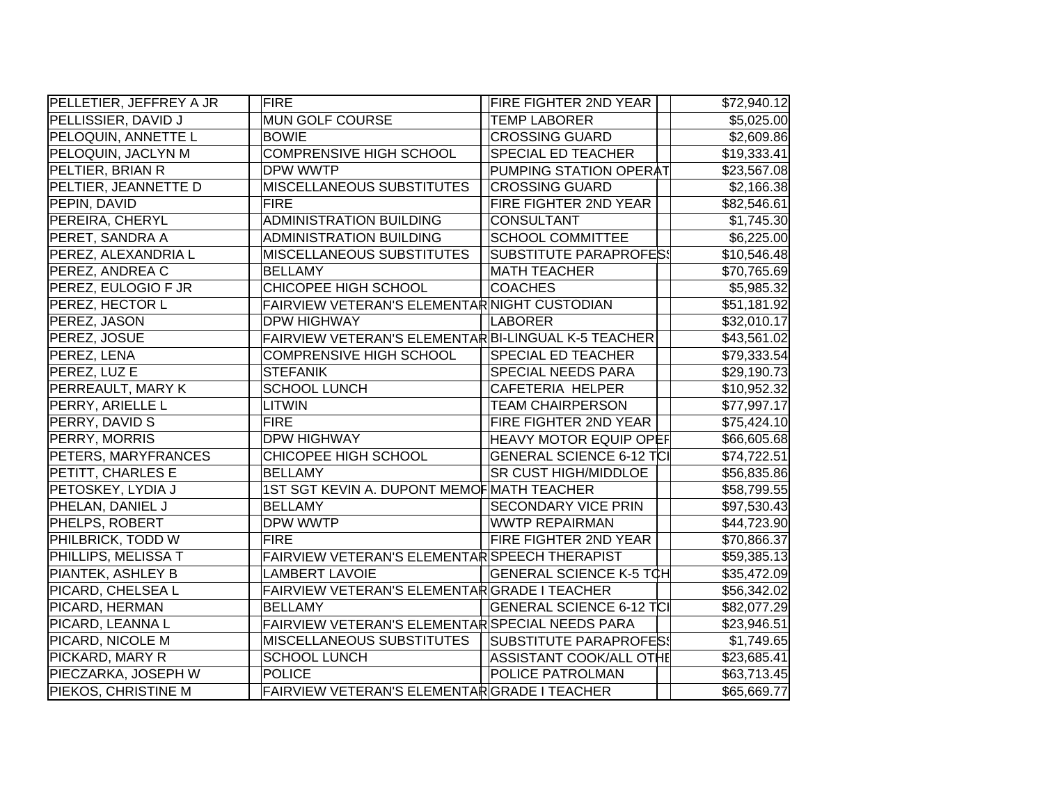| | | | | | |
|---|---|---|---|---|---|
| PELLETIER, JEFFREY A JR | | FIRE | FIRE FIGHTER 2ND YEAR | | $72,940.12 |
| PELLISSIER, DAVID J | | MUN GOLF COURSE | TEMP LABORER | | $5,025.00 |
| PELOQUIN, ANNETTE L | | BOWIE | CROSSING GUARD | | $2,609.86 |
| PELOQUIN, JACLYN M | | COMPRENSIVE HIGH SCHOOL | SPECIAL ED TEACHER | | $19,333.41 |
| PELTIER, BRIAN R | | DPW WWTP | PUMPING STATION OPERAT | | $23,567.08 |
| PELTIER, JEANNETTE D | | MISCELLANEOUS SUBSTITUTES | CROSSING GUARD | | $2,166.38 |
| PEPIN, DAVID | | FIRE | FIRE FIGHTER 2ND YEAR | | $82,546.61 |
| PEREIRA, CHERYL | | ADMINISTRATION BUILDING | CONSULTANT | | $1,745.30 |
| PERET, SANDRA A | | ADMINISTRATION BUILDING | SCHOOL COMMITTEE | | $6,225.00 |
| PEREZ, ALEXANDRIA L | | MISCELLANEOUS SUBSTITUTES | SUBSTITUTE PARAPROFES | | $10,546.48 |
| PEREZ, ANDREA C | | BELLAMY | MATH TEACHER | | $70,765.69 |
| PEREZ, EULOGIO F JR | | CHICOPEE HIGH SCHOOL | COACHES | | $5,985.32 |
| PEREZ, HECTOR L | | FAIRVIEW VETERAN'S ELEMENTAR | NIGHT CUSTODIAN | | $51,181.92 |
| PEREZ, JASON | | DPW HIGHWAY | LABORER | | $32,010.17 |
| PEREZ, JOSUE | | FAIRVIEW VETERAN'S ELEMENTAR | BI-LINGUAL K-5 TEACHER | | $43,561.02 |
| PEREZ, LENA | | COMPREHENSIVE HIGH SCHOOL | SPECIAL ED TEACHER | | $79,333.54 |
| PEREZ, LUZ E | | STEFANIK | SPECIAL NEEDS PARA | | $29,190.73 |
| PERREAULT, MARY K | | SCHOOL LUNCH | CAFETERIA HELPER | | $10,952.32 |
| PERRY, ARIELLE L | | LITWIN | TEAM CHAIRPERSON | | $77,997.17 |
| PERRY, DAVID S | | FIRE | FIRE FIGHTER 2ND YEAR | | $75,424.10 |
| PERRY, MORRIS | | DPW HIGHWAY | HEAVY MOTOR EQUIP OPEF | | $66,605.68 |
| PETERS, MARYFRANCES | | CHICOPEE HIGH SCHOOL | GENERAL SCIENCE 6-12 TCI | | $74,722.51 |
| PETITT, CHARLES E | | BELLAMY | SR CUST HIGH/MIDDLOE | | $56,835.86 |
| PETOSKEY, LYDIA J | | 1ST SGT KEVIN A. DUPONT MEMOF | MATH TEACHER | | $58,799.55 |
| PHELAN, DANIEL J | | BELLAMY | SECONDARY VICE PRIN | | $97,530.43 |
| PHELPS, ROBERT | | DPW WWTP | WWTP REPAIRMAN | | $44,723.90 |
| PHILBRICK, TODD W | | FIRE | FIRE FIGHTER 2ND YEAR | | $70,866.37 |
| PHILLIPS, MELISSA T | | FAIRVIEW VETERAN'S ELEMENTAR | SPEECH THERAPIST | | $59,385.13 |
| PIANTEK, ASHLEY B | | LAMBERT LAVOIE | GENERAL SCIENCE K-5 TCH | | $35,472.09 |
| PICARD, CHELSEA L | | FAIRVIEW VETERAN'S ELEMENTAR | GRADE I TEACHER | | $56,342.02 |
| PICARD, HERMAN | | BELLAMY | GENERAL SCIENCE 6-12 TCI | | $82,077.29 |
| PICARD, LEANNA L | | FAIRVIEW VETERAN'S ELEMENTAR | SPECIAL NEEDS PARA | | $23,946.51 |
| PICARD, NICOLE M | | MISCELLANEOUS SUBSTITUTES | SUBSTITUTE PARAPROFES | | $1,749.65 |
| PICKARD, MARY R | | SCHOOL LUNCH | ASSISTANT COOK/ALL OTHE | | $23,685.41 |
| PIECZARKA, JOSEPH W | | POLICE | POLICE PATROLMAN | | $63,713.45 |
| PIEKOS, CHRISTINE M | | FAIRVIEW VETERAN'S ELEMENTAR | GRADE I TEACHER | | $65,669.77 |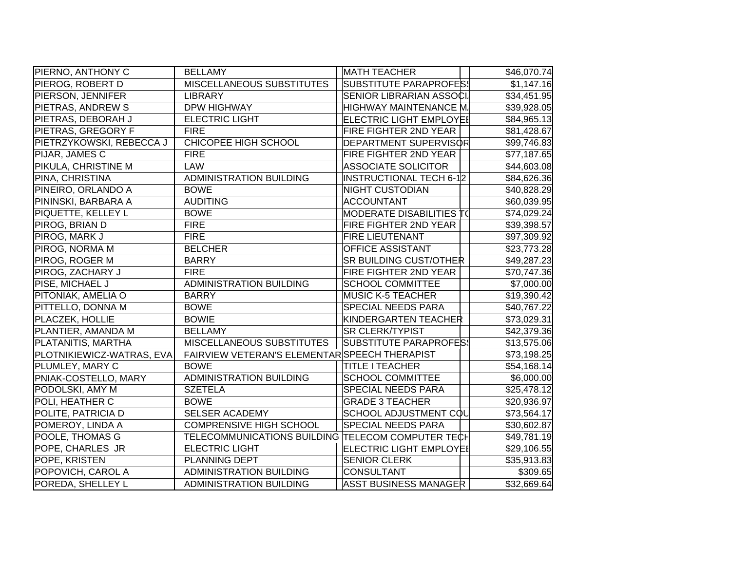| | | | |
|---|---|---|---|
| PIERNO, ANTHONY C | BELLAMY | MATH TEACHER | $46,070.74 |
| PIEROG, ROBERT D | MISCELLANEOUS SUBSTITUTES | SUBSTITUTE PARAPROFESS | $1,147.16 |
| PIERSON, JENNIFER | LIBRARY | SENIOR LIBRARIAN ASSOCI | $34,451.95 |
| PIETRAS, ANDREW S | DPW HIGHWAY | HIGHWAY MAINTENANCE M | $39,928.05 |
| PIETRAS, DEBORAH J | ELECTRIC LIGHT | ELECTRIC LIGHT EMPLOYEE | $84,965.13 |
| PIETRAS, GREGORY F | FIRE | FIRE FIGHTER 2ND YEAR | $81,428.67 |
| PIETRZYKOWSKI, REBECCA J | CHICOPEE HIGH SCHOOL | DEPARTMENT SUPERVISOR | $99,746.83 |
| PIJAR, JAMES C | FIRE | FIRE FIGHTER 2ND YEAR | $77,187.65 |
| PIKULA, CHRISTINE M | LAW | ASSOCIATE SOLICITOR | $44,603.08 |
| PINA, CHRISTINA | ADMINISTRATION BUILDING | INSTRUCTIONAL TECH 6-12 | $84,626.36 |
| PINEIRO, ORLANDO A | BOWE | NIGHT CUSTODIAN | $40,828.29 |
| PININSKI, BARBARA A | AUDITING | ACCOUNTANT | $60,039.95 |
| PIQUETTE, KELLEY L | BOWE | MODERATE DISABILITIES TC | $74,029.24 |
| PIROG, BRIAN D | FIRE | FIRE FIGHTER 2ND YEAR | $39,398.57 |
| PIROG, MARK J | FIRE | FIRE LIEUTENANT | $97,309.92 |
| PIROG, NORMA M | BELCHER | OFFICE ASSISTANT | $23,773.28 |
| PIROG, ROGER M | BARRY | SR BUILDING CUST/OTHER | $49,287.23 |
| PIROG, ZACHARY J | FIRE | FIRE FIGHTER 2ND YEAR | $70,747.36 |
| PISE, MICHAEL J | ADMINISTRATION BUILDING | SCHOOL COMMITTEE | $7,000.00 |
| PITONIAK, AMELIA O | BARRY | MUSIC K-5 TEACHER | $19,390.42 |
| PITTELLO, DONNA M | BOWE | SPECIAL NEEDS PARA | $40,767.22 |
| PLACZEK, HOLLIE | BOWIE | KINDERGARTEN TEACHER | $73,029.31 |
| PLANTIER, AMANDA M | BELLAMY | SR CLERK/TYPIST | $42,379.36 |
| PLATANITIS, MARTHA | MISCELLANEOUS SUBSTITUTES | SUBSTITUTE PARAPROFESS | $13,575.06 |
| PLOTNIKIEWICZ-WATRAS, EVA | FAIRVIEW VETERAN'S ELEMENTAR | SPEECH THERAPIST | $73,198.25 |
| PLUMLEY, MARY C | BOWE | TITLE I TEACHER | $54,168.14 |
| PNIAK-COSTELLO, MARY | ADMINISTRATION BUILDING | SCHOOL COMMITTEE | $6,000.00 |
| PODOLSKI, AMY M | SZETELA | SPECIAL NEEDS PARA | $25,478.12 |
| POLI, HEATHER C | BOWE | GRADE 3 TEACHER | $20,936.97 |
| POLITE, PATRICIA D | SELSER ACADEMY | SCHOOL ADJUSTMENT COU | $73,564.17 |
| POMEROY, LINDA A | COMPRENSIVE HIGH SCHOOL | SPECIAL NEEDS PARA | $30,602.87 |
| POOLE, THOMAS G | TELECOMMUNICATIONS BUILDING | TELECOM COMPUTER TECH | $49,781.19 |
| POPE, CHARLES JR | ELECTRIC LIGHT | ELECTRIC LIGHT EMPLOYEE | $29,106.55 |
| POPE, KRISTEN | PLANNING DEPT | SENIOR CLERK | $35,913.83 |
| POPOVICH, CAROL A | ADMINISTRATION BUILDING | CONSULTANT | $309.65 |
| POREDA, SHELLEY L | ADMINISTRATION BUILDING | ASST BUSINESS MANAGER | $32,669.64 |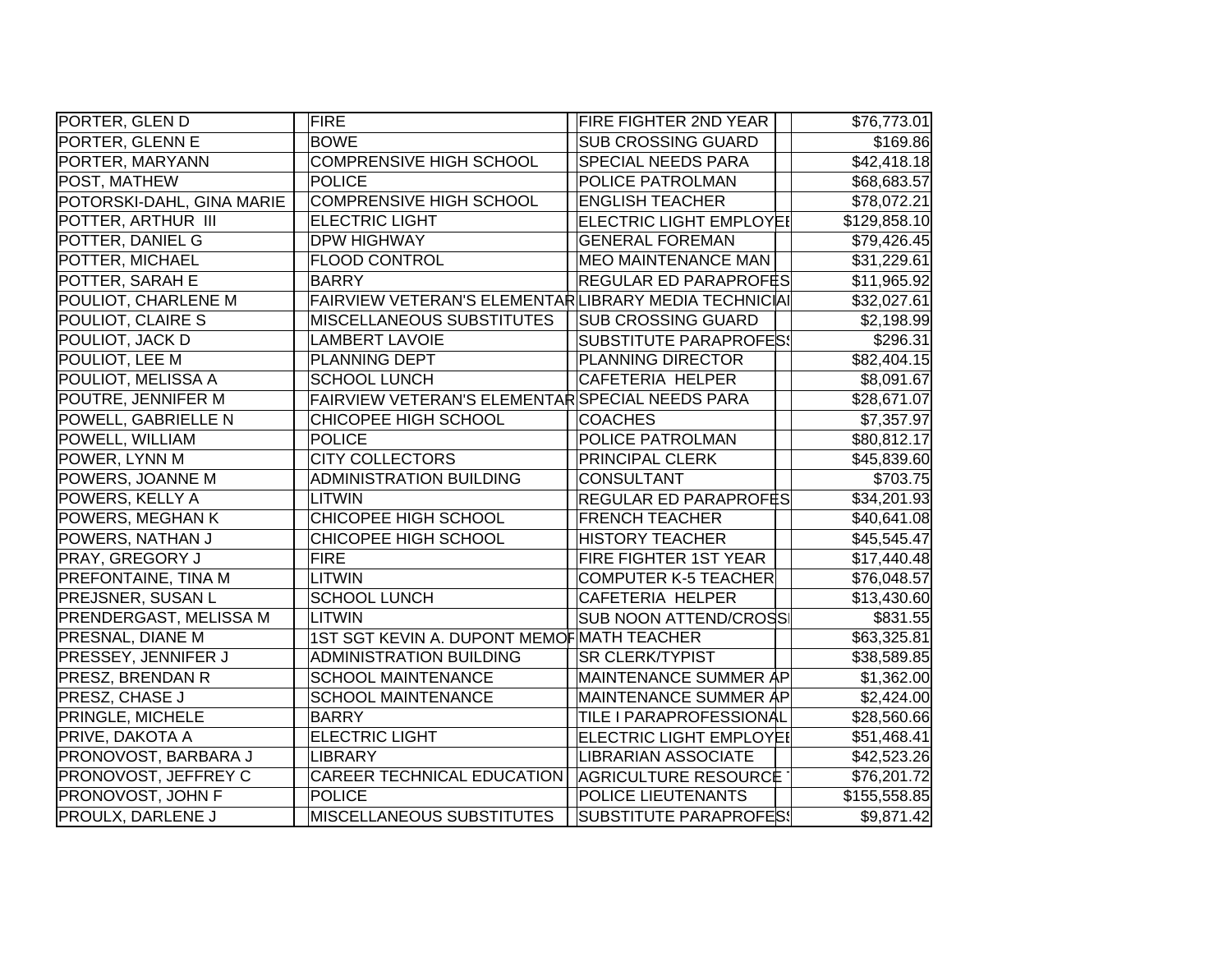| PORTER, GLEN D | FIRE | FIRE FIGHTER 2ND YEAR | $76,773.01 |
|---|---|---|---|
| PORTER, GLENN E | BOWE | SUB CROSSING GUARD | $169.86 |
| PORTER, MARYANN | COMPRENSIVE HIGH SCHOOL | SPECIAL NEEDS PARA | $42,418.18 |
| POST, MATHEW | POLICE | POLICE PATROLMAN | $68,683.57 |
| POTORSKI-DAHL, GINA MARIE | COMPRENSIVE HIGH SCHOOL | ENGLISH TEACHER | $78,072.21 |
| POTTER, ARTHUR III | ELECTRIC LIGHT | ELECTRIC LIGHT EMPLOYEE | $129,858.10 |
| POTTER, DANIEL G | DPW HIGHWAY | GENERAL FOREMAN | $79,426.45 |
| POTTER, MICHAEL | FLOOD CONTROL | MEO MAINTENANCE MAN | $31,229.61 |
| POTTER, SARAH E | BARRY | REGULAR ED PARAPROFES | $11,965.92 |
| POULIOT, CHARLENE M | FAIRVIEW VETERAN'S ELEMENTAR | LIBRARY MEDIA TECHNICIAN | $32,027.61 |
| POULIOT, CLAIRE S | MISCELLANEOUS SUBSTITUTES | SUB CROSSING GUARD | $2,198.99 |
| POULIOT, JACK D | LAMBERT LAVOIE | SUBSTITUTE PARAPROFESS | $296.31 |
| POULIOT, LEE M | PLANNING DEPT | PLANNING DIRECTOR | $82,404.15 |
| POULIOT, MELISSA A | SCHOOL LUNCH | CAFETERIA HELPER | $8,091.67 |
| POUTRE, JENNIFER M | FAIRVIEW VETERAN'S ELEMENTAR | SPECIAL NEEDS PARA | $28,671.07 |
| POWELL, GABRIELLE N | CHICOPEE HIGH SCHOOL | COACHES | $7,357.97 |
| POWELL, WILLIAM | POLICE | POLICE PATROLMAN | $80,812.17 |
| POWER, LYNN M | CITY COLLECTORS | PRINCIPAL CLERK | $45,839.60 |
| POWERS, JOANNE M | ADMINISTRATION BUILDING | CONSULTANT | $703.75 |
| POWERS, KELLY A | LITWIN | REGULAR ED PARAPROFES | $34,201.93 |
| POWERS, MEGHAN K | CHICOPEE HIGH SCHOOL | FRENCH TEACHER | $40,641.08 |
| POWERS, NATHAN J | CHICOPEE HIGH SCHOOL | HISTORY TEACHER | $45,545.47 |
| PRAY, GREGORY J | FIRE | FIRE FIGHTER 1ST YEAR | $17,440.48 |
| PREFONTAINE, TINA M | LITWIN | COMPUTER K-5 TEACHER | $76,048.57 |
| PREJSNER, SUSAN L | SCHOOL LUNCH | CAFETERIA HELPER | $13,430.60 |
| PRENDERGAST, MELISSA M | LITWIN | SUB NOON ATTEND/CROSSI | $831.55 |
| PRESNAL, DIANE M | 1ST SGT KEVIN A. DUPONT MEMOR | MATH TEACHER | $63,325.81 |
| PRESSEY, JENNIFER J | ADMINISTRATION BUILDING | SR CLERK/TYPIST | $38,589.85 |
| PRESZ, BRENDAN R | SCHOOL MAINTENANCE | MAINTENANCE SUMMER AP | $1,362.00 |
| PRESZ, CHASE J | SCHOOL MAINTENANCE | MAINTENANCE SUMMER AP | $2,424.00 |
| PRINGLE, MICHELE | BARRY | TILE I PARAPROFESSIONAL | $28,560.66 |
| PRIVE, DAKOTA A | ELECTRIC LIGHT | ELECTRIC LIGHT EMPLOYEE | $51,468.41 |
| PRONOVOST, BARBARA J | LIBRARY | LIBRARIAN ASSOCIATE | $42,523.26 |
| PRONOVOST, JEFFREY C | CAREER TECHNICAL EDUCATION | AGRICULTURE RESOURCE T | $76,201.72 |
| PRONOVOST, JOHN F | POLICE | POLICE LIEUTENANTS | $155,558.85 |
| PROULX, DARLENE J | MISCELLANEOUS SUBSTITUTES | SUBSTITUTE PARAPROFESS | $9,871.42 |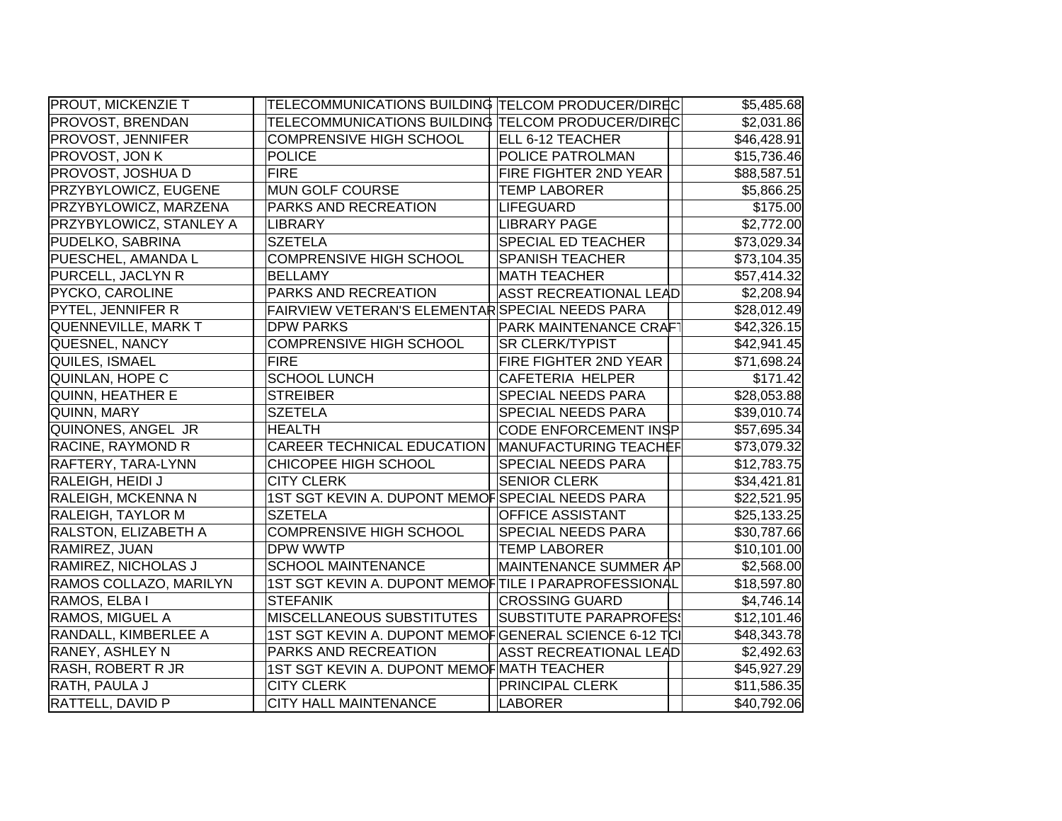| | | | | | |
|---|---|---|---|---|---|
| PROUT, MICKENZIE T | | TELECOMMUNICATIONS BUILDING | TELCOM PRODUCER/DIREC | | $5,485.68 |
| PROVOST, BRENDAN | | TELECOMMUNICATIONS BUILDING | TELCOM PRODUCER/DIREC | | $2,031.86 |
| PROVOST, JENNIFER | | COMPRENSIVE HIGH SCHOOL | ELL 6-12 TEACHER | | $46,428.91 |
| PROVOST, JON K | | POLICE | POLICE PATROLMAN | | $15,736.46 |
| PROVOST, JOSHUA D | | FIRE | FIRE FIGHTER 2ND YEAR | | $88,587.51 |
| PRZYBYLOWICZ, EUGENE | | MUN GOLF COURSE | TEMP LABORER | | $5,866.25 |
| PRZYBYLOWICZ, MARZENA | | PARKS AND RECREATION | LIFEGUARD | | $175.00 |
| PRZYBYLOWICZ, STANLEY A | | LIBRARY | LIBRARY PAGE | | $2,772.00 |
| PUDELKO, SABRINA | | SZETELA | SPECIAL ED TEACHER | | $73,029.34 |
| PUESCHEL, AMANDA L | | COMPRENSIVE HIGH SCHOOL | SPANISH TEACHER | | $73,104.35 |
| PURCELL, JACLYN R | | BELLAMY | MATH TEACHER | | $57,414.32 |
| PYCKO, CAROLINE | | PARKS AND RECREATION | ASST RECREATIONAL LEAD | | $2,208.94 |
| PYTEL, JENNIFER R | | FAIRVIEW VETERAN'S ELEMENTAR | SPECIAL NEEDS PARA | | $28,012.49 |
| QUENNEVILLE, MARK T | | DPW PARKS | PARK MAINTENANCE CRAFT | | $42,326.15 |
| QUESNEL, NANCY | | COMPRENSIVE HIGH SCHOOL | SR CLERK/TYPIST | | $42,941.45 |
| QUILES, ISMAEL | | FIRE | FIRE FIGHTER 2ND YEAR | | $71,698.24 |
| QUINLAN, HOPE C | | SCHOOL LUNCH | CAFETERIA HELPER | | $171.42 |
| QUINN, HEATHER E | | STREIBER | SPECIAL NEEDS PARA | | $28,053.88 |
| QUINN, MARY | | SZETELA | SPECIAL NEEDS PARA | | $39,010.74 |
| QUINONES, ANGEL JR | | HEALTH | CODE ENFORCEMENT INSP | | $57,695.34 |
| RACINE, RAYMOND R | | CAREER TECHNICAL EDUCATION | MANUFACTURING TEACHER | | $73,079.32 |
| RAFTERY, TARA-LYNN | | CHICOPEE HIGH SCHOOL | SPECIAL NEEDS PARA | | $12,783.75 |
| RALEIGH, HEIDI J | | CITY CLERK | SENIOR CLERK | | $34,421.81 |
| RALEIGH, MCKENNA N | | 1ST SGT KEVIN A. DUPONT MEMOR | SPECIAL NEEDS PARA | | $22,521.95 |
| RALEIGH, TAYLOR M | | SZETELA | OFFICE ASSISTANT | | $25,133.25 |
| RALSTON, ELIZABETH A | | COMPRENSIVE HIGH SCHOOL | SPECIAL NEEDS PARA | | $30,787.66 |
| RAMIREZ, JUAN | | DPW WWTP | TEMP LABORER | | $10,101.00 |
| RAMIREZ, NICHOLAS J | | SCHOOL MAINTENANCE | MAINTENANCE SUMMER AP | | $2,568.00 |
| RAMOS COLLAZO, MARILYN | | 1ST SGT KEVIN A. DUPONT MEMOR | TILE I PARAPROFESSIONAL | | $18,597.80 |
| RAMOS, ELBA I | | STEFANIK | CROSSING GUARD | | $4,746.14 |
| RAMOS, MIGUEL A | | MISCELLANEOUS SUBSTITUTES | SUBSTITUTE PARAPROFESS | | $12,101.46 |
| RANDALL, KIMBERLEE A | | 1ST SGT KEVIN A. DUPONT MEMOR | GENERAL SCIENCE 6-12 TCI | | $48,343.78 |
| RANEY, ASHLEY N | | PARKS AND RECREATION | ASST RECREATIONAL LEAD | | $2,492.63 |
| RASH, ROBERT R JR | | 1ST SGT KEVIN A. DUPONT MEMOR | MATH TEACHER | | $45,927.29 |
| RATH, PAULA J | | CITY CLERK | PRINCIPAL CLERK | | $11,586.35 |
| RATTELL, DAVID P | | CITY HALL MAINTENANCE | LABORER | | $40,792.06 |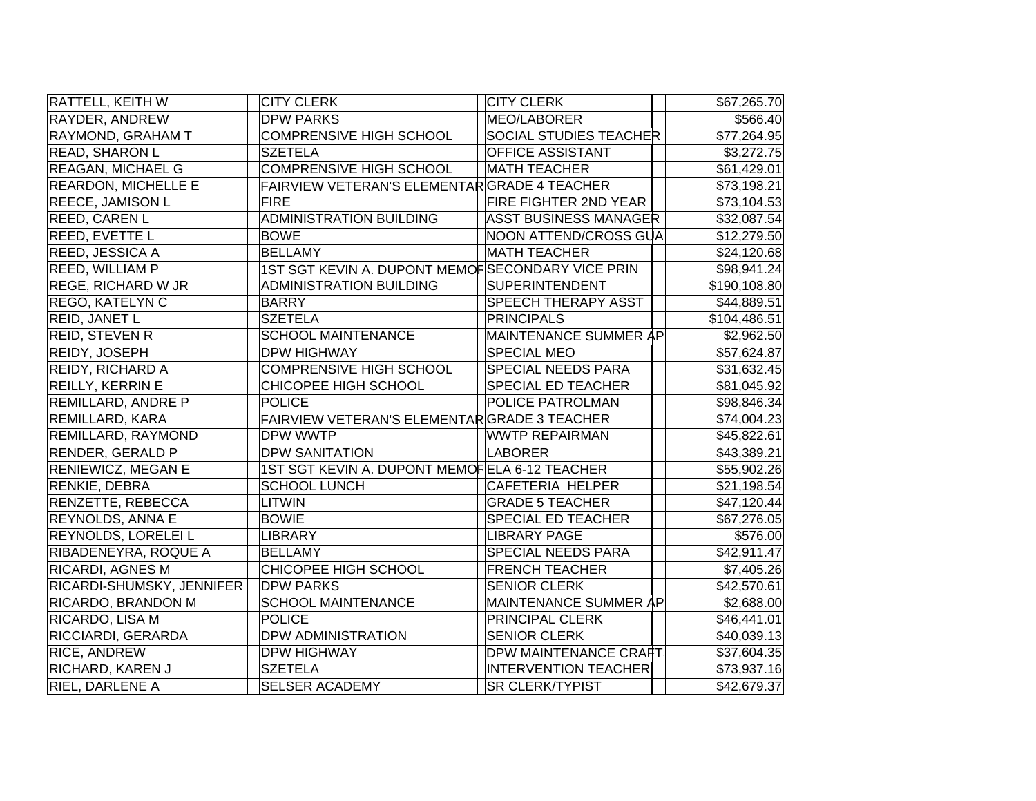| | | | |
|---|---|---|---|
| RATTELL, KEITH W | CITY CLERK | CITY CLERK | $67,265.70 |
| RAYDER, ANDREW | DPW PARKS | MEO/LABORER | $566.40 |
| RAYMOND, GRAHAM T | COMPRENSIVE HIGH SCHOOL | SOCIAL STUDIES TEACHER | $77,264.95 |
| READ, SHARON L | SZETELA | OFFICE ASSISTANT | $3,272.75 |
| REAGAN, MICHAEL G | COMPRENSIVE HIGH SCHOOL | MATH TEACHER | $61,429.01 |
| REARDON, MICHELLE E | FAIRVIEW VETERAN'S ELEMENTAR | GRADE 4 TEACHER | $73,198.21 |
| REECE, JAMISON L | FIRE | FIRE FIGHTER 2ND YEAR | $73,104.53 |
| REED, CAREN L | ADMINISTRATION BUILDING | ASST BUSINESS MANAGER | $32,087.54 |
| REED, EVETTE L | BOWE | NOON ATTEND/CROSS GUA | $12,279.50 |
| REED, JESSICA A | BELLAMY | MATH TEACHER | $24,120.68 |
| REED, WILLIAM P | 1ST SGT KEVIN A. DUPONT MEMOR | SECONDARY VICE PRIN | $98,941.24 |
| REGE, RICHARD W JR | ADMINISTRATION BUILDING | SUPERINTENDENT | $190,108.80 |
| REGO, KATELYN C | BARRY | SPEECH THERAPY ASST | $44,889.51 |
| REID, JANET L | SZETELA | PRINCIPALS | $104,486.51 |
| REID, STEVEN R | SCHOOL MAINTENANCE | MAINTENANCE SUMMER AP | $2,962.50 |
| REIDY, JOSEPH | DPW HIGHWAY | SPECIAL MEO | $57,624.87 |
| REIDY, RICHARD A | COMPRENSIVE HIGH SCHOOL | SPECIAL NEEDS PARA | $31,632.45 |
| REILLY, KERRIN E | CHICOPEE HIGH SCHOOL | SPECIAL ED TEACHER | $81,045.92 |
| REMILLARD, ANDRE P | POLICE | POLICE PATROLMAN | $98,846.34 |
| REMILLARD, KARA | FAIRVIEW VETERAN'S ELEMENTAR | GRADE 3 TEACHER | $74,004.23 |
| REMILLARD, RAYMOND | DPW WWTP | WWTP REPAIRMAN | $45,822.61 |
| RENDER, GERALD P | DPW SANITATION | LABORER | $43,389.21 |
| RENIEWICZ, MEGAN E | 1ST SGT KEVIN A. DUPONT MEMOR | ELA 6-12 TEACHER | $55,902.26 |
| RENKIE, DEBRA | SCHOOL LUNCH | CAFETERIA HELPER | $21,198.54 |
| RENZETTE, REBECCA | LITWIN | GRADE 5 TEACHER | $47,120.44 |
| REYNOLDS, ANNA E | BOWIE | SPECIAL ED TEACHER | $67,276.05 |
| REYNOLDS, LORELEI L | LIBRARY | LIBRARY PAGE | $576.00 |
| RIBADENEYRA, ROQUE A | BELLAMY | SPECIAL NEEDS PARA | $42,911.47 |
| RICARDI, AGNES M | CHICOPEE HIGH SCHOOL | FRENCH TEACHER | $7,405.26 |
| RICARDI-SHUMSKY, JENNIFER | DPW PARKS | SENIOR CLERK | $42,570.61 |
| RICARDO, BRANDON M | SCHOOL MAINTENANCE | MAINTENANCE SUMMER AP | $2,688.00 |
| RICARDO, LISA M | POLICE | PRINCIPAL CLERK | $46,441.01 |
| RICCIARDI, GERARDA | DPW ADMINISTRATION | SENIOR CLERK | $40,039.13 |
| RICE, ANDREW | DPW HIGHWAY | DPW MAINTENANCE CRAFT | $37,604.35 |
| RICHARD, KAREN J | SZETELA | INTERVENTION TEACHER | $73,937.16 |
| RIEL, DARLENE A | SELSER ACADEMY | SR CLERK/TYPIST | $42,679.37 |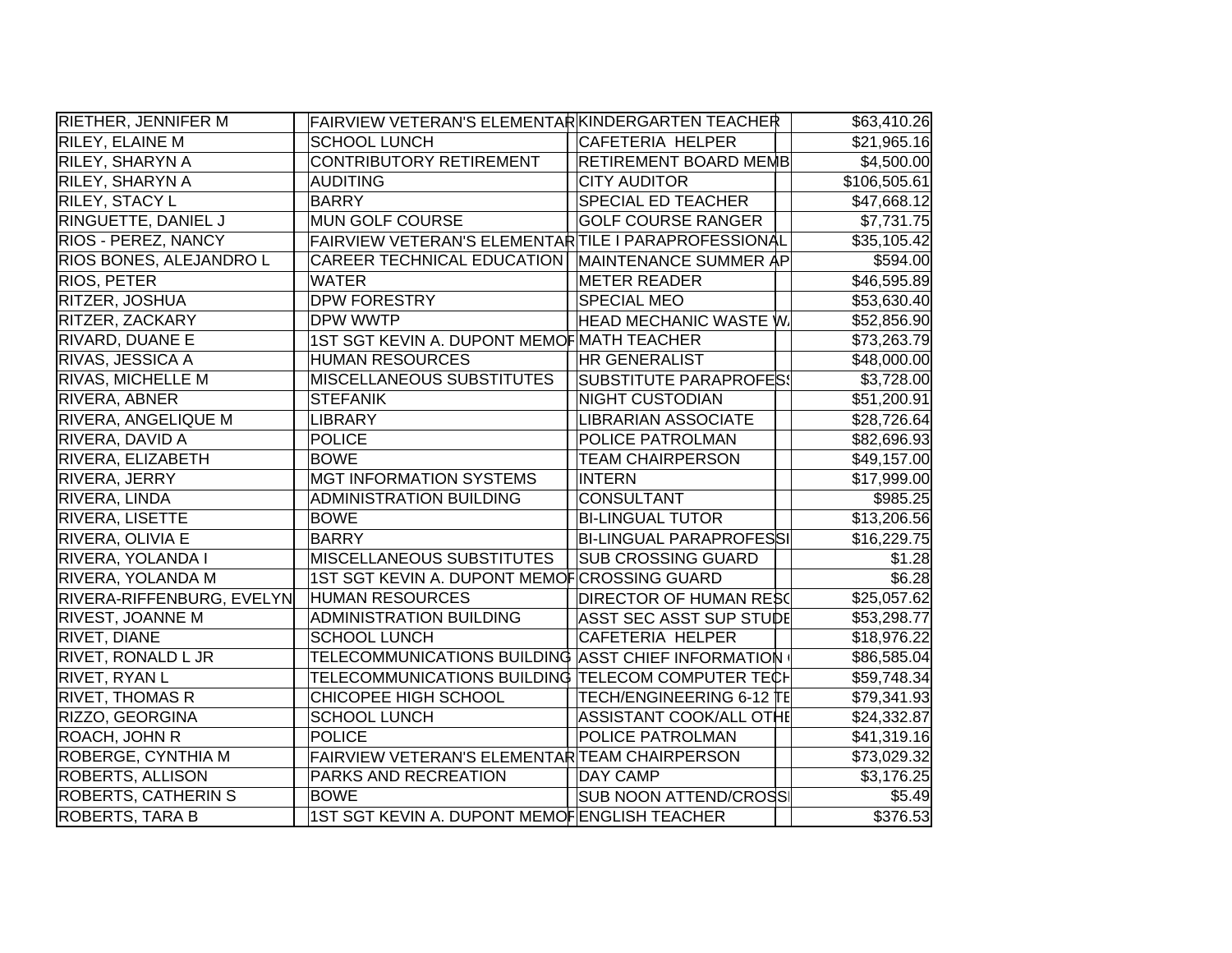| | | | | |
|---|---|---|---|---|
| RIETHER, JENNIFER M | FAIRVIEW VETERAN'S ELEMENTAR | KINDERGARTEN TEACHER | | $63,410.26 |
| RILEY, ELAINE M | SCHOOL LUNCH | CAFETERIA HELPER | | $21,965.16 |
| RILEY, SHARYN A | CONTRIBUTORY RETIREMENT | RETIREMENT BOARD MEMB | | $4,500.00 |
| RILEY, SHARYN A | AUDITING | CITY AUDITOR | | $106,505.61 |
| RILEY, STACY L | BARRY | SPECIAL ED TEACHER | | $47,668.12 |
| RINGUETTE, DANIEL J | MUN GOLF COURSE | GOLF COURSE RANGER | | $7,731.75 |
| RIOS - PEREZ, NANCY | FAIRVIEW VETERAN'S ELEMENTAR | TILE I PARAPROFESSIONAL | | $35,105.42 |
| RIOS BONES, ALEJANDRO L | CAREER TECHNICAL EDUCATION | MAINTENANCE SUMMER AP | | $594.00 |
| RIOS, PETER | WATER | METER READER | | $46,595.89 |
| RITZER, JOSHUA | DPW FORESTRY | SPECIAL MEO | | $53,630.40 |
| RITZER, ZACKARY | DPW WWTP | HEAD MECHANIC WASTE W. | | $52,856.90 |
| RIVARD, DUANE E | 1ST SGT KEVIN A. DUPONT MEMOF | MATH TEACHER | | $73,263.79 |
| RIVAS, JESSICA A | HUMAN RESOURCES | HR GENERALIST | | $48,000.00 |
| RIVAS, MICHELLE M | MISCELLANEOUS SUBSTITUTES | SUBSTITUTE PARAPROFESS | | $3,728.00 |
| RIVERA, ABNER | STEFANIK | NIGHT CUSTODIAN | | $51,200.91 |
| RIVERA, ANGELIQUE M | LIBRARY | LIBRARIAN ASSOCIATE | | $28,726.64 |
| RIVERA, DAVID A | POLICE | POLICE PATROLMAN | | $82,696.93 |
| RIVERA, ELIZABETH | BOWE | TEAM CHAIRPERSON | | $49,157.00 |
| RIVERA, JERRY | MGT INFORMATION SYSTEMS | INTERN | | $17,999.00 |
| RIVERA, LINDA | ADMINISTRATION BUILDING | CONSULTANT | | $985.25 |
| RIVERA, LISETTE | BOWE | BI-LINGUAL TUTOR | | $13,206.56 |
| RIVERA, OLIVIA E | BARRY | BI-LINGUAL PARAPROFESSI | | $16,229.75 |
| RIVERA, YOLANDA I | MISCELLANEOUS SUBSTITUTES | SUB CROSSING GUARD | | $1.28 |
| RIVERA, YOLANDA M | 1ST SGT KEVIN A. DUPONT MEMOF | CROSSING GUARD | | $6.28 |
| RIVERA-RIFFENBURG, EVELYN | HUMAN RESOURCES | DIRECTOR OF HUMAN RESC | | $25,057.62 |
| RIVEST, JOANNE M | ADMINISTRATION BUILDING | ASST SEC ASST SUP STUDE | | $53,298.77 |
| RIVET, DIANE | SCHOOL LUNCH | CAFETERIA HELPER | | $18,976.22 |
| RIVET, RONALD L JR | TELECOMMUNICATIONS BUILDING | ASST CHIEF INFORMATION | | $86,585.04 |
| RIVET, RYAN L | TELECOMMUNICATIONS BUILDING | TELECOM COMPUTER TECH | | $59,748.34 |
| RIVET, THOMAS R | CHICOPEE HIGH SCHOOL | TECH/ENGINEERING 6-12 TE | | $79,341.93 |
| RIZZO, GEORGINA | SCHOOL LUNCH | ASSISTANT COOK/ALL OTHE | | $24,332.87 |
| ROACH, JOHN R | POLICE | POLICE PATROLMAN | | $41,319.16 |
| ROBERGE, CYNTHIA M | FAIRVIEW VETERAN'S ELEMENTAR | TEAM CHAIRPERSON | | $73,029.32 |
| ROBERTS, ALLISON | PARKS AND RECREATION | DAY CAMP | | $3,176.25 |
| ROBERTS, CATHERIN S | BOWE | SUB NOON ATTEND/CROSSI | | $5.49 |
| ROBERTS, TARA B | 1ST SGT KEVIN A. DUPONT MEMOF | ENGLISH TEACHER | | $376.53 |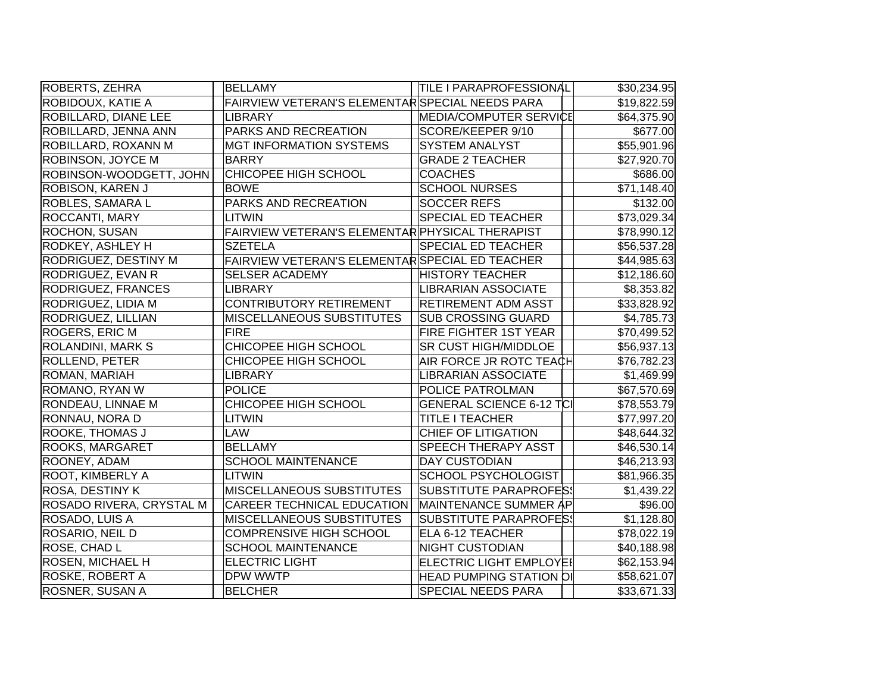| | | | | | |
|---|---|---|---|---|---|
| ROBERTS, ZEHRA | | BELLAMY | | TILE I PARAPROFESSIONAL | | $30,234.95 |
| ROBIDOUX, KATIE A | | FAIRVIEW VETERAN'S ELEMENTAR | | SPECIAL NEEDS PARA | | $19,822.59 |
| ROBILLARD, DIANE LEE | | LIBRARY | | MEDIA/COMPUTER SERVICE | | $64,375.90 |
| ROBILLARD, JENNA ANN | | PARKS AND RECREATION | | SCORE/KEEPER 9/10 | | $677.00 |
| ROBILLARD, ROXANN M | | MGT INFORMATION SYSTEMS | | SYSTEM ANALYST | | $55,901.96 |
| ROBINSON, JOYCE M | | BARRY | | GRADE 2 TEACHER | | $27,920.70 |
| ROBINSON-WOODGETT, JOHN | | CHICOPEE HIGH SCHOOL | | COACHES | | $686.00 |
| ROBISON, KAREN J | | BOWE | | SCHOOL NURSES | | $71,148.40 |
| ROBLES, SAMARA L | | PARKS AND RECREATION | | SOCCER REFS | | $132.00 |
| ROCCANTI, MARY | | LITWIN | | SPECIAL ED TEACHER | | $73,029.34 |
| ROCHON, SUSAN | | FAIRVIEW VETERAN'S ELEMENTAR | | PHYSICAL THERAPIST | | $78,990.12 |
| RODKEY, ASHLEY H | | SZETELA | | SPECIAL ED TEACHER | | $56,537.28 |
| RODRIGUEZ, DESTINY M | | FAIRVIEW VETERAN'S ELEMENTAR | | SPECIAL ED TEACHER | | $44,985.63 |
| RODRIGUEZ, EVAN R | | SELSER ACADEMY | | HISTORY TEACHER | | $12,186.60 |
| RODRIGUEZ, FRANCES | | LIBRARY | | LIBRARIAN ASSOCIATE | | $8,353.82 |
| RODRIGUEZ, LIDIA M | | CONTRIBUTORY RETIREMENT | | RETIREMENT ADM ASST | | $33,828.92 |
| RODRIGUEZ, LILLIAN | | MISCELLANEOUS SUBSTITUTES | | SUB CROSSING GUARD | | $4,785.73 |
| ROGERS, ERIC M | | FIRE | | FIRE FIGHTER 1ST YEAR | | $70,499.52 |
| ROLANDINI, MARK S | | CHICOPEE HIGH SCHOOL | | SR CUST HIGH/MIDDLOE | | $56,937.13 |
| ROLLEND, PETER | | CHICOPEE HIGH SCHOOL | | AIR FORCE JR ROTC TEACH | | $76,782.23 |
| ROMAN, MARIAH | | LIBRARY | | LIBRARIAN ASSOCIATE | | $1,469.99 |
| ROMANO, RYAN W | | POLICE | | POLICE PATROLMAN | | $67,570.69 |
| RONDEAU, LINNAE M | | CHICOPEE HIGH SCHOOL | | GENERAL SCIENCE 6-12 TCI | | $78,553.79 |
| RONNAU, NORA D | | LITWIN | | TITLE I TEACHER | | $77,997.20 |
| ROOKE, THOMAS J | | LAW | | CHIEF OF LITIGATION | | $48,644.32 |
| ROOKS, MARGARET | | BELLAMY | | SPEECH THERAPY ASST | | $46,530.14 |
| ROONEY, ADAM | | SCHOOL MAINTENANCE | | DAY CUSTODIAN | | $46,213.93 |
| ROOT, KIMBERLY A | | LITWIN | | SCHOOL PSYCHOLOGIST | | $81,966.35 |
| ROSA, DESTINY K | | MISCELLANEOUS SUBSTITUTES | | SUBSTITUTE PARAPROFESS | | $1,439.22 |
| ROSADO RIVERA, CRYSTAL M | | CAREER TECHNICAL EDUCATION | | MAINTENANCE SUMMER AP | | $96.00 |
| ROSADO, LUIS A | | MISCELLANEOUS SUBSTITUTES | | SUBSTITUTE PARAPROFESS | | $1,128.80 |
| ROSARIO, NEIL D | | COMPRENSIVE HIGH SCHOOL | | ELA 6-12 TEACHER | | $78,022.19 |
| ROSE, CHAD L | | SCHOOL MAINTENANCE | | NIGHT CUSTODIAN | | $40,188.98 |
| ROSEN, MICHAEL H | | ELECTRIC LIGHT | | ELECTRIC LIGHT EMPLOYEE | | $62,153.94 |
| ROSKE, ROBERT A | | DPW WWTP | | HEAD PUMPING STATION OI | | $58,621.07 |
| ROSNER, SUSAN A | | BELCHER | | SPECIAL NEEDS PARA | | $33,671.33 |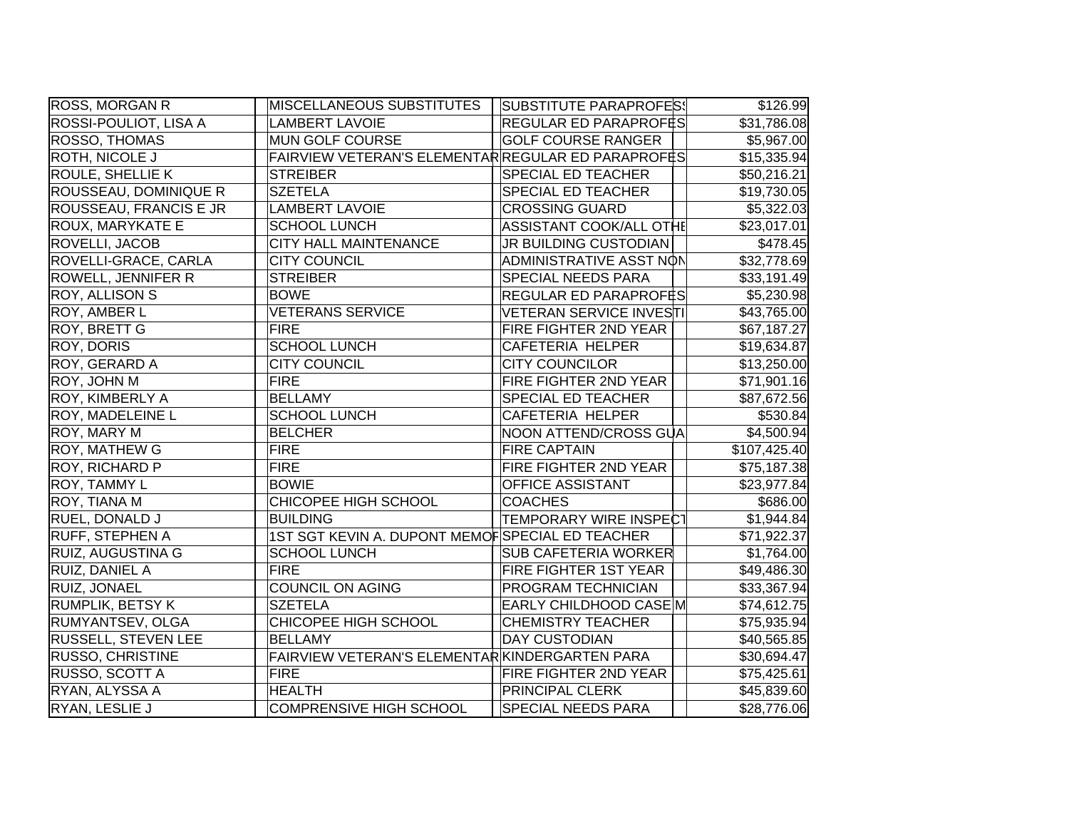| | | | | | |
|---|---|---|---|---|---|
| ROSS, MORGAN R | | MISCELLANEOUS SUBSTITUTES | | SUBSTITUTE PARAPROFESS | $126.99 |
| ROSSI-POULIOT, LISA A | | LAMBERT LAVOIE | | REGULAR ED PARAPROFES | $31,786.08 |
| ROSSO, THOMAS | | MUN GOLF COURSE | | GOLF COURSE RANGER | $5,967.00 |
| ROTH, NICOLE J | | FAIRVIEW VETERAN'S ELEMENTAR | | REGULAR ED PARAPROFES | $15,335.94 |
| ROULE, SHELLIE K | | STREIBER | | SPECIAL ED TEACHER | $50,216.21 |
| ROUSSEAU, DOMINIQUE R | | SZETELA | | SPECIAL ED TEACHER | $19,730.05 |
| ROUSSEAU, FRANCIS E JR | | LAMBERT LAVOIE | | CROSSING GUARD | $5,322.03 |
| ROUX, MARYKATE E | | SCHOOL LUNCH | | ASSISTANT COOK/ALL OTHE | $23,017.01 |
| ROVELLI, JACOB | | CITY HALL MAINTENANCE | | JR BUILDING CUSTODIAN | $478.45 |
| ROVELLI-GRACE, CARLA | | CITY COUNCIL | | ADMINISTRATIVE ASST NON | $32,778.69 |
| ROWELL, JENNIFER R | | STREIBER | | SPECIAL NEEDS PARA | $33,191.49 |
| ROY, ALLISON S | | BOWE | | REGULAR ED PARAPROFES | $5,230.98 |
| ROY, AMBER L | | VETERANS SERVICE | | VETERAN SERVICE INVESTI | $43,765.00 |
| ROY, BRETT G | | FIRE | | FIRE FIGHTER 2ND YEAR | $67,187.27 |
| ROY, DORIS | | SCHOOL LUNCH | | CAFETERIA HELPER | $19,634.87 |
| ROY, GERARD A | | CITY COUNCIL | | CITY COUNCILOR | $13,250.00 |
| ROY, JOHN M | | FIRE | | FIRE FIGHTER 2ND YEAR | $71,901.16 |
| ROY, KIMBERLY A | | BELLAMY | | SPECIAL ED TEACHER | $87,672.56 |
| ROY, MADELEINE L | | SCHOOL LUNCH | | CAFETERIA HELPER | $530.84 |
| ROY, MARY M | | BELCHER | | NOON ATTEND/CROSS GUA | $4,500.94 |
| ROY, MATHEW G | | FIRE | | FIRE CAPTAIN | $107,425.40 |
| ROY, RICHARD P | | FIRE | | FIRE FIGHTER 2ND YEAR | $75,187.38 |
| ROY, TAMMY L | | BOWIE | | OFFICE ASSISTANT | $23,977.84 |
| ROY, TIANA M | | CHICOPEE HIGH SCHOOL | | COACHES | $686.00 |
| RUEL, DONALD J | | BUILDING | | TEMPORARY WIRE INSPECT | $1,944.84 |
| RUFF, STEPHEN A | | 1ST SGT KEVIN A. DUPONT MEMOR | | SPECIAL ED TEACHER | $71,922.37 |
| RUIZ, AUGUSTINA G | | SCHOOL LUNCH | | SUB CAFETERIA WORKER | $1,764.00 |
| RUIZ, DANIEL A | | FIRE | | FIRE FIGHTER 1ST YEAR | $49,486.30 |
| RUIZ, JONAEL | | COUNCIL ON AGING | | PROGRAM TECHNICIAN | $33,367.94 |
| RUMPLIK, BETSY K | | SZETELA | | EARLY CHILDHOOD CASE M | $74,612.75 |
| RUMYANTSEV, OLGA | | CHICOPEE HIGH SCHOOL | | CHEMISTRY TEACHER | $75,935.94 |
| RUSSELL, STEVEN LEE | | BELLAMY | | DAY CUSTODIAN | $40,565.85 |
| RUSSO, CHRISTINE | | FAIRVIEW VETERAN'S ELEMENTAR | | KINDERGARTEN PARA | $30,694.47 |
| RUSSO, SCOTT A | | FIRE | | FIRE FIGHTER 2ND YEAR | $75,425.61 |
| RYAN, ALYSSA A | | HEALTH | | PRINCIPAL CLERK | $45,839.60 |
| RYAN, LESLIE J | | COMPRENSIVE HIGH SCHOOL | | SPECIAL NEEDS PARA | $28,776.06 |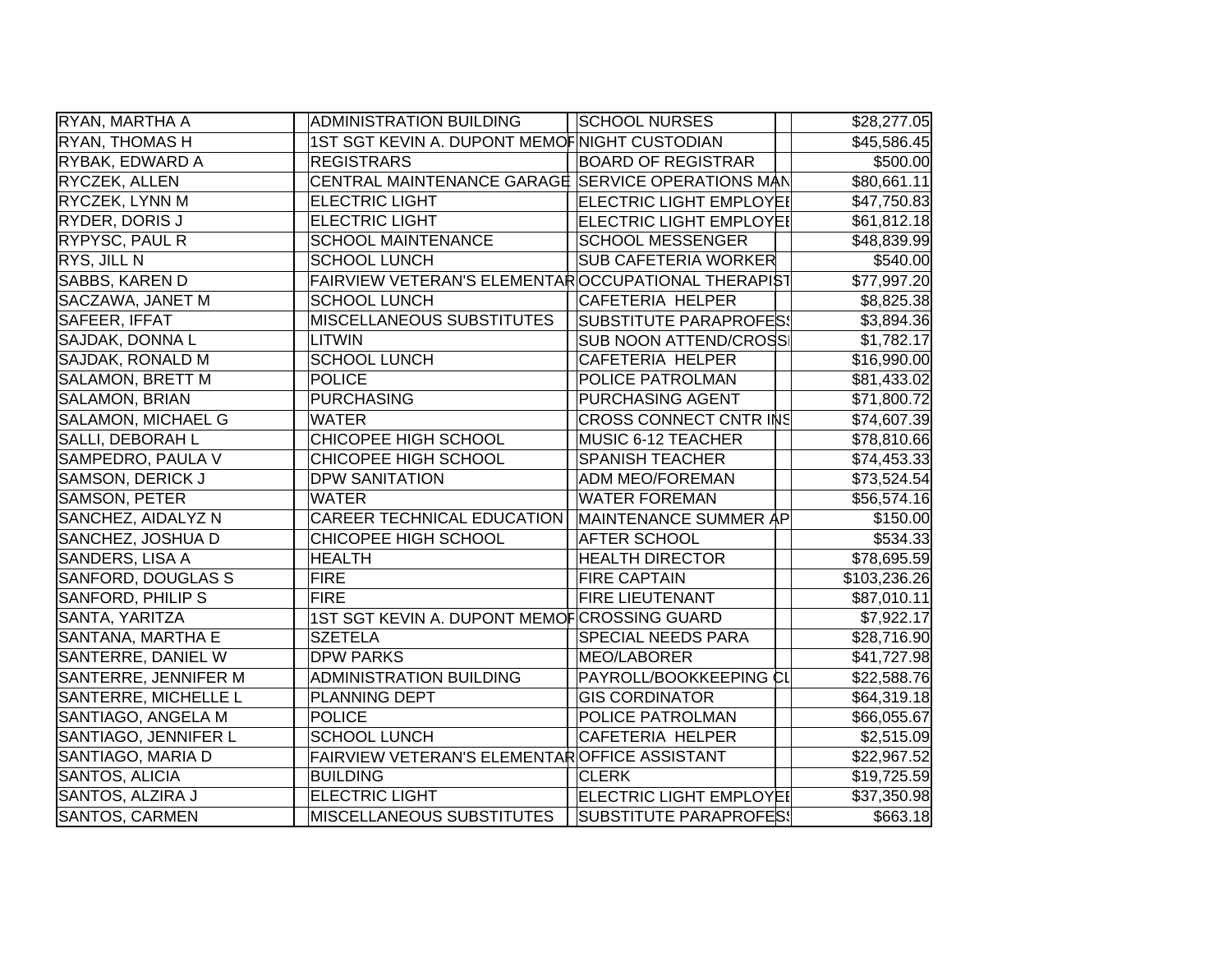| | | | | | |
|---|---|---|---|---|---|
| RYAN, MARTHA A | | ADMINISTRATION BUILDING | SCHOOL NURSES | | $28,277.05 |
| RYAN, THOMAS H | | 1ST SGT KEVIN A. DUPONT MEMOF | NIGHT CUSTODIAN | | $45,586.45 |
| RYBAK, EDWARD A | | REGISTRARS | BOARD OF REGISTRAR | | $500.00 |
| RYCZEK, ALLEN | | CENTRAL MAINTENANCE GARAGE | SERVICE OPERATIONS MAN | | $80,661.11 |
| RYCZEK, LYNN M | | ELECTRIC LIGHT | ELECTRIC LIGHT EMPLOYEE | | $47,750.83 |
| RYDER, DORIS J | | ELECTRIC LIGHT | ELECTRIC LIGHT EMPLOYEE | | $61,812.18 |
| RYPYSC, PAUL R | | SCHOOL MAINTENANCE | SCHOOL MESSENGER | | $48,839.99 |
| RYS, JILL N | | SCHOOL LUNCH | SUB CAFETERIA WORKER | | $540.00 |
| SABBS, KAREN D | | FAIRVIEW VETERAN'S ELEMENTAR | OCCUPATIONAL THERAPIST | | $77,997.20 |
| SACZAWA, JANET M | | SCHOOL LUNCH | CAFETERIA HELPER | | $8,825.38 |
| SAFEER, IFFAT | | MISCELLANEOUS SUBSTITUTES | SUBSTITUTE PARAPROFESS | | $3,894.36 |
| SAJDAK, DONNA L | | LITWIN | SUB NOON ATTEND/CROSSI | | $1,782.17 |
| SAJDAK, RONALD M | | SCHOOL LUNCH | CAFETERIA HELPER | | $16,990.00 |
| SALAMON, BRETT M | | POLICE | POLICE PATROLMAN | | $81,433.02 |
| SALAMON, BRIAN | | PURCHASING | PURCHASING AGENT | | $71,800.72 |
| SALAMON, MICHAEL G | | WATER | CROSS CONNECT CNTR INS | | $74,607.39 |
| SALLI, DEBORAH L | | CHICOPEE HIGH SCHOOL | MUSIC 6-12 TEACHER | | $78,810.66 |
| SAMPEDRO, PAULA V | | CHICOPEE HIGH SCHOOL | SPANISH TEACHER | | $74,453.33 |
| SAMSON, DERICK J | | DPW SANITATION | ADM MEO/FOREMAN | | $73,524.54 |
| SAMSON, PETER | | WATER | WATER FOREMAN | | $56,574.16 |
| SANCHEZ, AIDALYZ N | | CAREER TECHNICAL EDUCATION | MAINTENANCE SUMMER AP | | $150.00 |
| SANCHEZ, JOSHUA D | | CHICOPEE HIGH SCHOOL | AFTER SCHOOL | | $534.33 |
| SANDERS, LISA A | | HEALTH | HEALTH DIRECTOR | | $78,695.59 |
| SANFORD, DOUGLAS S | | FIRE | FIRE CAPTAIN | | $103,236.26 |
| SANFORD, PHILIP S | | FIRE | FIRE LIEUTENANT | | $87,010.11 |
| SANTA, YARITZA | | 1ST SGT KEVIN A. DUPONT MEMOF | CROSSING GUARD | | $7,922.17 |
| SANTANA, MARTHA E | | SZETELA | SPECIAL NEEDS PARA | | $28,716.90 |
| SANTERRE, DANIEL W | | DPW PARKS | MEO/LABORER | | $41,727.98 |
| SANTERRE, JENNIFER M | | ADMINISTRATION BUILDING | PAYROLL/BOOKKEEPING CL | | $22,588.76 |
| SANTERRE, MICHELLE L | | PLANNING DEPT | GIS CORDINATOR | | $64,319.18 |
| SANTIAGO, ANGELA M | | POLICE | POLICE PATROLMAN | | $66,055.67 |
| SANTIAGO, JENNIFER L | | SCHOOL LUNCH | CAFETERIA HELPER | | $2,515.09 |
| SANTIAGO, MARIA D | | FAIRVIEW VETERAN'S ELEMENTAR | OFFICE ASSISTANT | | $22,967.52 |
| SANTOS, ALICIA | | BUILDING | CLERK | | $19,725.59 |
| SANTOS, ALZIRA J | | ELECTRIC LIGHT | ELECTRIC LIGHT EMPLOYEE | | $37,350.98 |
| SANTOS, CARMEN | | MISCELLANEOUS SUBSTITUTES | SUBSTITUTE PARAPROFESS | | $663.18 |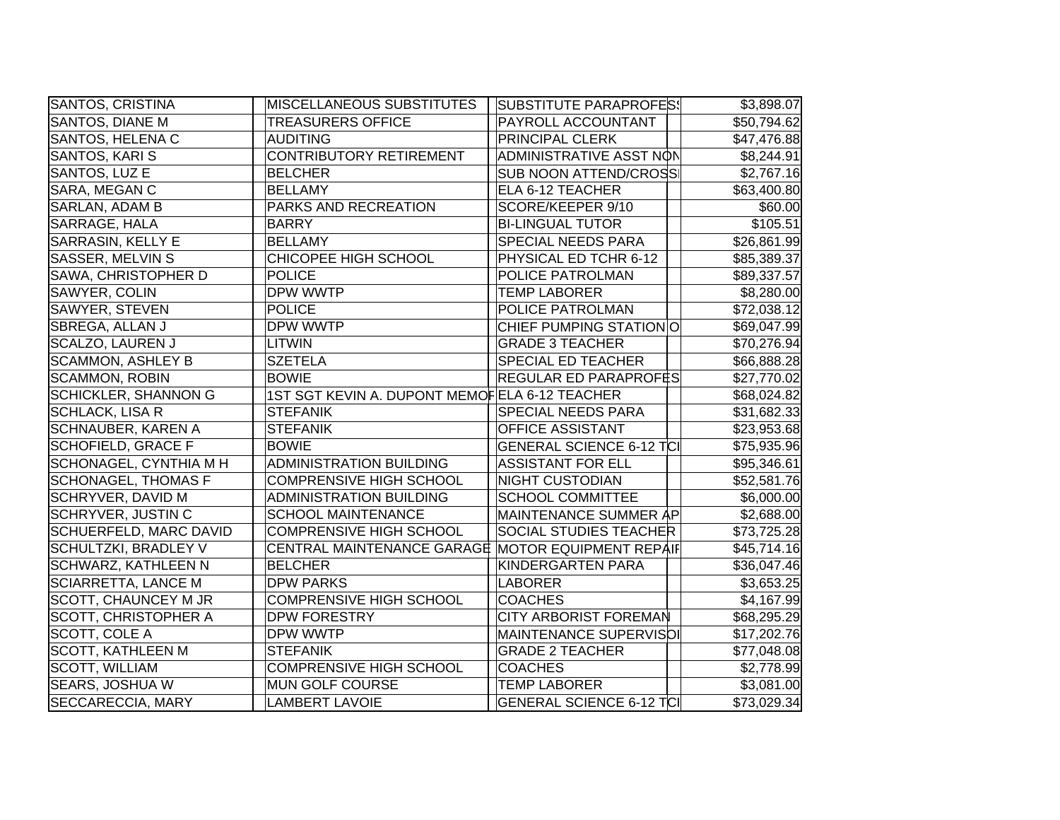| | | | |
|---|---|---|---|
| SANTOS, CRISTINA | MISCELLANEOUS SUBSTITUTES | SUBSTITUTE PARAPROFESS | $3,898.07 |
| SANTOS, DIANE M | TREASURERS OFFICE | PAYROLL ACCOUNTANT | $50,794.62 |
| SANTOS, HELENA C | AUDITING | PRINCIPAL CLERK | $47,476.88 |
| SANTOS, KARI S | CONTRIBUTORY RETIREMENT | ADMINISTRATIVE ASST NON | $8,244.91 |
| SANTOS, LUZ E | BELCHER | SUB NOON ATTEND/CROSSI | $2,767.16 |
| SARA, MEGAN C | BELLAMY | ELA 6-12 TEACHER | $63,400.80 |
| SARLAN, ADAM B | PARKS AND RECREATION | SCORE/KEEPER 9/10 | $60.00 |
| SARRAGE, HALA | BARRY | BI-LINGUAL TUTOR | $105.51 |
| SARRASIN, KELLY E | BELLAMY | SPECIAL NEEDS PARA | $26,861.99 |
| SASSER, MELVIN S | CHICOPEE HIGH SCHOOL | PHYSICAL ED TCHR 6-12 | $85,389.37 |
| SAWA, CHRISTOPHER D | POLICE | POLICE PATROLMAN | $89,337.57 |
| SAWYER, COLIN | DPW WWTP | TEMP LABORER | $8,280.00 |
| SAWYER, STEVEN | POLICE | POLICE PATROLMAN | $72,038.12 |
| SBREGA, ALLAN J | DPW WWTP | CHIEF PUMPING STATION O | $69,047.99 |
| SCALZO, LAUREN J | LITWIN | GRADE 3 TEACHER | $70,276.94 |
| SCAMMON, ASHLEY B | SZETELA | SPECIAL ED TEACHER | $66,888.28 |
| SCAMMON, ROBIN | BOWIE | REGULAR ED PARAPROFES | $27,770.02 |
| SCHICKLER, SHANNON G | 1ST SGT KEVIN A. DUPONT MEMOF | ELA 6-12 TEACHER | $68,024.82 |
| SCHLACK, LISA R | STEFANIK | SPECIAL NEEDS PARA | $31,682.33 |
| SCHNAUBER, KAREN A | STEFANIK | OFFICE ASSISTANT | $23,953.68 |
| SCHOFIELD, GRACE F | BOWIE | GENERAL SCIENCE 6-12 TCI | $75,935.96 |
| SCHONAGEL, CYNTHIA M H | ADMINISTRATION BUILDING | ASSISTANT FOR ELL | $95,346.61 |
| SCHONAGEL, THOMAS F | COMPRENSIVE HIGH SCHOOL | NIGHT CUSTODIAN | $52,581.76 |
| SCHRYVER, DAVID M | ADMINISTRATION BUILDING | SCHOOL COMMITTEE | $6,000.00 |
| SCHRYVER, JUSTIN C | SCHOOL MAINTENANCE | MAINTENANCE SUMMER AP | $2,688.00 |
| SCHUERFELD, MARC DAVID | COMPRENSIVE HIGH SCHOOL | SOCIAL STUDIES TEACHER | $73,725.28 |
| SCHULTZKI, BRADLEY V | CENTRAL MAINTENANCE GARAGE | MOTOR EQUIPMENT REPAIF | $45,714.16 |
| SCHWARZ, KATHLEEN N | BELCHER | KINDERGARTEN PARA | $36,047.46 |
| SCIARRETTA, LANCE M | DPW PARKS | LABORER | $3,653.25 |
| SCOTT, CHAUNCEY M JR | COMPRENSIVE HIGH SCHOOL | COACHES | $4,167.99 |
| SCOTT, CHRISTOPHER A | DPW FORESTRY | CITY ARBORIST FOREMAN | $68,295.29 |
| SCOTT, COLE A | DPW WWTP | MAINTENANCE SUPERVISOI | $17,202.76 |
| SCOTT, KATHLEEN M | STEFANIK | GRADE 2 TEACHER | $77,048.08 |
| SCOTT, WILLIAM | COMPRENSIVE HIGH SCHOOL | COACHES | $2,778.99 |
| SEARS, JOSHUA W | MUN GOLF COURSE | TEMP LABORER | $3,081.00 |
| SECCARECCIA, MARY | LAMBERT LAVOIE | GENERAL SCIENCE 6-12 TCI | $73,029.34 |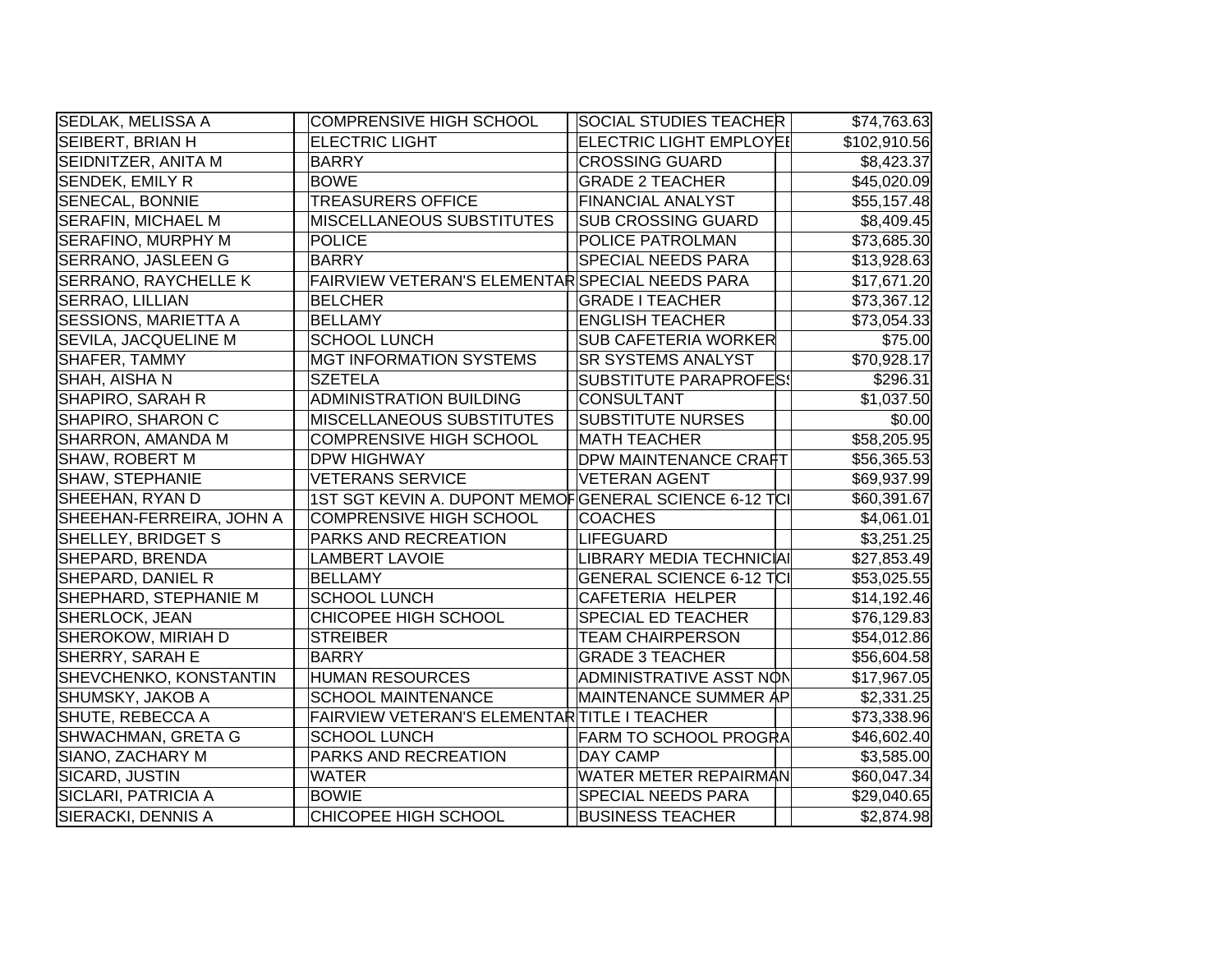| | | | |
|---|---|---|---|
| SEDLAK, MELISSA A | COMPRENSIVE HIGH SCHOOL | SOCIAL STUDIES TEACHER | $74,763.63 |
| SEIBERT, BRIAN H | ELECTRIC LIGHT | ELECTRIC LIGHT EMPLOYEE | $102,910.56 |
| SEIDNITZER, ANITA M | BARRY | CROSSING GUARD | $8,423.37 |
| SENDEK, EMILY R | BOWE | GRADE 2 TEACHER | $45,020.09 |
| SENECAL, BONNIE | TREASURERS OFFICE | FINANCIAL ANALYST | $55,157.48 |
| SERAFIN, MICHAEL M | MISCELLANEOUS SUBSTITUTES | SUB CROSSING GUARD | $8,409.45 |
| SERAFINO, MURPHY M | POLICE | POLICE PATROLMAN | $73,685.30 |
| SERRANO, JASLEEN G | BARRY | SPECIAL NEEDS PARA | $13,928.63 |
| SERRANO, RAYCHELLE K | FAIRVIEW VETERAN'S ELEMENTAR | SPECIAL NEEDS PARA | $17,671.20 |
| SERRAO, LILLIAN | BELCHER | GRADE I TEACHER | $73,367.12 |
| SESSIONS, MARIETTA A | BELLAMY | ENGLISH TEACHER | $73,054.33 |
| SEVILA, JACQUELINE M | SCHOOL LUNCH | SUB CAFETERIA WORKER | $75.00 |
| SHAFER, TAMMY | MGT INFORMATION SYSTEMS | SR SYSTEMS ANALYST | $70,928.17 |
| SHAH, AISHA N | SZETELA | SUBSTITUTE PARAPROFESS | $296.31 |
| SHAPIRO, SARAH R | ADMINISTRATION BUILDING | CONSULTANT | $1,037.50 |
| SHAPIRO, SHARON C | MISCELLANEOUS SUBSTITUTES | SUBSTITUTE NURSES | $0.00 |
| SHARRON, AMANDA M | COMPRENSIVE HIGH SCHOOL | MATH TEACHER | $58,205.95 |
| SHAW, ROBERT M | DPW HIGHWAY | DPW MAINTENANCE CRAFT | $56,365.53 |
| SHAW, STEPHANIE | VETERANS SERVICE | VETERAN AGENT | $69,937.99 |
| SHEEHAN, RYAN D | 1ST SGT KEVIN A. DUPONT MEMOR | GENERAL SCIENCE 6-12 TCI | $60,391.67 |
| SHEEHAN-FERREIRA, JOHN A | COMPRENSIVE HIGH SCHOOL | COACHES | $4,061.01 |
| SHELLEY, BRIDGET S | PARKS AND RECREATION | LIFEGUARD | $3,251.25 |
| SHEPARD, BRENDA | LAMBERT LAVOIE | LIBRARY MEDIA TECHNICIAI | $27,853.49 |
| SHEPARD, DANIEL R | BELLAMY | GENERAL SCIENCE 6-12 TCI | $53,025.55 |
| SHEPHARD, STEPHANIE M | SCHOOL LUNCH | CAFETERIA HELPER | $14,192.46 |
| SHERLOCK, JEAN | CHICOPEE HIGH SCHOOL | SPECIAL ED TEACHER | $76,129.83 |
| SHEROKOW, MIRIAH D | STREIBER | TEAM CHAIRPERSON | $54,012.86 |
| SHERRY, SARAH E | BARRY | GRADE 3 TEACHER | $56,604.58 |
| SHEVCHENKO, KONSTANTIN | HUMAN RESOURCES | ADMINISTRATIVE ASST NON | $17,967.05 |
| SHUMSKY, JAKOB A | SCHOOL MAINTENANCE | MAINTENANCE SUMMER AP | $2,331.25 |
| SHUTE, REBECCA A | FAIRVIEW VETERAN'S ELEMENTAR | TITLE I TEACHER | $73,338.96 |
| SHWACHMAN, GRETA G | SCHOOL LUNCH | FARM TO SCHOOL PROGRA | $46,602.40 |
| SIANO, ZACHARY M | PARKS AND RECREATION | DAY CAMP | $3,585.00 |
| SICARD, JUSTIN | WATER | WATER METER REPAIRMAN | $60,047.34 |
| SICLARI, PATRICIA A | BOWIE | SPECIAL NEEDS PARA | $29,040.65 |
| SIERACKI, DENNIS A | CHICOPEE HIGH SCHOOL | BUSINESS TEACHER | $2,874.98 |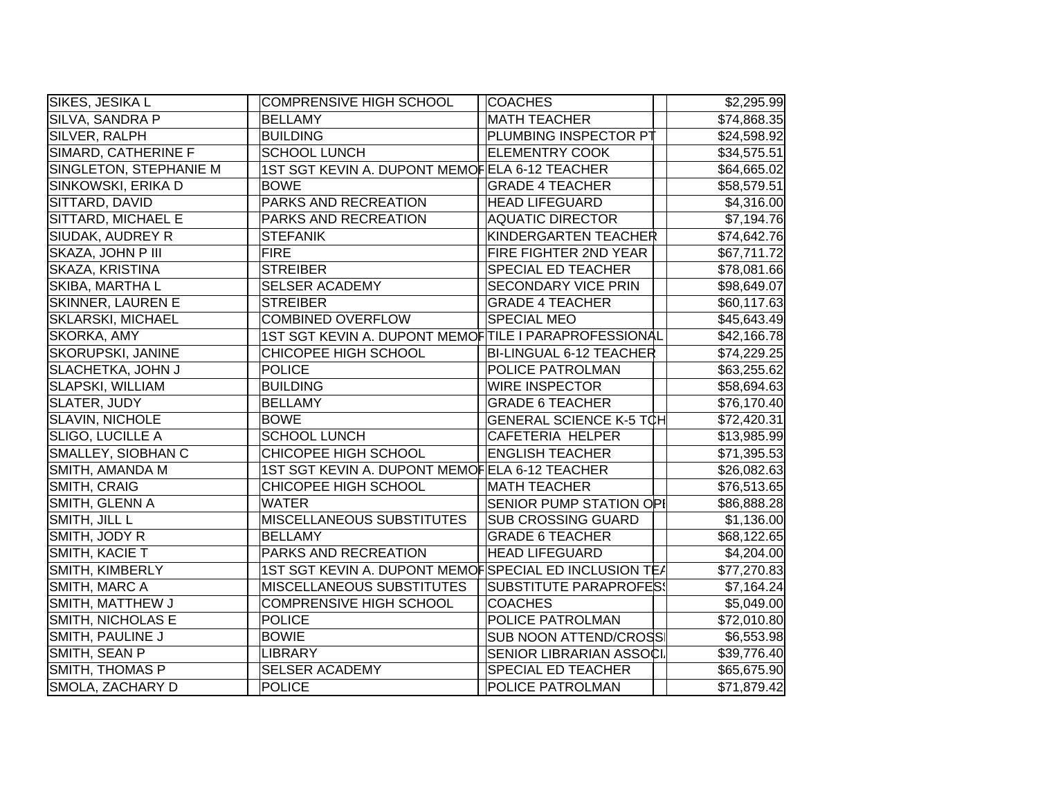| | | | | | | |
|---|---|---|---|---|---|---|
| SIKES, JESIKA L | | COMPRENSIVE HIGH SCHOOL | | COACHES | | $2,295.99 |
| SILVA, SANDRA P | | BELLAMY | | MATH TEACHER | | $74,868.35 |
| SILVER, RALPH | | BUILDING | | PLUMBING INSPECTOR PT | | $24,598.92 |
| SIMARD, CATHERINE F | | SCHOOL LUNCH | | ELEMENTRY COOK | | $34,575.51 |
| SINGLETON, STEPHANIE M | | 1ST SGT KEVIN A. DUPONT MEMOF | | ELA 6-12 TEACHER | | $64,665.02 |
| SINKOWSKI, ERIKA D | | BOWE | | GRADE 4 TEACHER | | $58,579.51 |
| SITTARD, DAVID | | PARKS AND RECREATION | | HEAD LIFEGUARD | | $4,316.00 |
| SITTARD, MICHAEL E | | PARKS AND RECREATION | | AQUATIC DIRECTOR | | $7,194.76 |
| SIUDAK, AUDREY R | | STEFANIK | | KINDERGARTEN TEACHER | | $74,642.76 |
| SKAZA, JOHN P III | | FIRE | | FIRE FIGHTER 2ND YEAR | | $67,711.72 |
| SKAZA, KRISTINA | | STREIBER | | SPECIAL ED TEACHER | | $78,081.66 |
| SKIBA, MARTHA L | | SELSER ACADEMY | | SECONDARY VICE PRIN | | $98,649.07 |
| SKINNER, LAUREN E | | STREIBER | | GRADE 4 TEACHER | | $60,117.63 |
| SKLARSKI, MICHAEL | | COMBINED OVERFLOW | | SPECIAL MEO | | $45,643.49 |
| SKORKA, AMY | | 1ST SGT KEVIN A. DUPONT MEMOF | | TILE I PARAPROFESSIONAL | | $42,166.78 |
| SKORUPSKI, JANINE | | CHICOPEE HIGH SCHOOL | | BI-LINGUAL 6-12 TEACHER | | $74,229.25 |
| SLACHETKA, JOHN J | | POLICE | | POLICE PATROLMAN | | $63,255.62 |
| SLAPSKI, WILLIAM | | BUILDING | | WIRE INSPECTOR | | $58,694.63 |
| SLATER, JUDY | | BELLAMY | | GRADE 6 TEACHER | | $76,170.40 |
| SLAVIN, NICHOLE | | BOWE | | GENERAL SCIENCE K-5 TCH | | $72,420.31 |
| SLIGO, LUCILLE A | | SCHOOL LUNCH | | CAFETERIA HELPER | | $13,985.99 |
| SMALLEY, SIOBHAN C | | CHICOPEE HIGH SCHOOL | | ENGLISH TEACHER | | $71,395.53 |
| SMITH, AMANDA M | | 1ST SGT KEVIN A. DUPONT MEMOF | | ELA 6-12 TEACHER | | $26,082.63 |
| SMITH, CRAIG | | CHICOPEE HIGH SCHOOL | | MATH TEACHER | | $76,513.65 |
| SMITH, GLENN A | | WATER | | SENIOR PUMP STATION OPI | | $86,888.28 |
| SMITH, JILL L | | MISCELLANEOUS SUBSTITUTES | | SUB CROSSING GUARD | | $1,136.00 |
| SMITH, JODY R | | BELLAMY | | GRADE 6 TEACHER | | $68,122.65 |
| SMITH, KACIE T | | PARKS AND RECREATION | | HEAD LIFEGUARD | | $4,204.00 |
| SMITH, KIMBERLY | | 1ST SGT KEVIN A. DUPONT MEMOF | | SPECIAL ED INCLUSION TEA | | $77,270.83 |
| SMITH, MARC A | | MISCELLANEOUS SUBSTITUTES | | SUBSTITUTE PARAPROFESS | | $7,164.24 |
| SMITH, MATTHEW J | | COMPRENSIVE HIGH SCHOOL | | COACHES | | $5,049.00 |
| SMITH, NICHOLAS E | | POLICE | | POLICE PATROLMAN | | $72,010.80 |
| SMITH, PAULINE J | | BOWIE | | SUB NOON ATTEND/CROSSI | | $6,553.98 |
| SMITH, SEAN P | | LIBRARY | | SENIOR LIBRARIAN ASSOCI | | $39,776.40 |
| SMITH, THOMAS P | | SELSER ACADEMY | | SPECIAL ED TEACHER | | $65,675.90 |
| SMOLA, ZACHARY D | | POLICE | | POLICE PATROLMAN | | $71,879.42 |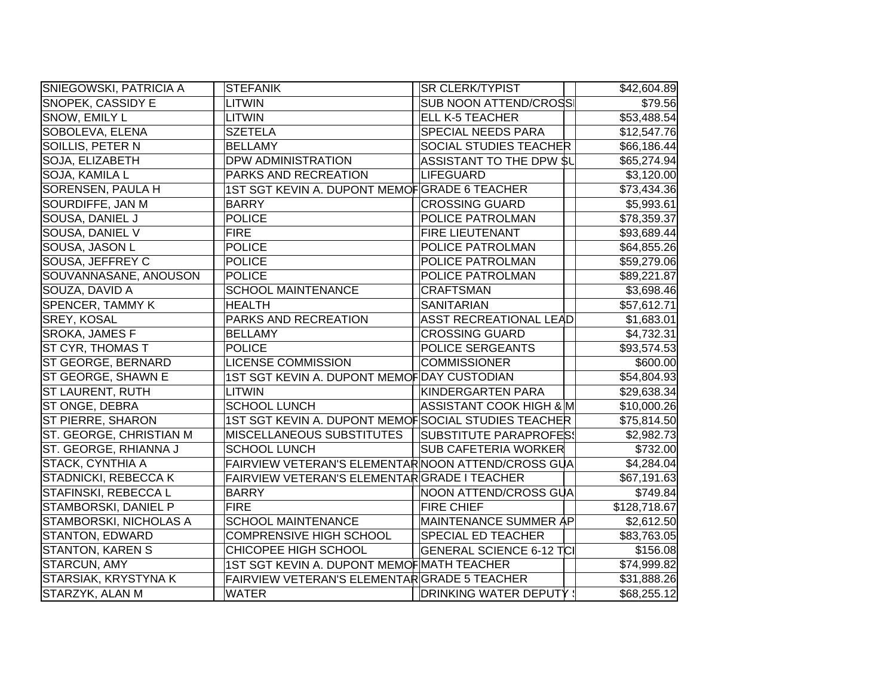| | | | | | | |
|---|---|---|---|---|---|---|
| SNIEGOWSKI, PATRICIA A | | STEFANIK | | SR CLERK/TYPIST | | $42,604.89 |
| SNOPEK, CASSIDY E | | LITWIN | | SUB NOON ATTEND/CROSSI | | $79.56 |
| SNOW, EMILY L | | LITWIN | | ELL K-5 TEACHER | | $53,488.54 |
| SOBOLEVA, ELENA | | SZETELA | | SPECIAL NEEDS PARA | | $12,547.76 |
| SOILLIS, PETER N | | BELLAMY | | SOCIAL STUDIES TEACHER | | $66,186.44 |
| SOJA, ELIZABETH | | DPW ADMINISTRATION | | ASSISTANT TO THE DPW SU | | $65,274.94 |
| SOJA, KAMILA L | | PARKS AND RECREATION | | LIFEGUARD | | $3,120.00 |
| SORENSEN, PAULA H | | 1ST SGT KEVIN A. DUPONT MEMOR | | GRADE 6 TEACHER | | $73,434.36 |
| SOURDIFFE, JAN M | | BARRY | | CROSSING GUARD | | $5,993.61 |
| SOUSA, DANIEL J | | POLICE | | POLICE PATROLMAN | | $78,359.37 |
| SOUSA, DANIEL V | | FIRE | | FIRE LIEUTENANT | | $93,689.44 |
| SOUSA, JASON L | | POLICE | | POLICE PATROLMAN | | $64,855.26 |
| SOUSA, JEFFREY C | | POLICE | | POLICE PATROLMAN | | $59,279.06 |
| SOUVANNASANE, ANOUSON | | POLICE | | POLICE PATROLMAN | | $89,221.87 |
| SOUZA, DAVID A | | SCHOOL MAINTENANCE | | CRAFTSMAN | | $3,698.46 |
| SPENCER, TAMMY K | | HEALTH | | SANITARIAN | | $57,612.71 |
| SREY, KOSAL | | PARKS AND RECREATION | | ASST RECREATIONAL LEAD | | $1,683.01 |
| SROKA, JAMES F | | BELLAMY | | CROSSING GUARD | | $4,732.31 |
| ST CYR, THOMAS T | | POLICE | | POLICE SERGEANTS | | $93,574.53 |
| ST GEORGE, BERNARD | | LICENSE COMMISSION | | COMMISSIONER | | $600.00 |
| ST GEORGE, SHAWN E | | 1ST SGT KEVIN A. DUPONT MEMOR | | DAY CUSTODIAN | | $54,804.93 |
| ST LAURENT, RUTH | | LITWIN | | KINDERGARTEN PARA | | $29,638.34 |
| ST ONGE, DEBRA | | SCHOOL LUNCH | | ASSISTANT COOK HIGH & M | | $10,000.26 |
| ST PIERRE, SHARON | | 1ST SGT KEVIN A. DUPONT MEMOR | | SOCIAL STUDIES TEACHER | | $75,814.50 |
| ST. GEORGE, CHRISTIAN M | | MISCELLANEOUS SUBSTITUTES | | SUBSTITUTE PARAPROFESS | | $2,982.73 |
| ST. GEORGE, RHIANNA J | | SCHOOL LUNCH | | SUB CAFETERIA WORKER | | $732.00 |
| STACK, CYNTHIA A | | FAIRVIEW VETERAN'S ELEMENTAR | | NOON ATTEND/CROSS GUA | | $4,284.04 |
| STADNICKI, REBECCA K | | FAIRVIEW VETERAN'S ELEMENTAR | | GRADE I TEACHER | | $67,191.63 |
| STAFINSKI, REBECCA L | | BARRY | | NOON ATTEND/CROSS GUA | | $749.84 |
| STAMBORSKI, DANIEL P | | FIRE | | FIRE CHIEF | | $128,718.67 |
| STAMBORSKI, NICHOLAS A | | SCHOOL MAINTENANCE | | MAINTENANCE SUMMER AP | | $2,612.50 |
| STANTON, EDWARD | | COMPRENSIVE HIGH SCHOOL | | SPECIAL ED TEACHER | | $83,763.05 |
| STANTON, KAREN S | | CHICOPEE HIGH SCHOOL | | GENERAL SCIENCE 6-12 TCI | | $156.08 |
| STARCUN, AMY | | 1ST SGT KEVIN A. DUPONT MEMOR | | MATH TEACHER | | $74,999.82 |
| STARSIAK, KRYSTYNA K | | FAIRVIEW VETERAN'S ELEMENTAR | | GRADE 5 TEACHER | | $31,888.26 |
| STARZYK, ALAN M | | WATER | | DRINKING WATER DEPUTY S | | $68,255.12 |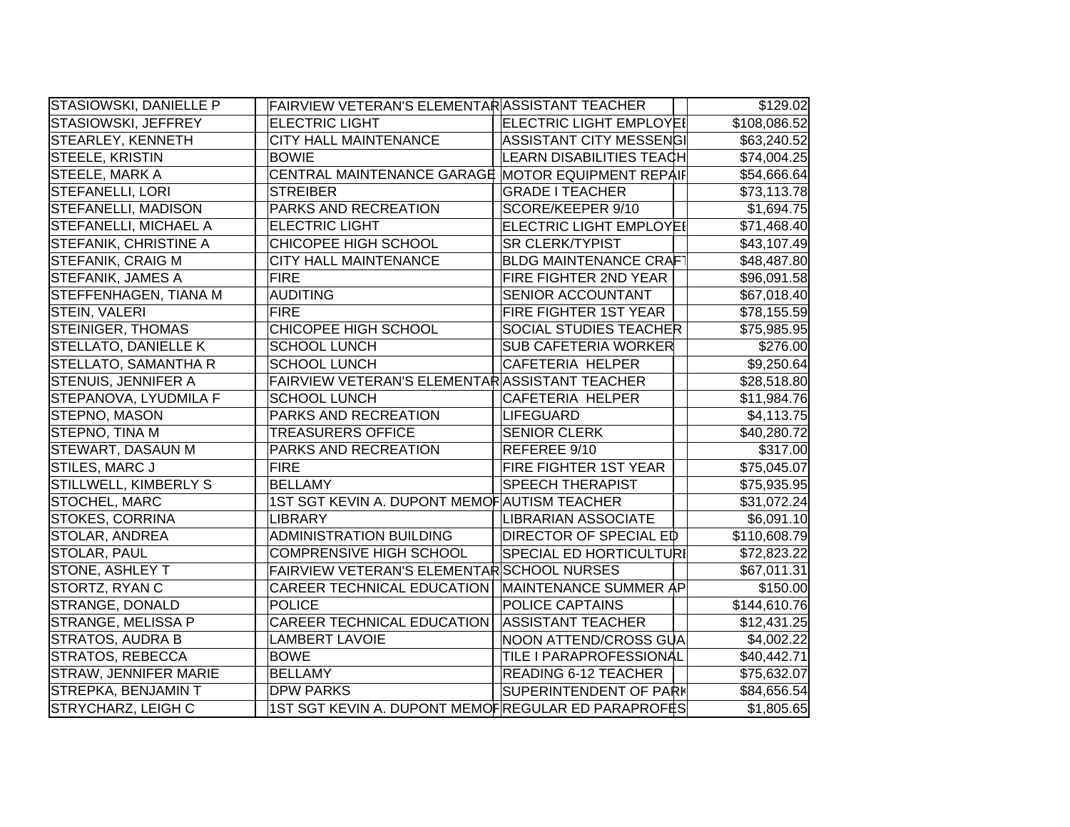| | | | | | |
|---|---|---|---|---|---|
| STASIOWSKI, DANIELLE P | | FAIRVIEW VETERAN'S ELEMENTAR | ASSISTANT TEACHER | | $129.02 |
| STASIOWSKI, JEFFREY | | ELECTRIC LIGHT | ELECTRIC LIGHT EMPLOYEE | | $108,086.52 |
| STEARLEY, KENNETH | | CITY HALL MAINTENANCE | ASSISTANT CITY MESSENGI | | $63,240.52 |
| STEELE, KRISTIN | | BOWIE | LEARN DISABILITIES TEACH | | $74,004.25 |
| STEELE, MARK A | | CENTRAL MAINTENANCE GARAGE | MOTOR EQUIPMENT REPAIR | | $54,666.64 |
| STEFANELLI, LORI | | STREIBER | GRADE I TEACHER | | $73,113.78 |
| STEFANELLI, MADISON | | PARKS AND RECREATION | SCORE/KEEPER 9/10 | | $1,694.75 |
| STEFANELLI, MICHAEL A | | ELECTRIC LIGHT | ELECTRIC LIGHT EMPLOYEE | | $71,468.40 |
| STEFANIK, CHRISTINE A | | CHICOPEE HIGH SCHOOL | SR CLERK/TYPIST | | $43,107.49 |
| STEFANIK, CRAIG M | | CITY HALL MAINTENANCE | BLDG MAINTENANCE CRAFT | | $48,487.80 |
| STEFANIK, JAMES A | | FIRE | FIRE FIGHTER 2ND YEAR | | $96,091.58 |
| STEFFENHAGEN, TIANA M | | AUDITING | SENIOR ACCOUNTANT | | $67,018.40 |
| STEIN, VALERI | | FIRE | FIRE FIGHTER 1ST YEAR | | $78,155.59 |
| STEINIGER, THOMAS | | CHICOPEE HIGH SCHOOL | SOCIAL STUDIES TEACHER | | $75,985.95 |
| STELLATO, DANIELLE K | | SCHOOL LUNCH | SUB CAFETERIA WORKER | | $276.00 |
| STELLATO, SAMANTHA R | | SCHOOL LUNCH | CAFETERIA HELPER | | $9,250.64 |
| STENUIS, JENNIFER A | | FAIRVIEW VETERAN'S ELEMENTAR | ASSISTANT TEACHER | | $28,518.80 |
| STEPANOVA, LYUDMILA F | | SCHOOL LUNCH | CAFETERIA HELPER | | $11,984.76 |
| STEPNO, MASON | | PARKS AND RECREATION | LIFEGUARD | | $4,113.75 |
| STEPNO, TINA M | | TREASURERS OFFICE | SENIOR CLERK | | $40,280.72 |
| STEWART, DASAUN M | | PARKS AND RECREATION | REFEREE 9/10 | | $317.00 |
| STILES, MARC J | | FIRE | FIRE FIGHTER 1ST YEAR | | $75,045.07 |
| STILLWELL, KIMBERLY S | | BELLAMY | SPEECH THERAPIST | | $75,935.95 |
| STOCHEL, MARC | | 1ST SGT KEVIN A. DUPONT MEMOR | AUTISM TEACHER | | $31,072.24 |
| STOKES, CORRINA | | LIBRARY | LIBRARIAN ASSOCIATE | | $6,091.10 |
| STOLAR, ANDREA | | ADMINISTRATION BUILDING | DIRECTOR OF SPECIAL ED | | $110,608.79 |
| STOLAR, PAUL | | COMPRENSIVE HIGH SCHOOL | SPECIAL ED HORTICULTURE | | $72,823.22 |
| STONE, ASHLEY T | | FAIRVIEW VETERAN'S ELEMENTAR | SCHOOL NURSES | | $67,011.31 |
| STORTZ, RYAN C | | CAREER TECHNICAL EDUCATION | MAINTENANCE SUMMER AP | | $150.00 |
| STRANGE, DONALD | | POLICE | POLICE CAPTAINS | | $144,610.76 |
| STRANGE, MELISSA P | | CAREER TECHNICAL EDUCATION | ASSISTANT TEACHER | | $12,431.25 |
| STRATOS, AUDRA B | | LAMBERT LAVOIE | NOON ATTEND/CROSS GUA | | $4,002.22 |
| STRATOS, REBECCA | | BOWE | TILE I PARAPROFESSIONAL | | $40,442.71 |
| STRAW, JENNIFER MARIE | | BELLAMY | READING 6-12 TEACHER | | $75,632.07 |
| STREPKA, BENJAMIN T | | DPW PARKS | SUPERINTENDENT OF PARK | | $84,656.54 |
| STRYCHARZ, LEIGH C | | 1ST SGT KEVIN A. DUPONT MEMOR | REGULAR ED PARAPROFES | | $1,805.65 |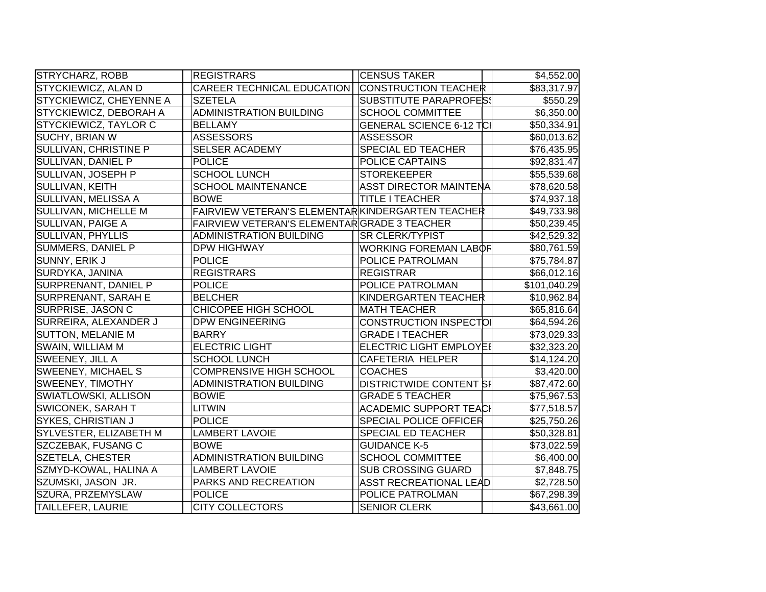| | | | |
|---|---|---|---|
| STRYCHARZ, ROBB | REGISTRARS | CENSUS TAKER | $4,552.00 |
| STYCKIEWICZ, ALAN D | CAREER TECHNICAL EDUCATION | CONSTRUCTION TEACHER | $83,317.97 |
| STYCKIEWICZ, CHEYENNE A | SZETELA | SUBSTITUTE PARAPROFESS | $550.29 |
| STYCKIEWICZ, DEBORAH A | ADMINISTRATION BUILDING | SCHOOL COMMITTEE | $6,350.00 |
| STYCKIEWICZ, TAYLOR C | BELLAMY | GENERAL SCIENCE 6-12 TCI | $50,334.91 |
| SUCHY, BRIAN W | ASSESSORS | ASSESSOR | $60,013.62 |
| SULLIVAN, CHRISTINE P | SELSER ACADEMY | SPECIAL ED TEACHER | $76,435.95 |
| SULLIVAN, DANIEL P | POLICE | POLICE CAPTAINS | $92,831.47 |
| SULLIVAN, JOSEPH P | SCHOOL LUNCH | STOREKEEPER | $55,539.68 |
| SULLIVAN, KEITH | SCHOOL MAINTENANCE | ASST DIRECTOR MAINTENA | $78,620.58 |
| SULLIVAN, MELISSA A | BOWE | TITLE I TEACHER | $74,937.18 |
| SULLIVAN, MICHELLE M | FAIRVIEW VETERAN'S ELEMENTAR | KINDERGARTEN TEACHER | $49,733.98 |
| SULLIVAN, PAIGE A | FAIRVIEW VETERAN'S ELEMENTAR | GRADE 3 TEACHER | $50,239.45 |
| SULLIVAN, PHYLLIS | ADMINISTRATION BUILDING | SR CLERK/TYPIST | $42,529.32 |
| SUMMERS, DANIEL P | DPW HIGHWAY | WORKING FOREMAN LABOR | $80,761.59 |
| SUNNY, ERIK J | POLICE | POLICE PATROLMAN | $75,784.87 |
| SURDYKA, JANINA | REGISTRARS | REGISTRAR | $66,012.16 |
| SURPRENANT, DANIEL P | POLICE | POLICE PATROLMAN | $101,040.29 |
| SURPRENANT, SARAH E | BELCHER | KINDERGARTEN TEACHER | $10,962.84 |
| SURPRISE, JASON C | CHICOPEE HIGH SCHOOL | MATH TEACHER | $65,816.64 |
| SURREIRA, ALEXANDER J | DPW ENGINEERING | CONSTRUCTION INSPECTOI | $64,594.26 |
| SUTTON, MELANIE M | BARRY | GRADE I TEACHER | $73,029.33 |
| SWAIN, WILLIAM M | ELECTRIC LIGHT | ELECTRIC LIGHT EMPLOYEE | $32,323.20 |
| SWEENEY, JILL A | SCHOOL LUNCH | CAFETERIA HELPER | $14,124.20 |
| SWEENEY, MICHAEL S | COMPRENSIVE HIGH SCHOOL | COACHES | $3,420.00 |
| SWEENEY, TIMOTHY | ADMINISTRATION BUILDING | DISTRICTWIDE CONTENT SP | $87,472.60 |
| SWIATLOWSKI, ALLISON | BOWIE | GRADE 5 TEACHER | $75,967.53 |
| SWICONEK, SARAH T | LITWIN | ACADEMIC SUPPORT TEACH | $77,518.57 |
| SYKES, CHRISTIAN J | POLICE | SPECIAL POLICE OFFICER | $25,750.26 |
| SYLVESTER, ELIZABETH M | LAMBERT LAVOIE | SPECIAL ED TEACHER | $50,328.81 |
| SZCZEBAK, FUSANG C | BOWE | GUIDANCE K-5 | $73,022.59 |
| SZETELA, CHESTER | ADMINISTRATION BUILDING | SCHOOL COMMITTEE | $6,400.00 |
| SZMYD-KOWAL, HALINA A | LAMBERT LAVOIE | SUB CROSSING GUARD | $7,848.75 |
| SZUMSKI, JASON JR. | PARKS AND RECREATION | ASST RECREATIONAL LEAD | $2,728.50 |
| SZURA, PRZEMYSLAW | POLICE | POLICE PATROLMAN | $67,298.39 |
| TAILLEFER, LAURIE | CITY COLLECTORS | SENIOR CLERK | $43,661.00 |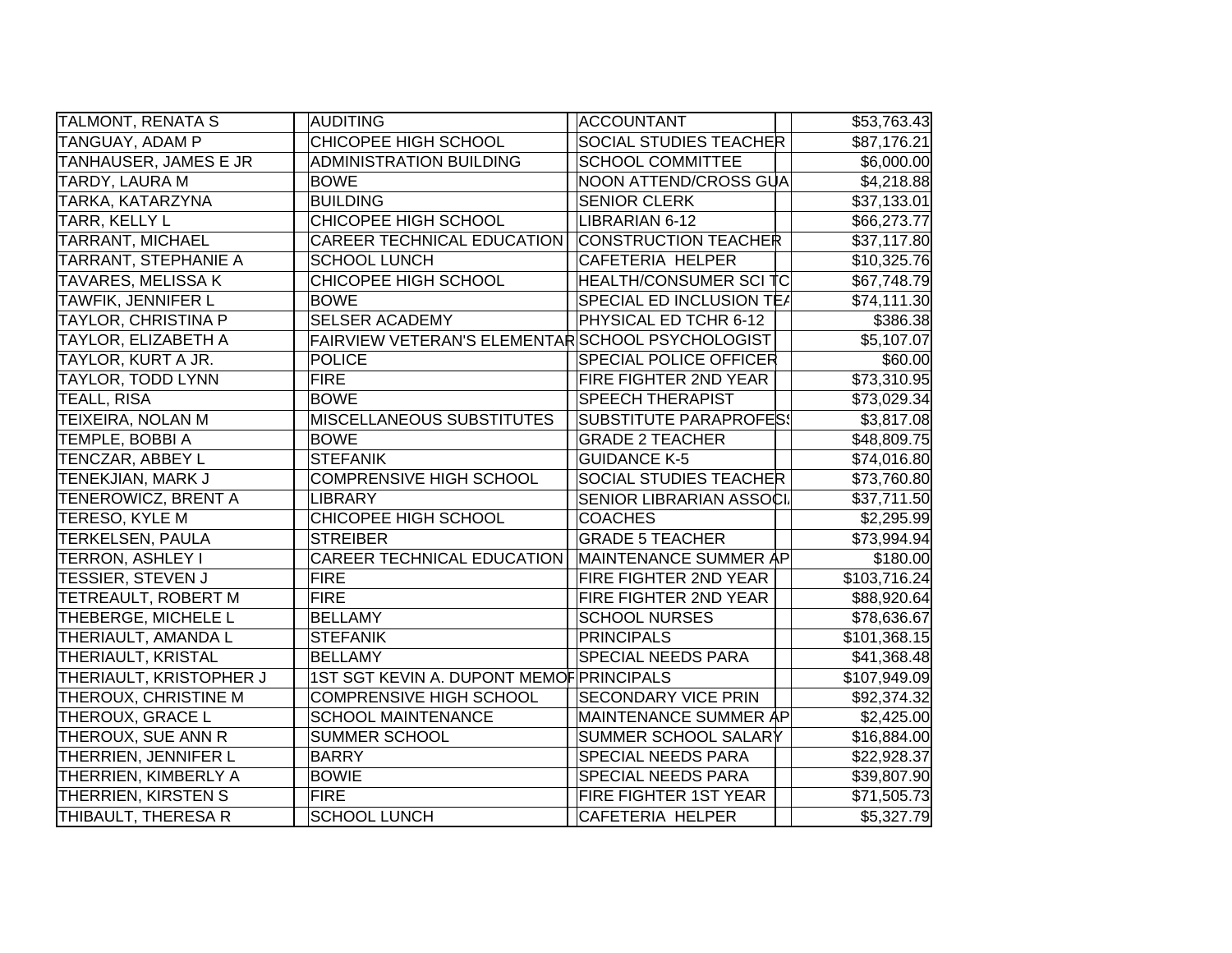| | | | |
|---|---|---|---|
| TALMONT, RENATA S | AUDITING | ACCOUNTANT | $53,763.43 |
| TANGUAY, ADAM P | CHICOPEE HIGH SCHOOL | SOCIAL STUDIES TEACHER | $87,176.21 |
| TANHAUSER, JAMES E JR | ADMINISTRATION BUILDING | SCHOOL COMMITTEE | $6,000.00 |
| TARDY, LAURA M | BOWE | NOON ATTEND/CROSS GUA | $4,218.88 |
| TARKA, KATARZYNA | BUILDING | SENIOR CLERK | $37,133.01 |
| TARR, KELLY L | CHICOPEE HIGH SCHOOL | LIBRARIAN 6-12 | $66,273.77 |
| TARRANT, MICHAEL | CAREER TECHNICAL EDUCATION | CONSTRUCTION TEACHER | $37,117.80 |
| TARRANT, STEPHANIE A | SCHOOL LUNCH | CAFETERIA HELPER | $10,325.76 |
| TAVARES, MELISSA K | CHICOPEE HIGH SCHOOL | HEALTH/CONSUMER SCI TC | $67,748.79 |
| TAWFIK, JENNIFER L | BOWE | SPECIAL ED INCLUSION TEA | $74,111.30 |
| TAYLOR, CHRISTINA P | SELSER ACADEMY | PHYSICAL ED TCHR 6-12 | $386.38 |
| TAYLOR, ELIZABETH A | FAIRVIEW VETERAN'S ELEMENTAR | SCHOOL PSYCHOLOGIST | $5,107.07 |
| TAYLOR, KURT A JR. | POLICE | SPECIAL POLICE OFFICER | $60.00 |
| TAYLOR, TODD LYNN | FIRE | FIRE FIGHTER 2ND YEAR | $73,310.95 |
| TEALL, RISA | BOWE | SPEECH THERAPIST | $73,029.34 |
| TEIXEIRA, NOLAN M | MISCELLANEOUS SUBSTITUTES | SUBSTITUTE PARAPROFESS | $3,817.08 |
| TEMPLE, BOBBI A | BOWE | GRADE 2 TEACHER | $48,809.75 |
| TENCZAR, ABBEY L | STEFANIK | GUIDANCE K-5 | $74,016.80 |
| TENEKJIAN, MARK J | COMPRENSIVE HIGH SCHOOL | SOCIAL STUDIES TEACHER | $73,760.80 |
| TENEROWICZ, BRENT A | LIBRARY | SENIOR LIBRARIAN ASSOCI | $37,711.50 |
| TERESO, KYLE M | CHICOPEE HIGH SCHOOL | COACHES | $2,295.99 |
| TERKELSEN, PAULA | STREIBER | GRADE 5 TEACHER | $73,994.94 |
| TERRON, ASHLEY I | CAREER TECHNICAL EDUCATION | MAINTENANCE SUMMER AP | $180.00 |
| TESSIER, STEVEN J | FIRE | FIRE FIGHTER 2ND YEAR | $103,716.24 |
| TETREAULT, ROBERT M | FIRE | FIRE FIGHTER 2ND YEAR | $88,920.64 |
| THEBERGE, MICHELE L | BELLAMY | SCHOOL NURSES | $78,636.67 |
| THERIAULT, AMANDA L | STEFANIK | PRINCIPALS | $101,368.15 |
| THERIAULT, KRISTAL | BELLAMY | SPECIAL NEEDS PARA | $41,368.48 |
| THERIAULT, KRISTOPHER J | 1ST SGT KEVIN A. DUPONT MEMOR | PRINCIPALS | $107,949.09 |
| THEROUX, CHRISTINE M | COMPRENSIVE HIGH SCHOOL | SECONDARY VICE PRIN | $92,374.32 |
| THEROUX, GRACE L | SCHOOL MAINTENANCE | MAINTENANCE SUMMER AP | $2,425.00 |
| THEROUX, SUE ANN R | SUMMER SCHOOL | SUMMER SCHOOL SALARY | $16,884.00 |
| THERRIEN, JENNIFER L | BARRY | SPECIAL NEEDS PARA | $22,928.37 |
| THERRIEN, KIMBERLY A | BOWIE | SPECIAL NEEDS PARA | $39,807.90 |
| THERRIEN, KIRSTEN S | FIRE | FIRE FIGHTER 1ST YEAR | $71,505.73 |
| THIBAULT, THERESA R | SCHOOL LUNCH | CAFETERIA HELPER | $5,327.79 |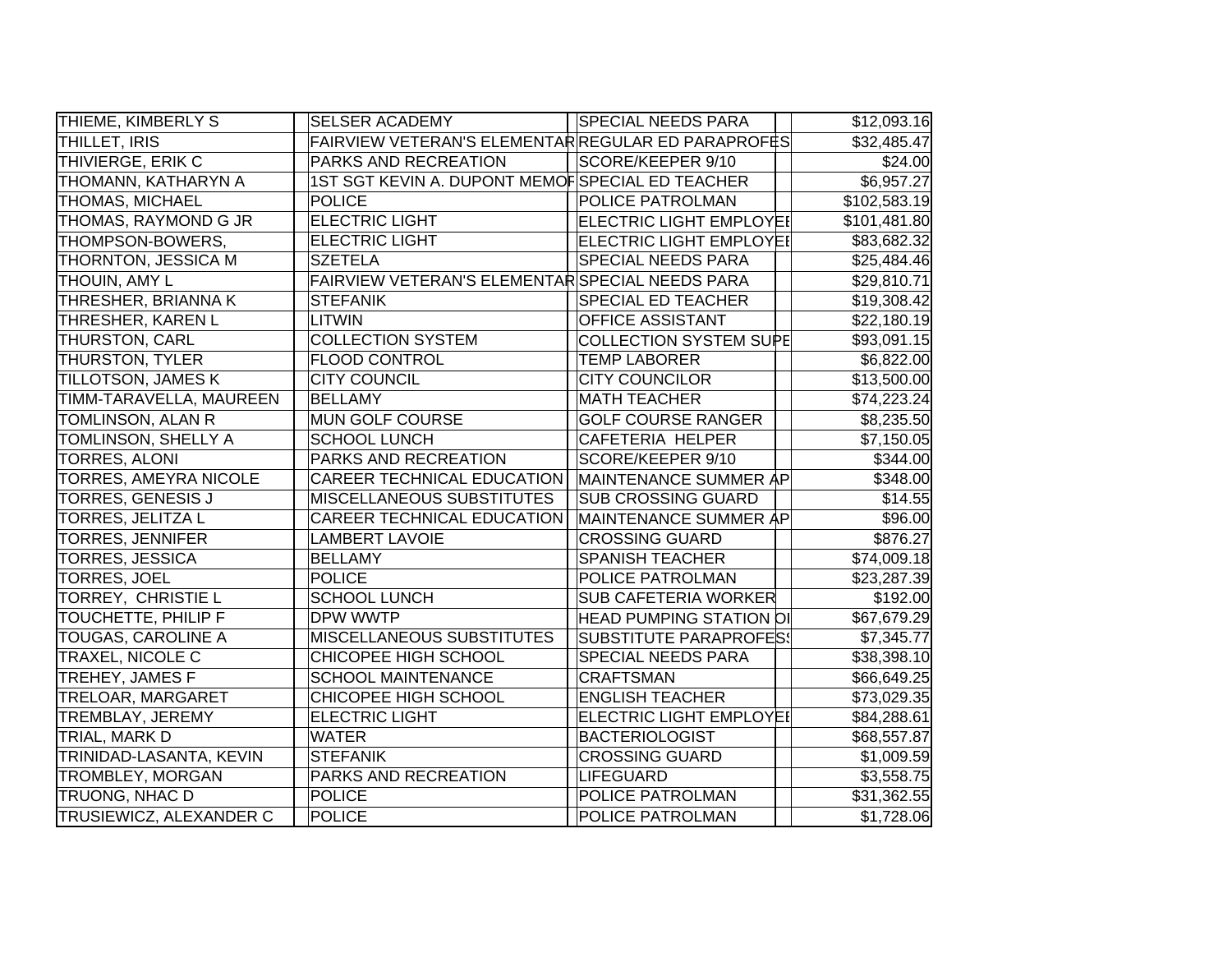| | | | |
|---|---|---|---|
| THIEME, KIMBERLY S | SELSER ACADEMY | SPECIAL NEEDS PARA | $12,093.16 |
| THILLET, IRIS | FAIRVIEW VETERAN'S ELEMENTAR | REGULAR ED PARAPROFES | $32,485.47 |
| THIVIERGE, ERIK C | PARKS AND RECREATION | SCORE/KEEPER 9/10 | $24.00 |
| THOMANN, KATHARYN A | 1ST SGT KEVIN A. DUPONT MEMO | SPECIAL ED TEACHER | $6,957.27 |
| THOMAS, MICHAEL | POLICE | POLICE PATROLMAN | $102,583.19 |
| THOMAS, RAYMOND G JR | ELECTRIC LIGHT | ELECTRIC LIGHT EMPLOYEE | $101,481.80 |
| THOMPSON-BOWERS, | ELECTRIC LIGHT | ELECTRIC LIGHT EMPLOYEE | $83,682.32 |
| THORNTON, JESSICA M | SZETELA | SPECIAL NEEDS PARA | $25,484.46 |
| THOUIN, AMY L | FAIRVIEW VETERAN'S ELEMENTAR | SPECIAL NEEDS PARA | $29,810.71 |
| THRESHER, BRIANNA K | STEFANIK | SPECIAL ED TEACHER | $19,308.42 |
| THRESHER, KAREN L | LITWIN | OFFICE ASSISTANT | $22,180.19 |
| THURSTON, CARL | COLLECTION SYSTEM | COLLECTION SYSTEM SUPE | $93,091.15 |
| THURSTON, TYLER | FLOOD CONTROL | TEMP LABORER | $6,822.00 |
| TILLOTSON, JAMES K | CITY COUNCIL | CITY COUNCILOR | $13,500.00 |
| TIMM-TARAVELLA, MAUREEN | BELLAMY | MATH TEACHER | $74,223.24 |
| TOMLINSON, ALAN R | MUN GOLF COURSE | GOLF COURSE RANGER | $8,235.50 |
| TOMLINSON, SHELLY A | SCHOOL LUNCH | CAFETERIA HELPER | $7,150.05 |
| TORRES, ALONI | PARKS AND RECREATION | SCORE/KEEPER 9/10 | $344.00 |
| TORRES, AMEYRA NICOLE | CAREER TECHNICAL EDUCATION | MAINTENANCE SUMMER AP | $348.00 |
| TORRES, GENESIS J | MISCELLANEOUS SUBSTITUTES | SUB CROSSING GUARD | $14.55 |
| TORRES, JELITZA L | CAREER TECHNICAL EDUCATION | MAINTENANCE SUMMER AP | $96.00 |
| TORRES, JENNIFER | LAMBERT LAVOIE | CROSSING GUARD | $876.27 |
| TORRES, JESSICA | BELLAMY | SPANISH TEACHER | $74,009.18 |
| TORRES, JOEL | POLICE | POLICE PATROLMAN | $23,287.39 |
| TORREY, CHRISTIE L | SCHOOL LUNCH | SUB CAFETERIA WORKER | $192.00 |
| TOUCHETTE, PHILIP F | DPW WWTP | HEAD PUMPING STATION OI | $67,679.29 |
| TOUGAS, CAROLINE A | MISCELLANEOUS SUBSTITUTES | SUBSTITUTE PARAPROFESS | $7,345.77 |
| TRAXEL, NICOLE C | CHICOPEE HIGH SCHOOL | SPECIAL NEEDS PARA | $38,398.10 |
| TREHEY, JAMES F | SCHOOL MAINTENANCE | CRAFTSMAN | $66,649.25 |
| TRELOAR, MARGARET | CHICOPEE HIGH SCHOOL | ENGLISH TEACHER | $73,029.35 |
| TREMBLAY, JEREMY | ELECTRIC LIGHT | ELECTRIC LIGHT EMPLOYEE | $84,288.61 |
| TRIAL, MARK D | WATER | BACTERIOLOGIST | $68,557.87 |
| TRINIDAD-LASANTA, KEVIN | STEFANIK | CROSSING GUARD | $1,009.59 |
| TROMBLEY, MORGAN | PARKS AND RECREATION | LIFEGUARD | $3,558.75 |
| TRUONG, NHAC D | POLICE | POLICE PATROLMAN | $31,362.55 |
| TRUSIEWICZ, ALEXANDER C | POLICE | POLICE PATROLMAN | $1,728.06 |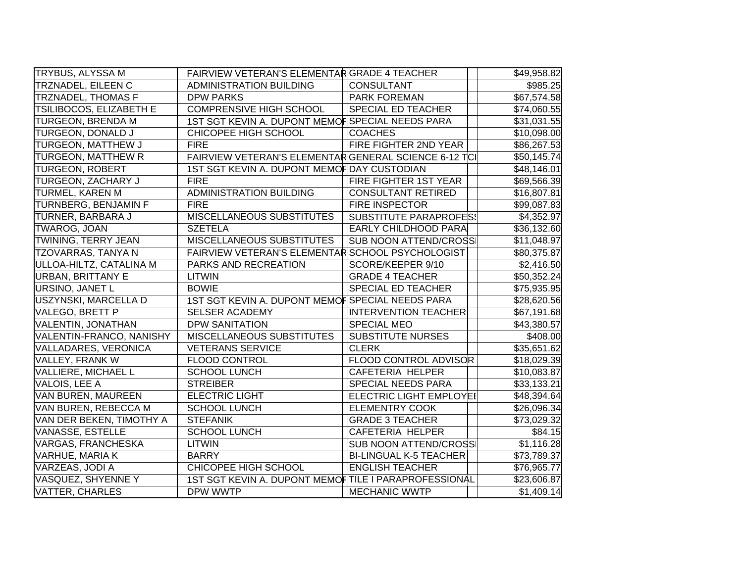| | | | | | | |
|---|---|---|---|---|---|---|
| TRYBUS, ALYSSA M | | FAIRVIEW VETERAN'S ELEMENTAR | GRADE 4 TEACHER | | | $49,958.82 |
| TRZNADEL, EILEEN C | | ADMINISTRATION BUILDING | CONSULTANT | | | $985.25 |
| TRZNADEL, THOMAS F | | DPW PARKS | PARK FOREMAN | | | $67,574.58 |
| TSILIBOCOS, ELIZABETH E | | COMPRENSIVE HIGH SCHOOL | SPECIAL ED TEACHER | | | $74,060.55 |
| TURGEON, BRENDA M | | 1ST SGT KEVIN A. DUPONT MEMOF | SPECIAL NEEDS PARA | | | $31,031.55 |
| TURGEON, DONALD J | | CHICOPEE HIGH SCHOOL | COACHES | | | $10,098.00 |
| TURGEON, MATTHEW J | | FIRE | FIRE FIGHTER 2ND YEAR | | | $86,267.53 |
| TURGEON, MATTHEW R | | FAIRVIEW VETERAN'S ELEMENTAR | GENERAL SCIENCE 6-12 TCI | | | $50,145.74 |
| TURGEON, ROBERT | | 1ST SGT KEVIN A. DUPONT MEMOF | DAY CUSTODIAN | | | $48,146.01 |
| TURGEON, ZACHARY J | | FIRE | FIRE FIGHTER 1ST YEAR | | | $69,566.39 |
| TURMEL, KAREN M | | ADMINISTRATION BUILDING | CONSULTANT RETIRED | | | $16,807.81 |
| TURNBERG, BENJAMIN F | | FIRE | FIRE INSPECTOR | | | $99,087.83 |
| TURNER, BARBARA J | | MISCELLANEOUS SUBSTITUTES | SUBSTITUTE PARAPROFESS | | | $4,352.97 |
| TWAROG, JOAN | | SZETELA | EARLY CHILDHOOD PARA | | | $36,132.60 |
| TWINING, TERRY JEAN | | MISCELLANEOUS SUBSTITUTES | SUB NOON ATTEND/CROSSI | | | $11,048.97 |
| TZOVARRAS, TANYA N | | FAIRVIEW VETERAN'S ELEMENTAR | SCHOOL PSYCHOLOGIST | | | $80,375.87 |
| ULLOA-HILTZ, CATALINA M | | PARKS AND RECREATION | SCORE/KEEPER 9/10 | | | $2,416.50 |
| URBAN, BRITTANY E | | LITWIN | GRADE 4 TEACHER | | | $50,352.24 |
| URSINO, JANET L | | BOWIE | SPECIAL ED TEACHER | | | $75,935.95 |
| USZYNSKI, MARCELLA D | | 1ST SGT KEVIN A. DUPONT MEMOF | SPECIAL NEEDS PARA | | | $28,620.56 |
| VALEGO, BRETT P | | SELSER ACADEMY | INTERVENTION TEACHER | | | $67,191.68 |
| VALENTIN, JONATHAN | | DPW SANITATION | SPECIAL MEO | | | $43,380.57 |
| VALENTIN-FRANCO, NANISHY | | MISCELLANEOUS SUBSTITUTES | SUBSTITUTE NURSES | | | $408.00 |
| VALLADARES, VERONICA | | VETERANS SERVICE | CLERK | | | $35,651.62 |
| VALLEY, FRANK W | | FLOOD CONTROL | FLOOD CONTROL ADVISOR | | | $18,029.39 |
| VALLIERE, MICHAEL L | | SCHOOL LUNCH | CAFETERIA HELPER | | | $10,083.87 |
| VALOIS, LEE A | | STREIBER | SPECIAL NEEDS PARA | | | $33,133.21 |
| VAN BUREN, MAUREEN | | ELECTRIC LIGHT | ELECTRIC LIGHT EMPLOYEI | | | $48,394.64 |
| VAN BUREN, REBECCA M | | SCHOOL LUNCH | ELEMENTRY COOK | | | $26,096.34 |
| VAN DER BEKEN, TIMOTHY A | | STEFANIK | GRADE 3 TEACHER | | | $73,029.32 |
| VANASSE, ESTELLE | | SCHOOL LUNCH | CAFETERIA HELPER | | | $84.15 |
| VARGAS, FRANCHESKA | | LITWIN | SUB NOON ATTEND/CROSSI | | | $1,116.28 |
| VARHUE, MARIA K | | BARRY | BI-LINGUAL K-5 TEACHER | | | $73,789.37 |
| VARZEAS, JODI A | | CHICOPEE HIGH SCHOOL | ENGLISH TEACHER | | | $76,965.77 |
| VASQUEZ, SHYENNE Y | | 1ST SGT KEVIN A. DUPONT MEMOF | TILE I PARAPROFESSIONAL | | | $23,606.87 |
| VATTER, CHARLES | | DPW WWTP | MECHANIC WWTP | | | $1,409.14 |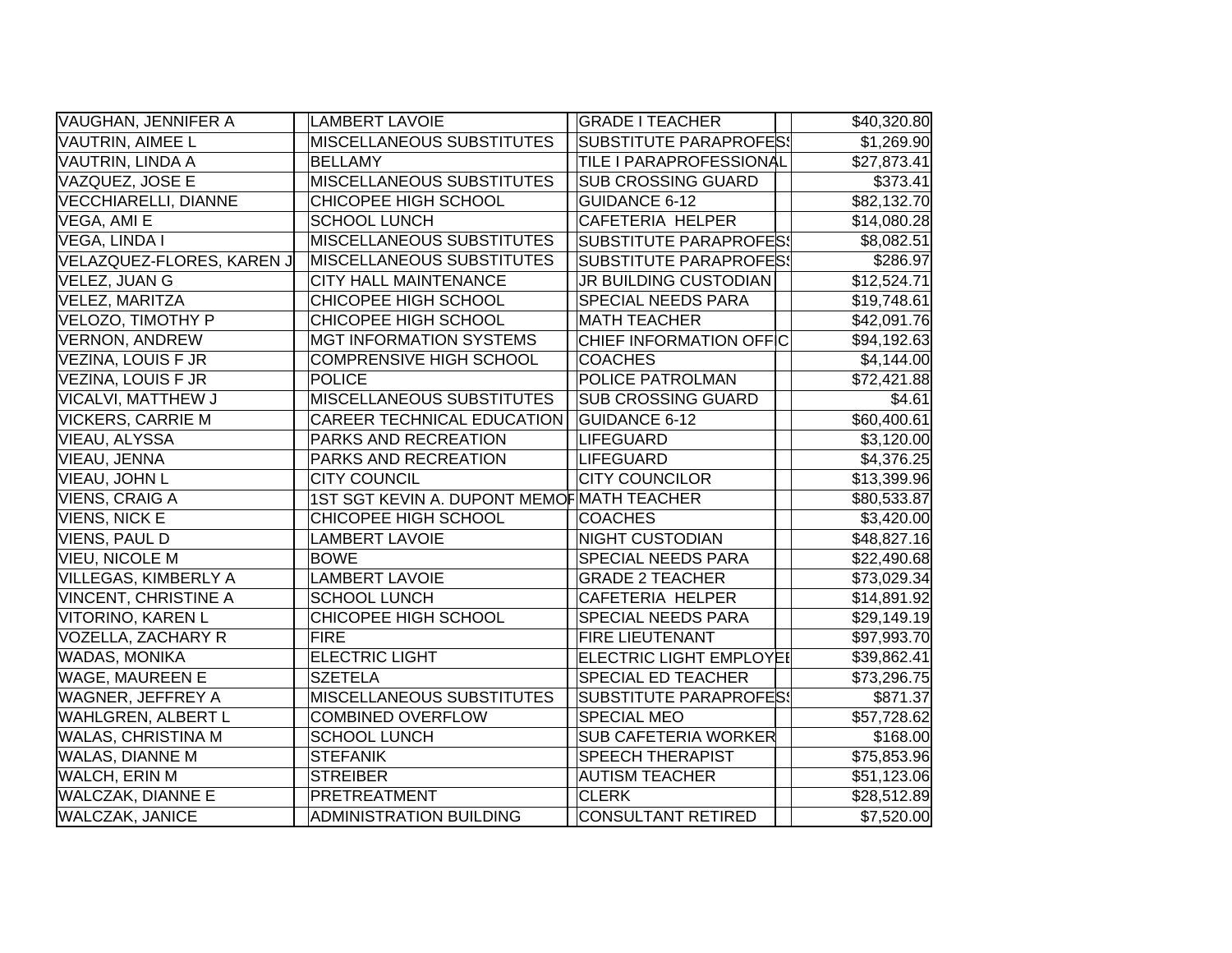| | | | | |
|---|---|---|---|---|
| VAUGHAN, JENNIFER A | LAMBERT LAVOIE | GRADE I TEACHER | | $40,320.80 |
| VAUTRIN, AIMEE L | MISCELLANEOUS SUBSTITUTES | SUBSTITUTE PARAPROFESS | | $1,269.90 |
| VAUTRIN, LINDA A | BELLAMY | TILE I PARAPROFESSIONAL | | $27,873.41 |
| VAZQUEZ, JOSE E | MISCELLANEOUS SUBSTITUTES | SUB CROSSING GUARD | | $373.41 |
| VECCHIARELLI, DIANNE | CHICOPEE HIGH SCHOOL | GUIDANCE 6-12 | | $82,132.70 |
| VEGA, AMI E | SCHOOL LUNCH | CAFETERIA HELPER | | $14,080.28 |
| VEGA, LINDA I | MISCELLANEOUS SUBSTITUTES | SUBSTITUTE PARAPROFESS | | $8,082.51 |
| VELAZQUEZ-FLORES, KAREN J | MISCELLANEOUS SUBSTITUTES | SUBSTITUTE PARAPROFESS | | $286.97 |
| VELEZ, JUAN G | CITY HALL MAINTENANCE | JR BUILDING CUSTODIAN | | $12,524.71 |
| VELEZ, MARITZA | CHICOPEE HIGH SCHOOL | SPECIAL NEEDS PARA | | $19,748.61 |
| VELOZO, TIMOTHY P | CHICOPEE HIGH SCHOOL | MATH TEACHER | | $42,091.76 |
| VERNON, ANDREW | MGT INFORMATION SYSTEMS | CHIEF INFORMATION OFFIC | | $94,192.63 |
| VEZINA, LOUIS F JR | COMPRENSIVE HIGH SCHOOL | COACHES | | $4,144.00 |
| VEZINA, LOUIS F JR | POLICE | POLICE PATROLMAN | | $72,421.88 |
| VICALVI, MATTHEW J | MISCELLANEOUS SUBSTITUTES | SUB CROSSING GUARD | | $4.61 |
| VICKERS, CARRIE M | CAREER TECHNICAL EDUCATION | GUIDANCE 6-12 | | $60,400.61 |
| VIEAU, ALYSSA | PARKS AND RECREATION | LIFEGUARD | | $3,120.00 |
| VIEAU, JENNA | PARKS AND RECREATION | LIFEGUARD | | $4,376.25 |
| VIEAU, JOHN L | CITY COUNCIL | CITY COUNCILOR | | $13,399.96 |
| VIENS, CRAIG A | 1ST SGT KEVIN A. DUPONT MEMOR | MATH TEACHER | | $80,533.87 |
| VIENS, NICK E | CHICOPEE HIGH SCHOOL | COACHES | | $3,420.00 |
| VIENS, PAUL D | LAMBERT LAVOIE | NIGHT CUSTODIAN | | $48,827.16 |
| VIEU, NICOLE M | BOWE | SPECIAL NEEDS PARA | | $22,490.68 |
| VILLEGAS, KIMBERLY A | LAMBERT LAVOIE | GRADE 2 TEACHER | | $73,029.34 |
| VINCENT, CHRISTINE A | SCHOOL LUNCH | CAFETERIA HELPER | | $14,891.92 |
| VITORINO, KAREN L | CHICOPEE HIGH SCHOOL | SPECIAL NEEDS PARA | | $29,149.19 |
| VOZELLA, ZACHARY R | FIRE | FIRE LIEUTENANT | | $97,993.70 |
| WADAS, MONIKA | ELECTRIC LIGHT | ELECTRIC LIGHT EMPLOYEE | | $39,862.41 |
| WAGE, MAUREEN E | SZETELA | SPECIAL ED TEACHER | | $73,296.75 |
| WAGNER, JEFFREY A | MISCELLANEOUS SUBSTITUTES | SUBSTITUTE PARAPROFESS | | $871.37 |
| WAHLGREN, ALBERT L | COMBINED OVERFLOW | SPECIAL MEO | | $57,728.62 |
| WALAS, CHRISTINA M | SCHOOL LUNCH | SUB CAFETERIA WORKER | | $168.00 |
| WALAS, DIANNE M | STEFANIK | SPEECH THERAPIST | | $75,853.96 |
| WALCH, ERIN M | STREIBER | AUTISM TEACHER | | $51,123.06 |
| WALCZAK, DIANNE E | PRETREATMENT | CLERK | | $28,512.89 |
| WALCZAK, JANICE | ADMINISTRATION BUILDING | CONSULTANT RETIRED | | $7,520.00 |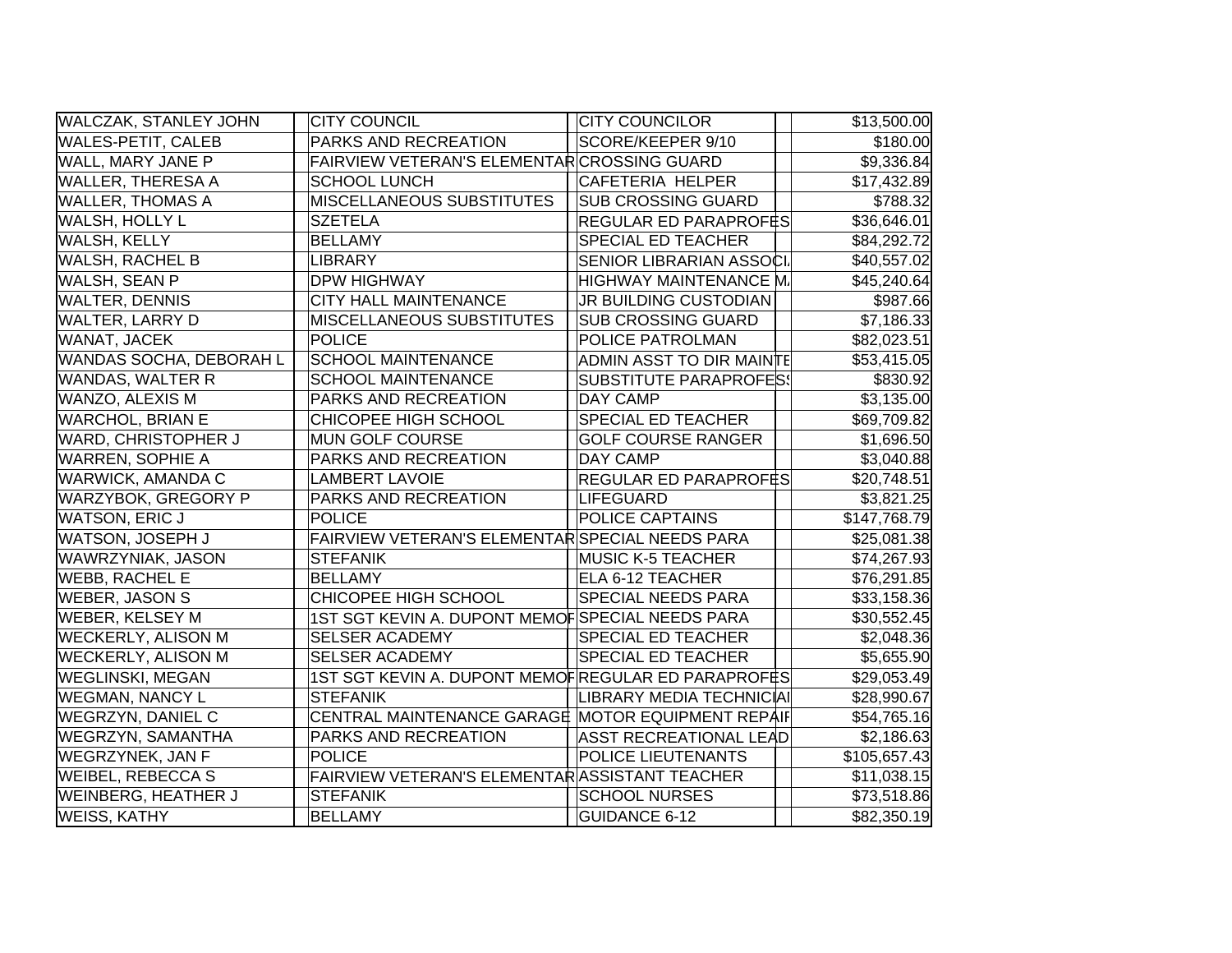| | | | | | | |
|---|---|---|---|---|---|---|
| WALCZAK, STANLEY JOHN | | CITY COUNCIL | | CITY COUNCILOR | | $13,500.00 |
| WALES-PETIT, CALEB | | PARKS AND RECREATION | | SCORE/KEEPER 9/10 | | $180.00 |
| WALL, MARY JANE P | | FAIRVIEW VETERAN'S ELEMENTAR | | CROSSING GUARD | | $9,336.84 |
| WALLER, THERESA A | | SCHOOL LUNCH | | CAFETERIA HELPER | | $17,432.89 |
| WALLER, THOMAS A | | MISCELLANEOUS SUBSTITUTES | | SUB CROSSING GUARD | | $788.32 |
| WALSH, HOLLY L | | SZETELA | | REGULAR ED PARAPROFES | | $36,646.01 |
| WALSH, KELLY | | BELLAMY | | SPECIAL ED TEACHER | | $84,292.72 |
| WALSH, RACHEL B | | LIBRARY | | SENIOR LIBRARIAN ASSOCI | | $40,557.02 |
| WALSH, SEAN P | | DPW HIGHWAY | | HIGHWAY MAINTENANCE M | | $45,240.64 |
| WALTER, DENNIS | | CITY HALL MAINTENANCE | | JR BUILDING CUSTODIAN | | $987.66 |
| WALTER, LARRY D | | MISCELLANEOUS SUBSTITUTES | | SUB CROSSING GUARD | | $7,186.33 |
| WANAT, JACEK | | POLICE | | POLICE PATROLMAN | | $82,023.51 |
| WANDAS SOCHA, DEBORAH L | | SCHOOL MAINTENANCE | | ADMIN ASST TO DIR MAINTE | | $53,415.05 |
| WANDAS, WALTER R | | SCHOOL MAINTENANCE | | SUBSTITUTE PARAPROFESS | | $830.92 |
| WANZO, ALEXIS M | | PARKS AND RECREATION | | DAY CAMP | | $3,135.00 |
| WARCHOL, BRIAN E | | CHICOPEE HIGH SCHOOL | | SPECIAL ED TEACHER | | $69,709.82 |
| WARD, CHRISTOPHER J | | MUN GOLF COURSE | | GOLF COURSE RANGER | | $1,696.50 |
| WARREN, SOPHIE A | | PARKS AND RECREATION | | DAY CAMP | | $3,040.88 |
| WARWICK, AMANDA C | | LAMBERT LAVOIE | | REGULAR ED PARAPROFES | | $20,748.51 |
| WARZYBOK, GREGORY P | | PARKS AND RECREATION | | LIFEGUARD | | $3,821.25 |
| WATSON, ERIC J | | POLICE | | POLICE CAPTAINS | | $147,768.79 |
| WATSON, JOSEPH J | | FAIRVIEW VETERAN'S ELEMENTAR | | SPECIAL NEEDS PARA | | $25,081.38 |
| WAWRZYNIAK, JASON | | STEFANIK | | MUSIC K-5 TEACHER | | $74,267.93 |
| WEBB, RACHEL E | | BELLAMY | | ELA 6-12 TEACHER | | $76,291.85 |
| WEBER, JASON S | | CHICOPEE HIGH SCHOOL | | SPECIAL NEEDS PARA | | $33,158.36 |
| WEBER, KELSEY M | | 1ST SGT KEVIN A. DUPONT MEMOR | | SPECIAL NEEDS PARA | | $30,552.45 |
| WECKERLY, ALISON M | | SELSER ACADEMY | | SPECIAL ED TEACHER | | $2,048.36 |
| WECKERLY, ALISON M | | SELSER ACADEMY | | SPECIAL ED TEACHER | | $5,655.90 |
| WEGLINSKI, MEGAN | | 1ST SGT KEVIN A. DUPONT MEMOR | | REGULAR ED PARAPROFES | | $29,053.49 |
| WEGMAN, NANCY L | | STEFANIK | | LIBRARY MEDIA TECHNICIAI | | $28,990.67 |
| WEGRZYN, DANIEL C | | CENTRAL MAINTENANCE GARAGE | | MOTOR EQUIPMENT REPAIR | | $54,765.16 |
| WEGRZYN, SAMANTHA | | PARKS AND RECREATION | | ASST RECREATIONAL LEAD | | $2,186.63 |
| WEGRZYNEK, JAN F | | POLICE | | POLICE LIEUTENANTS | | $105,657.43 |
| WEIBEL, REBECCA S | | FAIRVIEW VETERAN'S ELEMENTAR | | ASSISTANT TEACHER | | $11,038.15 |
| WEINBERG, HEATHER J | | STEFANIK | | SCHOOL NURSES | | $73,518.86 |
| WEISS, KATHY | | BELLAMY | | GUIDANCE 6-12 | | $82,350.19 |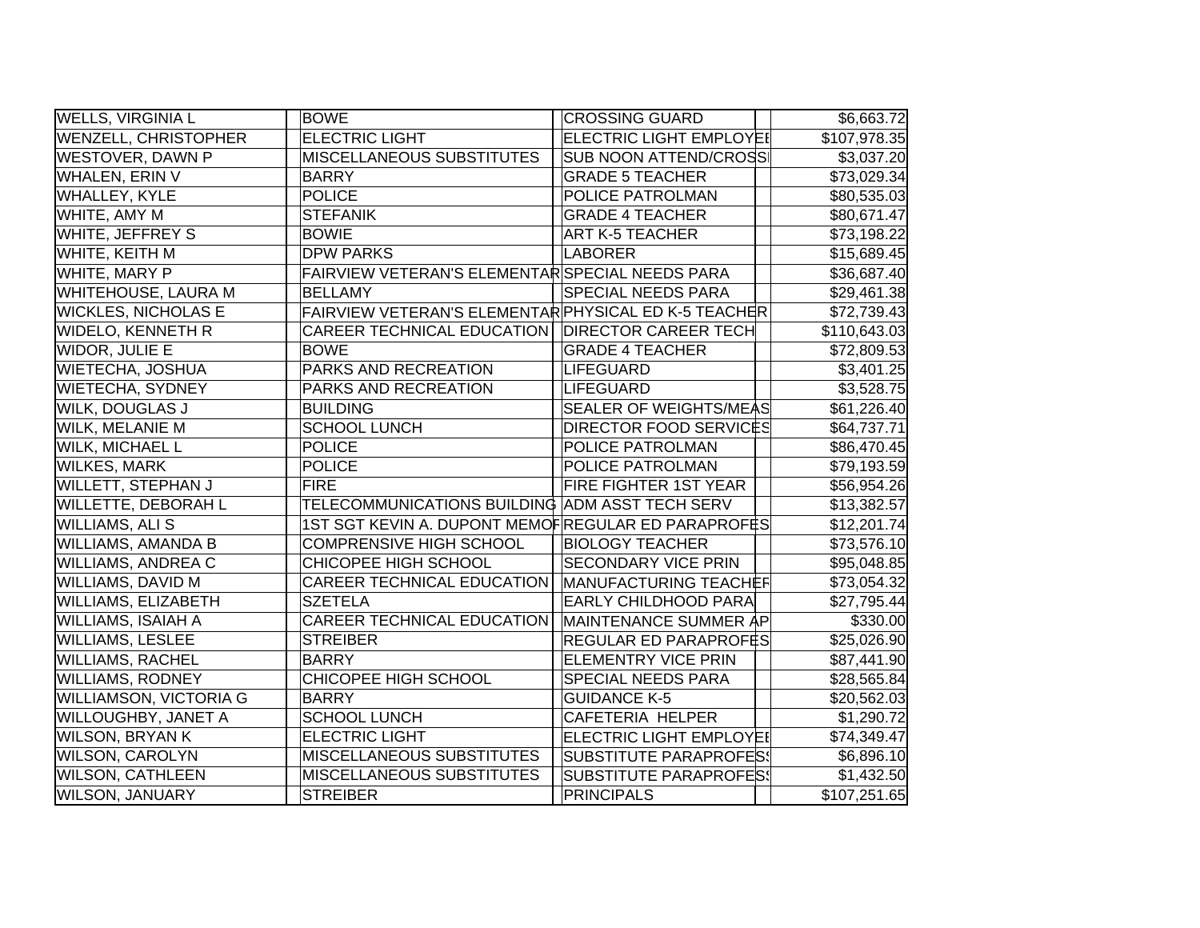| | | | | | | |
|---|---|---|---|---|---|---|
| WELLS, VIRGINIA L | | BOWE | | CROSSING GUARD | | $6,663.72 |
| WENZELL, CHRISTOPHER | | ELECTRIC LIGHT | | ELECTRIC LIGHT EMPLOYEE | | $107,978.35 |
| WESTOVER, DAWN P | | MISCELLANEOUS SUBSTITUTES | | SUB NOON ATTEND/CROSSI | | $3,037.20 |
| WHALEN, ERIN V | | BARRY | | GRADE 5 TEACHER | | $73,029.34 |
| WHALLEY, KYLE | | POLICE | | POLICE PATROLMAN | | $80,535.03 |
| WHITE, AMY M | | STEFANIK | | GRADE 4 TEACHER | | $80,671.47 |
| WHITE, JEFFREY S | | BOWIE | | ART K-5 TEACHER | | $73,198.22 |
| WHITE, KEITH M | | DPW PARKS | | LABORER | | $15,689.45 |
| WHITE, MARY P | | FAIRVIEW VETERAN'S ELEMENTAR | | SPECIAL NEEDS PARA | | $36,687.40 |
| WHITEHOUSE, LAURA M | | BELLAMY | | SPECIAL NEEDS PARA | | $29,461.38 |
| WICKLES, NICHOLAS E | | FAIRVIEW VETERAN'S ELEMENTAR | | PHYSICAL ED K-5 TEACHER | | $72,739.43 |
| WIDELO, KENNETH R | | CAREER TECHNICAL EDUCATION | | DIRECTOR CAREER TECH | | $110,643.03 |
| WIDOR, JULIE E | | BOWE | | GRADE 4 TEACHER | | $72,809.53 |
| WIETECHA, JOSHUA | | PARKS AND RECREATION | | LIFEGUARD | | $3,401.25 |
| WIETECHA, SYDNEY | | PARKS AND RECREATION | | LIFEGUARD | | $3,528.75 |
| WILK, DOUGLAS J | | BUILDING | | SEALER OF WEIGHTS/MEAS | | $61,226.40 |
| WILK, MELANIE M | | SCHOOL LUNCH | | DIRECTOR FOOD SERVICES | | $64,737.71 |
| WILK, MICHAEL L | | POLICE | | POLICE PATROLMAN | | $86,470.45 |
| WILKES, MARK | | POLICE | | POLICE PATROLMAN | | $79,193.59 |
| WILLETT, STEPHAN J | | FIRE | | FIRE FIGHTER 1ST YEAR | | $56,954.26 |
| WILLETTE, DEBORAH L | | TELECOMMUNICATIONS BUILDING | | ADM ASST TECH SERV | | $13,382.57 |
| WILLIAMS, ALI S | | 1ST SGT KEVIN A. DUPONT MEMOR | | REGULAR ED PARAPROFES | | $12,201.74 |
| WILLIAMS, AMANDA B | | COMPRENSIVE HIGH SCHOOL | | BIOLOGY TEACHER | | $73,576.10 |
| WILLIAMS, ANDREA C | | CHICOPEE HIGH SCHOOL | | SECONDARY VICE PRIN | | $95,048.85 |
| WILLIAMS, DAVID M | | CAREER TECHNICAL EDUCATION | | MANUFACTURING TEACHER | | $73,054.32 |
| WILLIAMS, ELIZABETH | | SZETELA | | EARLY CHILDHOOD PARA | | $27,795.44 |
| WILLIAMS, ISAIAH A | | CAREER TECHNICAL EDUCATION | | MAINTENANCE SUMMER AP | | $330.00 |
| WILLIAMS, LESLEE | | STREIBER | | REGULAR ED PARAPROFES | | $25,026.90 |
| WILLIAMS, RACHEL | | BARRY | | ELEMENTRY VICE PRIN | | $87,441.90 |
| WILLIAMS, RODNEY | | CHICOPEE HIGH SCHOOL | | SPECIAL NEEDS PARA | | $28,565.84 |
| WILLIAMSON, VICTORIA G | | BARRY | | GUIDANCE K-5 | | $20,562.03 |
| WILLOUGHBY, JANET A | | SCHOOL LUNCH | | CAFETERIA HELPER | | $1,290.72 |
| WILSON, BRYAN K | | ELECTRIC LIGHT | | ELECTRIC LIGHT EMPLOYEE | | $74,349.47 |
| WILSON, CAROLYN | | MISCELLANEOUS SUBSTITUTES | | SUBSTITUTE PARAPROFESS | | $6,896.10 |
| WILSON, CATHLEEN | | MISCELLANEOUS SUBSTITUTES | | SUBSTITUTE PARAPROFESS | | $1,432.50 |
| WILSON, JANUARY | | STREIBER | | PRINCIPALS | | $107,251.65 |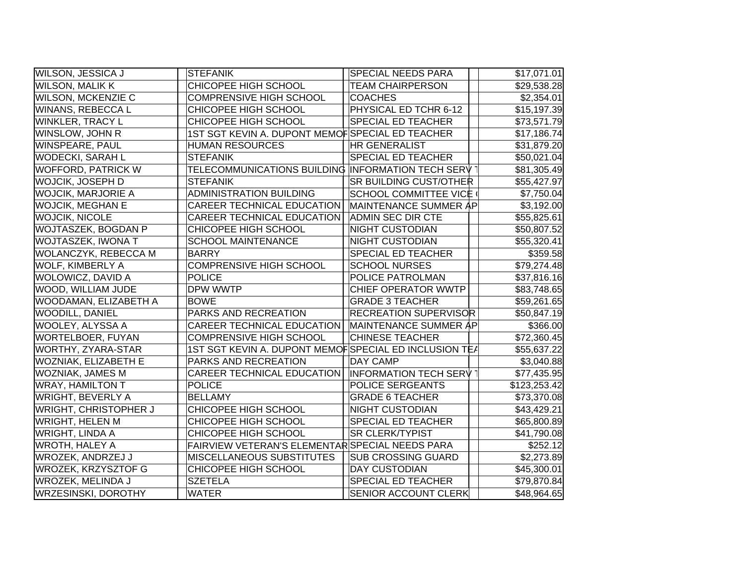| | | | | | | |
|---|---|---|---|---|---|---|
| WILSON, JESSICA J | | STEFANIK | | SPECIAL NEEDS PARA | | $17,071.01 |
| WILSON, MALIK K | | CHICOPEE HIGH SCHOOL | | TEAM CHAIRPERSON | | $29,538.28 |
| WILSON, MCKENZIE C | | COMPRENSIVE HIGH SCHOOL | | COACHES | | $2,354.01 |
| WINANS, REBECCA L | | CHICOPEE HIGH SCHOOL | | PHYSICAL ED TCHR 6-12 | | $15,197.39 |
| WINKLER, TRACY L | | CHICOPEE HIGH SCHOOL | | SPECIAL ED TEACHER | | $73,571.79 |
| WINSLOW, JOHN R | | 1ST SGT KEVIN A. DUPONT MEMOR | | SPECIAL ED TEACHER | | $17,186.74 |
| WINSPEARE, PAUL | | HUMAN RESOURCES | | HR GENERALIST | | $31,879.20 |
| WODECKI, SARAH L | | STEFANIK | | SPECIAL ED TEACHER | | $50,021.04 |
| WOFFORD, PATRICK W | | TELECOMMUNICATIONS BUILDING | | INFORMATION TECH SERV T | | $81,305.49 |
| WOJCIK, JOSEPH D | | STEFANIK | | SR BUILDING CUST/OTHER | | $55,427.97 |
| WOJCIK, MARJORIE A | | ADMINISTRATION BUILDING | | SCHOOL COMMITTEE VICE ( | | $7,750.04 |
| WOJCIK, MEGHAN E | | CAREER TECHNICAL EDUCATION | | MAINTENANCE SUMMER AP | | $3,192.00 |
| WOJCIK, NICOLE | | CAREER TECHNICAL EDUCATION | | ADMIN SEC DIR CTE | | $55,825.61 |
| WOJTASZEK, BOGDAN P | | CHICOPEE HIGH SCHOOL | | NIGHT CUSTODIAN | | $50,807.52 |
| WOJTASZEK, IWONA T | | SCHOOL MAINTENANCE | | NIGHT CUSTODIAN | | $55,320.41 |
| WOLANCZYK, REBECCA M | | BARRY | | SPECIAL ED TEACHER | | $359.58 |
| WOLF, KIMBERLY A | | COMPRENSIVE HIGH SCHOOL | | SCHOOL NURSES | | $79,274.48 |
| WOLOWICZ, DAVID A | | POLICE | | POLICE PATROLMAN | | $37,816.16 |
| WOOD, WILLIAM JUDE | | DPW WWTP | | CHIEF OPERATOR WWTP | | $83,748.65 |
| WOODAMAN, ELIZABETH A | | BOWE | | GRADE 3 TEACHER | | $59,261.65 |
| WOODILL, DANIEL | | PARKS AND RECREATION | | RECREATION SUPERVISOR | | $50,847.19 |
| WOOLEY, ALYSSA A | | CAREER TECHNICAL EDUCATION | | MAINTENANCE SUMMER AP | | $366.00 |
| WORTELBOER, FUYAN | | COMPRENSIVE HIGH SCHOOL | | CHINESE TEACHER | | $72,360.45 |
| WORTHY, ZYARA-STAR | | 1ST SGT KEVIN A. DUPONT MEMOR | | SPECIAL ED INCLUSION TEA | | $55,637.22 |
| WOZNIAK, ELIZABETH E | | PARKS AND RECREATION | | DAY CAMP | | $3,040.88 |
| WOZNIAK, JAMES M | | CAREER TECHNICAL EDUCATION | | INFORMATION TECH SERV T | | $77,435.95 |
| WRAY, HAMILTON T | | POLICE | | POLICE SERGEANTS | | $123,253.42 |
| WRIGHT, BEVERLY A | | BELLAMY | | GRADE 6 TEACHER | | $73,370.08 |
| WRIGHT, CHRISTOPHER J | | CHICOPEE HIGH SCHOOL | | NIGHT CUSTODIAN | | $43,429.21 |
| WRIGHT, HELEN M | | CHICOPEE HIGH SCHOOL | | SPECIAL ED TEACHER | | $65,800.89 |
| WRIGHT, LINDA A | | CHICOPEE HIGH SCHOOL | | SR CLERK/TYPIST | | $41,790.08 |
| WROTH, HALEY A | | FAIRVIEW VETERAN'S ELEMENTAR | | SPECIAL NEEDS PARA | | $252.12 |
| WROZEK, ANDRZEJ J | | MISCELLANEOUS SUBSTITUTES | | SUB CROSSING GUARD | | $2,273.89 |
| WROZEK, KRZYSZTOF G | | CHICOPEE HIGH SCHOOL | | DAY CUSTODIAN | | $45,300.01 |
| WROZEK, MELINDA J | | SZETELA | | SPECIAL ED TEACHER | | $79,870.84 |
| WRZESINSKI, DOROTHY | | WATER | | SENIOR ACCOUNT CLERK | | $48,964.65 |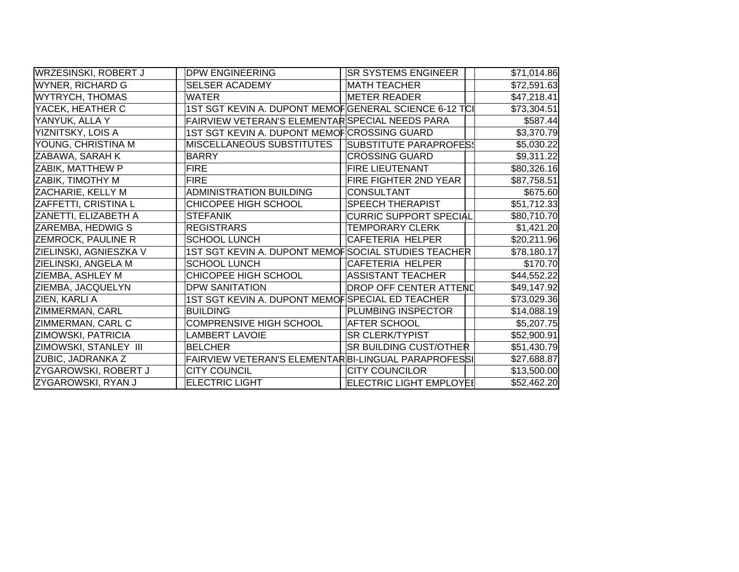| | | | |
|---|---|---|---|
| WRZESINSKI, ROBERT J | DPW ENGINEERING | SR SYSTEMS ENGINEER | $71,014.86 |
| WYNER, RICHARD G | SELSER ACADEMY | MATH TEACHER | $72,591.63 |
| WYTRYCH, THOMAS | WATER | METER READER | $47,218.41 |
| YACEK, HEATHER C | 1ST SGT KEVIN A. DUPONT MEMOF | GENERAL SCIENCE 6-12 TCI | $73,304.51 |
| YANYUK, ALLA Y | FAIRVIEW VETERAN'S ELEMENTAR | SPECIAL NEEDS PARA | $587.44 |
| YIZNITSKY, LOIS A | 1ST SGT KEVIN A. DUPONT MEMOF | CROSSING GUARD | $3,370.79 |
| YOUNG, CHRISTINA M | MISCELLANEOUS SUBSTITUTES | SUBSTITUTE PARAPROFESS | $5,030.22 |
| ZABAWA, SARAH K | BARRY | CROSSING GUARD | $9,311.22 |
| ZABIK, MATTHEW P | FIRE | FIRE LIEUTENANT | $80,326.16 |
| ZABIK, TIMOTHY M | FIRE | FIRE FIGHTER 2ND YEAR | $87,758.51 |
| ZACHARIE, KELLY M | ADMINISTRATION BUILDING | CONSULTANT | $675.60 |
| ZAFFETTI, CRISTINA L | CHICOPEE HIGH SCHOOL | SPEECH THERAPIST | $51,712.33 |
| ZANETTI, ELIZABETH A | STEFANIK | CURRIC SUPPORT SPECIAL | $80,710.70 |
| ZAREMBA, HEDWIG S | REGISTRARS | TEMPORARY CLERK | $1,421.20 |
| ZEMROCK, PAULINE R | SCHOOL LUNCH | CAFETERIA HELPER | $20,211.96 |
| ZIELINSKI, AGNIESZKA V | 1ST SGT KEVIN A. DUPONT MEMOF | SOCIAL STUDIES TEACHER | $78,180.17 |
| ZIELINSKI, ANGELA M | SCHOOL LUNCH | CAFETERIA HELPER | $170.70 |
| ZIEMBA, ASHLEY M | CHICOPEE HIGH SCHOOL | ASSISTANT TEACHER | $44,552.22 |
| ZIEMBA, JACQUELYN | DPW SANITATION | DROP OFF CENTER ATTEND | $49,147.92 |
| ZIEN, KARLI A | 1ST SGT KEVIN A. DUPONT MEMOF | SPECIAL ED TEACHER | $73,029.36 |
| ZIMMERMAN, CARL | BUILDING | PLUMBING INSPECTOR | $14,088.19 |
| ZIMMERMAN, CARL C | COMPRENSIVE HIGH SCHOOL | AFTER SCHOOL | $5,207.75 |
| ZIMOWSKI, PATRICIA | LAMBERT LAVOIE | SR CLERK/TYPIST | $52,900.91 |
| ZIMOWSKI, STANLEY III | BELCHER | SR BUILDING CUST/OTHER | $51,430.79 |
| ZUBIC, JADRANKA Z | FAIRVIEW VETERAN'S ELEMENTAR | BI-LINGUAL PARAPROFESSI | $27,688.87 |
| ZYGAROWSKI, ROBERT J | CITY COUNCIL | CITY COUNCILOR | $13,500.00 |
| ZYGAROWSKI, RYAN J | ELECTRIC LIGHT | ELECTRIC LIGHT EMPLOYEE | $52,462.20 |